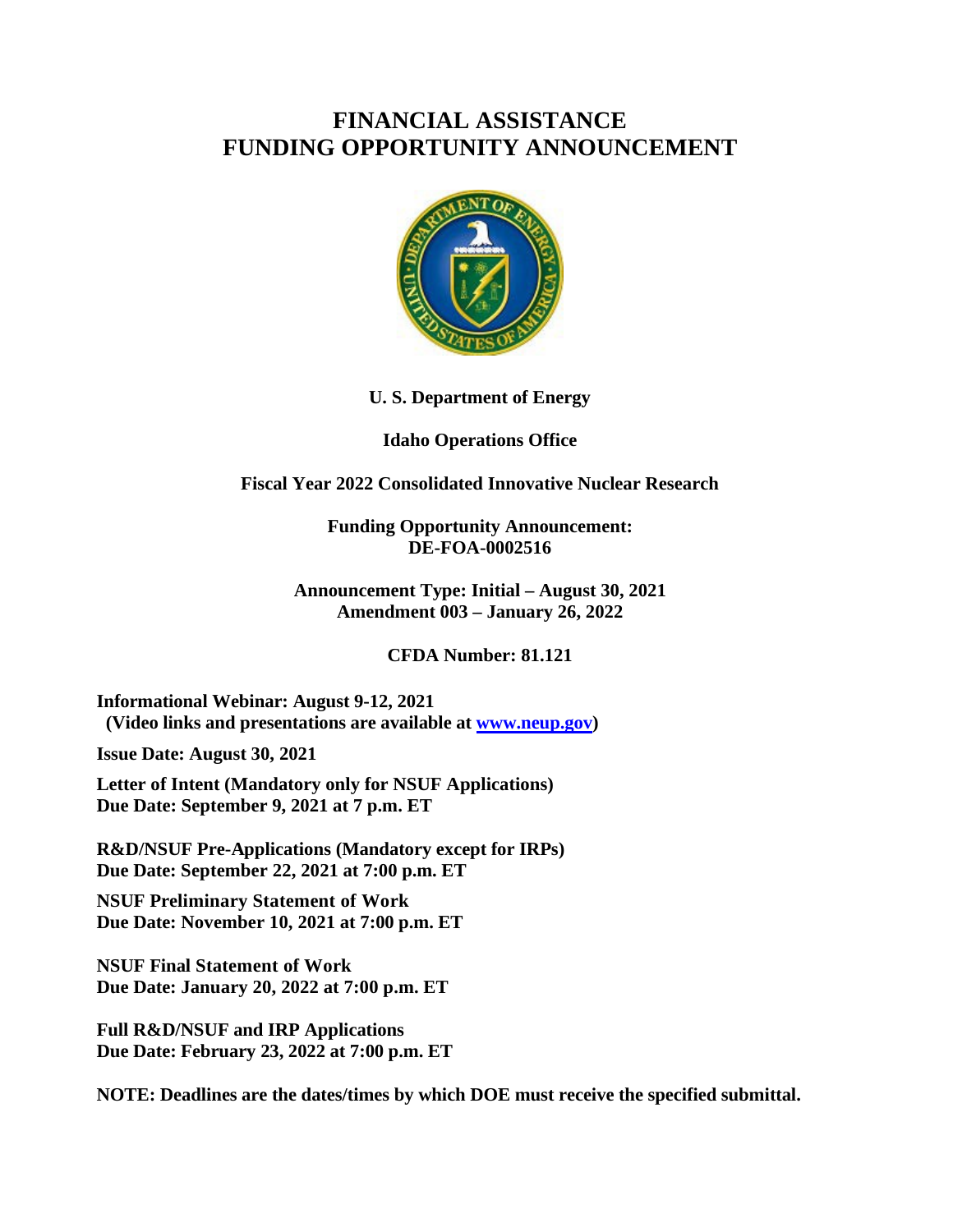# FINANCIAL ASSISTANCE FUNDING OPPORTUNITY ANNOUNCEMENT

**U. S. Department of Energy**

**Idaho Operations Office**

**Fiscal Year 2022 Consolidated Innovative Nuclear Research**

**Funding Opportunity Announcement: DE-FOA-0002516**

**Announcement Type: Initial – August 30, 2021**
**Amendment 003 – January 26, 2022**

**CFDA Number: 81.121**

**Informational Webinar: August 9-12, 2021**
**(Video links and presentations are available at [www.neup.gov](www.neup.gov))**

**Issue Date: August 30, 2021**

**Letter of Intent (Mandatory only for NSUF Applications)**
**Due Date: September 9, 2021 at 7 p.m. ET**

**R&D/NSUF Pre-Applications (Mandatory except for IRPs)**
**Due Date: September 22, 2021 at 7:00 p.m. ET**

**NSUF Preliminary Statement of Work**
**Due Date: November 10, 2021 at 7:00 p.m. ET**

**NSUF Final Statement of Work**
**Due Date: January 20, 2022 at 7:00 p.m. ET**

**Full R&D/NSUF and IRP Applications**
**Due Date: February 23, 2022 at 7:00 p.m. ET**

**NOTE: Deadlines are the dates/times by which DOE must receive the specified submittal.**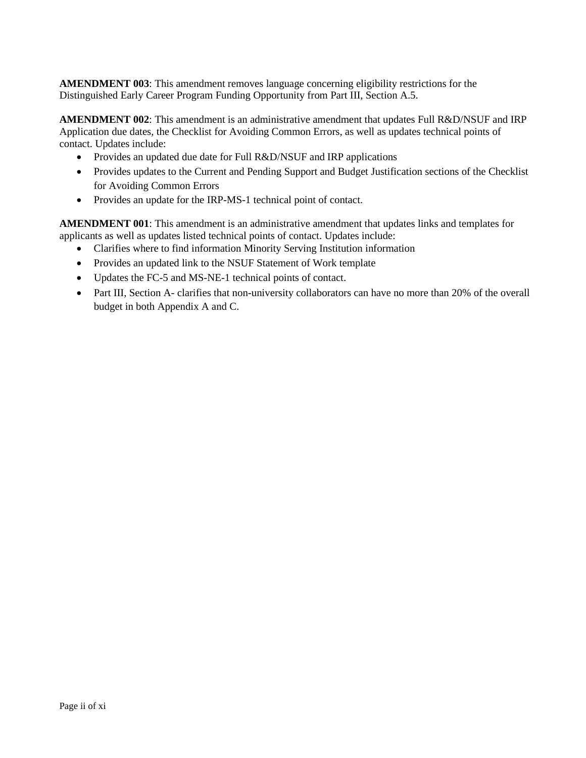**AMENDMENT 003**: This amendment removes language concerning eligibility restrictions for the Distinguished Early Career Program Funding Opportunity from Part III, Section A.5.

**AMENDMENT 002**: This amendment is an administrative amendment that updates Full R&D/NSUF and IRP Application due dates, the Checklist for Avoiding Common Errors, as well as updates technical points of contact. Updates include:

- Provides an updated due date for Full R&D/NSUF and IRP applications
- Provides updates to the Current and Pending Support and Budget Justification sections of the Checklist for Avoiding Common Errors
- Provides an update for the IRP-MS-1 technical point of contact.

**AMENDMENT 001**: This amendment is an administrative amendment that updates links and templates for applicants as well as updates listed technical points of contact. Updates include:

- Clarifies where to find information Minority Serving Institution information
- Provides an updated link to the NSUF Statement of Work template
- Updates the FC-5 and MS-NE-1 technical points of contact.
- Part III, Section A- clarifies that non-university collaborators can have no more than 20% of the overall budget in both Appendix A and C.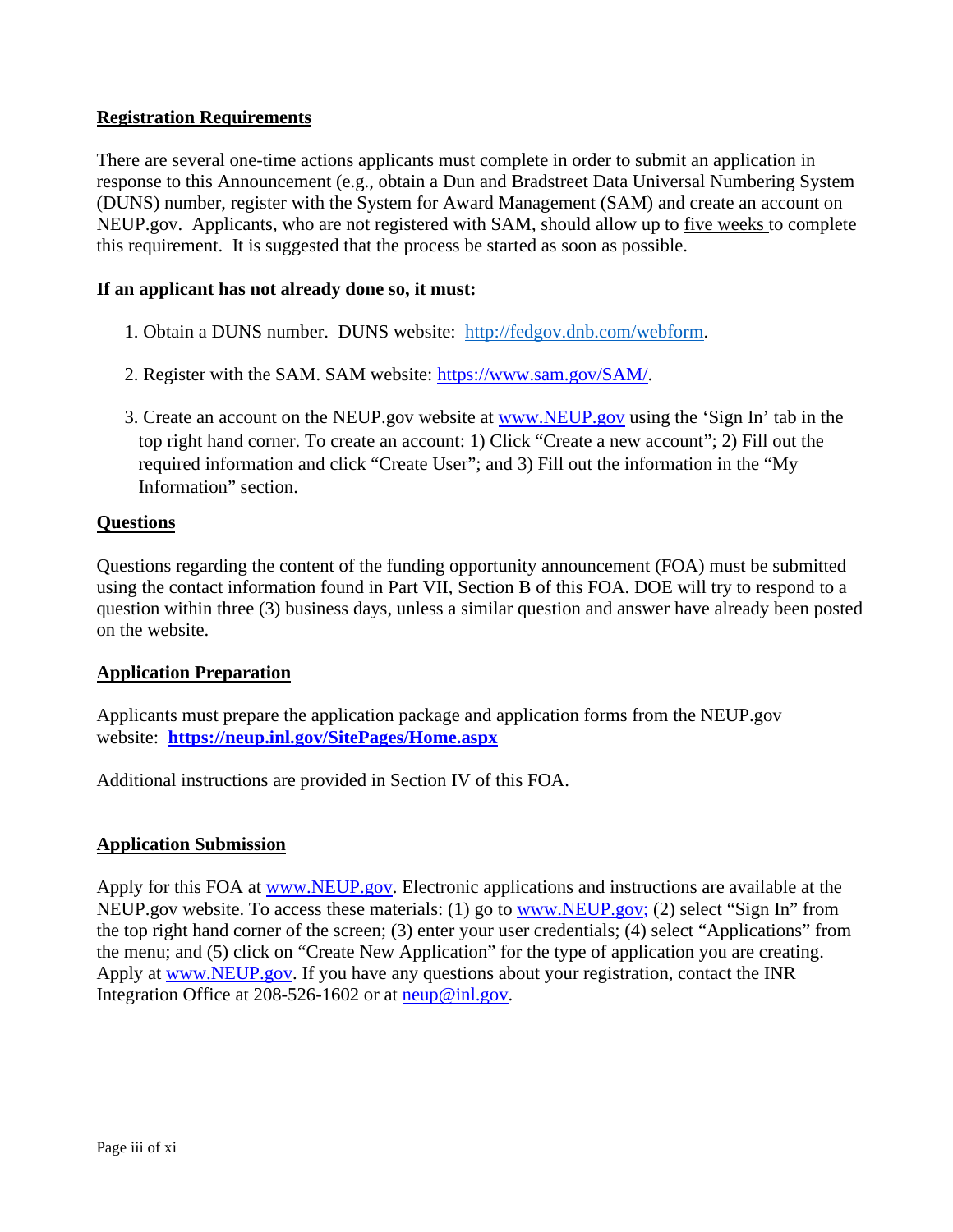**Registration Requirements**

There are several one-time actions applicants must complete in order to submit an application in response to this Announcement (e.g., obtain a Dun and Bradstreet Data Universal Numbering System (DUNS) number, register with the System for Award Management (SAM) and create an account on NEUP.gov. Applicants, who are not registered with SAM, should allow up to five weeks to complete this requirement. It is suggested that the process be started as soon as possible.

**If an applicant has not already done so, it must:**

1. Obtain a DUNS number. DUNS website: http://fedgov.dnb.com/webform.

2. Register with the SAM. SAM website: https://www.sam.gov/SAM/.

3. Create an account on the NEUP.gov website at www.NEUP.gov using the 'Sign In' tab in the top right hand corner. To create an account: 1) Click "Create a new account"; 2) Fill out the required information and click "Create User"; and 3) Fill out the information in the "My Information" section.

**Questions**

Questions regarding the content of the funding opportunity announcement (FOA) must be submitted using the contact information found in Part VII, Section B of this FOA. DOE will try to respond to a question within three (3) business days, unless a similar question and answer have already been posted on the website.

**Application Preparation**

Applicants must prepare the application package and application forms from the NEUP.gov website: **https://neup.inl.gov/SitePages/Home.aspx**

Additional instructions are provided in Section IV of this FOA.

**Application Submission**

Apply for this FOA at www.NEUP.gov. Electronic applications and instructions are available at the NEUP.gov website. To access these materials: (1) go to www.NEUP.gov; (2) select "Sign In" from the top right hand corner of the screen; (3) enter your user credentials; (4) select "Applications" from the menu; and (5) click on "Create New Application" for the type of application you are creating. Apply at www.NEUP.gov. If you have any questions about your registration, contact the INR Integration Office at 208-526-1602 or at neup@inl.gov.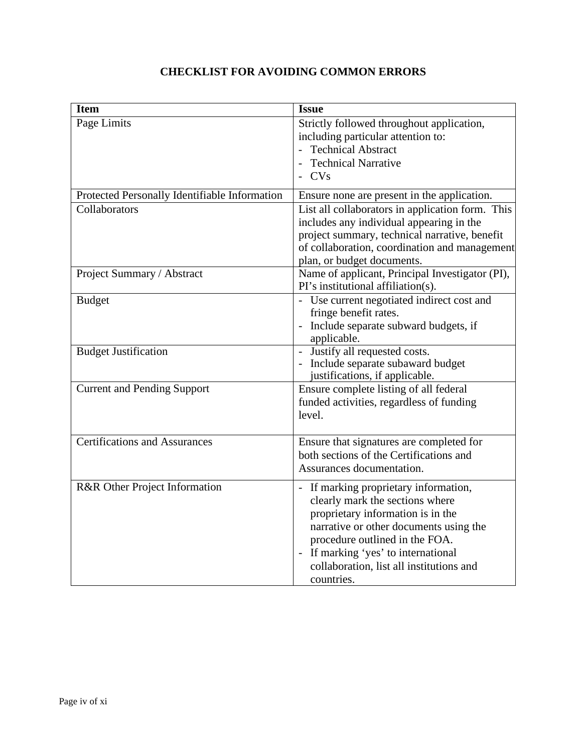# CHECKLIST FOR AVOIDING COMMON ERRORS

| Item | Issue |
| --- | --- |
| Page Limits | Strictly followed throughout application, including particular attention to:<br>- Technical Abstract<br>- Technical Narrative<br>- CVs |
| Protected Personally Identifiable Information | Ensure none are present in the application. |
| Collaborators | List all collaborators in application form. This includes any individual appearing in the project summary, technical narrative, benefit of collaboration, coordination and management plan, or budget documents. |
| Project Summary / Abstract | Name of applicant, Principal Investigator (PI), PI's institutional affiliation(s). |
| Budget | - Use current negotiated indirect cost and fringe benefit rates.<br>- Include separate subward budgets, if applicable. |
| Budget Justification | - Justify all requested costs.<br>- Include separate subaward budget justifications, if applicable. |
| Current and Pending Support | Ensure complete listing of all federal funded activities, regardless of funding level. |
| Certifications and Assurances | Ensure that signatures are completed for both sections of the Certifications and Assurances documentation. |
| R&R Other Project Information | - If marking proprietary information, clearly mark the sections where proprietary information is in the narrative or other documents using the procedure outlined in the FOA.<br>- If marking 'yes' to international collaboration, list all institutions and countries. |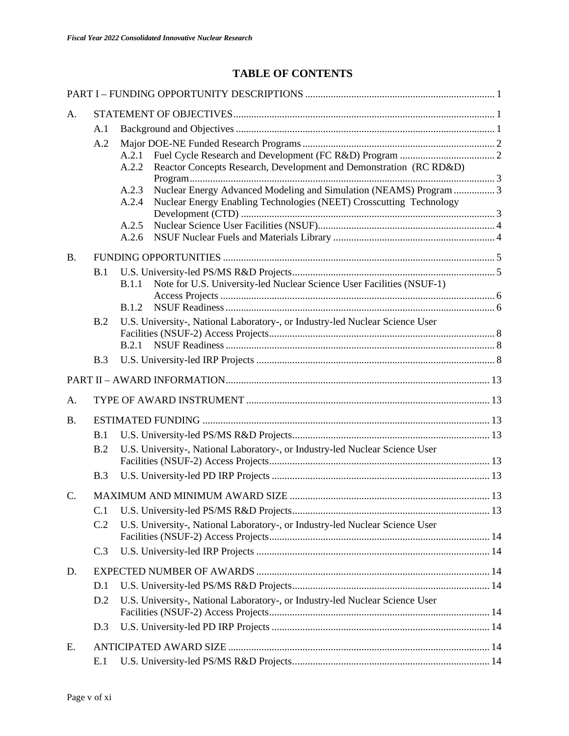# TABLE OF CONTENTS

PART I – FUNDING OPPORTUNITY DESCRIPTIONS ..... 1

A. STATEMENT OF OBJECTIVES ..... 1

- A.1 Background and Objectives ..... 1
- A.2 Major DOE-NE Funded Research Programs ..... 2
  - A.2.1 Fuel Cycle Research and Development (FC R&D) Program ..... 2
  - A.2.2 Reactor Concepts Research, Development and Demonstration (RC RD&D) Program ..... 3
  - A.2.3 Nuclear Energy Advanced Modeling and Simulation (NEAMS) Program ..... 3
  - A.2.4 Nuclear Energy Enabling Technologies (NEET) Crosscutting Technology Development (CTD) ..... 3
  - A.2.5 Nuclear Science User Facilities (NSUF) ..... 4
  - A.2.6 NSUF Nuclear Fuels and Materials Library ..... 4

B. FUNDING OPPORTUNITIES ..... 5

- B.1 U.S. University-led PS/MS R&D Projects ..... 5
  - B.1.1 Note for U.S. University-led Nuclear Science User Facilities (NSUF-1) Access Projects ..... 6
  - B.1.2 NSUF Readiness ..... 6
- B.2 U.S. University-, National Laboratory-, or Industry-led Nuclear Science User Facilities (NSUF-2) Access Projects ..... 8
  - B.2.1 NSUF Readiness ..... 8
- B.3 U.S. University-led IRP Projects ..... 8

PART II – AWARD INFORMATION ..... 13

A. TYPE OF AWARD INSTRUMENT ..... 13

B. ESTIMATED FUNDING ..... 13

- B.1 U.S. University-led PS/MS R&D Projects ..... 13
- B.2 U.S. University-, National Laboratory-, or Industry-led Nuclear Science User Facilities (NSUF-2) Access Projects ..... 13
- B.3 U.S. University-led PD IRP Projects ..... 13

C. MAXIMUM AND MINIMUM AWARD SIZE ..... 13

- C.1 U.S. University-led PS/MS R&D Projects ..... 13
- C.2 U.S. University-, National Laboratory-, or Industry-led Nuclear Science User Facilities (NSUF-2) Access Projects ..... 14
- C.3 U.S. University-led IRP Projects ..... 14

D. EXPECTED NUMBER OF AWARDS ..... 14

- D.1 U.S. University-led PS/MS R&D Projects ..... 14
- D.2 U.S. University-, National Laboratory-, or Industry-led Nuclear Science User Facilities (NSUF-2) Access Projects ..... 14
- D.3 U.S. University-led PD IRP Projects ..... 14

E. ANTICIPATED AWARD SIZE ..... 14

- E.1 U.S. University-led PS/MS R&D Projects ..... 14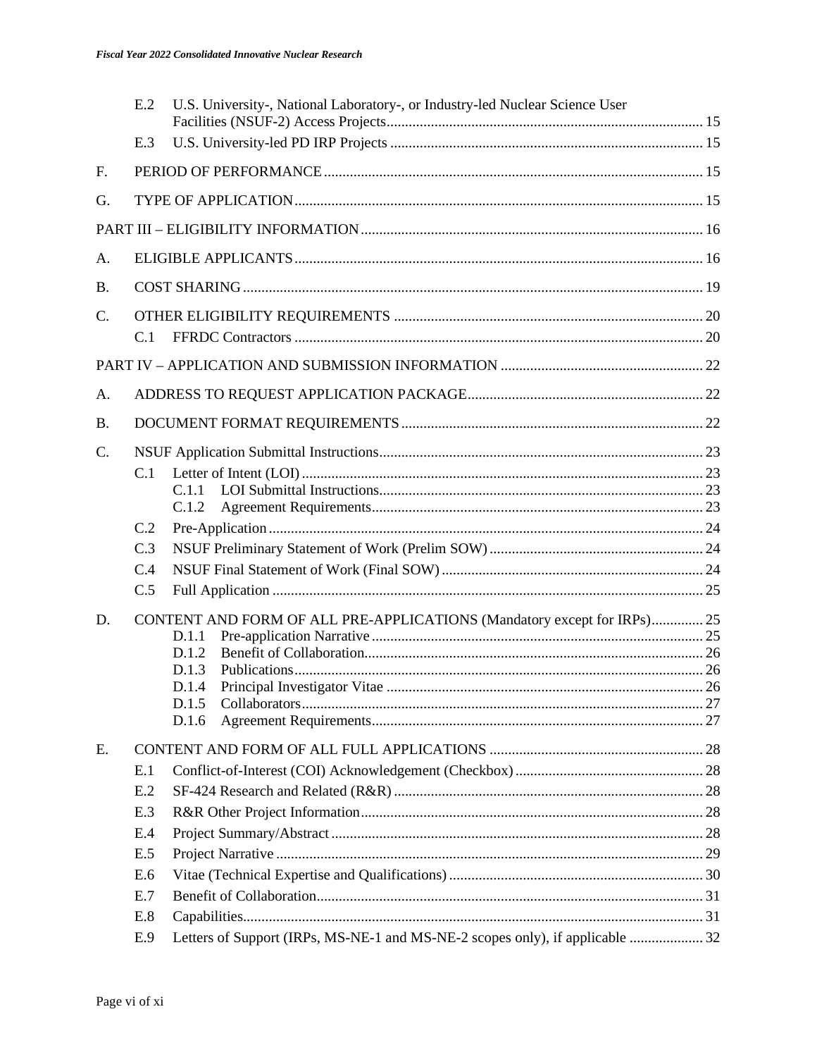E.2 U.S. University-, National Laboratory-, or Industry-led Nuclear Science User Facilities (NSUF-2) Access Projects ..... 15

E.3 U.S. University-led PD IRP Projects ..... 15

F. PERIOD OF PERFORMANCE ..... 15

G. TYPE OF APPLICATION ..... 15

PART III – ELIGIBILITY INFORMATION ..... 16

A. ELIGIBLE APPLICANTS ..... 16

B. COST SHARING ..... 19

C. OTHER ELIGIBILITY REQUIREMENTS ..... 20

C.1 FFRDC Contractors ..... 20

PART IV – APPLICATION AND SUBMISSION INFORMATION ..... 22

A. ADDRESS TO REQUEST APPLICATION PACKAGE ..... 22

B. DOCUMENT FORMAT REQUIREMENTS ..... 22

C. NSUF Application Submittal Instructions ..... 23

C.1 Letter of Intent (LOI) ..... 23

C.1.1 LOI Submittal Instructions ..... 23

C.1.2 Agreement Requirements ..... 23

C.2 Pre-Application ..... 24

C.3 NSUF Preliminary Statement of Work (Prelim SOW) ..... 24

C.4 NSUF Final Statement of Work (Final SOW) ..... 24

C.5 Full Application ..... 25

D. CONTENT AND FORM OF ALL PRE-APPLICATIONS (Mandatory except for IRPs) ..... 25

D.1.1 Pre-application Narrative ..... 25

D.1.2 Benefit of Collaboration ..... 26

D.1.3 Publications ..... 26

D.1.4 Principal Investigator Vitae ..... 26

D.1.5 Collaborators ..... 27

D.1.6 Agreement Requirements ..... 27

E. CONTENT AND FORM OF ALL FULL APPLICATIONS ..... 28

E.1 Conflict-of-Interest (COI) Acknowledgement (Checkbox) ..... 28

E.2 SF-424 Research and Related (R&R) ..... 28

E.3 R&R Other Project Information ..... 28

E.4 Project Summary/Abstract ..... 28

E.5 Project Narrative ..... 29

E.6 Vitae (Technical Expertise and Qualifications) ..... 30

E.7 Benefit of Collaboration ..... 31

E.8 Capabilities ..... 31

E.9 Letters of Support (IRPs, MS-NE-1 and MS-NE-2 scopes only), if applicable ..... 32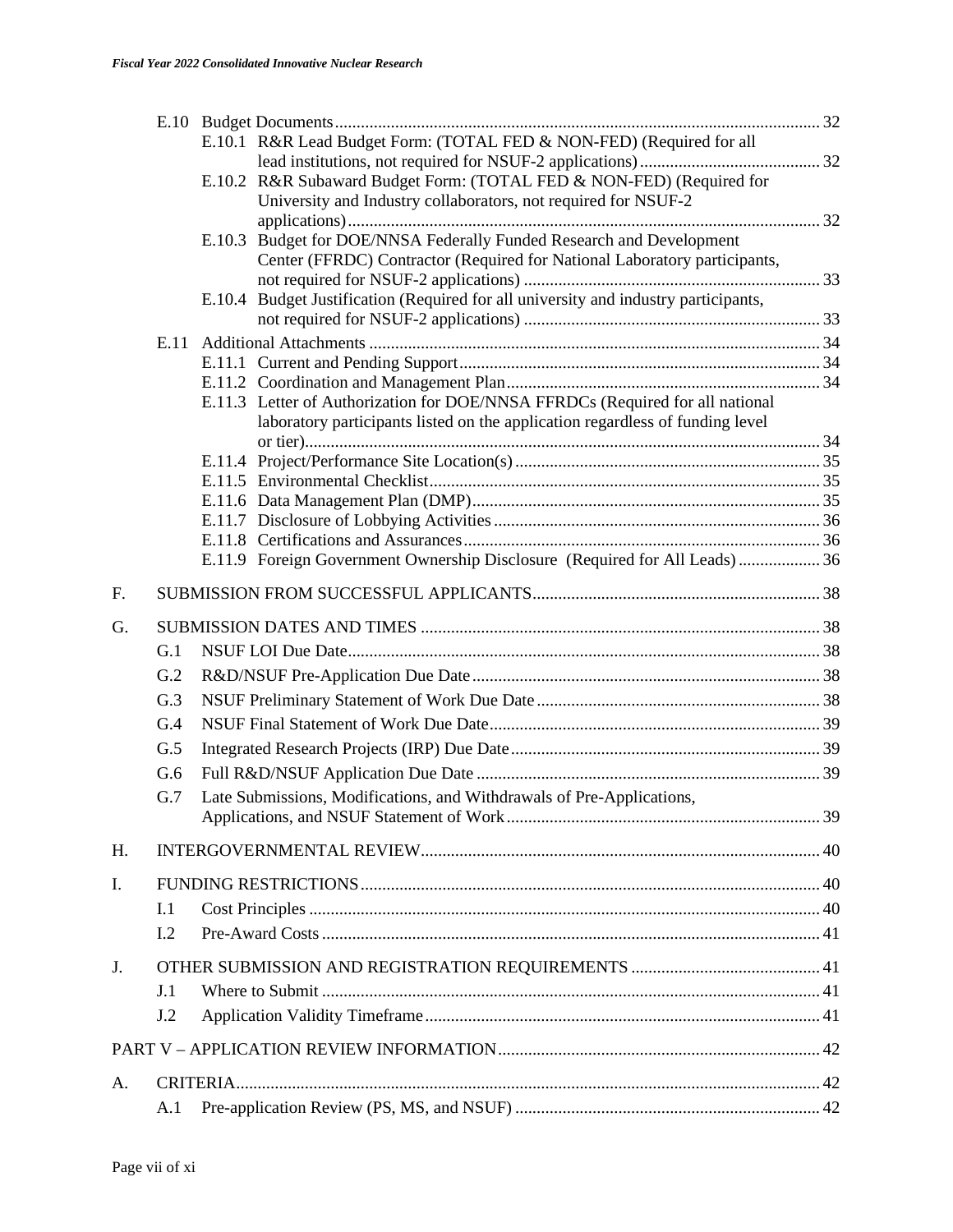E.10 Budget Documents ..... 32

E.10.1 R&R Lead Budget Form: (TOTAL FED & NON-FED) (Required for all lead institutions, not required for NSUF-2 applications) ..... 32

E.10.2 R&R Subaward Budget Form: (TOTAL FED & NON-FED) (Required for University and Industry collaborators, not required for NSUF-2 applications) ..... 32

E.10.3 Budget for DOE/NNSA Federally Funded Research and Development Center (FFRDC) Contractor (Required for National Laboratory participants, not required for NSUF-2 applications) ..... 33

E.10.4 Budget Justification (Required for all university and industry participants, not required for NSUF-2 applications) ..... 33

E.11 Additional Attachments ..... 34

E.11.1 Current and Pending Support ..... 34

E.11.2 Coordination and Management Plan ..... 34

E.11.3 Letter of Authorization for DOE/NNSA FFRDCs (Required for all national laboratory participants listed on the application regardless of funding level or tier) ..... 34

E.11.4 Project/Performance Site Location(s) ..... 35

E.11.5 Environmental Checklist ..... 35

E.11.6 Data Management Plan (DMP) ..... 35

E.11.7 Disclosure of Lobbying Activities ..... 36

E.11.8 Certifications and Assurances ..... 36

E.11.9 Foreign Government Ownership Disclosure (Required for All Leads) ..... 36

F. SUBMISSION FROM SUCCESSFUL APPLICANTS ..... 38

G. SUBMISSION DATES AND TIMES ..... 38

G.1 NSUF LOI Due Date ..... 38

G.2 R&D/NSUF Pre-Application Due Date ..... 38

G.3 NSUF Preliminary Statement of Work Due Date ..... 38

G.4 NSUF Final Statement of Work Due Date ..... 39

G.5 Integrated Research Projects (IRP) Due Date ..... 39

G.6 Full R&D/NSUF Application Due Date ..... 39

G.7 Late Submissions, Modifications, and Withdrawals of Pre-Applications, Applications, and NSUF Statement of Work ..... 39

H. INTERGOVERNMENTAL REVIEW ..... 40

I. FUNDING RESTRICTIONS ..... 40

I.1 Cost Principles ..... 40

I.2 Pre-Award Costs ..... 41

J. OTHER SUBMISSION AND REGISTRATION REQUIREMENTS ..... 41

J.1 Where to Submit ..... 41

J.2 Application Validity Timeframe ..... 41

PART V – APPLICATION REVIEW INFORMATION ..... 42

A. CRITERIA ..... 42

A.1 Pre-application Review (PS, MS, and NSUF) ..... 42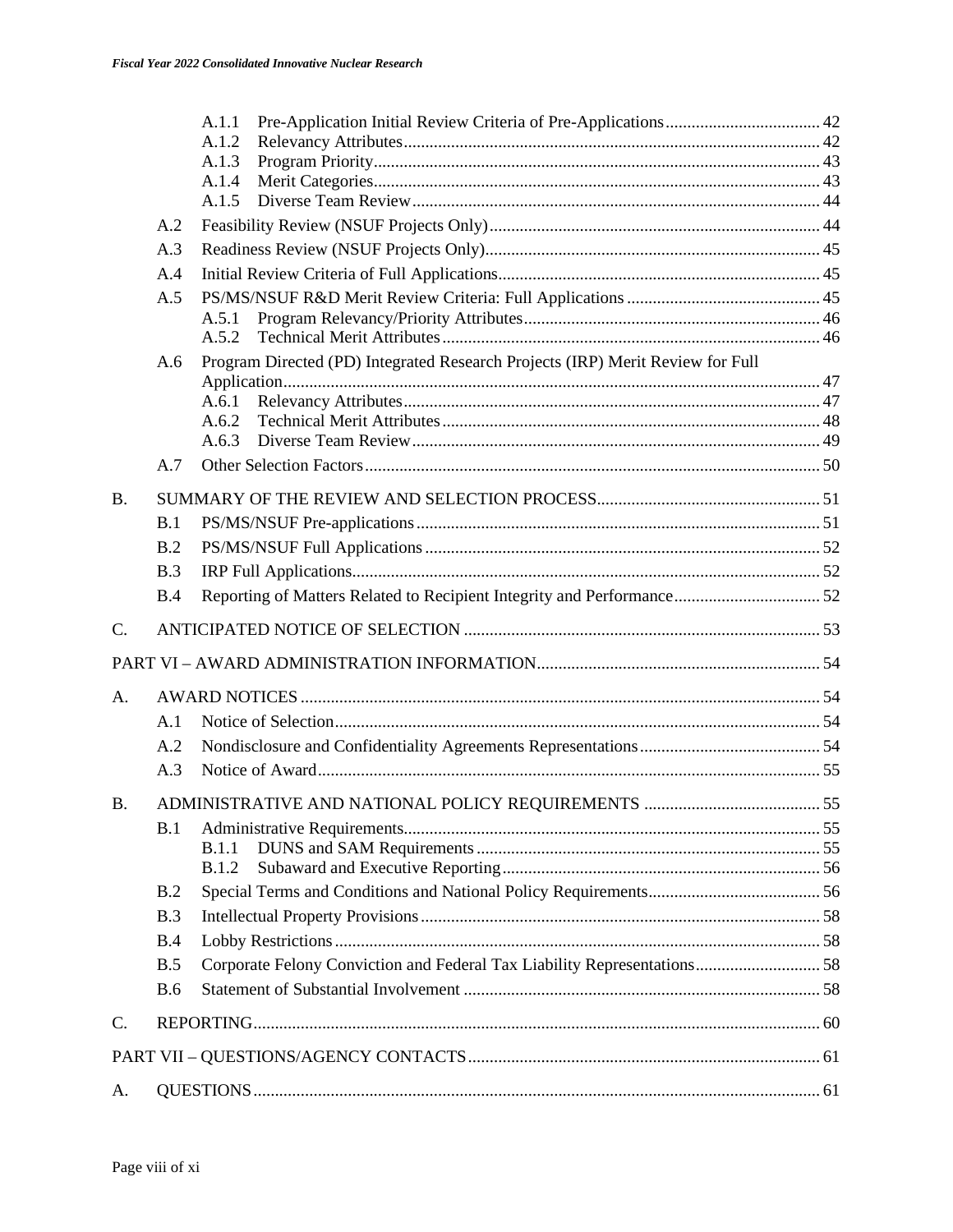A.1.1 Pre-Application Initial Review Criteria of Pre-Applications .................................... 42
A.1.2 Relevancy Attributes ................................................................................................ 42
A.1.3 Program Priority ....................................................................................................... 43
A.1.4 Merit Categories ....................................................................................................... 43
A.1.5 Diverse Team Review .............................................................................................. 44

A.2 Feasibility Review (NSUF Projects Only) ............................................................................ 44

A.3 Readiness Review (NSUF Projects Only) ............................................................................. 45

A.4 Initial Review Criteria of Full Applications .......................................................................... 45

A.5 PS/MS/NSUF R&D Merit Review Criteria: Full Applications ............................................ 45
A.5.1 Program Relevancy/Priority Attributes .................................................................... 46
A.5.2 Technical Merit Attributes ....................................................................................... 46

A.6 Program Directed (PD) Integrated Research Projects (IRP) Merit Review for Full Application ............................................................................................................................ 47
A.6.1 Relevancy Attributes ................................................................................................ 47
A.6.2 Technical Merit Attributes ....................................................................................... 48
A.6.3 Diverse Team Review .............................................................................................. 49

A.7 Other Selection Factors ......................................................................................................... 50

B. SUMMARY OF THE REVIEW AND SELECTION PROCESS .................................................... 51

B.1 PS/MS/NSUF Pre-applications ............................................................................................. 51

B.2 PS/MS/NSUF Full Applications ........................................................................................... 52

B.3 IRP Full Applications ............................................................................................................ 52

B.4 Reporting of Matters Related to Recipient Integrity and Performance .................................. 52

C. ANTICIPATED NOTICE OF SELECTION .................................................................................. 53

PART VI – AWARD ADMINISTRATION INFORMATION ................................................................. 54

A. AWARD NOTICES ........................................................................................................................ 54

A.1 Notice of Selection ................................................................................................................ 54

A.2 Nondisclosure and Confidentiality Agreements Representations .......................................... 54

A.3 Notice of Award .................................................................................................................... 55

B. ADMINISTRATIVE AND NATIONAL POLICY REQUIREMENTS ......................................... 55

B.1 Administrative Requirements ................................................................................................. 55
B.1.1 DUNS and SAM Requirements ............................................................................... 55
B.1.2 Subaward and Executive Reporting ......................................................................... 56

B.2 Special Terms and Conditions and National Policy Requirements ........................................ 56

B.3 Intellectual Property Provisions ............................................................................................ 58

B.4 Lobby Restrictions ................................................................................................................ 58

B.5 Corporate Felony Conviction and Federal Tax Liability Representations ............................. 58

B.6 Statement of Substantial Involvement ................................................................................... 58

C. REPORTING .................................................................................................................................. 60

PART VII – QUESTIONS/AGENCY CONTACTS ................................................................................. 61

A. QUESTIONS .................................................................................................................................. 61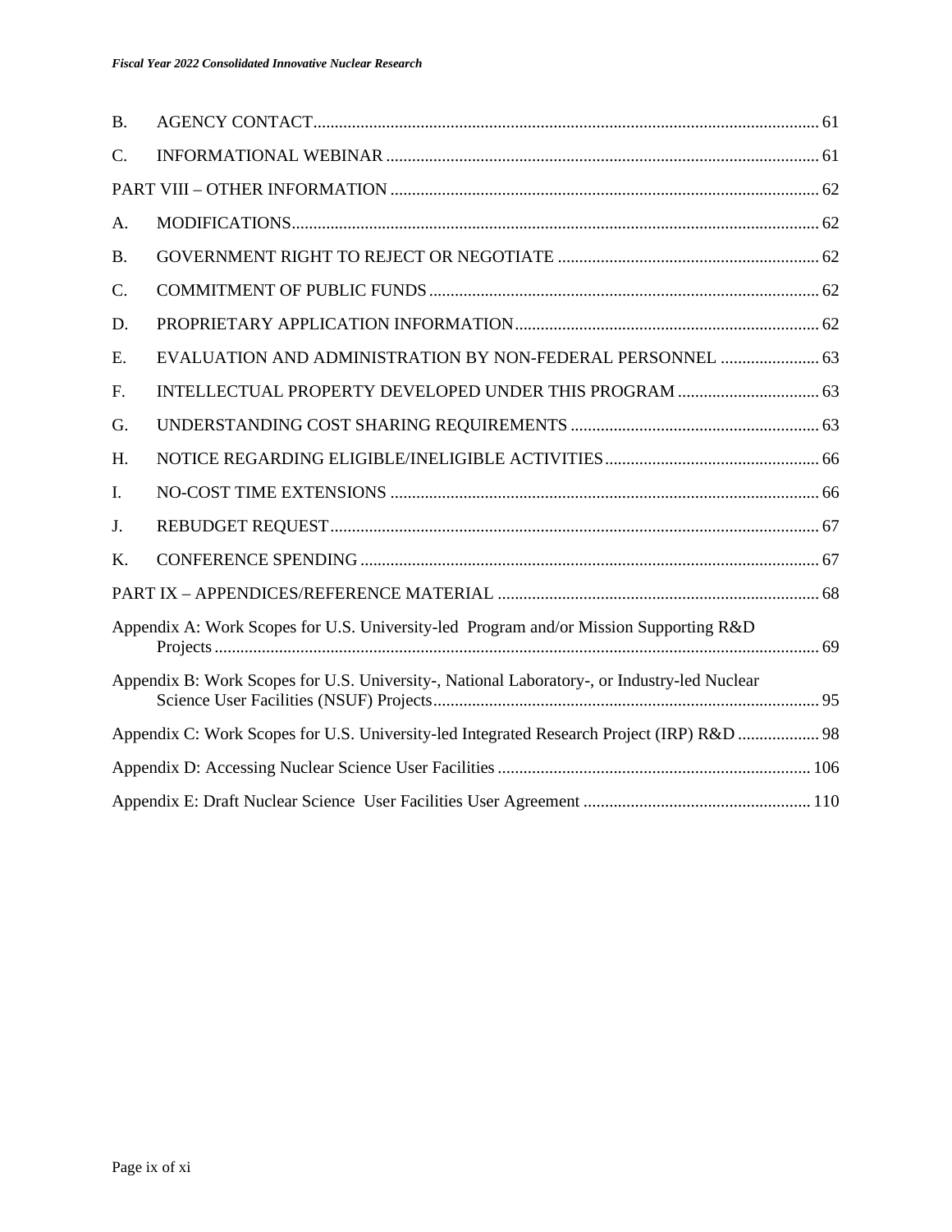B. AGENCY CONTACT ..... 61

C. INFORMATIONAL WEBINAR ..... 61

PART VIII – OTHER INFORMATION ..... 62

A. MODIFICATIONS ..... 62

B. GOVERNMENT RIGHT TO REJECT OR NEGOTIATE ..... 62

C. COMMITMENT OF PUBLIC FUNDS ..... 62

D. PROPRIETARY APPLICATION INFORMATION ..... 62

E. EVALUATION AND ADMINISTRATION BY NON-FEDERAL PERSONNEL ..... 63

F. INTELLECTUAL PROPERTY DEVELOPED UNDER THIS PROGRAM ..... 63

G. UNDERSTANDING COST SHARING REQUIREMENTS ..... 63

H. NOTICE REGARDING ELIGIBLE/INELIGIBLE ACTIVITIES ..... 66

I. NO-COST TIME EXTENSIONS ..... 66

J. REBUDGET REQUEST ..... 67

K. CONFERENCE SPENDING ..... 67

PART IX – APPENDICES/REFERENCE MATERIAL ..... 68

Appendix A: Work Scopes for U.S. University-led Program and/or Mission Supporting R&D Projects ..... 69

Appendix B: Work Scopes for U.S. University-, National Laboratory-, or Industry-led Nuclear Science User Facilities (NSUF) Projects ..... 95

Appendix C: Work Scopes for U.S. University-led Integrated Research Project (IRP) R&D ..... 98

Appendix D: Accessing Nuclear Science User Facilities ..... 106

Appendix E: Draft Nuclear Science User Facilities User Agreement ..... 110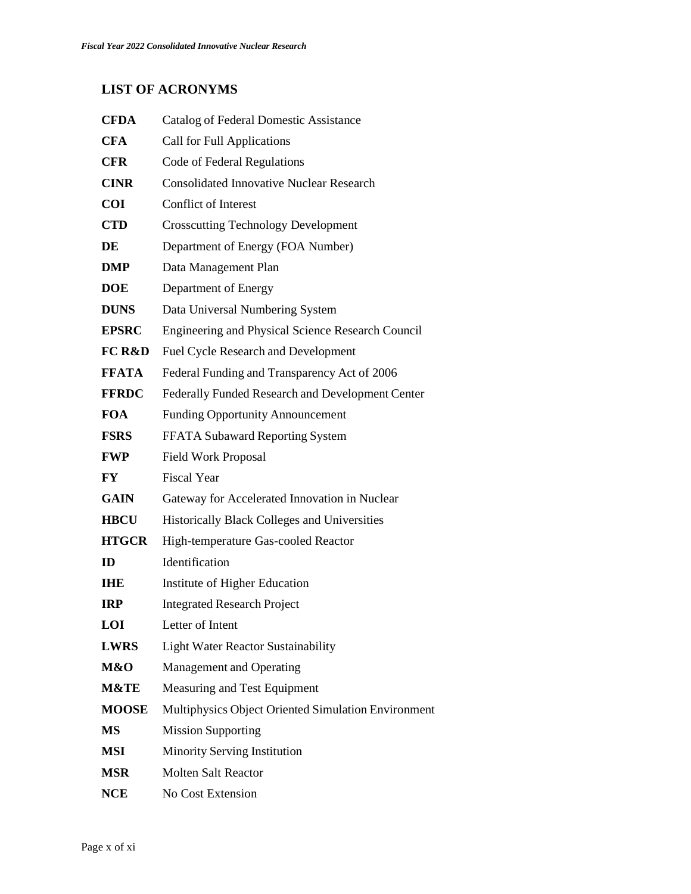## LIST OF ACRONYMS

| | |
|---|---|
| **CFDA** | Catalog of Federal Domestic Assistance |
| **CFA** | Call for Full Applications |
| **CFR** | Code of Federal Regulations |
| **CINR** | Consolidated Innovative Nuclear Research |
| **COI** | Conflict of Interest |
| **CTD** | Crosscutting Technology Development |
| **DE** | Department of Energy (FOA Number) |
| **DMP** | Data Management Plan |
| **DOE** | Department of Energy |
| **DUNS** | Data Universal Numbering System |
| **EPSRC** | Engineering and Physical Science Research Council |
| **FC R&D** | Fuel Cycle Research and Development |
| **FFATA** | Federal Funding and Transparency Act of 2006 |
| **FFRDC** | Federally Funded Research and Development Center |
| **FOA** | Funding Opportunity Announcement |
| **FSRS** | FFATA Subaward Reporting System |
| **FWP** | Field Work Proposal |
| **FY** | Fiscal Year |
| **GAIN** | Gateway for Accelerated Innovation in Nuclear |
| **HBCU** | Historically Black Colleges and Universities |
| **HTGCR** | High-temperature Gas-cooled Reactor |
| **ID** | Identification |
| **IHE** | Institute of Higher Education |
| **IRP** | Integrated Research Project |
| **LOI** | Letter of Intent |
| **LWRS** | Light Water Reactor Sustainability |
| **M&O** | Management and Operating |
| **M&TE** | Measuring and Test Equipment |
| **MOOSE** | Multiphysics Object Oriented Simulation Environment |
| **MS** | Mission Supporting |
| **MSI** | Minority Serving Institution |
| **MSR** | Molten Salt Reactor |
| **NCE** | No Cost Extension |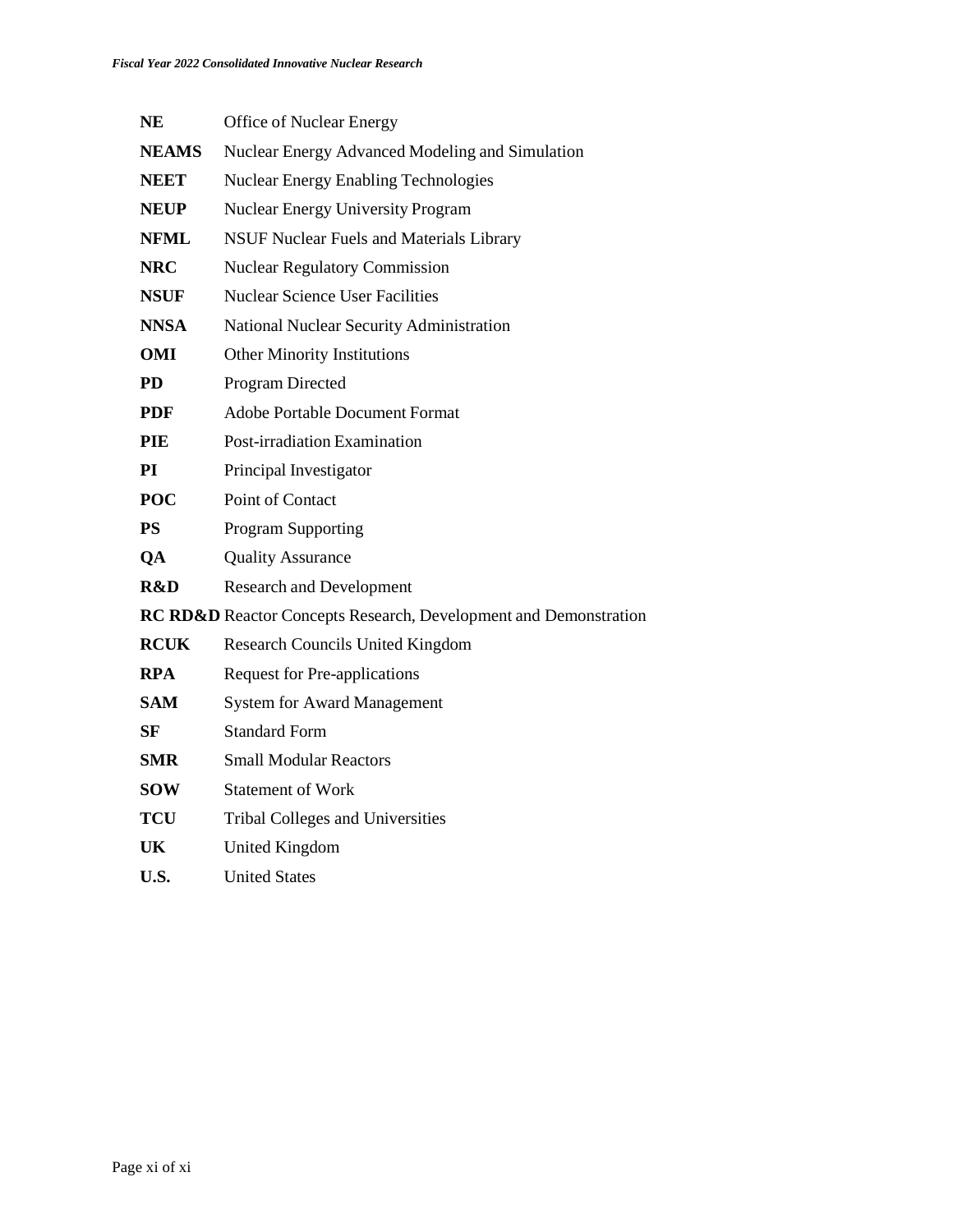| | |
|---|---|
| **NE** | Office of Nuclear Energy |
| **NEAMS** | Nuclear Energy Advanced Modeling and Simulation |
| **NEET** | Nuclear Energy Enabling Technologies |
| **NEUP** | Nuclear Energy University Program |
| **NFML** | NSUF Nuclear Fuels and Materials Library |
| **NRC** | Nuclear Regulatory Commission |
| **NSUF** | Nuclear Science User Facilities |
| **NNSA** | National Nuclear Security Administration |
| **OMI** | Other Minority Institutions |
| **PD** | Program Directed |
| **PDF** | Adobe Portable Document Format |
| **PIE** | Post-irradiation Examination |
| **PI** | Principal Investigator |
| **POC** | Point of Contact |
| **PS** | Program Supporting |
| **QA** | Quality Assurance |
| **R&D** | Research and Development |
| **RC RD&D** | Reactor Concepts Research, Development and Demonstration |
| **RCUK** | Research Councils United Kingdom |
| **RPA** | Request for Pre-applications |
| **SAM** | System for Award Management |
| **SF** | Standard Form |
| **SMR** | Small Modular Reactors |
| **SOW** | Statement of Work |
| **TCU** | Tribal Colleges and Universities |
| **UK** | United Kingdom |
| **U.S.** | United States |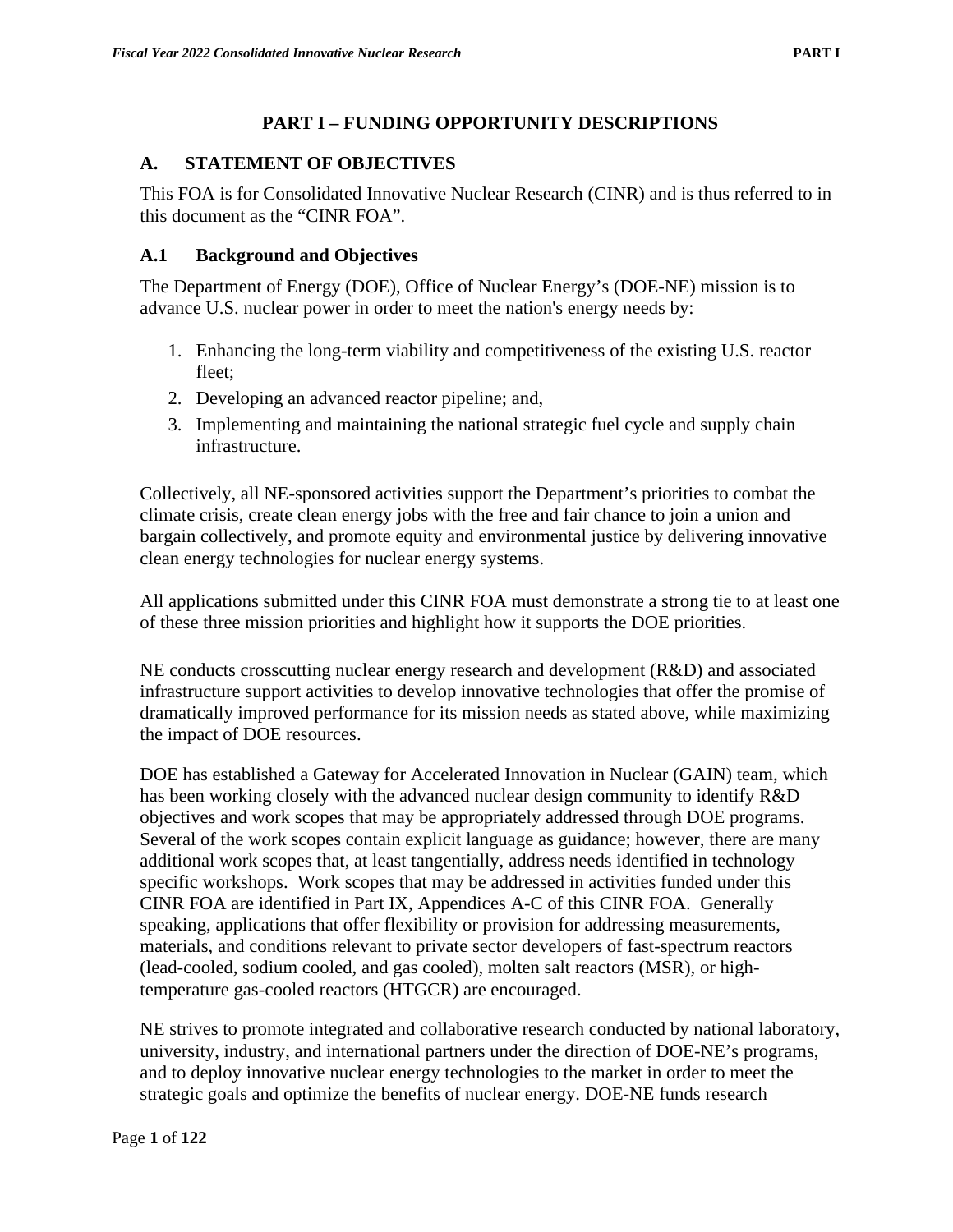# PART I – FUNDING OPPORTUNITY DESCRIPTIONS

## A. STATEMENT OF OBJECTIVES

This FOA is for Consolidated Innovative Nuclear Research (CINR) and is thus referred to in this document as the "CINR FOA".

### A.1 Background and Objectives

The Department of Energy (DOE), Office of Nuclear Energy's (DOE-NE) mission is to advance U.S. nuclear power in order to meet the nation's energy needs by:

1. Enhancing the long-term viability and competitiveness of the existing U.S. reactor fleet;
2. Developing an advanced reactor pipeline; and,
3. Implementing and maintaining the national strategic fuel cycle and supply chain infrastructure.

Collectively, all NE-sponsored activities support the Department's priorities to combat the climate crisis, create clean energy jobs with the free and fair chance to join a union and bargain collectively, and promote equity and environmental justice by delivering innovative clean energy technologies for nuclear energy systems.

All applications submitted under this CINR FOA must demonstrate a strong tie to at least one of these three mission priorities and highlight how it supports the DOE priorities.

NE conducts crosscutting nuclear energy research and development (R&D) and associated infrastructure support activities to develop innovative technologies that offer the promise of dramatically improved performance for its mission needs as stated above, while maximizing the impact of DOE resources.

DOE has established a Gateway for Accelerated Innovation in Nuclear (GAIN) team, which has been working closely with the advanced nuclear design community to identify R&D objectives and work scopes that may be appropriately addressed through DOE programs. Several of the work scopes contain explicit language as guidance; however, there are many additional work scopes that, at least tangentially, address needs identified in technology specific workshops. Work scopes that may be addressed in activities funded under this CINR FOA are identified in Part IX, Appendices A-C of this CINR FOA. Generally speaking, applications that offer flexibility or provision for addressing measurements, materials, and conditions relevant to private sector developers of fast-spectrum reactors (lead-cooled, sodium cooled, and gas cooled), molten salt reactors (MSR), or high-temperature gas-cooled reactors (HTGCR) are encouraged.

NE strives to promote integrated and collaborative research conducted by national laboratory, university, industry, and international partners under the direction of DOE-NE's programs, and to deploy innovative nuclear energy technologies to the market in order to meet the strategic goals and optimize the benefits of nuclear energy. DOE-NE funds research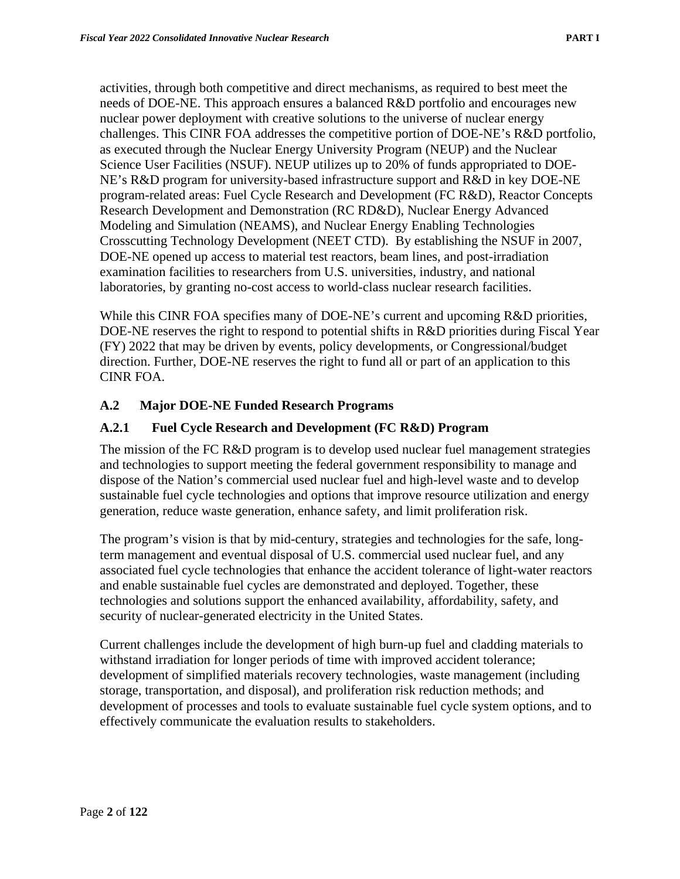activities, through both competitive and direct mechanisms, as required to best meet the needs of DOE-NE. This approach ensures a balanced R&D portfolio and encourages new nuclear power deployment with creative solutions to the universe of nuclear energy challenges. This CINR FOA addresses the competitive portion of DOE-NE's R&D portfolio, as executed through the Nuclear Energy University Program (NEUP) and the Nuclear Science User Facilities (NSUF). NEUP utilizes up to 20% of funds appropriated to DOE-NE's R&D program for university-based infrastructure support and R&D in key DOE-NE program-related areas: Fuel Cycle Research and Development (FC R&D), Reactor Concepts Research Development and Demonstration (RC RD&D), Nuclear Energy Advanced Modeling and Simulation (NEAMS), and Nuclear Energy Enabling Technologies Crosscutting Technology Development (NEET CTD). By establishing the NSUF in 2007, DOE-NE opened up access to material test reactors, beam lines, and post-irradiation examination facilities to researchers from U.S. universities, industry, and national laboratories, by granting no-cost access to world-class nuclear research facilities.

While this CINR FOA specifies many of DOE-NE's current and upcoming R&D priorities, DOE-NE reserves the right to respond to potential shifts in R&D priorities during Fiscal Year (FY) 2022 that may be driven by events, policy developments, or Congressional/budget direction. Further, DOE-NE reserves the right to fund all or part of an application to this CINR FOA.

## A.2 Major DOE-NE Funded Research Programs

### A.2.1 Fuel Cycle Research and Development (FC R&D) Program

The mission of the FC R&D program is to develop used nuclear fuel management strategies and technologies to support meeting the federal government responsibility to manage and dispose of the Nation's commercial used nuclear fuel and high-level waste and to develop sustainable fuel cycle technologies and options that improve resource utilization and energy generation, reduce waste generation, enhance safety, and limit proliferation risk.

The program's vision is that by mid-century, strategies and technologies for the safe, long-term management and eventual disposal of U.S. commercial used nuclear fuel, and any associated fuel cycle technologies that enhance the accident tolerance of light-water reactors and enable sustainable fuel cycles are demonstrated and deployed. Together, these technologies and solutions support the enhanced availability, affordability, safety, and security of nuclear-generated electricity in the United States.

Current challenges include the development of high burn-up fuel and cladding materials to withstand irradiation for longer periods of time with improved accident tolerance; development of simplified materials recovery technologies, waste management (including storage, transportation, and disposal), and proliferation risk reduction methods; and development of processes and tools to evaluate sustainable fuel cycle system options, and to effectively communicate the evaluation results to stakeholders.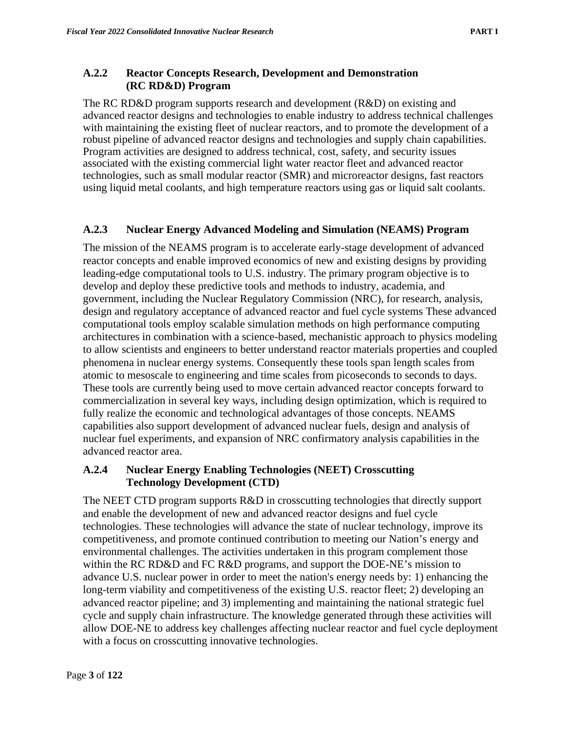### A.2.2 Reactor Concepts Research, Development and Demonstration (RC RD&D) Program

The RC RD&D program supports research and development (R&D) on existing and advanced reactor designs and technologies to enable industry to address technical challenges with maintaining the existing fleet of nuclear reactors, and to promote the development of a robust pipeline of advanced reactor designs and technologies and supply chain capabilities. Program activities are designed to address technical, cost, safety, and security issues associated with the existing commercial light water reactor fleet and advanced reactor technologies, such as small modular reactor (SMR) and microreactor designs, fast reactors using liquid metal coolants, and high temperature reactors using gas or liquid salt coolants.

### A.2.3 Nuclear Energy Advanced Modeling and Simulation (NEAMS) Program

The mission of the NEAMS program is to accelerate early-stage development of advanced reactor concepts and enable improved economics of new and existing designs by providing leading-edge computational tools to U.S. industry. The primary program objective is to develop and deploy these predictive tools and methods to industry, academia, and government, including the Nuclear Regulatory Commission (NRC), for research, analysis, design and regulatory acceptance of advanced reactor and fuel cycle systems These advanced computational tools employ scalable simulation methods on high performance computing architectures in combination with a science-based, mechanistic approach to physics modeling to allow scientists and engineers to better understand reactor materials properties and coupled phenomena in nuclear energy systems. Consequently these tools span length scales from atomic to mesoscale to engineering and time scales from picoseconds to seconds to days. These tools are currently being used to move certain advanced reactor concepts forward to commercialization in several key ways, including design optimization, which is required to fully realize the economic and technological advantages of those concepts. NEAMS capabilities also support development of advanced nuclear fuels, design and analysis of nuclear fuel experiments, and expansion of NRC confirmatory analysis capabilities in the advanced reactor area.

### A.2.4 Nuclear Energy Enabling Technologies (NEET) Crosscutting Technology Development (CTD)

The NEET CTD program supports R&D in crosscutting technologies that directly support and enable the development of new and advanced reactor designs and fuel cycle technologies. These technologies will advance the state of nuclear technology, improve its competitiveness, and promote continued contribution to meeting our Nation's energy and environmental challenges. The activities undertaken in this program complement those within the RC RD&D and FC R&D programs, and support the DOE-NE's mission to advance U.S. nuclear power in order to meet the nation's energy needs by: 1) enhancing the long-term viability and competitiveness of the existing U.S. reactor fleet; 2) developing an advanced reactor pipeline; and 3) implementing and maintaining the national strategic fuel cycle and supply chain infrastructure. The knowledge generated through these activities will allow DOE-NE to address key challenges affecting nuclear reactor and fuel cycle deployment with a focus on crosscutting innovative technologies.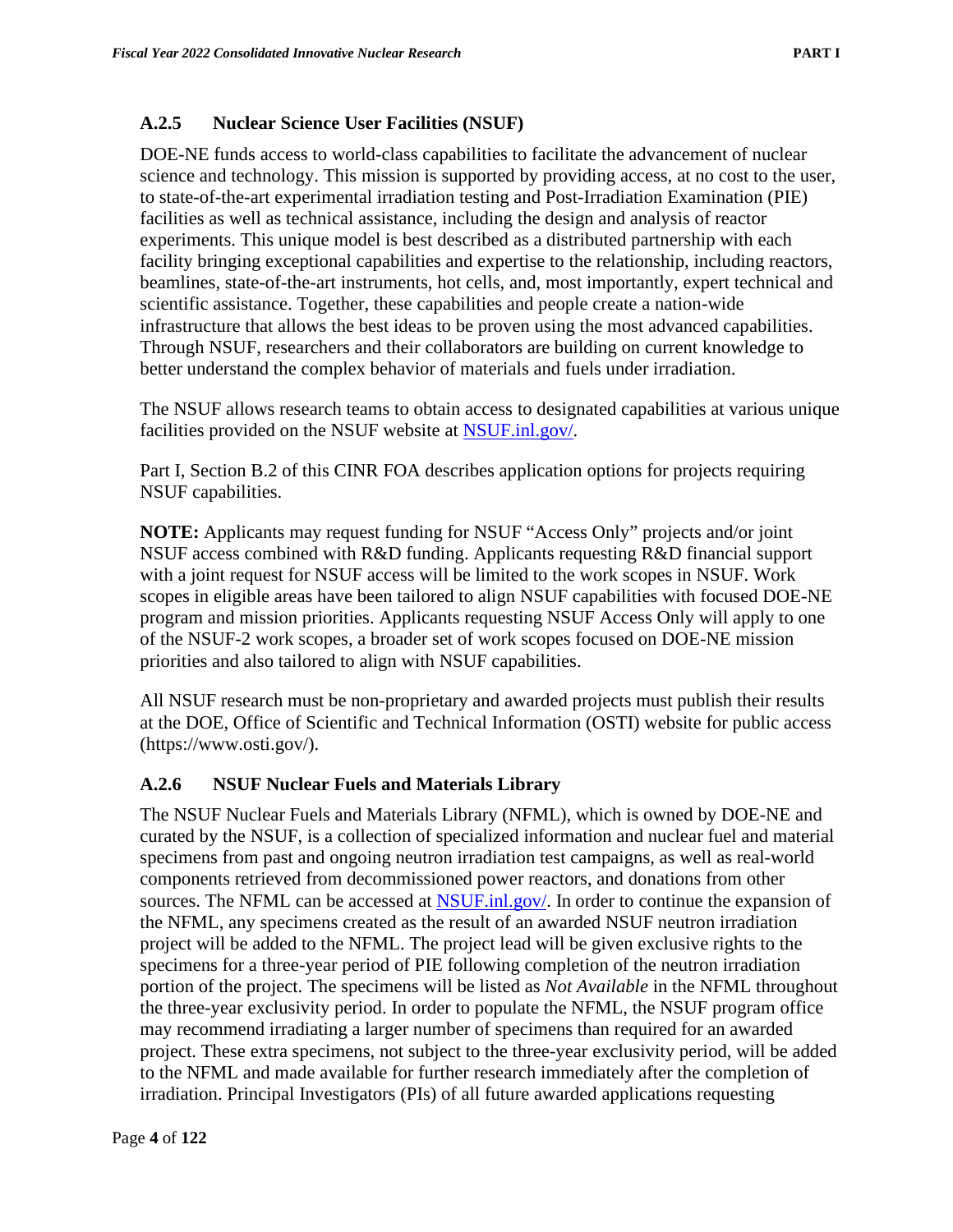### A.2.5 Nuclear Science User Facilities (NSUF)

DOE-NE funds access to world-class capabilities to facilitate the advancement of nuclear science and technology. This mission is supported by providing access, at no cost to the user, to state-of-the-art experimental irradiation testing and Post-Irradiation Examination (PIE) facilities as well as technical assistance, including the design and analysis of reactor experiments. This unique model is best described as a distributed partnership with each facility bringing exceptional capabilities and expertise to the relationship, including reactors, beamlines, state-of-the-art instruments, hot cells, and, most importantly, expert technical and scientific assistance. Together, these capabilities and people create a nation-wide infrastructure that allows the best ideas to be proven using the most advanced capabilities. Through NSUF, researchers and their collaborators are building on current knowledge to better understand the complex behavior of materials and fuels under irradiation.

The NSUF allows research teams to obtain access to designated capabilities at various unique facilities provided on the NSUF website at [NSUF.inl.gov/](NSUF.inl.gov/).

Part I, Section B.2 of this CINR FOA describes application options for projects requiring NSUF capabilities.

**NOTE:** Applicants may request funding for NSUF "Access Only" projects and/or joint NSUF access combined with R&D funding. Applicants requesting R&D financial support with a joint request for NSUF access will be limited to the work scopes in NSUF. Work scopes in eligible areas have been tailored to align NSUF capabilities with focused DOE-NE program and mission priorities. Applicants requesting NSUF Access Only will apply to one of the NSUF-2 work scopes, a broader set of work scopes focused on DOE-NE mission priorities and also tailored to align with NSUF capabilities.

All NSUF research must be non-proprietary and awarded projects must publish their results at the DOE, Office of Scientific and Technical Information (OSTI) website for public access (https://www.osti.gov/).

### A.2.6 NSUF Nuclear Fuels and Materials Library

The NSUF Nuclear Fuels and Materials Library (NFML), which is owned by DOE-NE and curated by the NSUF, is a collection of specialized information and nuclear fuel and material specimens from past and ongoing neutron irradiation test campaigns, as well as real-world components retrieved from decommissioned power reactors, and donations from other sources. The NFML can be accessed at [NSUF.inl.gov/](NSUF.inl.gov/). In order to continue the expansion of the NFML, any specimens created as the result of an awarded NSUF neutron irradiation project will be added to the NFML. The project lead will be given exclusive rights to the specimens for a three-year period of PIE following completion of the neutron irradiation portion of the project. The specimens will be listed as *Not Available* in the NFML throughout the three-year exclusivity period. In order to populate the NFML, the NSUF program office may recommend irradiating a larger number of specimens than required for an awarded project. These extra specimens, not subject to the three-year exclusivity period, will be added to the NFML and made available for further research immediately after the completion of irradiation. Principal Investigators (PIs) of all future awarded applications requesting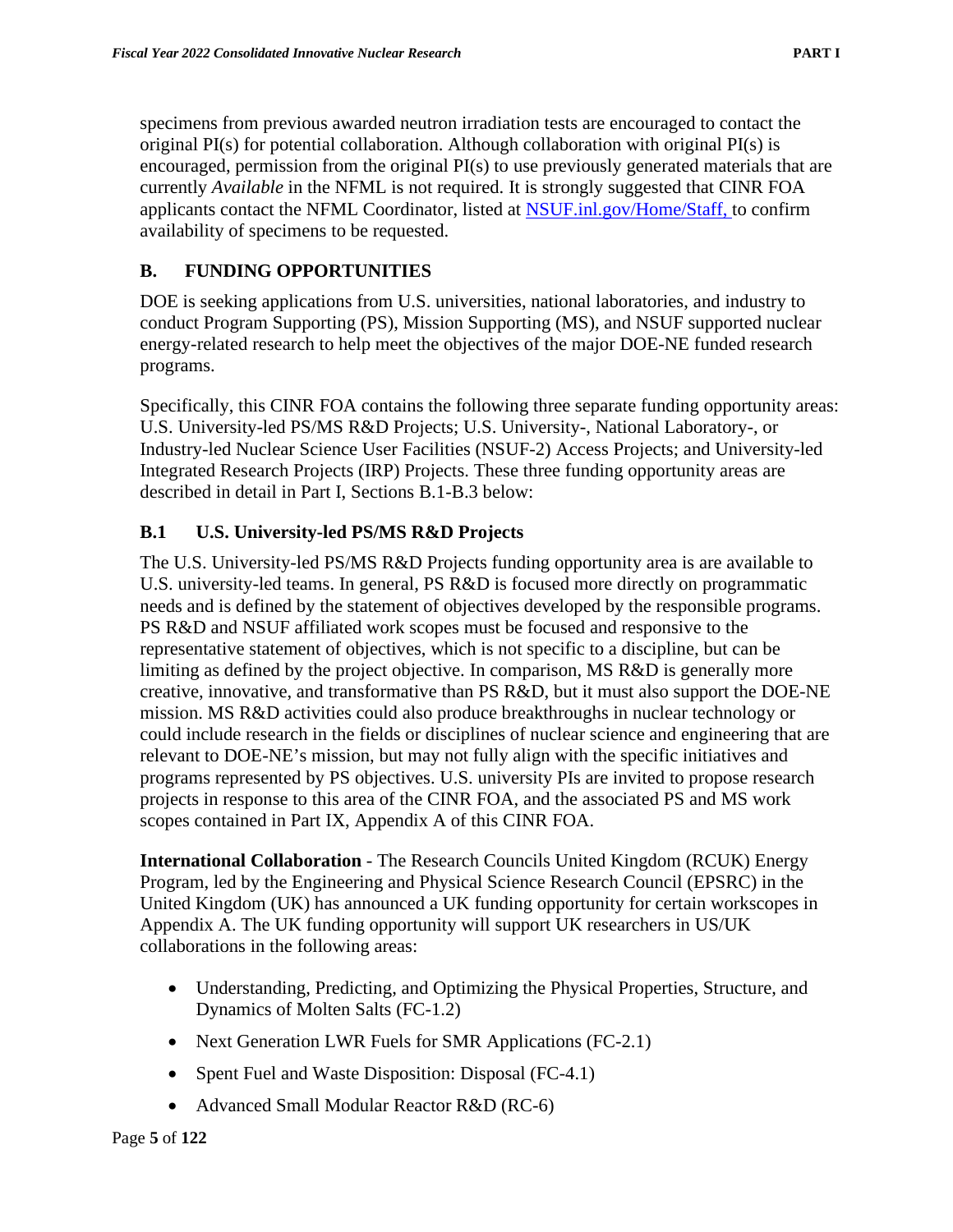specimens from previous awarded neutron irradiation tests are encouraged to contact the original PI(s) for potential collaboration. Although collaboration with original PI(s) is encouraged, permission from the original PI(s) to use previously generated materials that are currently *Available* in the NFML is not required. It is strongly suggested that CINR FOA applicants contact the NFML Coordinator, listed at [NSUF.inl.gov/Home/Staff,](NSUF.inl.gov/Home/Staff) to confirm availability of specimens to be requested.

## B. FUNDING OPPORTUNITIES

DOE is seeking applications from U.S. universities, national laboratories, and industry to conduct Program Supporting (PS), Mission Supporting (MS), and NSUF supported nuclear energy-related research to help meet the objectives of the major DOE-NE funded research programs.

Specifically, this CINR FOA contains the following three separate funding opportunity areas: U.S. University-led PS/MS R&D Projects; U.S. University-, National Laboratory-, or Industry-led Nuclear Science User Facilities (NSUF-2) Access Projects; and University-led Integrated Research Projects (IRP) Projects. These three funding opportunity areas are described in detail in Part I, Sections B.1-B.3 below:

### B.1 U.S. University-led PS/MS R&D Projects

The U.S. University-led PS/MS R&D Projects funding opportunity area is are available to U.S. university-led teams. In general, PS R&D is focused more directly on programmatic needs and is defined by the statement of objectives developed by the responsible programs. PS R&D and NSUF affiliated work scopes must be focused and responsive to the representative statement of objectives, which is not specific to a discipline, but can be limiting as defined by the project objective. In comparison, MS R&D is generally more creative, innovative, and transformative than PS R&D, but it must also support the DOE-NE mission. MS R&D activities could also produce breakthroughs in nuclear technology or could include research in the fields or disciplines of nuclear science and engineering that are relevant to DOE-NE's mission, but may not fully align with the specific initiatives and programs represented by PS objectives. U.S. university PIs are invited to propose research projects in response to this area of the CINR FOA, and the associated PS and MS work scopes contained in Part IX, Appendix A of this CINR FOA.

**International Collaboration** - The Research Councils United Kingdom (RCUK) Energy Program, led by the Engineering and Physical Science Research Council (EPSRC) in the United Kingdom (UK) has announced a UK funding opportunity for certain workscopes in Appendix A. The UK funding opportunity will support UK researchers in US/UK collaborations in the following areas:

- Understanding, Predicting, and Optimizing the Physical Properties, Structure, and Dynamics of Molten Salts (FC-1.2)
- Next Generation LWR Fuels for SMR Applications (FC-2.1)
- Spent Fuel and Waste Disposition: Disposal (FC-4.1)
- Advanced Small Modular Reactor R&D (RC-6)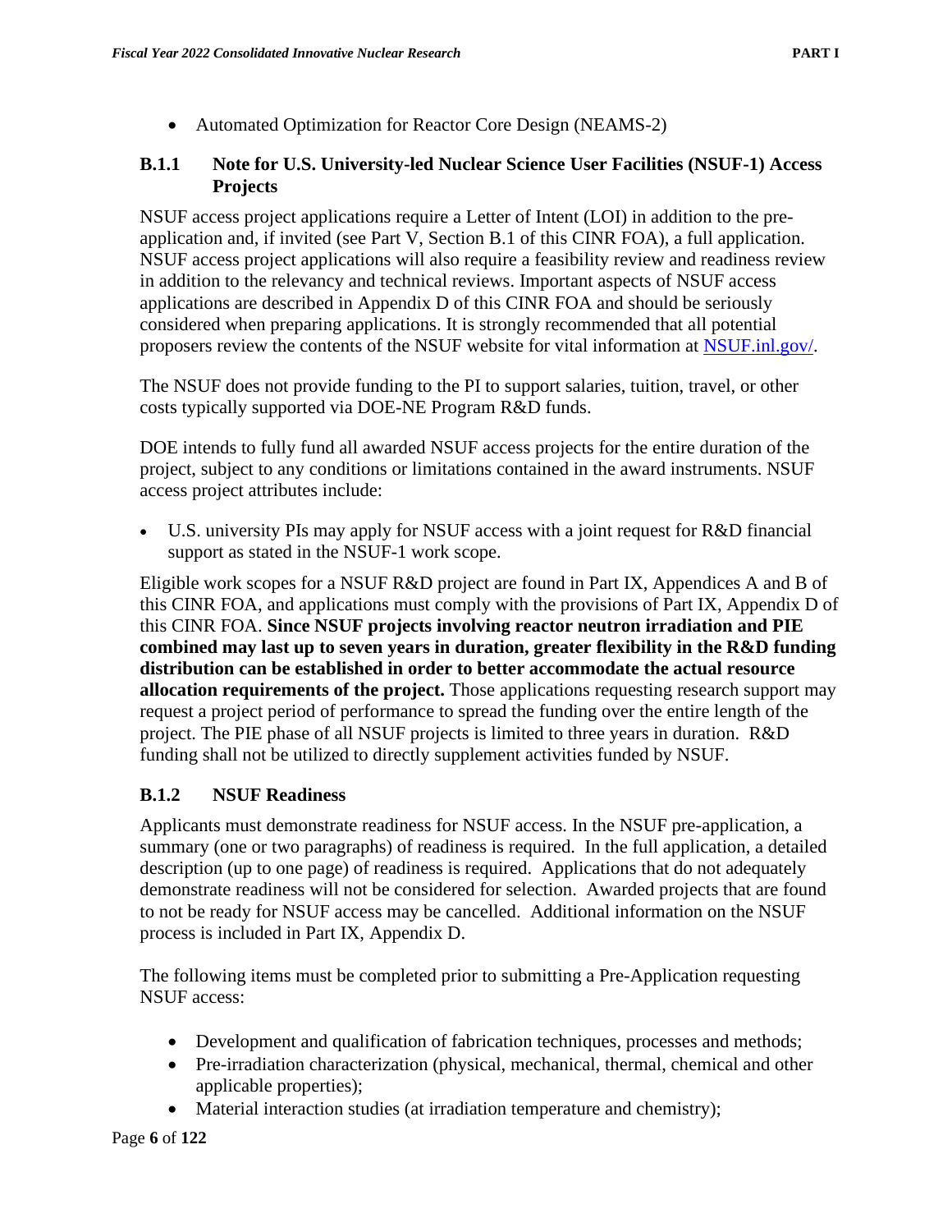- Automated Optimization for Reactor Core Design (NEAMS-2)

### B.1.1 Note for U.S. University-led Nuclear Science User Facilities (NSUF-1) Access Projects

NSUF access project applications require a Letter of Intent (LOI) in addition to the pre-application and, if invited (see Part V, Section B.1 of this CINR FOA), a full application. NSUF access project applications will also require a feasibility review and readiness review in addition to the relevancy and technical reviews. Important aspects of NSUF access applications are described in Appendix D of this CINR FOA and should be seriously considered when preparing applications. It is strongly recommended that all potential proposers review the contents of the NSUF website for vital information at [NSUF.inl.gov/](NSUF.inl.gov/).

The NSUF does not provide funding to the PI to support salaries, tuition, travel, or other costs typically supported via DOE-NE Program R&D funds.

DOE intends to fully fund all awarded NSUF access projects for the entire duration of the project, subject to any conditions or limitations contained in the award instruments. NSUF access project attributes include:

- U.S. university PIs may apply for NSUF access with a joint request for R&D financial support as stated in the NSUF-1 work scope.

Eligible work scopes for a NSUF R&D project are found in Part IX, Appendices A and B of this CINR FOA, and applications must comply with the provisions of Part IX, Appendix D of this CINR FOA. **Since NSUF projects involving reactor neutron irradiation and PIE combined may last up to seven years in duration, greater flexibility in the R&D funding distribution can be established in order to better accommodate the actual resource allocation requirements of the project.** Those applications requesting research support may request a project period of performance to spread the funding over the entire length of the project. The PIE phase of all NSUF projects is limited to three years in duration. R&D funding shall not be utilized to directly supplement activities funded by NSUF.

### B.1.2 NSUF Readiness

Applicants must demonstrate readiness for NSUF access. In the NSUF pre-application, a summary (one or two paragraphs) of readiness is required. In the full application, a detailed description (up to one page) of readiness is required. Applications that do not adequately demonstrate readiness will not be considered for selection. Awarded projects that are found to not be ready for NSUF access may be cancelled. Additional information on the NSUF process is included in Part IX, Appendix D.

The following items must be completed prior to submitting a Pre-Application requesting NSUF access:

- Development and qualification of fabrication techniques, processes and methods;
- Pre-irradiation characterization (physical, mechanical, thermal, chemical and other applicable properties);
- Material interaction studies (at irradiation temperature and chemistry);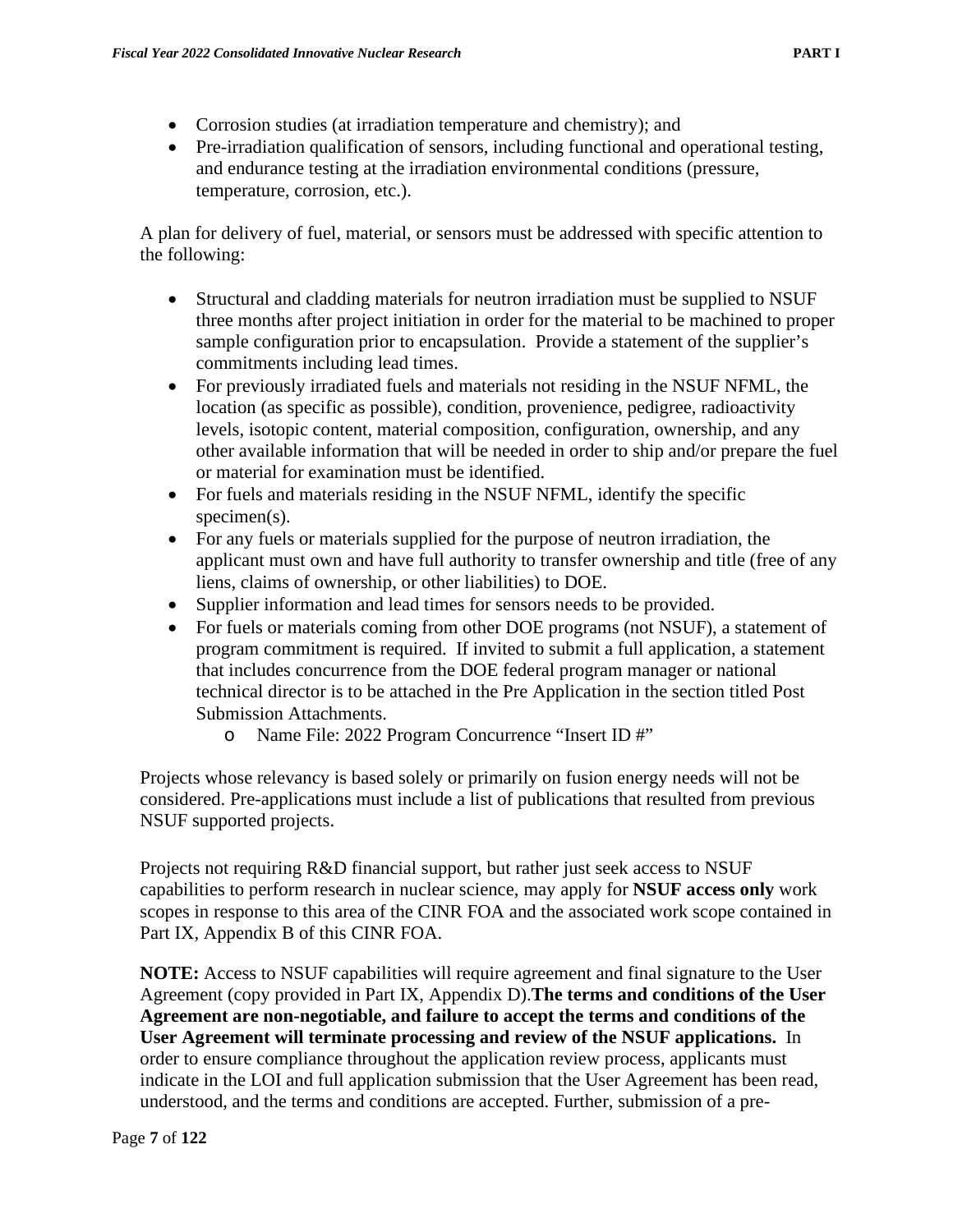- Corrosion studies (at irradiation temperature and chemistry); and
- Pre-irradiation qualification of sensors, including functional and operational testing, and endurance testing at the irradiation environmental conditions (pressure, temperature, corrosion, etc.).

A plan for delivery of fuel, material, or sensors must be addressed with specific attention to the following:

- Structural and cladding materials for neutron irradiation must be supplied to NSUF three months after project initiation in order for the material to be machined to proper sample configuration prior to encapsulation. Provide a statement of the supplier's commitments including lead times.
- For previously irradiated fuels and materials not residing in the NSUF NFML, the location (as specific as possible), condition, provenience, pedigree, radioactivity levels, isotopic content, material composition, configuration, ownership, and any other available information that will be needed in order to ship and/or prepare the fuel or material for examination must be identified.
- For fuels and materials residing in the NSUF NFML, identify the specific specimen(s).
- For any fuels or materials supplied for the purpose of neutron irradiation, the applicant must own and have full authority to transfer ownership and title (free of any liens, claims of ownership, or other liabilities) to DOE.
- Supplier information and lead times for sensors needs to be provided.
- For fuels or materials coming from other DOE programs (not NSUF), a statement of program commitment is required. If invited to submit a full application, a statement that includes concurrence from the DOE federal program manager or national technical director is to be attached in the Pre Application in the section titled Post Submission Attachments.
  - Name File: 2022 Program Concurrence "Insert ID #"

Projects whose relevancy is based solely or primarily on fusion energy needs will not be considered. Pre-applications must include a list of publications that resulted from previous NSUF supported projects.

Projects not requiring R&D financial support, but rather just seek access to NSUF capabilities to perform research in nuclear science, may apply for **NSUF access only** work scopes in response to this area of the CINR FOA and the associated work scope contained in Part IX, Appendix B of this CINR FOA.

**NOTE:** Access to NSUF capabilities will require agreement and final signature to the User Agreement (copy provided in Part IX, Appendix D).**The terms and conditions of the User Agreement are non-negotiable, and failure to accept the terms and conditions of the User Agreement will terminate processing and review of the NSUF applications.** In order to ensure compliance throughout the application review process, applicants must indicate in the LOI and full application submission that the User Agreement has been read, understood, and the terms and conditions are accepted. Further, submission of a pre-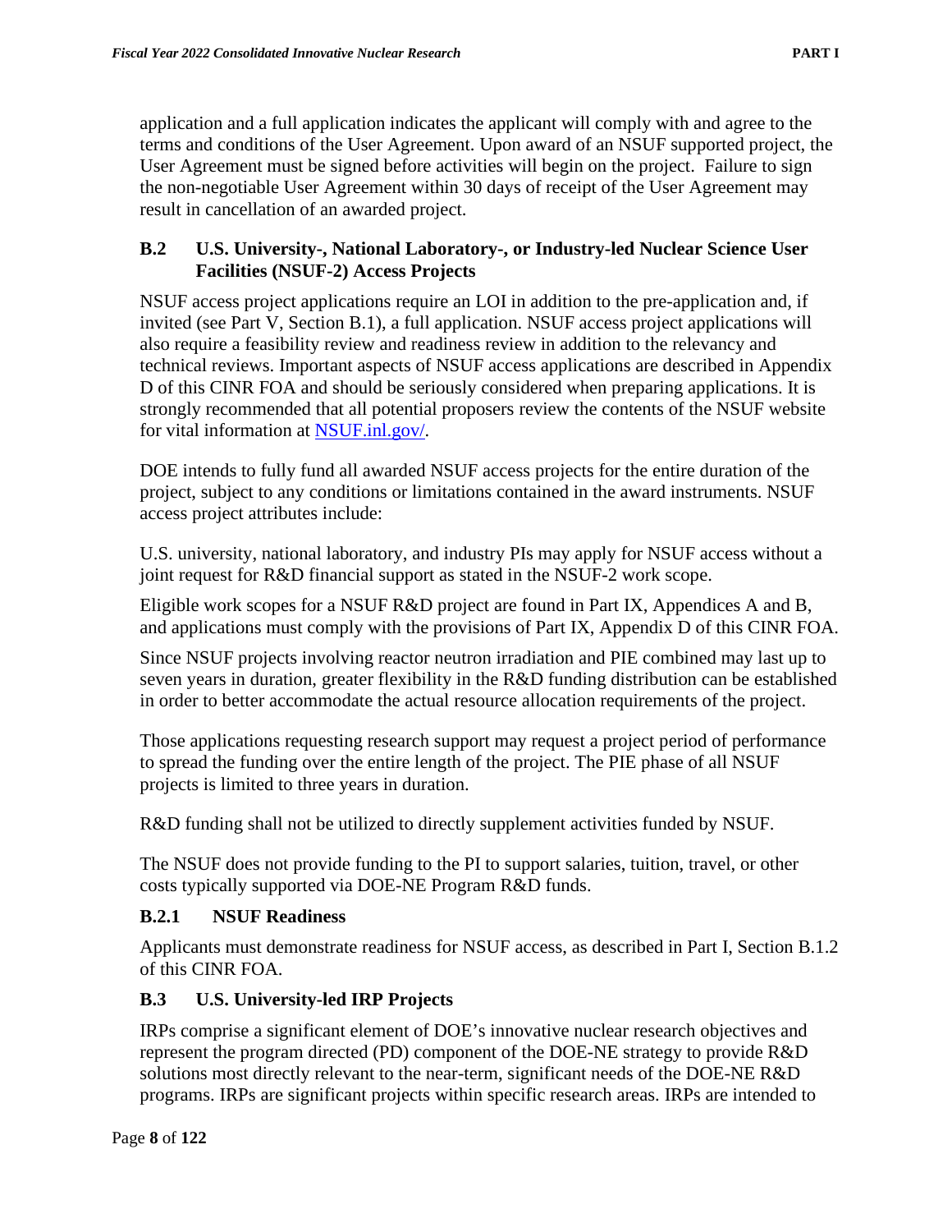application and a full application indicates the applicant will comply with and agree to the terms and conditions of the User Agreement. Upon award of an NSUF supported project, the User Agreement must be signed before activities will begin on the project. Failure to sign the non-negotiable User Agreement within 30 days of receipt of the User Agreement may result in cancellation of an awarded project.

### B.2 U.S. University-, National Laboratory-, or Industry-led Nuclear Science User Facilities (NSUF-2) Access Projects

NSUF access project applications require an LOI in addition to the pre-application and, if invited (see Part V, Section B.1), a full application. NSUF access project applications will also require a feasibility review and readiness review in addition to the relevancy and technical reviews. Important aspects of NSUF access applications are described in Appendix D of this CINR FOA and should be seriously considered when preparing applications. It is strongly recommended that all potential proposers review the contents of the NSUF website for vital information at [NSUF.inl.gov/](NSUF.inl.gov/).

DOE intends to fully fund all awarded NSUF access projects for the entire duration of the project, subject to any conditions or limitations contained in the award instruments. NSUF access project attributes include:

U.S. university, national laboratory, and industry PIs may apply for NSUF access without a joint request for R&D financial support as stated in the NSUF-2 work scope.

Eligible work scopes for a NSUF R&D project are found in Part IX, Appendices A and B, and applications must comply with the provisions of Part IX, Appendix D of this CINR FOA.

Since NSUF projects involving reactor neutron irradiation and PIE combined may last up to seven years in duration, greater flexibility in the R&D funding distribution can be established in order to better accommodate the actual resource allocation requirements of the project.

Those applications requesting research support may request a project period of performance to spread the funding over the entire length of the project. The PIE phase of all NSUF projects is limited to three years in duration.

R&D funding shall not be utilized to directly supplement activities funded by NSUF.

The NSUF does not provide funding to the PI to support salaries, tuition, travel, or other costs typically supported via DOE-NE Program R&D funds.

#### B.2.1 NSUF Readiness

Applicants must demonstrate readiness for NSUF access, as described in Part I, Section B.1.2 of this CINR FOA.

### B.3 U.S. University-led IRP Projects

IRPs comprise a significant element of DOE's innovative nuclear research objectives and represent the program directed (PD) component of the DOE-NE strategy to provide R&D solutions most directly relevant to the near-term, significant needs of the DOE-NE R&D programs. IRPs are significant projects within specific research areas. IRPs are intended to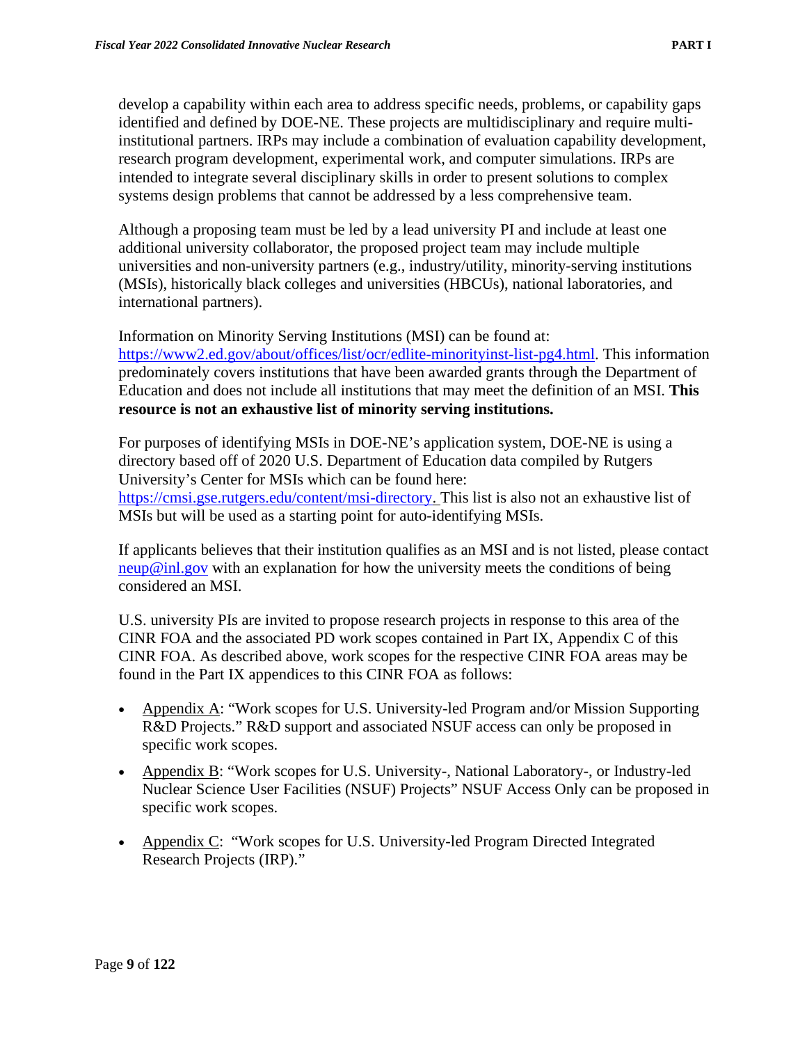develop a capability within each area to address specific needs, problems, or capability gaps identified and defined by DOE-NE. These projects are multidisciplinary and require multi-institutional partners. IRPs may include a combination of evaluation capability development, research program development, experimental work, and computer simulations. IRPs are intended to integrate several disciplinary skills in order to present solutions to complex systems design problems that cannot be addressed by a less comprehensive team.

Although a proposing team must be led by a lead university PI and include at least one additional university collaborator, the proposed project team may include multiple universities and non-university partners (e.g., industry/utility, minority-serving institutions (MSIs), historically black colleges and universities (HBCUs), national laboratories, and international partners).

Information on Minority Serving Institutions (MSI) can be found at: [https://www2.ed.gov/about/offices/list/ocr/edlite-minorityinst-list-pg4.html](https://www2.ed.gov/about/offices/list/ocr/edlite-minorityinst-list-pg4.html). This information predominately covers institutions that have been awarded grants through the Department of Education and does not include all institutions that may meet the definition of an MSI. **This resource is not an exhaustive list of minority serving institutions.**

For purposes of identifying MSIs in DOE-NE's application system, DOE-NE is using a directory based off of 2020 U.S. Department of Education data compiled by Rutgers University's Center for MSIs which can be found here: [https://cmsi.gse.rutgers.edu/content/msi-directory.](https://cmsi.gse.rutgers.edu/content/msi-directory) This list is also not an exhaustive list of MSIs but will be used as a starting point for auto-identifying MSIs.

If applicants believes that their institution qualifies as an MSI and is not listed, please contact [neup@inl.gov](mailto:neup@inl.gov) with an explanation for how the university meets the conditions of being considered an MSI.

U.S. university PIs are invited to propose research projects in response to this area of the CINR FOA and the associated PD work scopes contained in Part IX, Appendix C of this CINR FOA. As described above, work scopes for the respective CINR FOA areas may be found in the Part IX appendices to this CINR FOA as follows:

- Appendix A: "Work scopes for U.S. University-led Program and/or Mission Supporting R&D Projects." R&D support and associated NSUF access can only be proposed in specific work scopes.
- Appendix B: "Work scopes for U.S. University-, National Laboratory-, or Industry-led Nuclear Science User Facilities (NSUF) Projects" NSUF Access Only can be proposed in specific work scopes.
- Appendix C: "Work scopes for U.S. University-led Program Directed Integrated Research Projects (IRP)."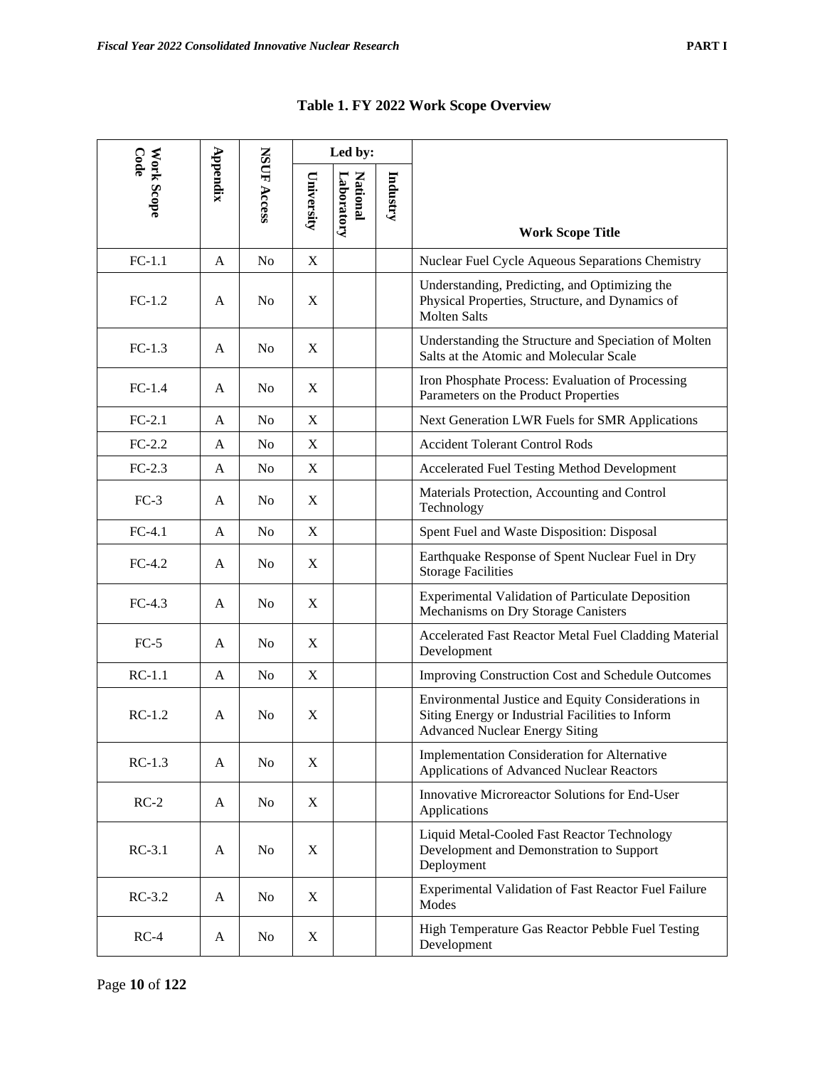**Table 1. FY 2022 Work Scope Overview**

| Work Scope Code | Appendix | NSUF Access | Led by: | | | Work Scope Title |
|---|---|---|---|---|---|---|
| | | | University | National Laboratory | Industry | |
| FC-1.1 | A | No | X | | | Nuclear Fuel Cycle Aqueous Separations Chemistry |
| FC-1.2 | A | No | X | | | Understanding, Predicting, and Optimizing the Physical Properties, Structure, and Dynamics of Molten Salts |
| FC-1.3 | A | No | X | | | Understanding the Structure and Speciation of Molten Salts at the Atomic and Molecular Scale |
| FC-1.4 | A | No | X | | | Iron Phosphate Process: Evaluation of Processing Parameters on the Product Properties |
| FC-2.1 | A | No | X | | | Next Generation LWR Fuels for SMR Applications |
| FC-2.2 | A | No | X | | | Accident Tolerant Control Rods |
| FC-2.3 | A | No | X | | | Accelerated Fuel Testing Method Development |
| FC-3 | A | No | X | | | Materials Protection, Accounting and Control Technology |
| FC-4.1 | A | No | X | | | Spent Fuel and Waste Disposition: Disposal |
| FC-4.2 | A | No | X | | | Earthquake Response of Spent Nuclear Fuel in Dry Storage Facilities |
| FC-4.3 | A | No | X | | | Experimental Validation of Particulate Deposition Mechanisms on Dry Storage Canisters |
| FC-5 | A | No | X | | | Accelerated Fast Reactor Metal Fuel Cladding Material Development |
| RC-1.1 | A | No | X | | | Improving Construction Cost and Schedule Outcomes |
| RC-1.2 | A | No | X | | | Environmental Justice and Equity Considerations in Siting Energy or Industrial Facilities to Inform Advanced Nuclear Energy Siting |
| RC-1.3 | A | No | X | | | Implementation Consideration for Alternative Applications of Advanced Nuclear Reactors |
| RC-2 | A | No | X | | | Innovative Microreactor Solutions for End-User Applications |
| RC-3.1 | A | No | X | | | Liquid Metal-Cooled Fast Reactor Technology Development and Demonstration to Support Deployment |
| RC-3.2 | A | No | X | | | Experimental Validation of Fast Reactor Fuel Failure Modes |
| RC-4 | A | No | X | | | High Temperature Gas Reactor Pebble Fuel Testing Development |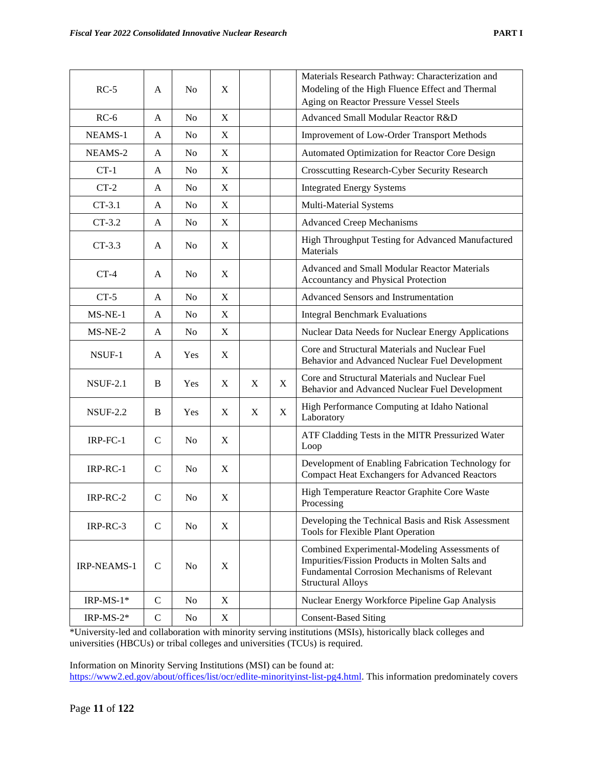| | | | | | | |
|---|---|---|---|---|---|---|
| RC-5 | A | No | X | | | Materials Research Pathway: Characterization and Modeling of the High Fluence Effect and Thermal Aging on Reactor Pressure Vessel Steels |
| RC-6 | A | No | X | | | Advanced Small Modular Reactor R&D |
| NEAMS-1 | A | No | X | | | Improvement of Low-Order Transport Methods |
| NEAMS-2 | A | No | X | | | Automated Optimization for Reactor Core Design |
| CT-1 | A | No | X | | | Crosscutting Research-Cyber Security Research |
| CT-2 | A | No | X | | | Integrated Energy Systems |
| CT-3.1 | A | No | X | | | Multi-Material Systems |
| CT-3.2 | A | No | X | | | Advanced Creep Mechanisms |
| CT-3.3 | A | No | X | | | High Throughput Testing for Advanced Manufactured Materials |
| CT-4 | A | No | X | | | Advanced and Small Modular Reactor Materials Accountancy and Physical Protection |
| CT-5 | A | No | X | | | Advanced Sensors and Instrumentation |
| MS-NE-1 | A | No | X | | | Integral Benchmark Evaluations |
| MS-NE-2 | A | No | X | | | Nuclear Data Needs for Nuclear Energy Applications |
| NSUF-1 | A | Yes | X | | | Core and Structural Materials and Nuclear Fuel Behavior and Advanced Nuclear Fuel Development |
| NSUF-2.1 | B | Yes | X | X | X | Core and Structural Materials and Nuclear Fuel Behavior and Advanced Nuclear Fuel Development |
| NSUF-2.2 | B | Yes | X | X | X | High Performance Computing at Idaho National Laboratory |
| IRP-FC-1 | C | No | X | | | ATF Cladding Tests in the MITR Pressurized Water Loop |
| IRP-RC-1 | C | No | X | | | Development of Enabling Fabrication Technology for Compact Heat Exchangers for Advanced Reactors |
| IRP-RC-2 | C | No | X | | | High Temperature Reactor Graphite Core Waste Processing |
| IRP-RC-3 | C | No | X | | | Developing the Technical Basis and Risk Assessment Tools for Flexible Plant Operation |
| IRP-NEAMS-1 | C | No | X | | | Combined Experimental-Modeling Assessments of Impurities/Fission Products in Molten Salts and Fundamental Corrosion Mechanisms of Relevant Structural Alloys |
| IRP-MS-1* | C | No | X | | | Nuclear Energy Workforce Pipeline Gap Analysis |
| IRP-MS-2* | C | No | X | | | Consent-Based Siting |

*University-led and collaboration with minority serving institutions (MSIs), historically black colleges and universities (HBCUs) or tribal colleges and universities (TCUs) is required.

Information on Minority Serving Institutions (MSI) can be found at: https://www2.ed.gov/about/offices/list/ocr/edlite-minorityinst-list-pg4.html. This information predominately covers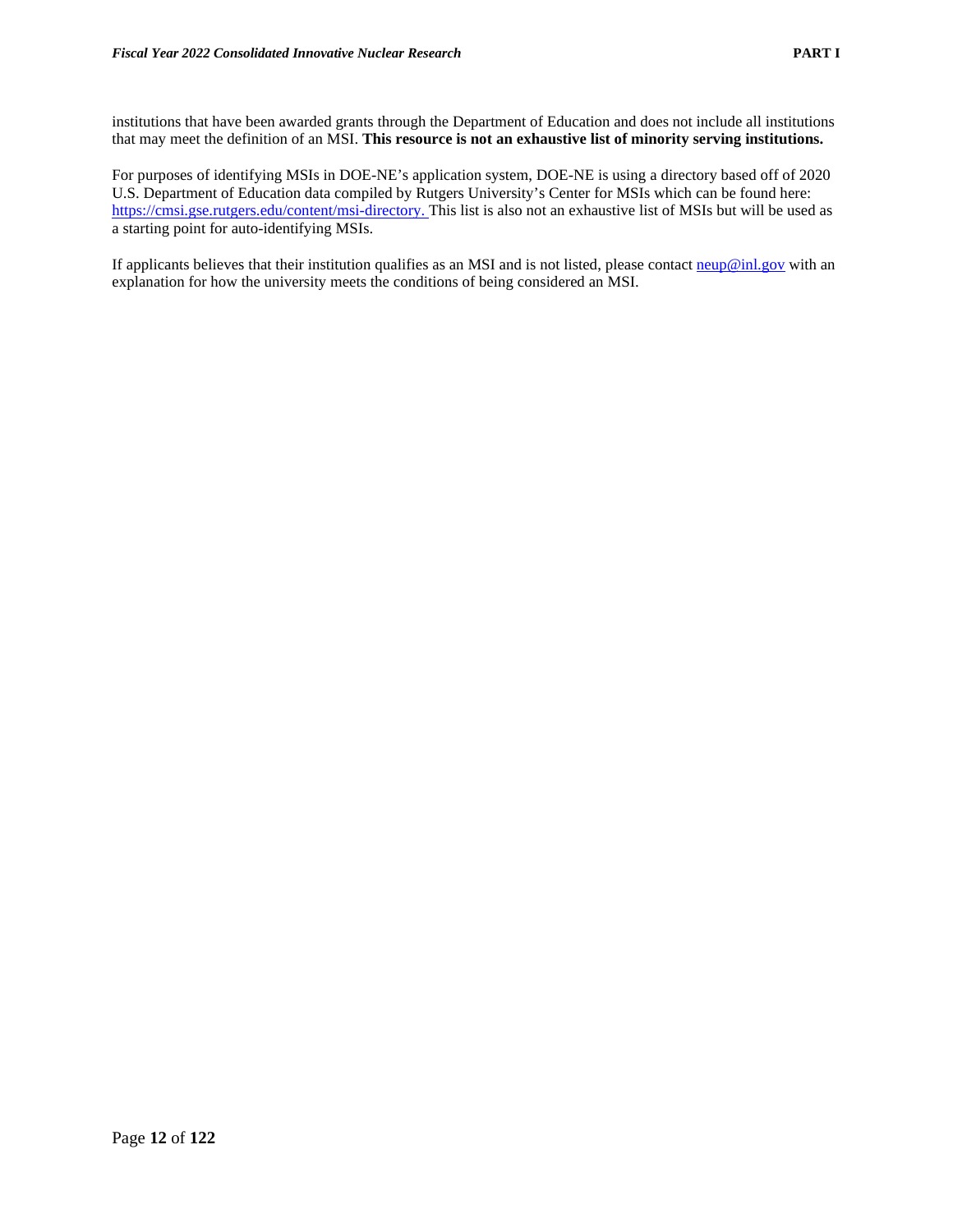institutions that have been awarded grants through the Department of Education and does not include all institutions that may meet the definition of an MSI. **This resource is not an exhaustive list of minority serving institutions.**

For purposes of identifying MSIs in DOE-NE's application system, DOE-NE is using a directory based off of 2020 U.S. Department of Education data compiled by Rutgers University's Center for MSIs which can be found here: [https://cmsi.gse.rutgers.edu/content/msi-directory.](https://cmsi.gse.rutgers.edu/content/msi-directory) This list is also not an exhaustive list of MSIs but will be used as a starting point for auto-identifying MSIs.

If applicants believes that their institution qualifies as an MSI and is not listed, please contact [neup@inl.gov](mailto:neup@inl.gov) with an explanation for how the university meets the conditions of being considered an MSI.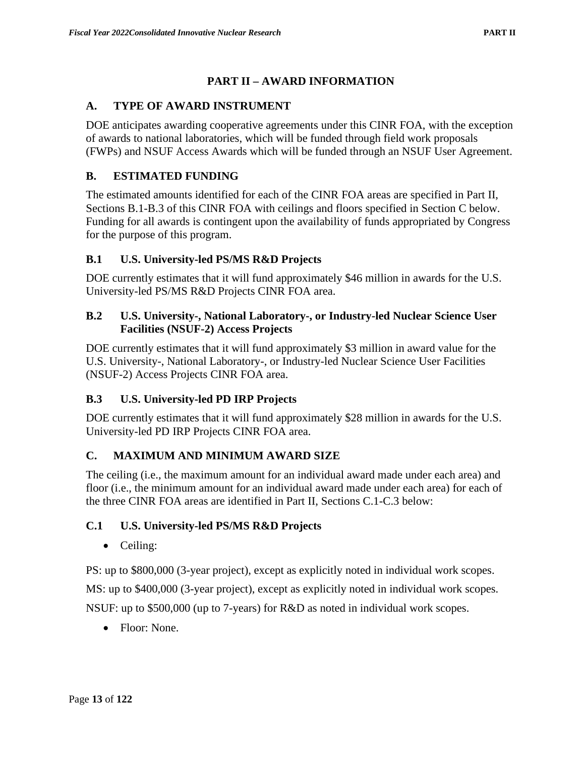# PART II – AWARD INFORMATION

## A. TYPE OF AWARD INSTRUMENT

DOE anticipates awarding cooperative agreements under this CINR FOA, with the exception of awards to national laboratories, which will be funded through field work proposals (FWPs) and NSUF Access Awards which will be funded through an NSUF User Agreement.

## B. ESTIMATED FUNDING

The estimated amounts identified for each of the CINR FOA areas are specified in Part II, Sections B.1-B.3 of this CINR FOA with ceilings and floors specified in Section C below. Funding for all awards is contingent upon the availability of funds appropriated by Congress for the purpose of this program.

### B.1 U.S. University-led PS/MS R&D Projects

DOE currently estimates that it will fund approximately $46 million in awards for the U.S. University-led PS/MS R&D Projects CINR FOA area.

### B.2 U.S. University-, National Laboratory-, or Industry-led Nuclear Science User Facilities (NSUF-2) Access Projects

DOE currently estimates that it will fund approximately $3 million in award value for the U.S. University-, National Laboratory-, or Industry-led Nuclear Science User Facilities (NSUF-2) Access Projects CINR FOA area.

### B.3 U.S. University-led PD IRP Projects

DOE currently estimates that it will fund approximately $28 million in awards for the U.S. University-led PD IRP Projects CINR FOA area.

## C. MAXIMUM AND MINIMUM AWARD SIZE

The ceiling (i.e., the maximum amount for an individual award made under each area) and floor (i.e., the minimum amount for an individual award made under each area) for each of the three CINR FOA areas are identified in Part II, Sections C.1-C.3 below:

### C.1 U.S. University-led PS/MS R&D Projects

- Ceiling:

PS: up to $800,000 (3-year project), except as explicitly noted in individual work scopes.

MS: up to $400,000 (3-year project), except as explicitly noted in individual work scopes.

NSUF: up to $500,000 (up to 7-years) for R&D as noted in individual work scopes.

- Floor: None.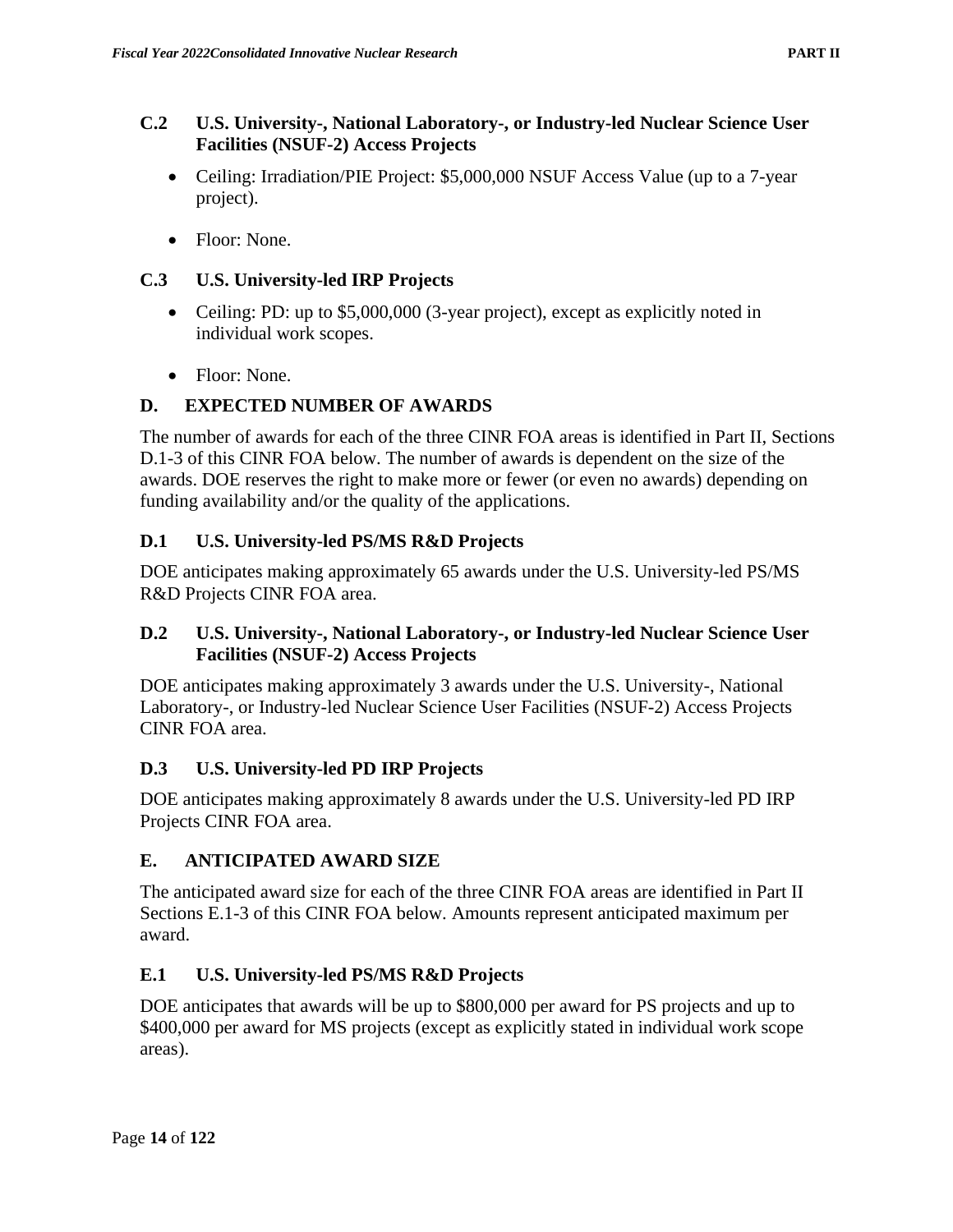### C.2 U.S. University-, National Laboratory-, or Industry-led Nuclear Science User Facilities (NSUF-2) Access Projects

- Ceiling: Irradiation/PIE Project: $5,000,000 NSUF Access Value (up to a 7-year project).
- Floor: None.

### C.3 U.S. University-led IRP Projects

- Ceiling: PD: up to $5,000,000 (3-year project), except as explicitly noted in individual work scopes.
- Floor: None.

## D. EXPECTED NUMBER OF AWARDS

The number of awards for each of the three CINR FOA areas is identified in Part II, Sections D.1-3 of this CINR FOA below. The number of awards is dependent on the size of the awards. DOE reserves the right to make more or fewer (or even no awards) depending on funding availability and/or the quality of the applications.

### D.1 U.S. University-led PS/MS R&D Projects

DOE anticipates making approximately 65 awards under the U.S. University-led PS/MS R&D Projects CINR FOA area.

### D.2 U.S. University-, National Laboratory-, or Industry-led Nuclear Science User Facilities (NSUF-2) Access Projects

DOE anticipates making approximately 3 awards under the U.S. University-, National Laboratory-, or Industry-led Nuclear Science User Facilities (NSUF-2) Access Projects CINR FOA area.

### D.3 U.S. University-led PD IRP Projects

DOE anticipates making approximately 8 awards under the U.S. University-led PD IRP Projects CINR FOA area.

## E. ANTICIPATED AWARD SIZE

The anticipated award size for each of the three CINR FOA areas are identified in Part II Sections E.1-3 of this CINR FOA below. Amounts represent anticipated maximum per award.

### E.1 U.S. University-led PS/MS R&D Projects

DOE anticipates that awards will be up to $800,000 per award for PS projects and up to $400,000 per award for MS projects (except as explicitly stated in individual work scope areas).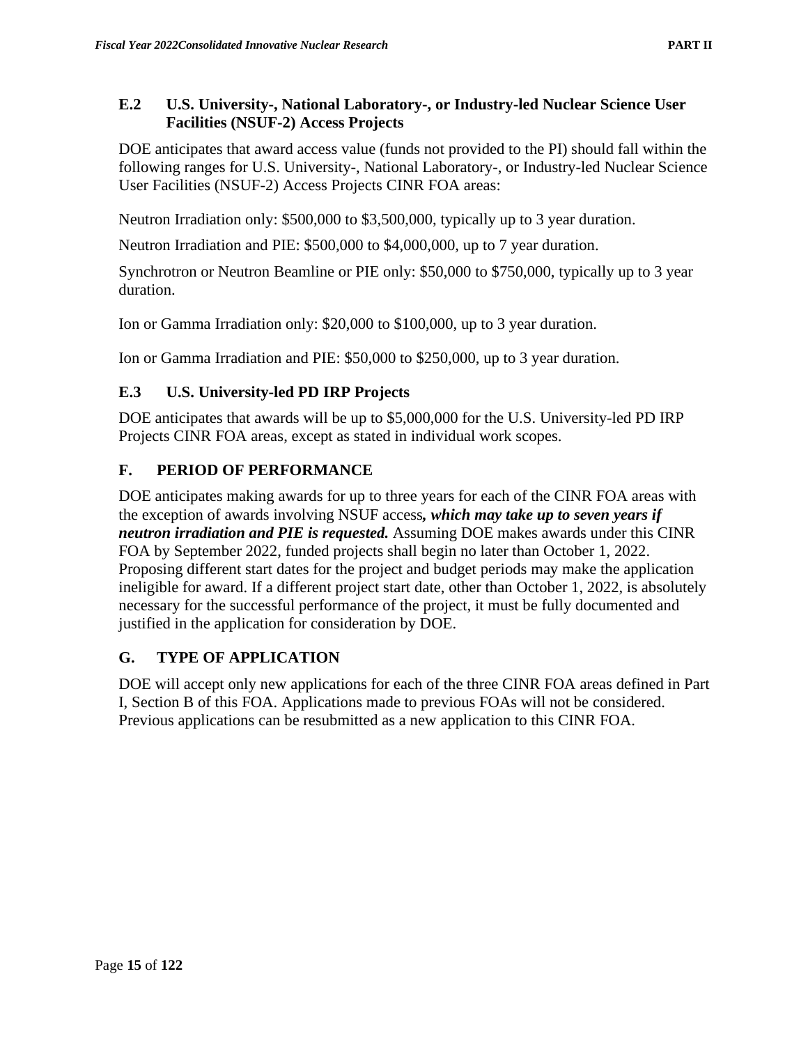### E.2 U.S. University-, National Laboratory-, or Industry-led Nuclear Science User Facilities (NSUF-2) Access Projects

DOE anticipates that award access value (funds not provided to the PI) should fall within the following ranges for U.S. University-, National Laboratory-, or Industry-led Nuclear Science User Facilities (NSUF-2) Access Projects CINR FOA areas:

Neutron Irradiation only: $500,000 to $3,500,000, typically up to 3 year duration.

Neutron Irradiation and PIE: $500,000 to $4,000,000, up to 7 year duration.

Synchrotron or Neutron Beamline or PIE only: $50,000 to $750,000, typically up to 3 year duration.

Ion or Gamma Irradiation only: $20,000 to $100,000, up to 3 year duration.

Ion or Gamma Irradiation and PIE: $50,000 to $250,000, up to 3 year duration.

### E.3 U.S. University-led PD IRP Projects

DOE anticipates that awards will be up to $5,000,000 for the U.S. University-led PD IRP Projects CINR FOA areas, except as stated in individual work scopes.

## F. PERIOD OF PERFORMANCE

DOE anticipates making awards for up to three years for each of the CINR FOA areas with the exception of awards involving NSUF access***, which may take up to seven years if neutron irradiation and PIE is requested.*** Assuming DOE makes awards under this CINR FOA by September 2022, funded projects shall begin no later than October 1, 2022. Proposing different start dates for the project and budget periods may make the application ineligible for award. If a different project start date, other than October 1, 2022, is absolutely necessary for the successful performance of the project, it must be fully documented and justified in the application for consideration by DOE.

## G. TYPE OF APPLICATION

DOE will accept only new applications for each of the three CINR FOA areas defined in Part I, Section B of this FOA. Applications made to previous FOAs will not be considered. Previous applications can be resubmitted as a new application to this CINR FOA.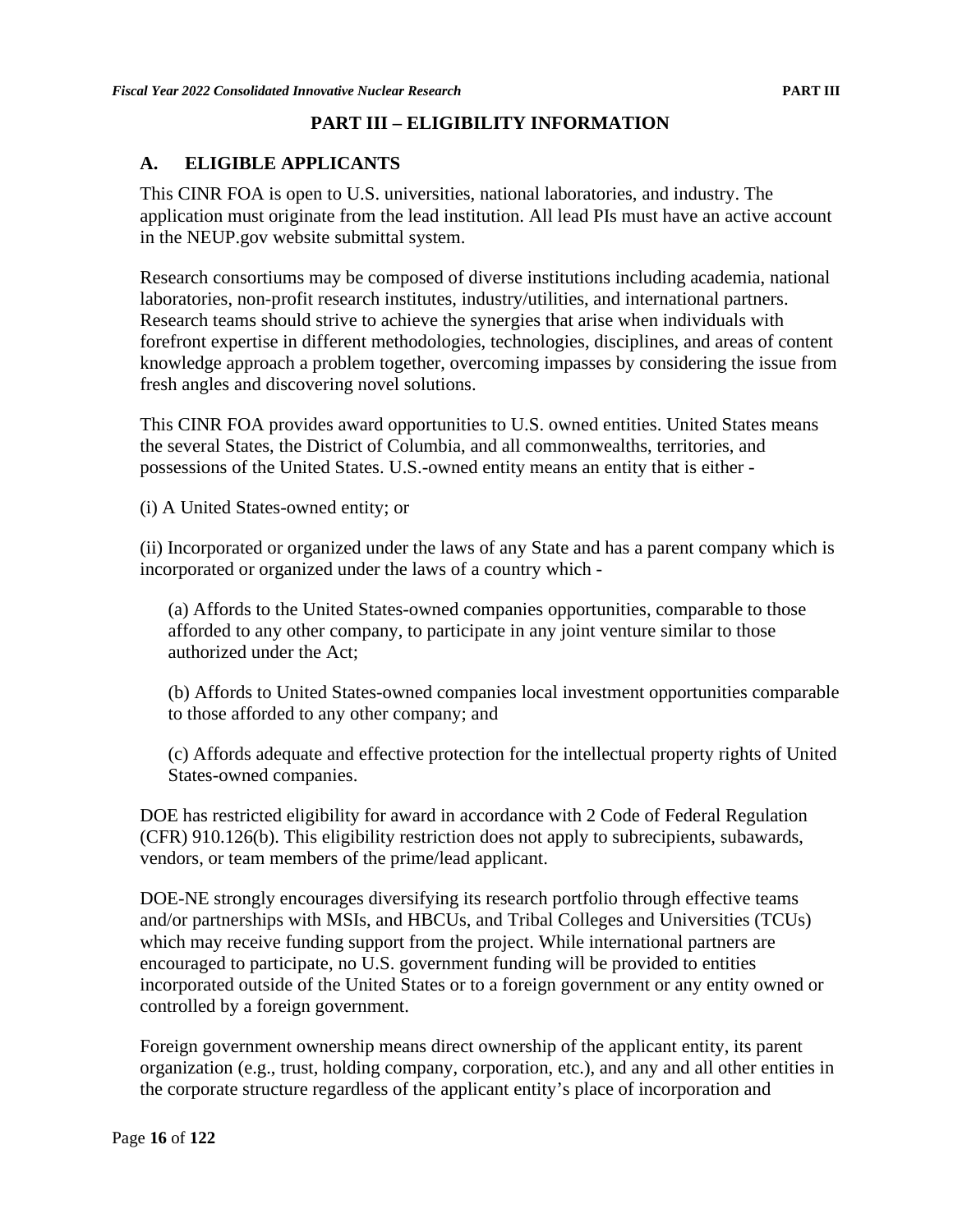# PART III – ELIGIBILITY INFORMATION

## A. ELIGIBLE APPLICANTS

This CINR FOA is open to U.S. universities, national laboratories, and industry. The application must originate from the lead institution. All lead PIs must have an active account in the NEUP.gov website submittal system.

Research consortiums may be composed of diverse institutions including academia, national laboratories, non-profit research institutes, industry/utilities, and international partners. Research teams should strive to achieve the synergies that arise when individuals with forefront expertise in different methodologies, technologies, disciplines, and areas of content knowledge approach a problem together, overcoming impasses by considering the issue from fresh angles and discovering novel solutions.

This CINR FOA provides award opportunities to U.S. owned entities. United States means the several States, the District of Columbia, and all commonwealths, territories, and possessions of the United States. U.S.-owned entity means an entity that is either -

(i) A United States-owned entity; or

(ii) Incorporated or organized under the laws of any State and has a parent company which is incorporated or organized under the laws of a country which -

> (a) Affords to the United States-owned companies opportunities, comparable to those afforded to any other company, to participate in any joint venture similar to those authorized under the Act;
>
> (b) Affords to United States-owned companies local investment opportunities comparable to those afforded to any other company; and
>
> (c) Affords adequate and effective protection for the intellectual property rights of United States-owned companies.

DOE has restricted eligibility for award in accordance with 2 Code of Federal Regulation (CFR) 910.126(b). This eligibility restriction does not apply to subrecipients, subawards, vendors, or team members of the prime/lead applicant.

DOE-NE strongly encourages diversifying its research portfolio through effective teams and/or partnerships with MSIs, and HBCUs, and Tribal Colleges and Universities (TCUs) which may receive funding support from the project. While international partners are encouraged to participate, no U.S. government funding will be provided to entities incorporated outside of the United States or to a foreign government or any entity owned or controlled by a foreign government.

Foreign government ownership means direct ownership of the applicant entity, its parent organization (e.g., trust, holding company, corporation, etc.), and any and all other entities in the corporate structure regardless of the applicant entity's place of incorporation and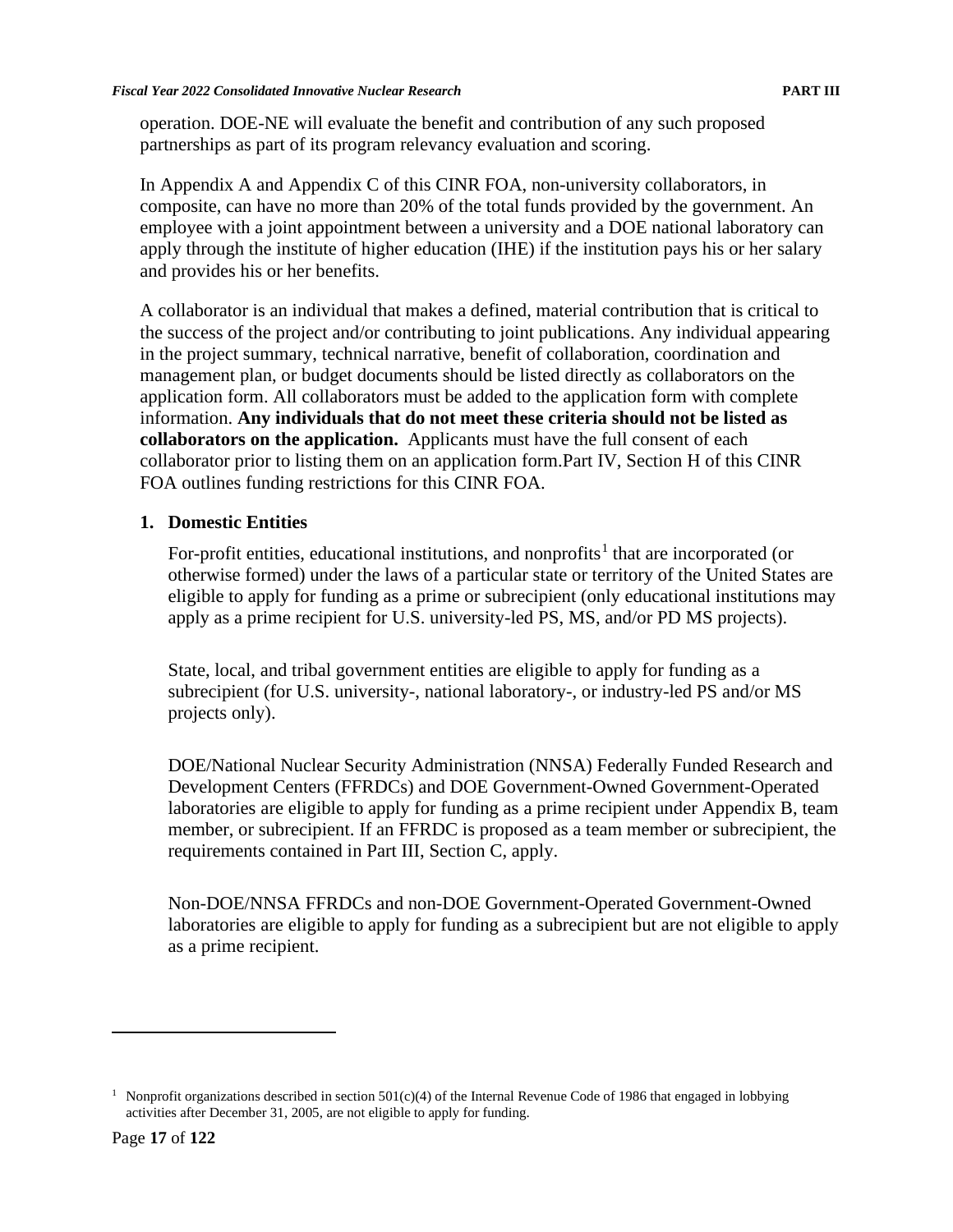operation. DOE-NE will evaluate the benefit and contribution of any such proposed partnerships as part of its program relevancy evaluation and scoring.

In Appendix A and Appendix C of this CINR FOA, non-university collaborators, in composite, can have no more than 20% of the total funds provided by the government. An employee with a joint appointment between a university and a DOE national laboratory can apply through the institute of higher education (IHE) if the institution pays his or her salary and provides his or her benefits.

A collaborator is an individual that makes a defined, material contribution that is critical to the success of the project and/or contributing to joint publications. Any individual appearing in the project summary, technical narrative, benefit of collaboration, coordination and management plan, or budget documents should be listed directly as collaborators on the application form. All collaborators must be added to the application form with complete information. **Any individuals that do not meet these criteria should not be listed as collaborators on the application.** Applicants must have the full consent of each collaborator prior to listing them on an application form.Part IV, Section H of this CINR FOA outlines funding restrictions for this CINR FOA.

1. **Domestic Entities**

   For-profit entities, educational institutions, and nonprofits[1] that are incorporated (or otherwise formed) under the laws of a particular state or territory of the United States are eligible to apply for funding as a prime or subrecipient (only educational institutions may apply as a prime recipient for U.S. university-led PS, MS, and/or PD MS projects).

   State, local, and tribal government entities are eligible to apply for funding as a subrecipient (for U.S. university-, national laboratory-, or industry-led PS and/or MS projects only).

   DOE/National Nuclear Security Administration (NNSA) Federally Funded Research and Development Centers (FFRDCs) and DOE Government-Owned Government-Operated laboratories are eligible to apply for funding as a prime recipient under Appendix B, team member, or subrecipient. If an FFRDC is proposed as a team member or subrecipient, the requirements contained in Part III, Section C, apply.

   Non-DOE/NNSA FFRDCs and non-DOE Government-Operated Government-Owned laboratories are eligible to apply for funding as a subrecipient but are not eligible to apply as a prime recipient.

[1] Nonprofit organizations described in section 501(c)(4) of the Internal Revenue Code of 1986 that engaged in lobbying activities after December 31, 2005, are not eligible to apply for funding.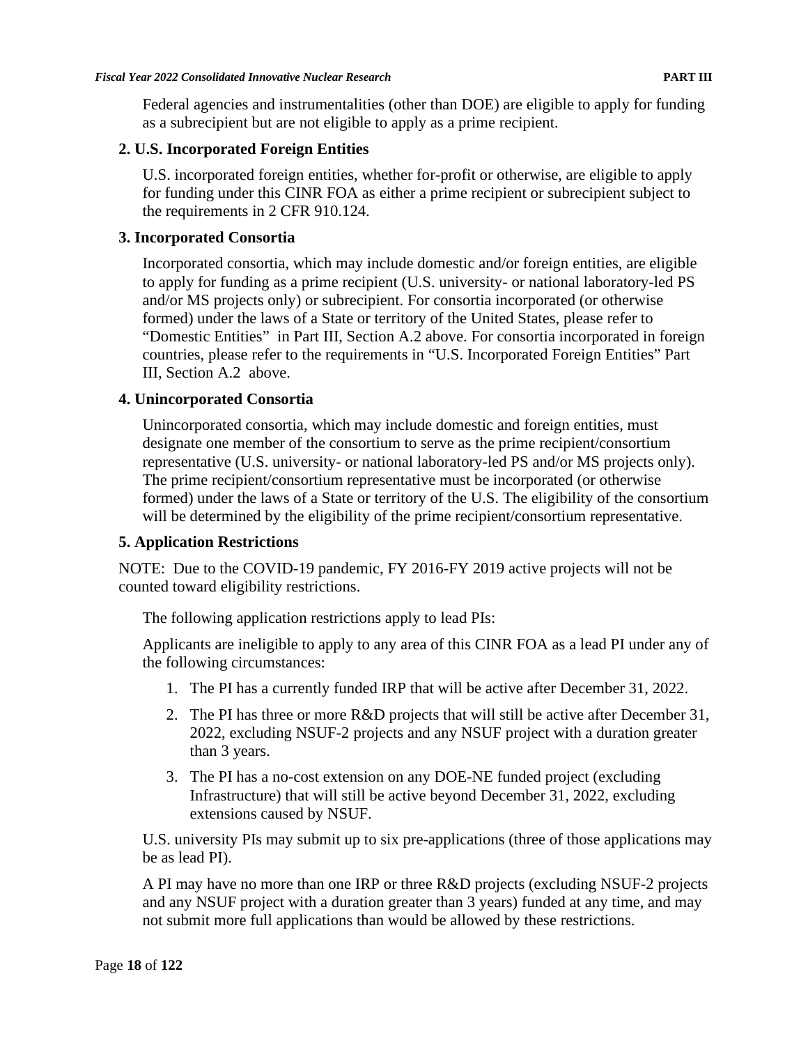Federal agencies and instrumentalities (other than DOE) are eligible to apply for funding as a subrecipient but are not eligible to apply as a prime recipient.

### 2. U.S. Incorporated Foreign Entities

U.S. incorporated foreign entities, whether for-profit or otherwise, are eligible to apply for funding under this CINR FOA as either a prime recipient or subrecipient subject to the requirements in 2 CFR 910.124.

### 3. Incorporated Consortia

Incorporated consortia, which may include domestic and/or foreign entities, are eligible to apply for funding as a prime recipient (U.S. university- or national laboratory-led PS and/or MS projects only) or subrecipient. For consortia incorporated (or otherwise formed) under the laws of a State or territory of the United States, please refer to "Domestic Entities" in Part III, Section A.2 above. For consortia incorporated in foreign countries, please refer to the requirements in "U.S. Incorporated Foreign Entities" Part III, Section A.2 above.

### 4. Unincorporated Consortia

Unincorporated consortia, which may include domestic and foreign entities, must designate one member of the consortium to serve as the prime recipient/consortium representative (U.S. university- or national laboratory-led PS and/or MS projects only). The prime recipient/consortium representative must be incorporated (or otherwise formed) under the laws of a State or territory of the U.S. The eligibility of the consortium will be determined by the eligibility of the prime recipient/consortium representative.

### 5. Application Restrictions

NOTE: Due to the COVID-19 pandemic, FY 2016-FY 2019 active projects will not be counted toward eligibility restrictions.

The following application restrictions apply to lead PIs:

Applicants are ineligible to apply to any area of this CINR FOA as a lead PI under any of the following circumstances:

1. The PI has a currently funded IRP that will be active after December 31, 2022.
2. The PI has three or more R&D projects that will still be active after December 31, 2022, excluding NSUF-2 projects and any NSUF project with a duration greater than 3 years.
3. The PI has a no-cost extension on any DOE-NE funded project (excluding Infrastructure) that will still be active beyond December 31, 2022, excluding extensions caused by NSUF.

U.S. university PIs may submit up to six pre-applications (three of those applications may be as lead PI).

A PI may have no more than one IRP or three R&D projects (excluding NSUF-2 projects and any NSUF project with a duration greater than 3 years) funded at any time, and may not submit more full applications than would be allowed by these restrictions.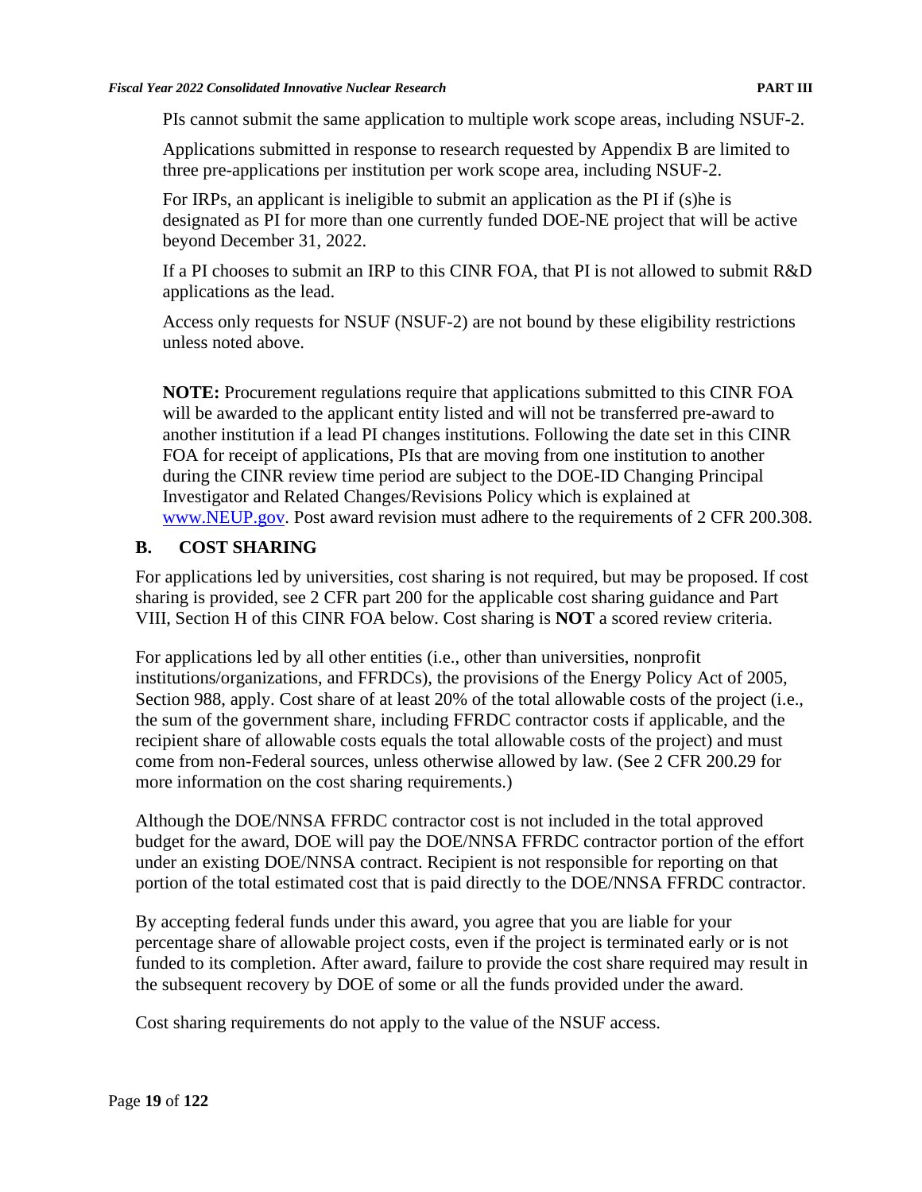PIs cannot submit the same application to multiple work scope areas, including NSUF-2.

Applications submitted in response to research requested by Appendix B are limited to three pre-applications per institution per work scope area, including NSUF-2.

For IRPs, an applicant is ineligible to submit an application as the PI if (s)he is designated as PI for more than one currently funded DOE-NE project that will be active beyond December 31, 2022.

If a PI chooses to submit an IRP to this CINR FOA, that PI is not allowed to submit R&D applications as the lead.

Access only requests for NSUF (NSUF-2) are not bound by these eligibility restrictions unless noted above.

**NOTE:** Procurement regulations require that applications submitted to this CINR FOA will be awarded to the applicant entity listed and will not be transferred pre-award to another institution if a lead PI changes institutions. Following the date set in this CINR FOA for receipt of applications, PIs that are moving from one institution to another during the CINR review time period are subject to the DOE-ID Changing Principal Investigator and Related Changes/Revisions Policy which is explained at [www.NEUP.gov](http://www.NEUP.gov). Post award revision must adhere to the requirements of 2 CFR 200.308.

## B. COST SHARING

For applications led by universities, cost sharing is not required, but may be proposed. If cost sharing is provided, see 2 CFR part 200 for the applicable cost sharing guidance and Part VIII, Section H of this CINR FOA below. Cost sharing is **NOT** a scored review criteria.

For applications led by all other entities (i.e., other than universities, nonprofit institutions/organizations, and FFRDCs), the provisions of the Energy Policy Act of 2005, Section 988, apply. Cost share of at least 20% of the total allowable costs of the project (i.e., the sum of the government share, including FFRDC contractor costs if applicable, and the recipient share of allowable costs equals the total allowable costs of the project) and must come from non-Federal sources, unless otherwise allowed by law. (See 2 CFR 200.29 for more information on the cost sharing requirements.)

Although the DOE/NNSA FFRDC contractor cost is not included in the total approved budget for the award, DOE will pay the DOE/NNSA FFRDC contractor portion of the effort under an existing DOE/NNSA contract. Recipient is not responsible for reporting on that portion of the total estimated cost that is paid directly to the DOE/NNSA FFRDC contractor.

By accepting federal funds under this award, you agree that you are liable for your percentage share of allowable project costs, even if the project is terminated early or is not funded to its completion. After award, failure to provide the cost share required may result in the subsequent recovery by DOE of some or all the funds provided under the award.

Cost sharing requirements do not apply to the value of the NSUF access.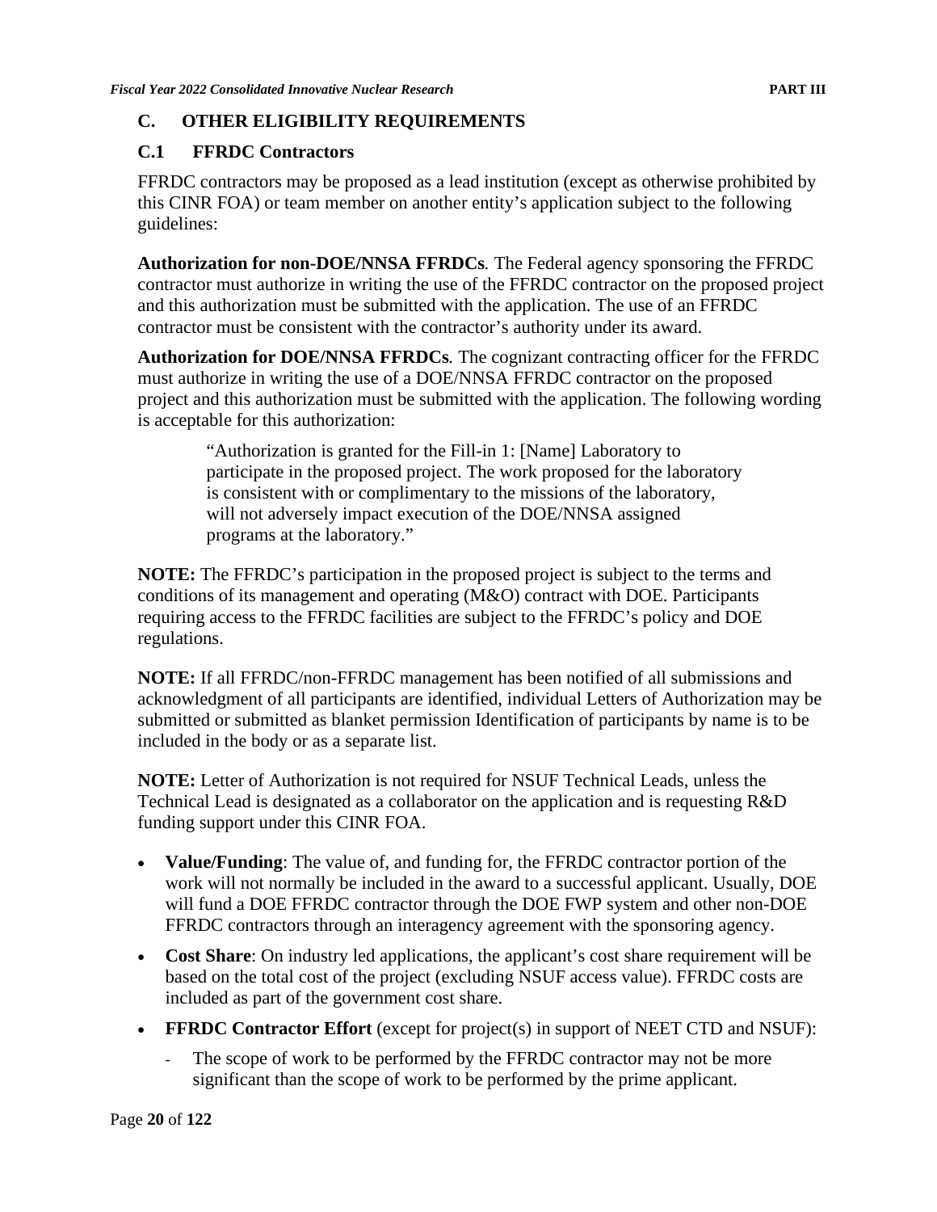## C. OTHER ELIGIBILITY REQUIREMENTS

### C.1 FFRDC Contractors

FFRDC contractors may be proposed as a lead institution (except as otherwise prohibited by this CINR FOA) or team member on another entity's application subject to the following guidelines:

**Authorization for non-DOE/NNSA FFRDCs***.* The Federal agency sponsoring the FFRDC contractor must authorize in writing the use of the FFRDC contractor on the proposed project and this authorization must be submitted with the application. The use of an FFRDC contractor must be consistent with the contractor's authority under its award.

**Authorization for DOE/NNSA FFRDCs***.* The cognizant contracting officer for the FFRDC must authorize in writing the use of a DOE/NNSA FFRDC contractor on the proposed project and this authorization must be submitted with the application. The following wording is acceptable for this authorization:

> "Authorization is granted for the Fill-in 1: [Name] Laboratory to participate in the proposed project. The work proposed for the laboratory is consistent with or complimentary to the missions of the laboratory, will not adversely impact execution of the DOE/NNSA assigned programs at the laboratory."

**NOTE:** The FFRDC's participation in the proposed project is subject to the terms and conditions of its management and operating (M&O) contract with DOE. Participants requiring access to the FFRDC facilities are subject to the FFRDC's policy and DOE regulations.

**NOTE:** If all FFRDC/non-FFRDC management has been notified of all submissions and acknowledgment of all participants are identified, individual Letters of Authorization may be submitted or submitted as blanket permission Identification of participants by name is to be included in the body or as a separate list.

**NOTE:** Letter of Authorization is not required for NSUF Technical Leads, unless the Technical Lead is designated as a collaborator on the application and is requesting R&D funding support under this CINR FOA.

- **Value/Funding**: The value of, and funding for, the FFRDC contractor portion of the work will not normally be included in the award to a successful applicant. Usually, DOE will fund a DOE FFRDC contractor through the DOE FWP system and other non-DOE FFRDC contractors through an interagency agreement with the sponsoring agency.
- **Cost Share**: On industry led applications, the applicant's cost share requirement will be based on the total cost of the project (excluding NSUF access value). FFRDC costs are included as part of the government cost share.
- **FFRDC Contractor Effort** (except for project(s) in support of NEET CTD and NSUF):
  - The scope of work to be performed by the FFRDC contractor may not be more significant than the scope of work to be performed by the prime applicant.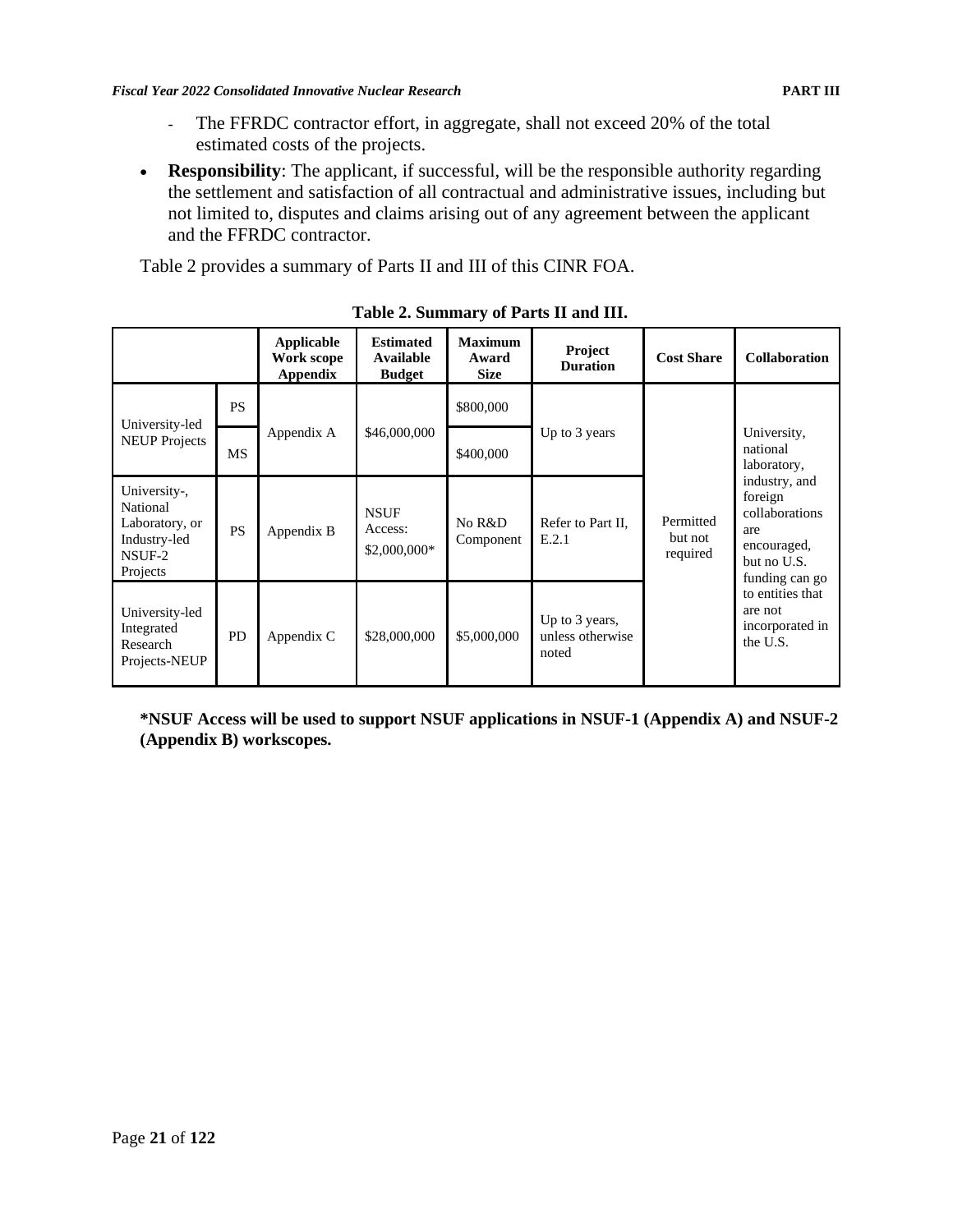- The FFRDC contractor effort, in aggregate, shall not exceed 20% of the total estimated costs of the projects.

- **Responsibility**: The applicant, if successful, will be the responsible authority regarding the settlement and satisfaction of all contractual and administrative issues, including but not limited to, disputes and claims arising out of any agreement between the applicant and the FFRDC contractor.

Table 2 provides a summary of Parts II and III of this CINR FOA.

**Table 2. Summary of Parts II and III.**

| | | Applicable Work scope Appendix | Estimated Available Budget | Maximum Award Size | Project Duration | Cost Share | Collaboration |
|---|---|---|---|---|---|---|---|
| University-led NEUP Projects | PS | Appendix A | $46,000,000 | $800,000 | Up to 3 years | Permitted but not required | University, national laboratory, industry, and foreign collaborations are encouraged, but no U.S. funding can go to entities that are not incorporated in the U.S. |
| | MS | | | $400,000 | | | |
| University-, National Laboratory, or Industry-led NSUF-2 Projects | PS | Appendix B | NSUF Access: $2,000,000* | No R&D Component | Refer to Part II, E.2.1 | | |
| University-led Integrated Research Projects-NEUP | PD | Appendix C | $28,000,000 | $5,000,000 | Up to 3 years, unless otherwise noted | | |

**\*NSUF Access will be used to support NSUF applications in NSUF-1 (Appendix A) and NSUF-2 (Appendix B) workscopes.**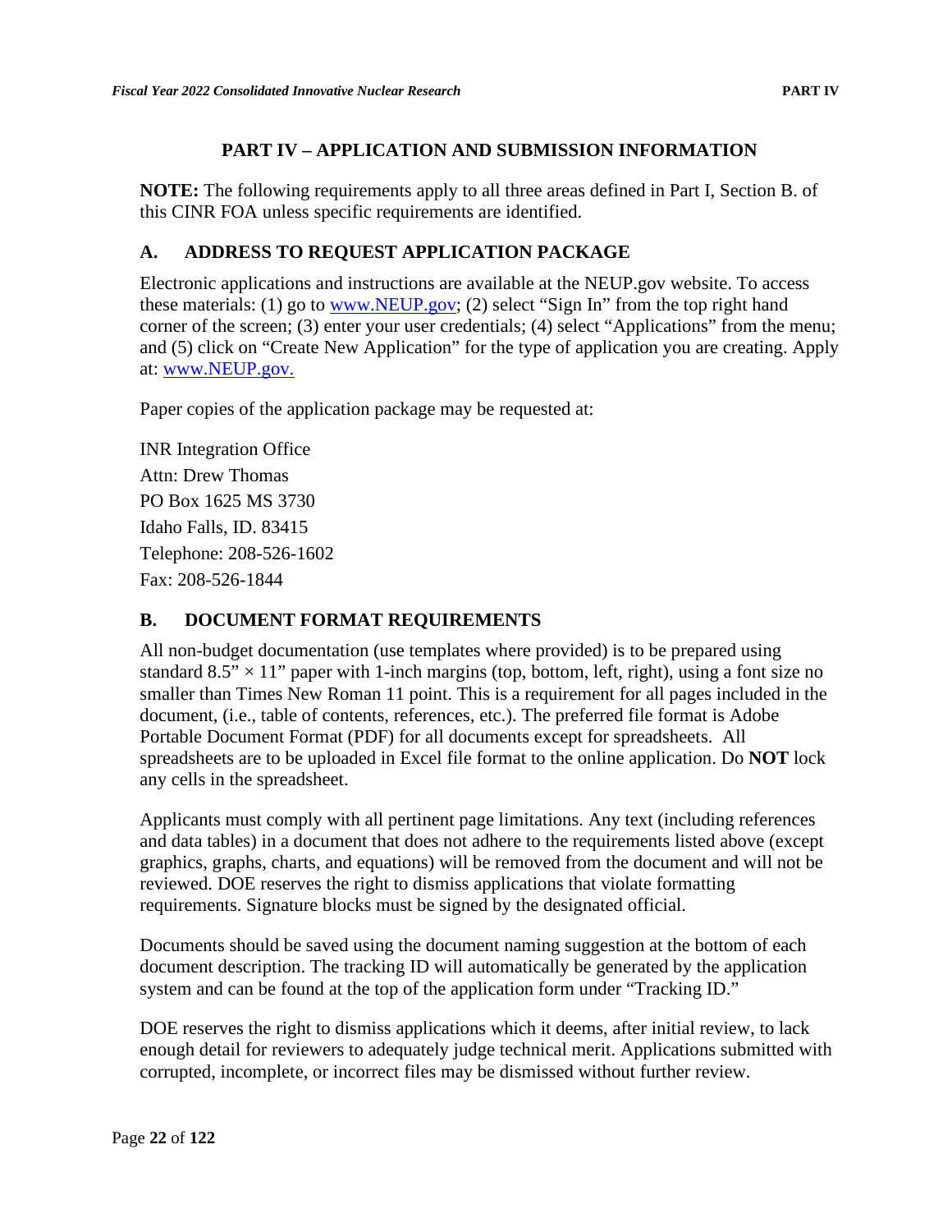## PART IV – APPLICATION AND SUBMISSION INFORMATION

**NOTE:** The following requirements apply to all three areas defined in Part I, Section B. of this CINR FOA unless specific requirements are identified.

### A. ADDRESS TO REQUEST APPLICATION PACKAGE

Electronic applications and instructions are available at the NEUP.gov website. To access these materials: (1) go to www.NEUP.gov; (2) select "Sign In" from the top right hand corner of the screen; (3) enter your user credentials; (4) select "Applications" from the menu; and (5) click on "Create New Application" for the type of application you are creating. Apply at: www.NEUP.gov.

Paper copies of the application package may be requested at:

INR Integration Office
Attn: Drew Thomas
PO Box 1625 MS 3730
Idaho Falls, ID. 83415
Telephone: 208-526-1602
Fax: 208-526-1844

### B. DOCUMENT FORMAT REQUIREMENTS

All non-budget documentation (use templates where provided) is to be prepared using standard 8.5" × 11" paper with 1-inch margins (top, bottom, left, right), using a font size no smaller than Times New Roman 11 point. This is a requirement for all pages included in the document, (i.e., table of contents, references, etc.). The preferred file format is Adobe Portable Document Format (PDF) for all documents except for spreadsheets. All spreadsheets are to be uploaded in Excel file format to the online application. Do **NOT** lock any cells in the spreadsheet.

Applicants must comply with all pertinent page limitations. Any text (including references and data tables) in a document that does not adhere to the requirements listed above (except graphics, graphs, charts, and equations) will be removed from the document and will not be reviewed. DOE reserves the right to dismiss applications that violate formatting requirements. Signature blocks must be signed by the designated official.

Documents should be saved using the document naming suggestion at the bottom of each document description. The tracking ID will automatically be generated by the application system and can be found at the top of the application form under "Tracking ID."

DOE reserves the right to dismiss applications which it deems, after initial review, to lack enough detail for reviewers to adequately judge technical merit. Applications submitted with corrupted, incomplete, or incorrect files may be dismissed without further review.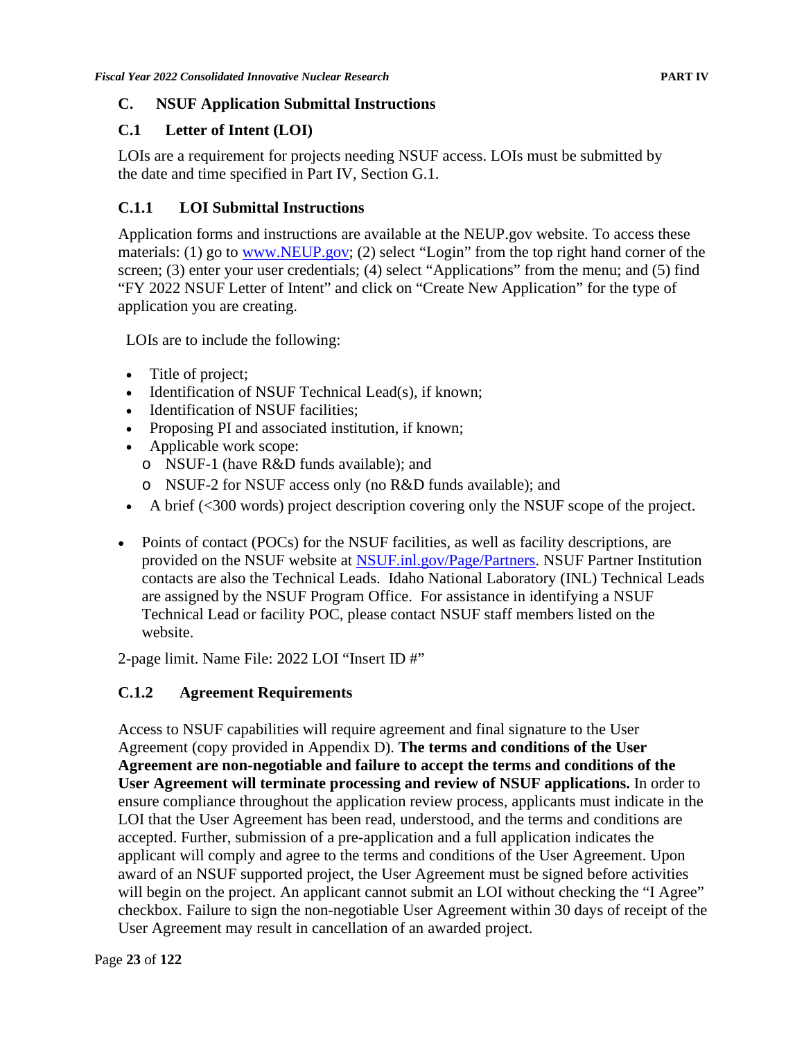## C. NSUF Application Submittal Instructions

### C.1 Letter of Intent (LOI)

LOIs are a requirement for projects needing NSUF access. LOIs must be submitted by the date and time specified in Part IV, Section G.1.

#### C.1.1 LOI Submittal Instructions

Application forms and instructions are available at the NEUP.gov website. To access these materials: (1) go to www.NEUP.gov; (2) select "Login" from the top right hand corner of the screen; (3) enter your user credentials; (4) select "Applications" from the menu; and (5) find "FY 2022 NSUF Letter of Intent" and click on "Create New Application" for the type of application you are creating.

LOIs are to include the following:

- Title of project;
- Identification of NSUF Technical Lead(s), if known;
- Identification of NSUF facilities;
- Proposing PI and associated institution, if known;
- Applicable work scope:
  - NSUF-1 (have R&D funds available); and
  - NSUF-2 for NSUF access only (no R&D funds available); and
- A brief (<300 words) project description covering only the NSUF scope of the project.

- Points of contact (POCs) for the NSUF facilities, as well as facility descriptions, are provided on the NSUF website at NSUF.inl.gov/Page/Partners. NSUF Partner Institution contacts are also the Technical Leads. Idaho National Laboratory (INL) Technical Leads are assigned by the NSUF Program Office. For assistance in identifying a NSUF Technical Lead or facility POC, please contact NSUF staff members listed on the website.

2-page limit. Name File: 2022 LOI "Insert ID #"

#### C.1.2 Agreement Requirements

Access to NSUF capabilities will require agreement and final signature to the User Agreement (copy provided in Appendix D). **The terms and conditions of the User Agreement are non-negotiable and failure to accept the terms and conditions of the User Agreement will terminate processing and review of NSUF applications.** In order to ensure compliance throughout the application review process, applicants must indicate in the LOI that the User Agreement has been read, understood, and the terms and conditions are accepted. Further, submission of a pre-application and a full application indicates the applicant will comply and agree to the terms and conditions of the User Agreement. Upon award of an NSUF supported project, the User Agreement must be signed before activities will begin on the project. An applicant cannot submit an LOI without checking the "I Agree" checkbox. Failure to sign the non-negotiable User Agreement within 30 days of receipt of the User Agreement may result in cancellation of an awarded project.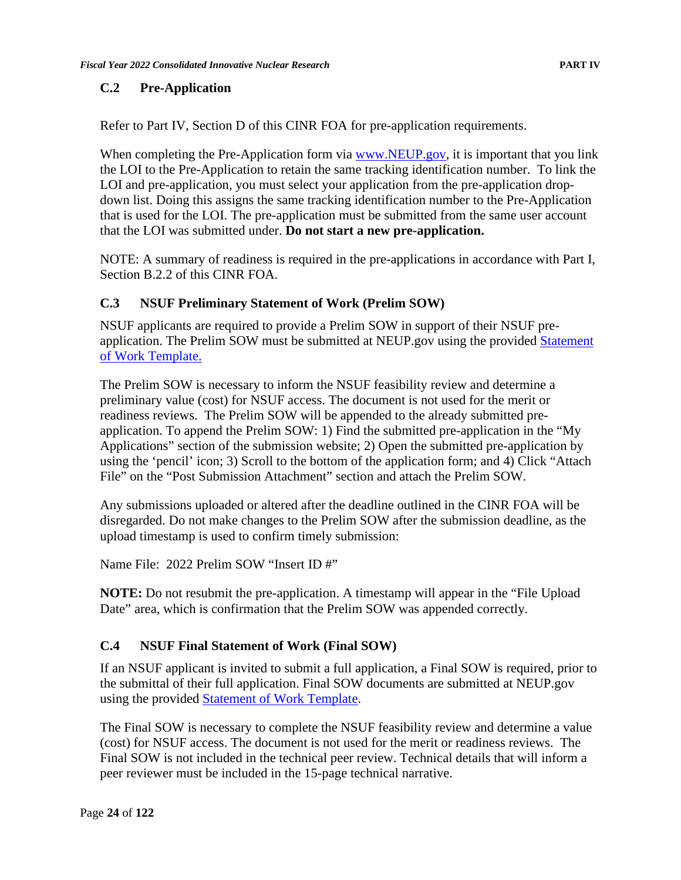### C.2 Pre-Application

Refer to Part IV, Section D of this CINR FOA for pre-application requirements.

When completing the Pre-Application form via www.NEUP.gov, it is important that you link the LOI to the Pre-Application to retain the same tracking identification number. To link the LOI and pre-application, you must select your application from the pre-application drop-down list. Doing this assigns the same tracking identification number to the Pre-Application that is used for the LOI. The pre-application must be submitted from the same user account that the LOI was submitted under. **Do not start a new pre-application.**

NOTE: A summary of readiness is required in the pre-applications in accordance with Part I, Section B.2.2 of this CINR FOA.

### C.3 NSUF Preliminary Statement of Work (Prelim SOW)

NSUF applicants are required to provide a Prelim SOW in support of their NSUF pre-application. The Prelim SOW must be submitted at NEUP.gov using the provided Statement of Work Template.

The Prelim SOW is necessary to inform the NSUF feasibility review and determine a preliminary value (cost) for NSUF access. The document is not used for the merit or readiness reviews. The Prelim SOW will be appended to the already submitted pre-application. To append the Prelim SOW: 1) Find the submitted pre-application in the "My Applications" section of the submission website; 2) Open the submitted pre-application by using the 'pencil' icon; 3) Scroll to the bottom of the application form; and 4) Click "Attach File" on the "Post Submission Attachment" section and attach the Prelim SOW.

Any submissions uploaded or altered after the deadline outlined in the CINR FOA will be disregarded. Do not make changes to the Prelim SOW after the submission deadline, as the upload timestamp is used to confirm timely submission:

Name File: 2022 Prelim SOW "Insert ID #"

**NOTE:** Do not resubmit the pre-application. A timestamp will appear in the "File Upload Date" area, which is confirmation that the Prelim SOW was appended correctly.

### C.4 NSUF Final Statement of Work (Final SOW)

If an NSUF applicant is invited to submit a full application, a Final SOW is required, prior to the submittal of their full application. Final SOW documents are submitted at NEUP.gov using the provided Statement of Work Template.

The Final SOW is necessary to complete the NSUF feasibility review and determine a value (cost) for NSUF access. The document is not used for the merit or readiness reviews. The Final SOW is not included in the technical peer review. Technical details that will inform a peer reviewer must be included in the 15-page technical narrative.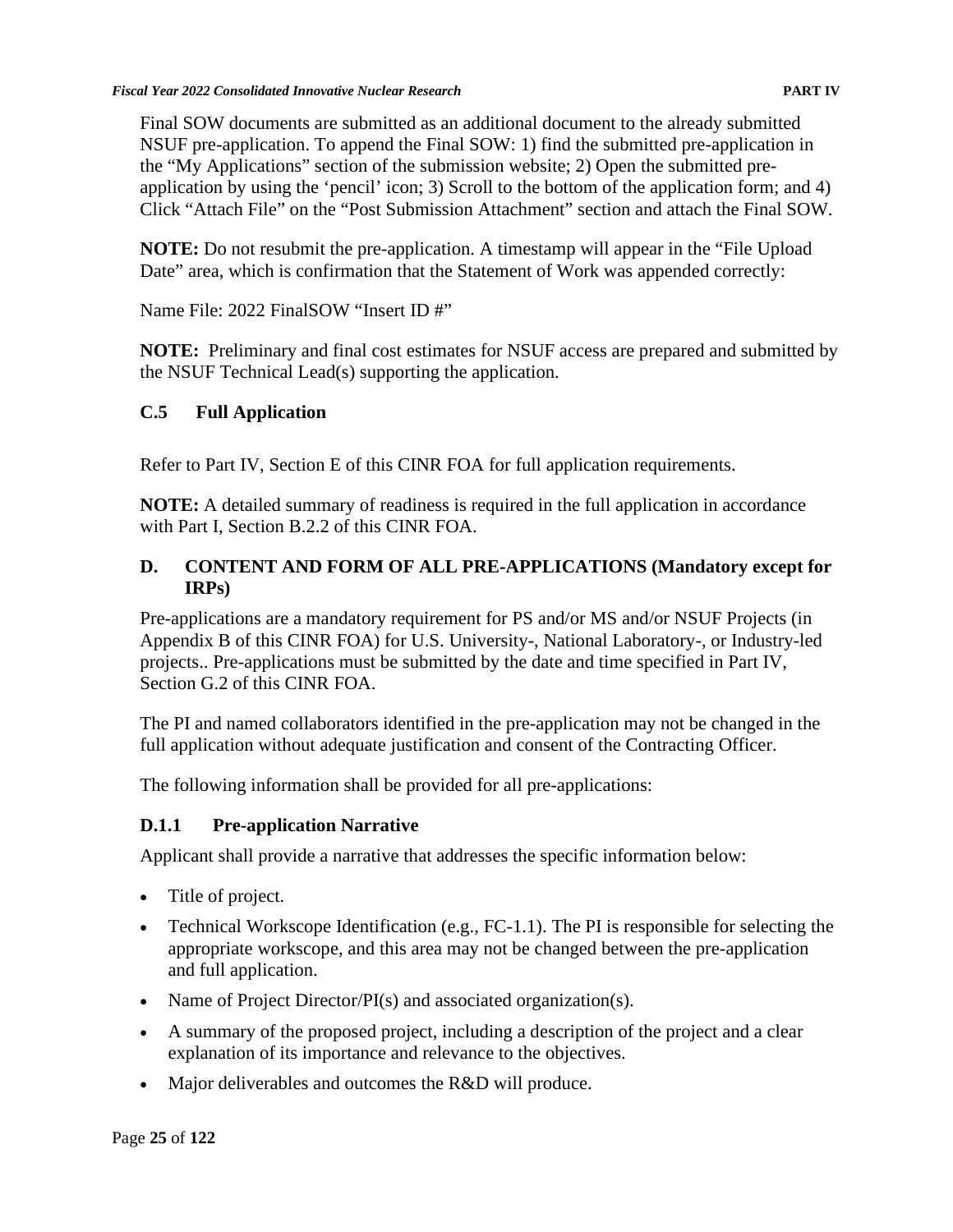Final SOW documents are submitted as an additional document to the already submitted NSUF pre-application. To append the Final SOW: 1) find the submitted pre-application in the "My Applications" section of the submission website; 2) Open the submitted pre-application by using the 'pencil' icon; 3) Scroll to the bottom of the application form; and 4) Click "Attach File" on the "Post Submission Attachment" section and attach the Final SOW.

**NOTE:** Do not resubmit the pre-application. A timestamp will appear in the "File Upload Date" area, which is confirmation that the Statement of Work was appended correctly:

Name File: 2022 FinalSOW "Insert ID #"

**NOTE:** Preliminary and final cost estimates for NSUF access are prepared and submitted by the NSUF Technical Lead(s) supporting the application.

### C.5 Full Application

Refer to Part IV, Section E of this CINR FOA for full application requirements.

**NOTE:** A detailed summary of readiness is required in the full application in accordance with Part I, Section B.2.2 of this CINR FOA.

## D. CONTENT AND FORM OF ALL PRE-APPLICATIONS (Mandatory except for IRPs)

Pre-applications are a mandatory requirement for PS and/or MS and/or NSUF Projects (in Appendix B of this CINR FOA) for U.S. University-, National Laboratory-, or Industry-led projects.. Pre-applications must be submitted by the date and time specified in Part IV, Section G.2 of this CINR FOA.

The PI and named collaborators identified in the pre-application may not be changed in the full application without adequate justification and consent of the Contracting Officer.

The following information shall be provided for all pre-applications:

### D.1.1 Pre-application Narrative

Applicant shall provide a narrative that addresses the specific information below:

- Title of project.
- Technical Workscope Identification (e.g., FC-1.1). The PI is responsible for selecting the appropriate workscope, and this area may not be changed between the pre-application and full application.
- Name of Project Director/PI(s) and associated organization(s).
- A summary of the proposed project, including a description of the project and a clear explanation of its importance and relevance to the objectives.
- Major deliverables and outcomes the R&D will produce.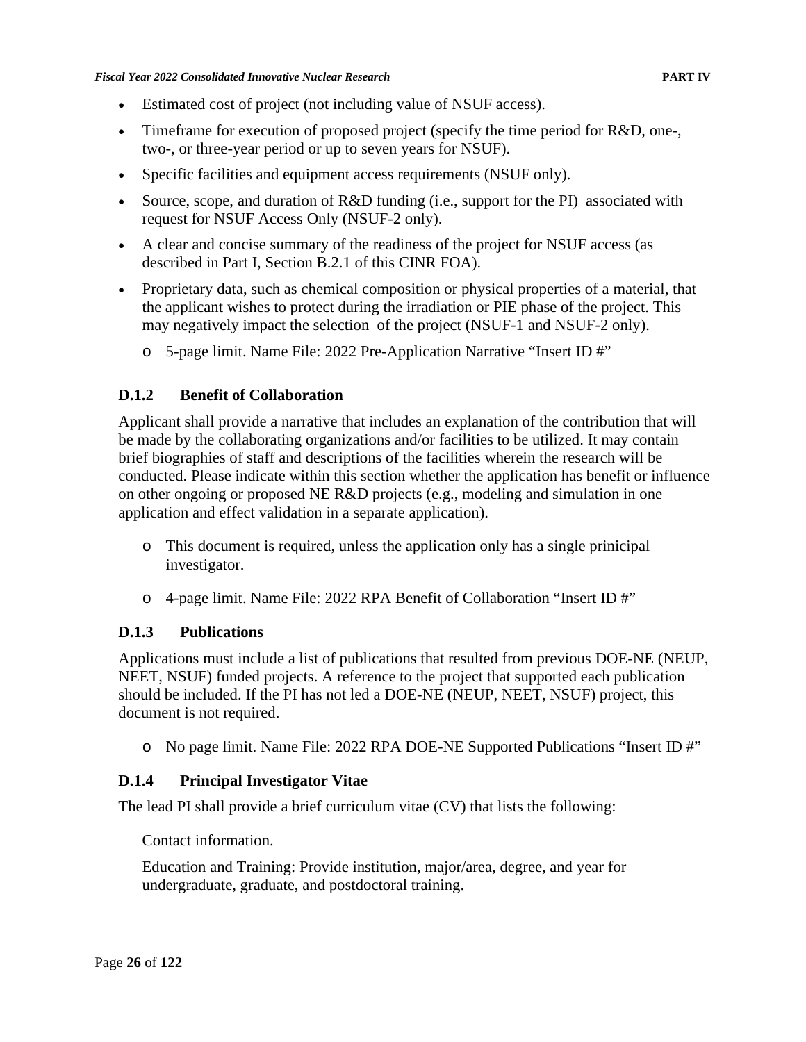- Estimated cost of project (not including value of NSUF access).
- Timeframe for execution of proposed project (specify the time period for R&D, one-, two-, or three-year period or up to seven years for NSUF).
- Specific facilities and equipment access requirements (NSUF only).
- Source, scope, and duration of R&D funding (i.e., support for the PI) associated with request for NSUF Access Only (NSUF-2 only).
- A clear and concise summary of the readiness of the project for NSUF access (as described in Part I, Section B.2.1 of this CINR FOA).
- Proprietary data, such as chemical composition or physical properties of a material, that the applicant wishes to protect during the irradiation or PIE phase of the project. This may negatively impact the selection of the project (NSUF-1 and NSUF-2 only).
  - 5-page limit. Name File: 2022 Pre-Application Narrative "Insert ID #"

### D.1.2 Benefit of Collaboration

Applicant shall provide a narrative that includes an explanation of the contribution that will be made by the collaborating organizations and/or facilities to be utilized. It may contain brief biographies of staff and descriptions of the facilities wherein the research will be conducted. Please indicate within this section whether the application has benefit or influence on other ongoing or proposed NE R&D projects (e.g., modeling and simulation in one application and effect validation in a separate application).

- This document is required, unless the application only has a single prinicipal investigator.
- 4-page limit. Name File: 2022 RPA Benefit of Collaboration "Insert ID #"

### D.1.3 Publications

Applications must include a list of publications that resulted from previous DOE-NE (NEUP, NEET, NSUF) funded projects. A reference to the project that supported each publication should be included. If the PI has not led a DOE-NE (NEUP, NEET, NSUF) project, this document is not required.

- No page limit. Name File: 2022 RPA DOE-NE Supported Publications "Insert ID #"

### D.1.4 Principal Investigator Vitae

The lead PI shall provide a brief curriculum vitae (CV) that lists the following:

Contact information.

Education and Training: Provide institution, major/area, degree, and year for undergraduate, graduate, and postdoctoral training.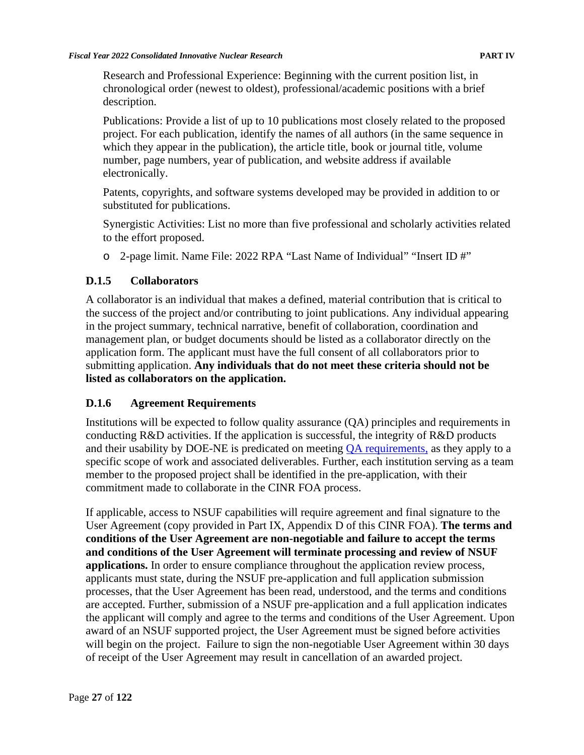Research and Professional Experience: Beginning with the current position list, in chronological order (newest to oldest), professional/academic positions with a brief description.

Publications: Provide a list of up to 10 publications most closely related to the proposed project. For each publication, identify the names of all authors (in the same sequence in which they appear in the publication), the article title, book or journal title, volume number, page numbers, year of publication, and website address if available electronically.

Patents, copyrights, and software systems developed may be provided in addition to or substituted for publications.

Synergistic Activities: List no more than five professional and scholarly activities related to the effort proposed.

- 2-page limit. Name File: 2022 RPA "Last Name of Individual" "Insert ID #"

### D.1.5 Collaborators

A collaborator is an individual that makes a defined, material contribution that is critical to the success of the project and/or contributing to joint publications. Any individual appearing in the project summary, technical narrative, benefit of collaboration, coordination and management plan, or budget documents should be listed as a collaborator directly on the application form. The applicant must have the full consent of all collaborators prior to submitting application. **Any individuals that do not meet these criteria should not be listed as collaborators on the application.**

### D.1.6 Agreement Requirements

Institutions will be expected to follow quality assurance (QA) principles and requirements in conducting R&D activities. If the application is successful, the integrity of R&D products and their usability by DOE-NE is predicated on meeting QA requirements, as they apply to a specific scope of work and associated deliverables. Further, each institution serving as a team member to the proposed project shall be identified in the pre-application, with their commitment made to collaborate in the CINR FOA process.

If applicable, access to NSUF capabilities will require agreement and final signature to the User Agreement (copy provided in Part IX, Appendix D of this CINR FOA). **The terms and conditions of the User Agreement are non-negotiable and failure to accept the terms and conditions of the User Agreement will terminate processing and review of NSUF applications.** In order to ensure compliance throughout the application review process, applicants must state, during the NSUF pre-application and full application submission processes, that the User Agreement has been read, understood, and the terms and conditions are accepted. Further, submission of a NSUF pre-application and a full application indicates the applicant will comply and agree to the terms and conditions of the User Agreement. Upon award of an NSUF supported project, the User Agreement must be signed before activities will begin on the project. Failure to sign the non-negotiable User Agreement within 30 days of receipt of the User Agreement may result in cancellation of an awarded project.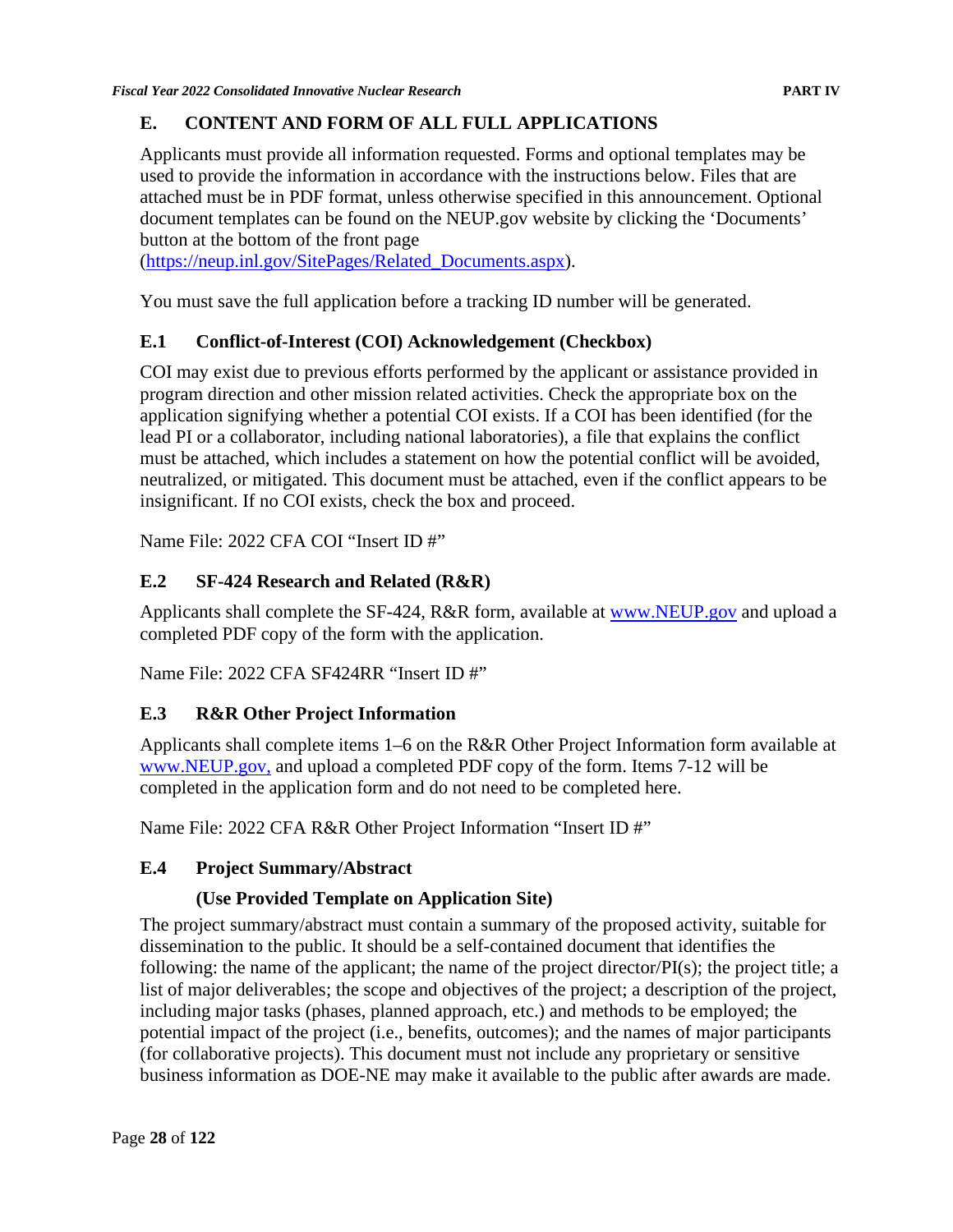## E. CONTENT AND FORM OF ALL FULL APPLICATIONS

Applicants must provide all information requested. Forms and optional templates may be used to provide the information in accordance with the instructions below. Files that are attached must be in PDF format, unless otherwise specified in this announcement. Optional document templates can be found on the NEUP.gov website by clicking the 'Documents' button at the bottom of the front page (https://neup.inl.gov/SitePages/Related_Documents.aspx).

You must save the full application before a tracking ID number will be generated.

### E.1 Conflict-of-Interest (COI) Acknowledgement (Checkbox)

COI may exist due to previous efforts performed by the applicant or assistance provided in program direction and other mission related activities. Check the appropriate box on the application signifying whether a potential COI exists. If a COI has been identified (for the lead PI or a collaborator, including national laboratories), a file that explains the conflict must be attached, which includes a statement on how the potential conflict will be avoided, neutralized, or mitigated. This document must be attached, even if the conflict appears to be insignificant. If no COI exists, check the box and proceed.

Name File: 2022 CFA COI "Insert ID #"

### E.2 SF-424 Research and Related (R&R)

Applicants shall complete the SF-424, R&R form, available at www.NEUP.gov and upload a completed PDF copy of the form with the application.

Name File: 2022 CFA SF424RR "Insert ID #"

### E.3 R&R Other Project Information

Applicants shall complete items 1–6 on the R&R Other Project Information form available at www.NEUP.gov, and upload a completed PDF copy of the form. Items 7-12 will be completed in the application form and do not need to be completed here.

Name File: 2022 CFA R&R Other Project Information "Insert ID #"

### E.4 Project Summary/Abstract

**(Use Provided Template on Application Site)**

The project summary/abstract must contain a summary of the proposed activity, suitable for dissemination to the public. It should be a self-contained document that identifies the following: the name of the applicant; the name of the project director/PI(s); the project title; a list of major deliverables; the scope and objectives of the project; a description of the project, including major tasks (phases, planned approach, etc.) and methods to be employed; the potential impact of the project (i.e., benefits, outcomes); and the names of major participants (for collaborative projects). This document must not include any proprietary or sensitive business information as DOE-NE may make it available to the public after awards are made.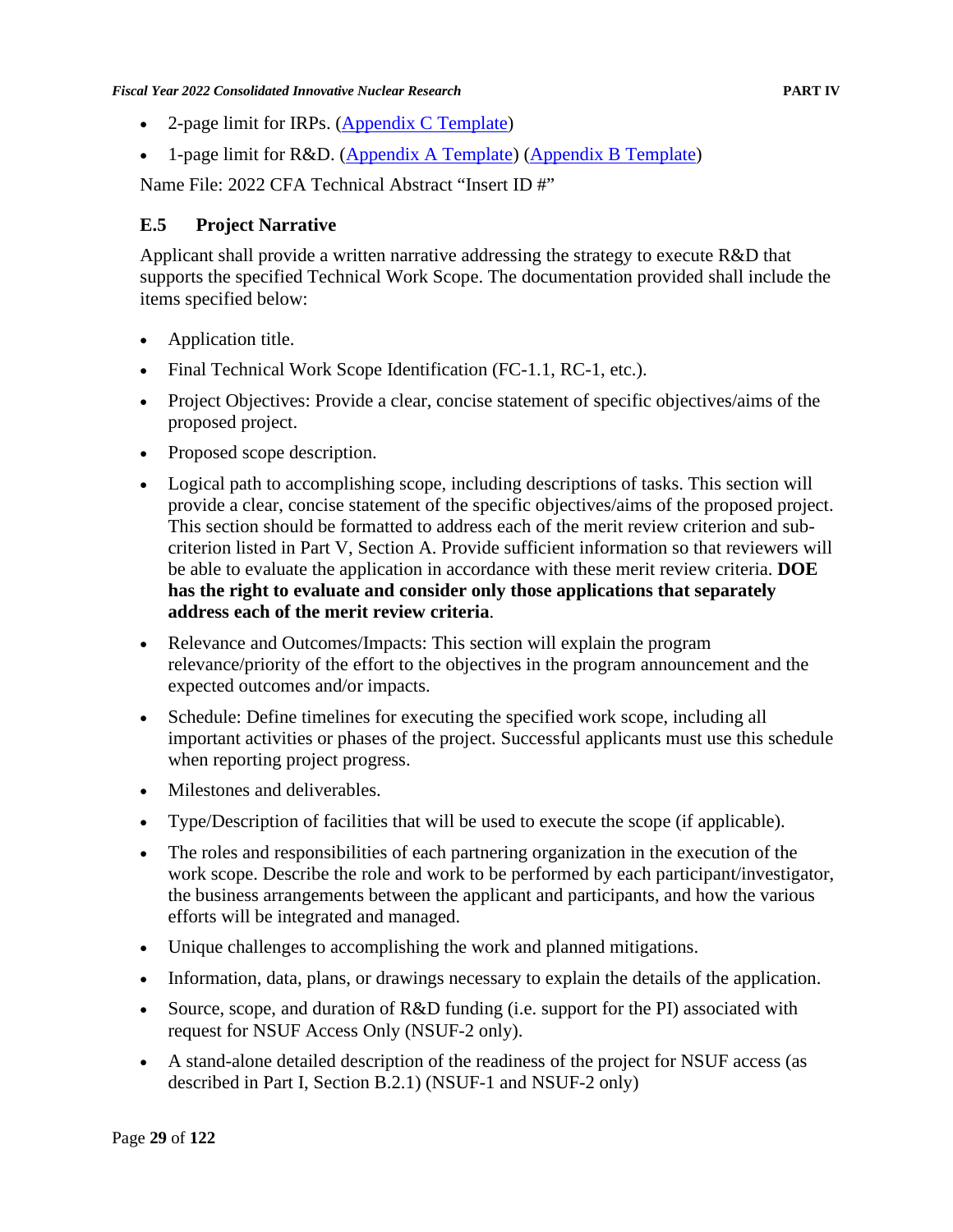- 2-page limit for IRPs. ([Appendix C Template](#))
- 1-page limit for R&D. ([Appendix A Template](#)) ([Appendix B Template](#))

Name File: 2022 CFA Technical Abstract "Insert ID #"

### E.5 Project Narrative

Applicant shall provide a written narrative addressing the strategy to execute R&D that supports the specified Technical Work Scope. The documentation provided shall include the items specified below:

- Application title.
- Final Technical Work Scope Identification (FC-1.1, RC-1, etc.).
- Project Objectives: Provide a clear, concise statement of specific objectives/aims of the proposed project.
- Proposed scope description.
- Logical path to accomplishing scope, including descriptions of tasks. This section will provide a clear, concise statement of the specific objectives/aims of the proposed project. This section should be formatted to address each of the merit review criterion and sub-criterion listed in Part V, Section A. Provide sufficient information so that reviewers will be able to evaluate the application in accordance with these merit review criteria. **DOE has the right to evaluate and consider only those applications that separately address each of the merit review criteria**.
- Relevance and Outcomes/Impacts: This section will explain the program relevance/priority of the effort to the objectives in the program announcement and the expected outcomes and/or impacts.
- Schedule: Define timelines for executing the specified work scope, including all important activities or phases of the project. Successful applicants must use this schedule when reporting project progress.
- Milestones and deliverables.
- Type/Description of facilities that will be used to execute the scope (if applicable).
- The roles and responsibilities of each partnering organization in the execution of the work scope. Describe the role and work to be performed by each participant/investigator, the business arrangements between the applicant and participants, and how the various efforts will be integrated and managed.
- Unique challenges to accomplishing the work and planned mitigations.
- Information, data, plans, or drawings necessary to explain the details of the application.
- Source, scope, and duration of R&D funding (i.e. support for the PI) associated with request for NSUF Access Only (NSUF-2 only).
- A stand-alone detailed description of the readiness of the project for NSUF access (as described in Part I, Section B.2.1) (NSUF-1 and NSUF-2 only)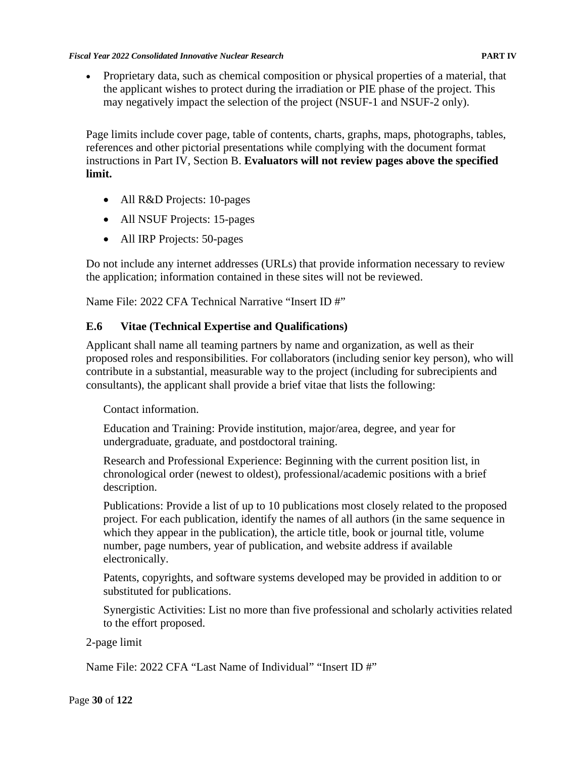- Proprietary data, such as chemical composition or physical properties of a material, that the applicant wishes to protect during the irradiation or PIE phase of the project. This may negatively impact the selection of the project (NSUF-1 and NSUF-2 only).

Page limits include cover page, table of contents, charts, graphs, maps, photographs, tables, references and other pictorial presentations while complying with the document format instructions in Part IV, Section B. **Evaluators will not review pages above the specified limit.**

- All R&D Projects: 10-pages
- All NSUF Projects: 15-pages
- All IRP Projects: 50-pages

Do not include any internet addresses (URLs) that provide information necessary to review the application; information contained in these sites will not be reviewed.

Name File: 2022 CFA Technical Narrative "Insert ID #"

### E.6 Vitae (Technical Expertise and Qualifications)

Applicant shall name all teaming partners by name and organization, as well as their proposed roles and responsibilities. For collaborators (including senior key person), who will contribute in a substantial, measurable way to the project (including for subrecipients and consultants), the applicant shall provide a brief vitae that lists the following:

Contact information.

Education and Training: Provide institution, major/area, degree, and year for undergraduate, graduate, and postdoctoral training.

Research and Professional Experience: Beginning with the current position list, in chronological order (newest to oldest), professional/academic positions with a brief description.

Publications: Provide a list of up to 10 publications most closely related to the proposed project. For each publication, identify the names of all authors (in the same sequence in which they appear in the publication), the article title, book or journal title, volume number, page numbers, year of publication, and website address if available electronically.

Patents, copyrights, and software systems developed may be provided in addition to or substituted for publications.

Synergistic Activities: List no more than five professional and scholarly activities related to the effort proposed.

2-page limit

Name File: 2022 CFA "Last Name of Individual" "Insert ID #"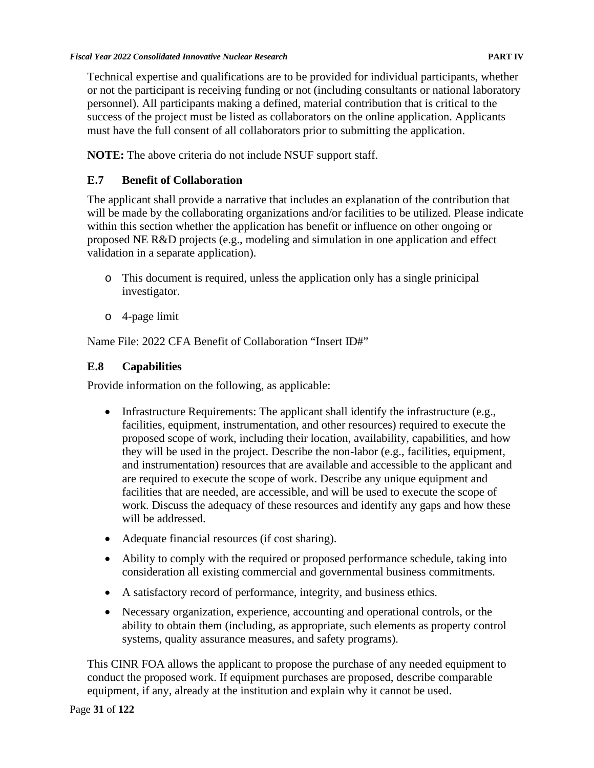Technical expertise and qualifications are to be provided for individual participants, whether or not the participant is receiving funding or not (including consultants or national laboratory personnel). All participants making a defined, material contribution that is critical to the success of the project must be listed as collaborators on the online application. Applicants must have the full consent of all collaborators prior to submitting the application.

**NOTE:** The above criteria do not include NSUF support staff.

### E.7 Benefit of Collaboration

The applicant shall provide a narrative that includes an explanation of the contribution that will be made by the collaborating organizations and/or facilities to be utilized. Please indicate within this section whether the application has benefit or influence on other ongoing or proposed NE R&D projects (e.g., modeling and simulation in one application and effect validation in a separate application).

- This document is required, unless the application only has a single prinicipal investigator.
- 4-page limit

Name File: 2022 CFA Benefit of Collaboration "Insert ID#"

### E.8 Capabilities

Provide information on the following, as applicable:

- Infrastructure Requirements: The applicant shall identify the infrastructure (e.g., facilities, equipment, instrumentation, and other resources) required to execute the proposed scope of work, including their location, availability, capabilities, and how they will be used in the project. Describe the non-labor (e.g., facilities, equipment, and instrumentation) resources that are available and accessible to the applicant and are required to execute the scope of work. Describe any unique equipment and facilities that are needed, are accessible, and will be used to execute the scope of work. Discuss the adequacy of these resources and identify any gaps and how these will be addressed.
- Adequate financial resources (if cost sharing).
- Ability to comply with the required or proposed performance schedule, taking into consideration all existing commercial and governmental business commitments.
- A satisfactory record of performance, integrity, and business ethics.
- Necessary organization, experience, accounting and operational controls, or the ability to obtain them (including, as appropriate, such elements as property control systems, quality assurance measures, and safety programs).

This CINR FOA allows the applicant to propose the purchase of any needed equipment to conduct the proposed work. If equipment purchases are proposed, describe comparable equipment, if any, already at the institution and explain why it cannot be used.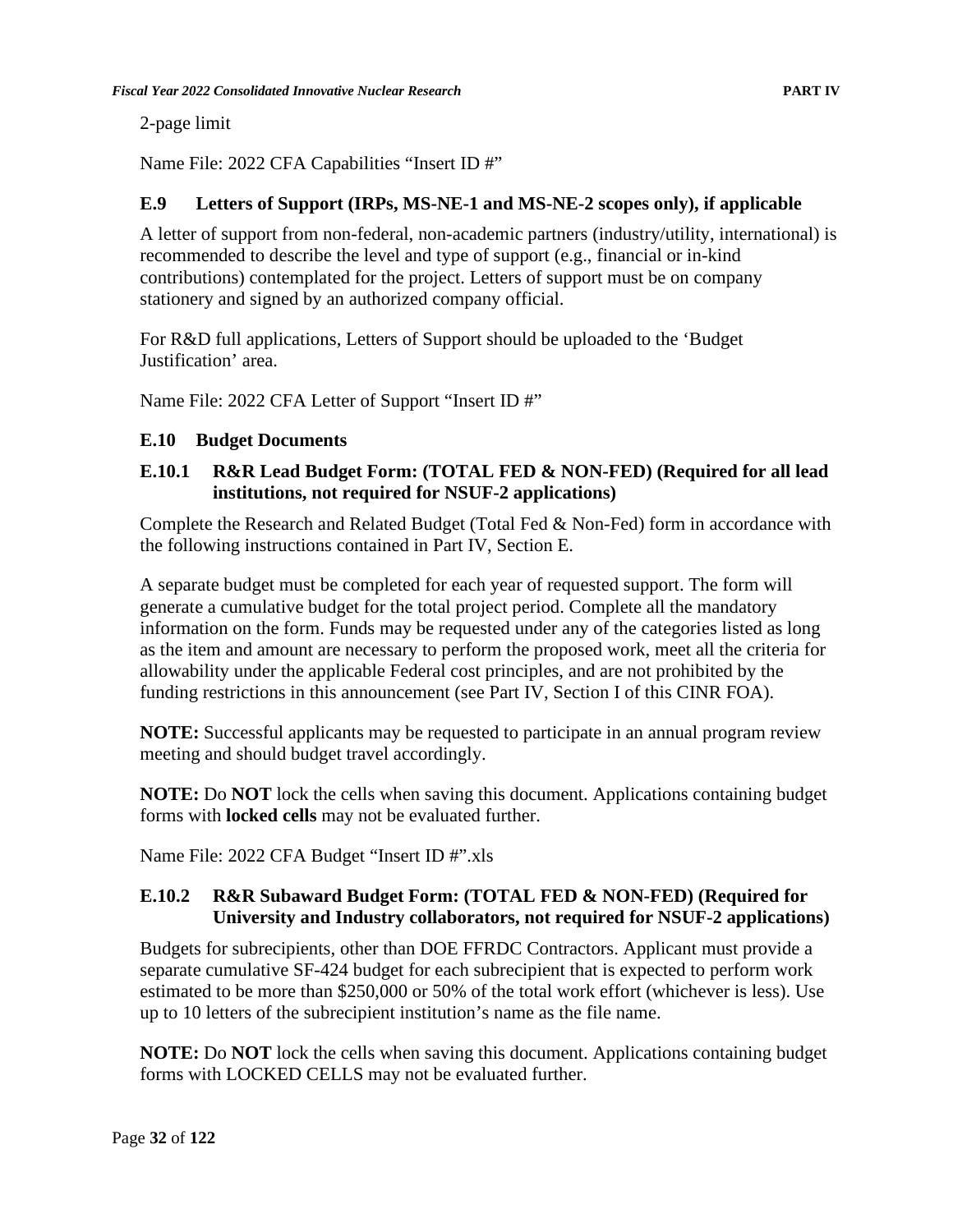2-page limit

Name File: 2022 CFA Capabilities "Insert ID #"

### E.9 Letters of Support (IRPs, MS-NE-1 and MS-NE-2 scopes only), if applicable

A letter of support from non-federal, non-academic partners (industry/utility, international) is recommended to describe the level and type of support (e.g., financial or in-kind contributions) contemplated for the project. Letters of support must be on company stationery and signed by an authorized company official.

For R&D full applications, Letters of Support should be uploaded to the 'Budget Justification' area.

Name File: 2022 CFA Letter of Support "Insert ID #"

### E.10 Budget Documents

#### E.10.1 R&R Lead Budget Form: (TOTAL FED & NON-FED) (Required for all lead institutions, not required for NSUF-2 applications)

Complete the Research and Related Budget (Total Fed & Non-Fed) form in accordance with the following instructions contained in Part IV, Section E.

A separate budget must be completed for each year of requested support. The form will generate a cumulative budget for the total project period. Complete all the mandatory information on the form. Funds may be requested under any of the categories listed as long as the item and amount are necessary to perform the proposed work, meet all the criteria for allowability under the applicable Federal cost principles, and are not prohibited by the funding restrictions in this announcement (see Part IV, Section I of this CINR FOA).

**NOTE:** Successful applicants may be requested to participate in an annual program review meeting and should budget travel accordingly.

**NOTE:** Do **NOT** lock the cells when saving this document. Applications containing budget forms with **locked cells** may not be evaluated further.

Name File: 2022 CFA Budget "Insert ID #".xls

#### E.10.2 R&R Subaward Budget Form: (TOTAL FED & NON-FED) (Required for University and Industry collaborators, not required for NSUF-2 applications)

Budgets for subrecipients, other than DOE FFRDC Contractors. Applicant must provide a separate cumulative SF-424 budget for each subrecipient that is expected to perform work estimated to be more than $250,000 or 50% of the total work effort (whichever is less). Use up to 10 letters of the subrecipient institution's name as the file name.

**NOTE:** Do **NOT** lock the cells when saving this document. Applications containing budget forms with LOCKED CELLS may not be evaluated further.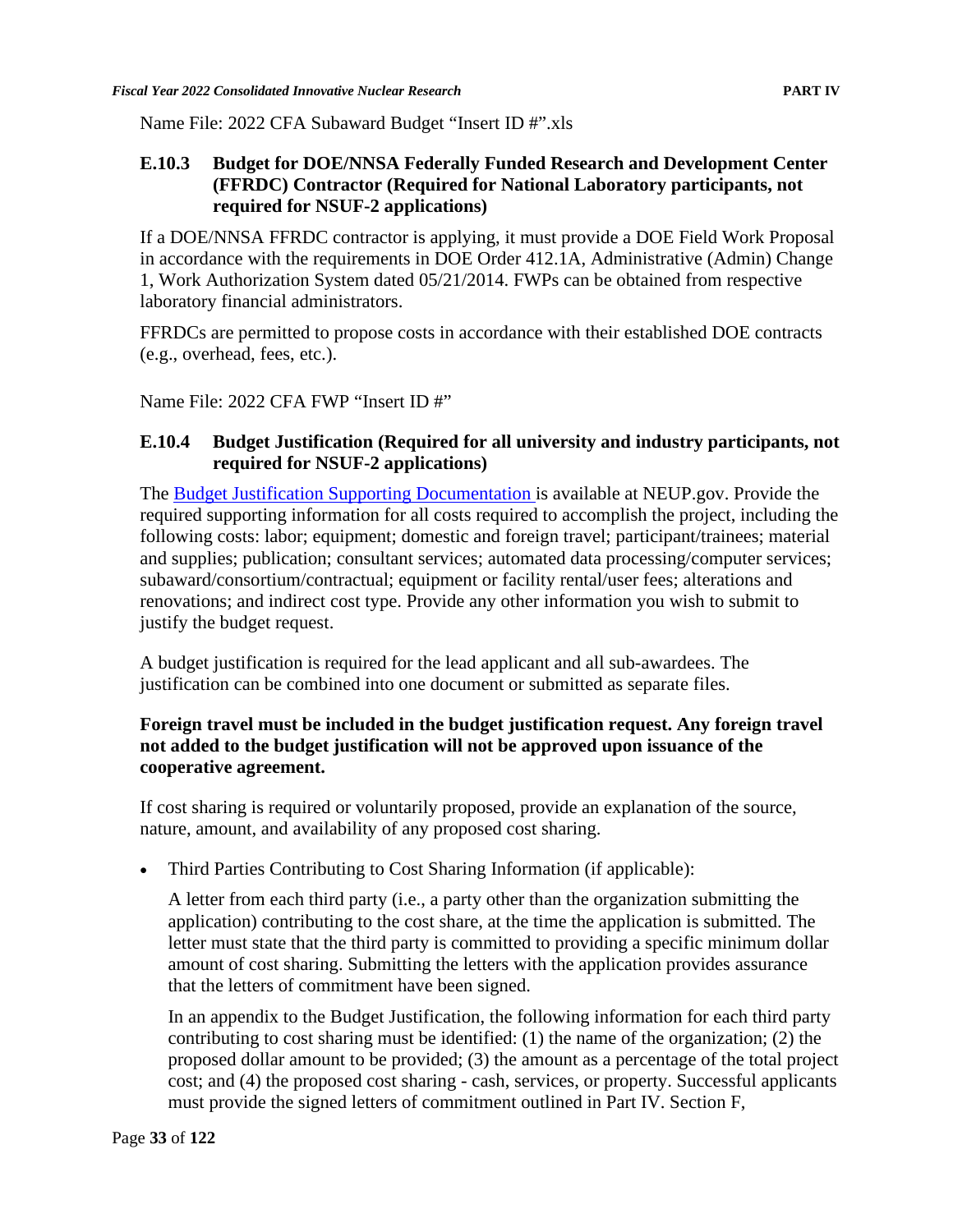Name File: 2022 CFA Subaward Budget "Insert ID #".xls

### E.10.3 Budget for DOE/NNSA Federally Funded Research and Development Center (FFRDC) Contractor (Required for National Laboratory participants, not required for NSUF-2 applications)

If a DOE/NNSA FFRDC contractor is applying, it must provide a DOE Field Work Proposal in accordance with the requirements in DOE Order 412.1A, Administrative (Admin) Change 1, Work Authorization System dated 05/21/2014. FWPs can be obtained from respective laboratory financial administrators.

FFRDCs are permitted to propose costs in accordance with their established DOE contracts (e.g., overhead, fees, etc.).

Name File: 2022 CFA FWP "Insert ID #"

### E.10.4 Budget Justification (Required for all university and industry participants, not required for NSUF-2 applications)

The Budget Justification Supporting Documentation is available at NEUP.gov. Provide the required supporting information for all costs required to accomplish the project, including the following costs: labor; equipment; domestic and foreign travel; participant/trainees; material and supplies; publication; consultant services; automated data processing/computer services; subaward/consortium/contractual; equipment or facility rental/user fees; alterations and renovations; and indirect cost type. Provide any other information you wish to submit to justify the budget request.

A budget justification is required for the lead applicant and all sub-awardees. The justification can be combined into one document or submitted as separate files.

**Foreign travel must be included in the budget justification request. Any foreign travel not added to the budget justification will not be approved upon issuance of the cooperative agreement.**

If cost sharing is required or voluntarily proposed, provide an explanation of the source, nature, amount, and availability of any proposed cost sharing.

- Third Parties Contributing to Cost Sharing Information (if applicable):

  A letter from each third party (i.e., a party other than the organization submitting the application) contributing to the cost share, at the time the application is submitted. The letter must state that the third party is committed to providing a specific minimum dollar amount of cost sharing. Submitting the letters with the application provides assurance that the letters of commitment have been signed.

  In an appendix to the Budget Justification, the following information for each third party contributing to cost sharing must be identified: (1) the name of the organization; (2) the proposed dollar amount to be provided; (3) the amount as a percentage of the total project cost; and (4) the proposed cost sharing - cash, services, or property. Successful applicants must provide the signed letters of commitment outlined in Part IV. Section F,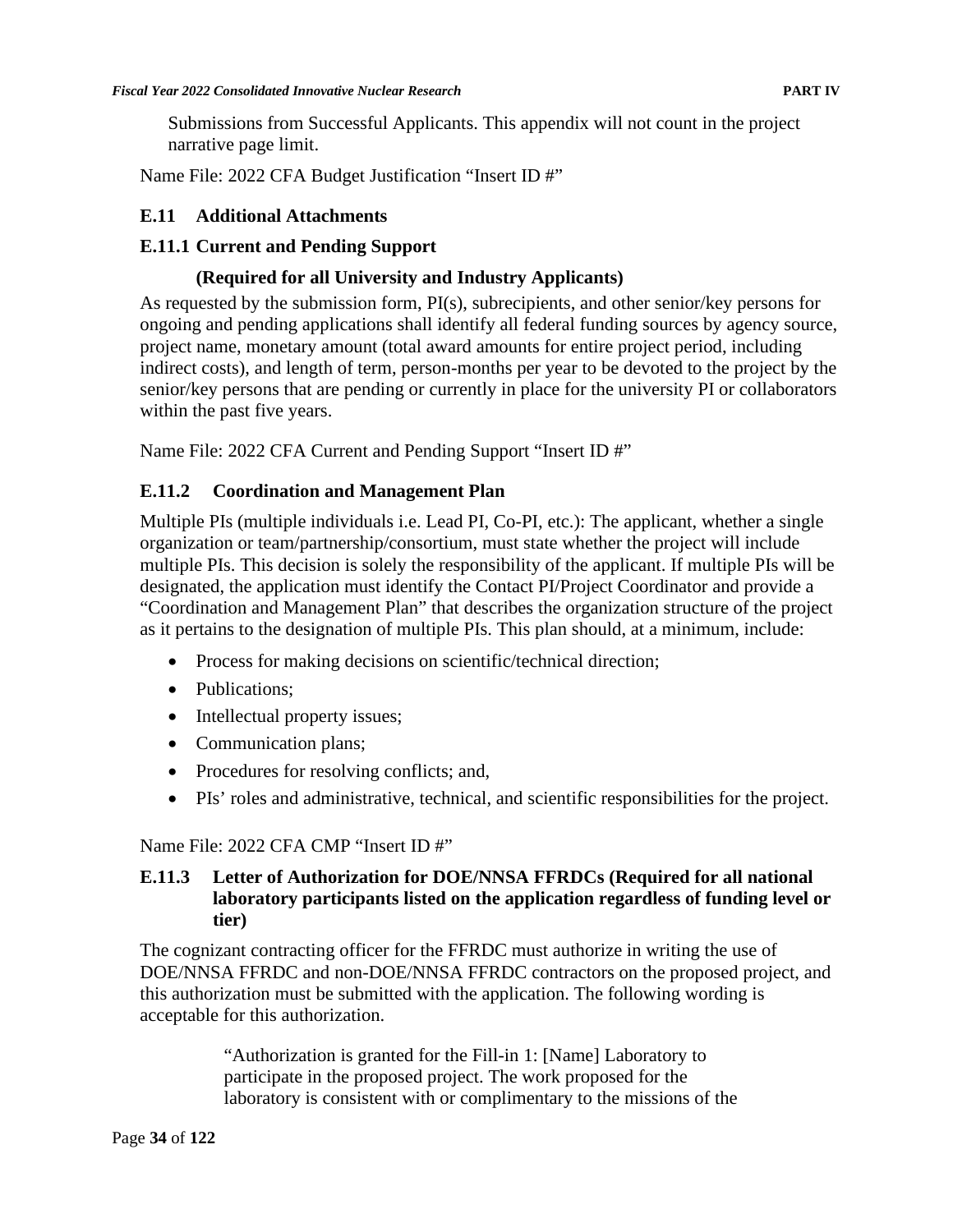Submissions from Successful Applicants. This appendix will not count in the project narrative page limit.

Name File: 2022 CFA Budget Justification "Insert ID #"

## E.11 Additional Attachments

### E.11.1 Current and Pending Support

**(Required for all University and Industry Applicants)**

As requested by the submission form, PI(s), subrecipients, and other senior/key persons for ongoing and pending applications shall identify all federal funding sources by agency source, project name, monetary amount (total award amounts for entire project period, including indirect costs), and length of term, person-months per year to be devoted to the project by the senior/key persons that are pending or currently in place for the university PI or collaborators within the past five years.

Name File: 2022 CFA Current and Pending Support "Insert ID #"

### E.11.2 Coordination and Management Plan

Multiple PIs (multiple individuals i.e. Lead PI, Co-PI, etc.): The applicant, whether a single organization or team/partnership/consortium, must state whether the project will include multiple PIs. This decision is solely the responsibility of the applicant. If multiple PIs will be designated, the application must identify the Contact PI/Project Coordinator and provide a "Coordination and Management Plan" that describes the organization structure of the project as it pertains to the designation of multiple PIs. This plan should, at a minimum, include:

- Process for making decisions on scientific/technical direction;
- Publications;
- Intellectual property issues;
- Communication plans;
- Procedures for resolving conflicts; and,
- PIs' roles and administrative, technical, and scientific responsibilities for the project.

Name File: 2022 CFA CMP "Insert ID #"

### E.11.3 Letter of Authorization for DOE/NNSA FFRDCs (Required for all national laboratory participants listed on the application regardless of funding level or tier)

The cognizant contracting officer for the FFRDC must authorize in writing the use of DOE/NNSA FFRDC and non-DOE/NNSA FFRDC contractors on the proposed project, and this authorization must be submitted with the application. The following wording is acceptable for this authorization.

> "Authorization is granted for the Fill-in 1: [Name] Laboratory to participate in the proposed project. The work proposed for the laboratory is consistent with or complimentary to the missions of the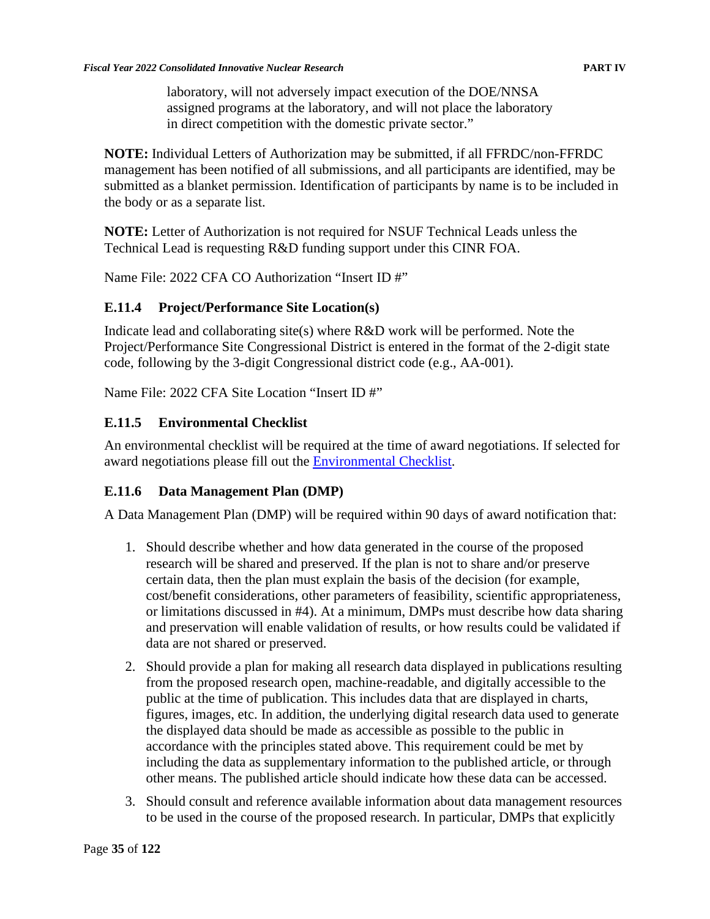laboratory, will not adversely impact execution of the DOE/NNSA assigned programs at the laboratory, and will not place the laboratory in direct competition with the domestic private sector."

**NOTE:** Individual Letters of Authorization may be submitted, if all FFRDC/non-FFRDC management has been notified of all submissions, and all participants are identified, may be submitted as a blanket permission. Identification of participants by name is to be included in the body or as a separate list.

**NOTE:** Letter of Authorization is not required for NSUF Technical Leads unless the Technical Lead is requesting R&D funding support under this CINR FOA.

Name File: 2022 CFA CO Authorization "Insert ID #"

### E.11.4 Project/Performance Site Location(s)

Indicate lead and collaborating site(s) where R&D work will be performed. Note the Project/Performance Site Congressional District is entered in the format of the 2-digit state code, following by the 3-digit Congressional district code (e.g., AA-001).

Name File: 2022 CFA Site Location "Insert ID #"

### E.11.5 Environmental Checklist

An environmental checklist will be required at the time of award negotiations. If selected for award negotiations please fill out the Environmental Checklist.

### E.11.6 Data Management Plan (DMP)

A Data Management Plan (DMP) will be required within 90 days of award notification that:

1. Should describe whether and how data generated in the course of the proposed research will be shared and preserved. If the plan is not to share and/or preserve certain data, then the plan must explain the basis of the decision (for example, cost/benefit considerations, other parameters of feasibility, scientific appropriateness, or limitations discussed in #4). At a minimum, DMPs must describe how data sharing and preservation will enable validation of results, or how results could be validated if data are not shared or preserved.
2. Should provide a plan for making all research data displayed in publications resulting from the proposed research open, machine-readable, and digitally accessible to the public at the time of publication. This includes data that are displayed in charts, figures, images, etc. In addition, the underlying digital research data used to generate the displayed data should be made as accessible as possible to the public in accordance with the principles stated above. This requirement could be met by including the data as supplementary information to the published article, or through other means. The published article should indicate how these data can be accessed.
3. Should consult and reference available information about data management resources to be used in the course of the proposed research. In particular, DMPs that explicitly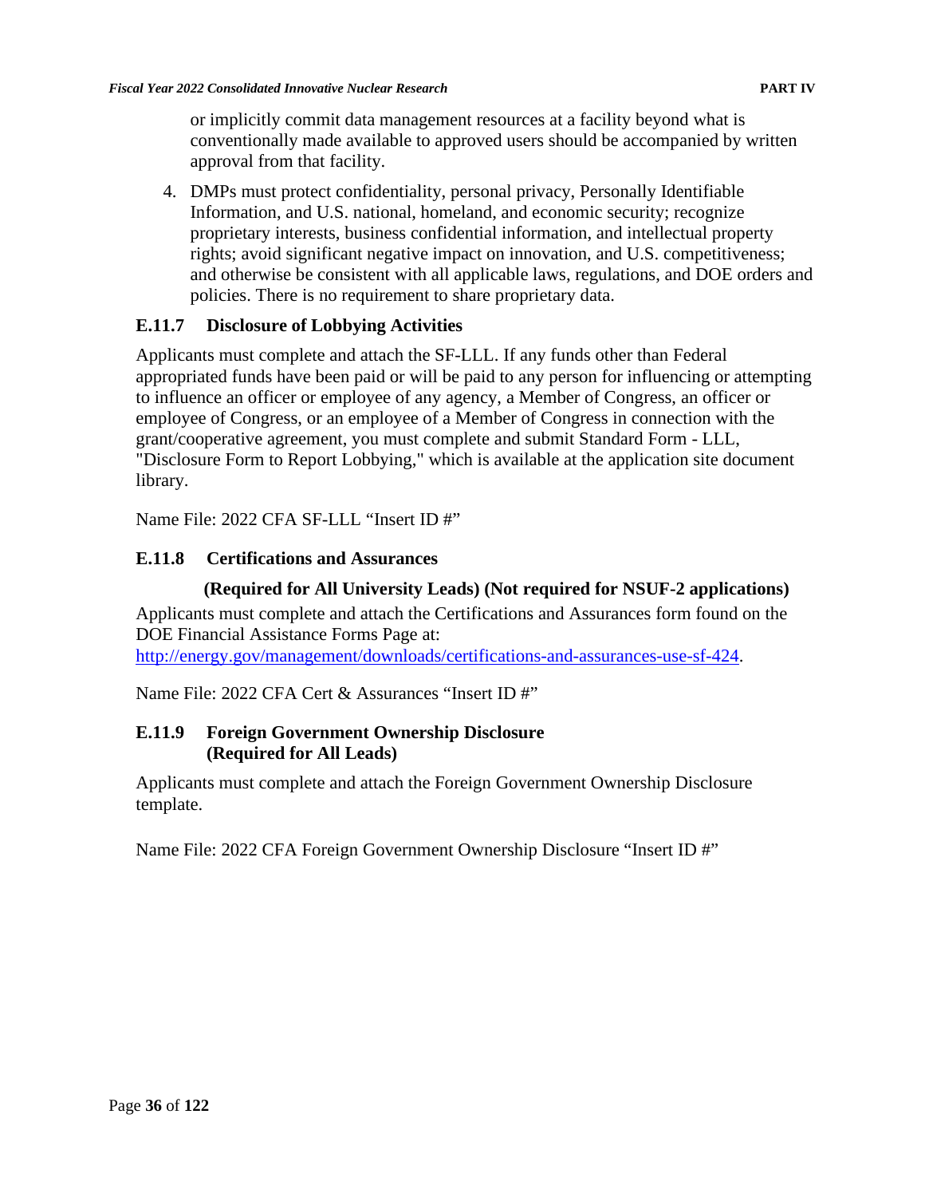or implicitly commit data management resources at a facility beyond what is conventionally made available to approved users should be accompanied by written approval from that facility.

4. DMPs must protect confidentiality, personal privacy, Personally Identifiable Information, and U.S. national, homeland, and economic security; recognize proprietary interests, business confidential information, and intellectual property rights; avoid significant negative impact on innovation, and U.S. competitiveness; and otherwise be consistent with all applicable laws, regulations, and DOE orders and policies. There is no requirement to share proprietary data.

### E.11.7 Disclosure of Lobbying Activities

Applicants must complete and attach the SF-LLL. If any funds other than Federal appropriated funds have been paid or will be paid to any person for influencing or attempting to influence an officer or employee of any agency, a Member of Congress, an officer or employee of Congress, or an employee of a Member of Congress in connection with the grant/cooperative agreement, you must complete and submit Standard Form - LLL, "Disclosure Form to Report Lobbying," which is available at the application site document library.

Name File: 2022 CFA SF-LLL "Insert ID #"

### E.11.8 Certifications and Assurances

**(Required for All University Leads) (Not required for NSUF-2 applications)**

Applicants must complete and attach the Certifications and Assurances form found on the DOE Financial Assistance Forms Page at: http://energy.gov/management/downloads/certifications-and-assurances-use-sf-424.

Name File: 2022 CFA Cert & Assurances "Insert ID #"

### E.11.9 Foreign Government Ownership Disclosure (Required for All Leads)

Applicants must complete and attach the Foreign Government Ownership Disclosure template.

Name File: 2022 CFA Foreign Government Ownership Disclosure "Insert ID #"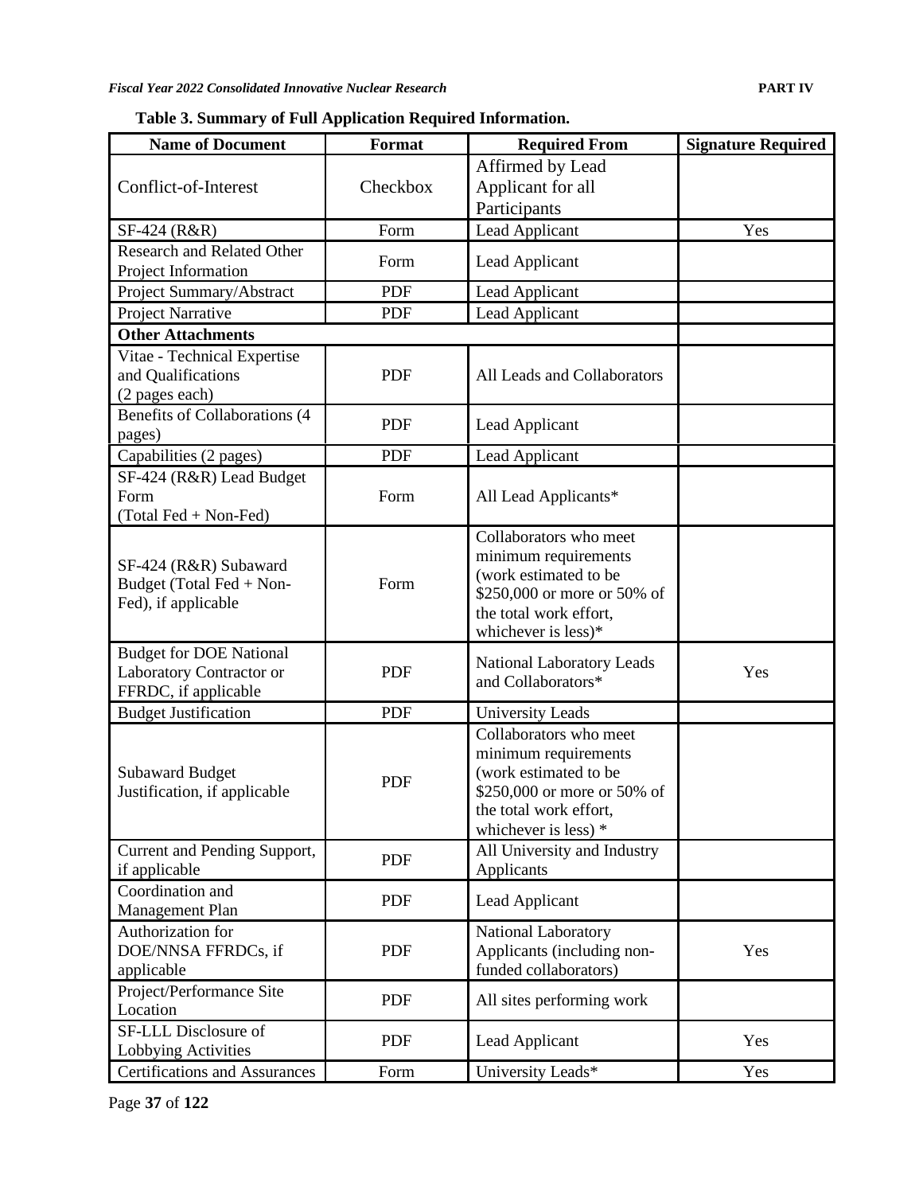**Table 3. Summary of Full Application Required Information.**

| Name of Document | Format | Required From | Signature Required |
|---|---|---|---|
| Conflict-of-Interest | Checkbox | Affirmed by Lead Applicant for all Participants | |
| SF-424 (R&R) | Form | Lead Applicant | Yes |
| Research and Related Other Project Information | Form | Lead Applicant | |
| Project Summary/Abstract | PDF | Lead Applicant | |
| Project Narrative | PDF | Lead Applicant | |
| **Other Attachments** | | | |
| Vitae - Technical Expertise and Qualifications (2 pages each) | PDF | All Leads and Collaborators | |
| Benefits of Collaborations (4 pages) | PDF | Lead Applicant | |
| Capabilities (2 pages) | PDF | Lead Applicant | |
| SF-424 (R&R) Lead Budget Form (Total Fed + Non-Fed) | Form | All Lead Applicants* | |
| SF-424 (R&R) Subaward Budget (Total Fed + Non-Fed), if applicable | Form | Collaborators who meet minimum requirements (work estimated to be $250,000 or more or 50% of the total work effort, whichever is less)* | |
| Budget for DOE National Laboratory Contractor or FFRDC, if applicable | PDF | National Laboratory Leads and Collaborators* | Yes |
| Budget Justification | PDF | University Leads | |
| Subaward Budget Justification, if applicable | PDF | Collaborators who meet minimum requirements (work estimated to be $250,000 or more or 50% of the total work effort, whichever is less) * | |
| Current and Pending Support, if applicable | PDF | All University and Industry Applicants | |
| Coordination and Management Plan | PDF | Lead Applicant | |
| Authorization for DOE/NNSA FFRDCs, if applicable | PDF | National Laboratory Applicants (including non-funded collaborators) | Yes |
| Project/Performance Site Location | PDF | All sites performing work | |
| SF-LLL Disclosure of Lobbying Activities | PDF | Lead Applicant | Yes |
| Certifications and Assurances | Form | University Leads* | Yes |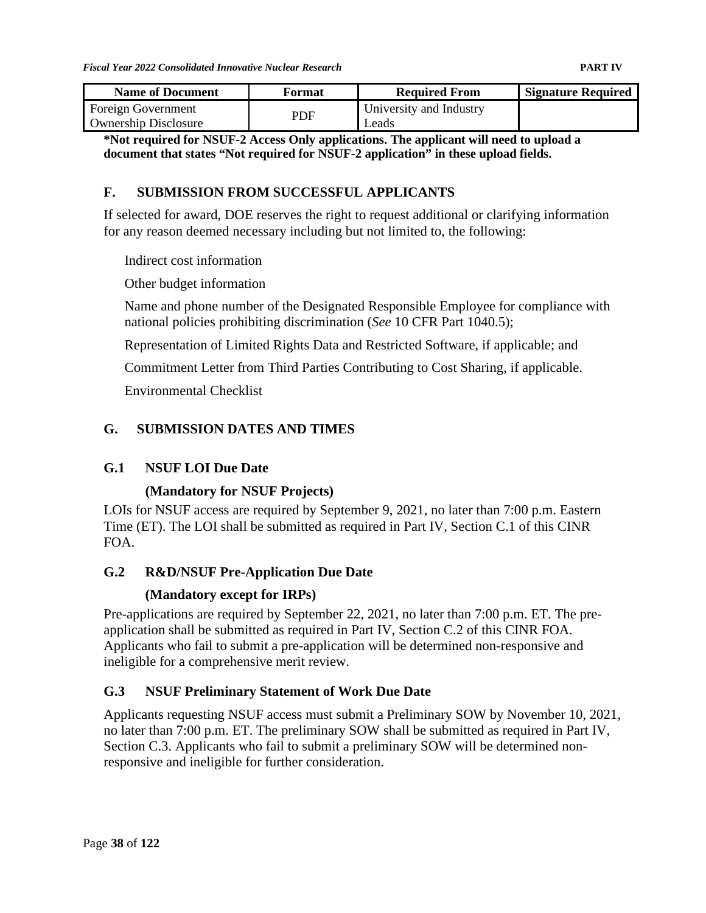| Name of Document | Format | Required From | Signature Required |
| --- | --- | --- | --- |
| Foreign Government Ownership Disclosure | PDF | University and Industry Leads | |

**\*Not required for NSUF-2 Access Only applications. The applicant will need to upload a document that states "Not required for NSUF-2 application" in these upload fields.**

## F. SUBMISSION FROM SUCCESSFUL APPLICANTS

If selected for award, DOE reserves the right to request additional or clarifying information for any reason deemed necessary including but not limited to, the following:

Indirect cost information

Other budget information

Name and phone number of the Designated Responsible Employee for compliance with national policies prohibiting discrimination (*See* 10 CFR Part 1040.5);

Representation of Limited Rights Data and Restricted Software, if applicable; and

Commitment Letter from Third Parties Contributing to Cost Sharing, if applicable.

Environmental Checklist

## G. SUBMISSION DATES AND TIMES

### G.1 NSUF LOI Due Date

**(Mandatory for NSUF Projects)**

LOIs for NSUF access are required by September 9, 2021, no later than 7:00 p.m. Eastern Time (ET). The LOI shall be submitted as required in Part IV, Section C.1 of this CINR FOA.

### G.2 R&D/NSUF Pre-Application Due Date

**(Mandatory except for IRPs)**

Pre-applications are required by September 22, 2021, no later than 7:00 p.m. ET. The pre-application shall be submitted as required in Part IV, Section C.2 of this CINR FOA. Applicants who fail to submit a pre-application will be determined non-responsive and ineligible for a comprehensive merit review.

### G.3 NSUF Preliminary Statement of Work Due Date

Applicants requesting NSUF access must submit a Preliminary SOW by November 10, 2021, no later than 7:00 p.m. ET. The preliminary SOW shall be submitted as required in Part IV, Section C.3. Applicants who fail to submit a preliminary SOW will be determined non-responsive and ineligible for further consideration.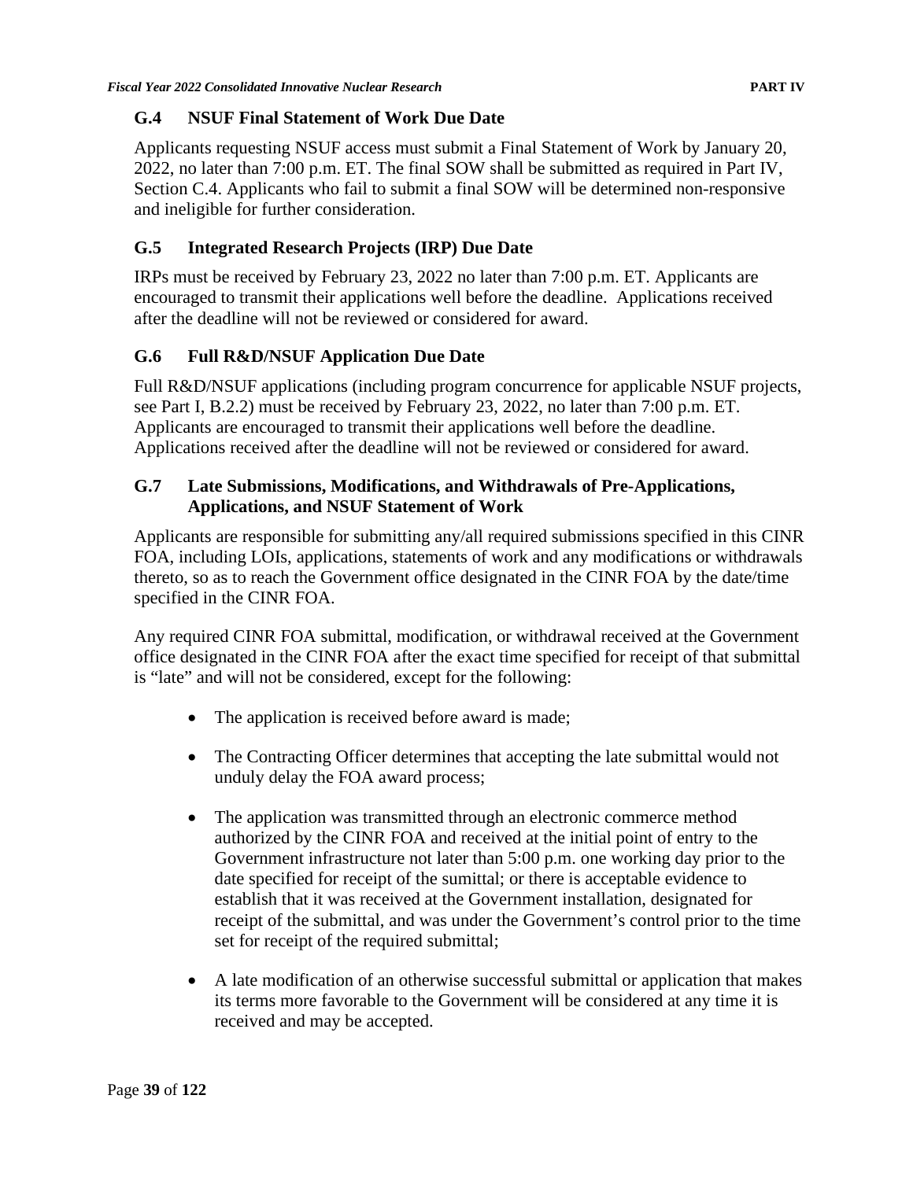### G.4 NSUF Final Statement of Work Due Date

Applicants requesting NSUF access must submit a Final Statement of Work by January 20, 2022, no later than 7:00 p.m. ET. The final SOW shall be submitted as required in Part IV, Section C.4. Applicants who fail to submit a final SOW will be determined non-responsive and ineligible for further consideration.

### G.5 Integrated Research Projects (IRP) Due Date

IRPs must be received by February 23, 2022 no later than 7:00 p.m. ET. Applicants are encouraged to transmit their applications well before the deadline. Applications received after the deadline will not be reviewed or considered for award.

### G.6 Full R&D/NSUF Application Due Date

Full R&D/NSUF applications (including program concurrence for applicable NSUF projects, see Part I, B.2.2) must be received by February 23, 2022, no later than 7:00 p.m. ET. Applicants are encouraged to transmit their applications well before the deadline. Applications received after the deadline will not be reviewed or considered for award.

### G.7 Late Submissions, Modifications, and Withdrawals of Pre-Applications, Applications, and NSUF Statement of Work

Applicants are responsible for submitting any/all required submissions specified in this CINR FOA, including LOIs, applications, statements of work and any modifications or withdrawals thereto, so as to reach the Government office designated in the CINR FOA by the date/time specified in the CINR FOA.

Any required CINR FOA submittal, modification, or withdrawal received at the Government office designated in the CINR FOA after the exact time specified for receipt of that submittal is "late" and will not be considered, except for the following:

- The application is received before award is made;
- The Contracting Officer determines that accepting the late submittal would not unduly delay the FOA award process;
- The application was transmitted through an electronic commerce method authorized by the CINR FOA and received at the initial point of entry to the Government infrastructure not later than 5:00 p.m. one working day prior to the date specified for receipt of the sumittal; or there is acceptable evidence to establish that it was received at the Government installation, designated for receipt of the submittal, and was under the Government's control prior to the time set for receipt of the required submittal;
- A late modification of an otherwise successful submittal or application that makes its terms more favorable to the Government will be considered at any time it is received and may be accepted.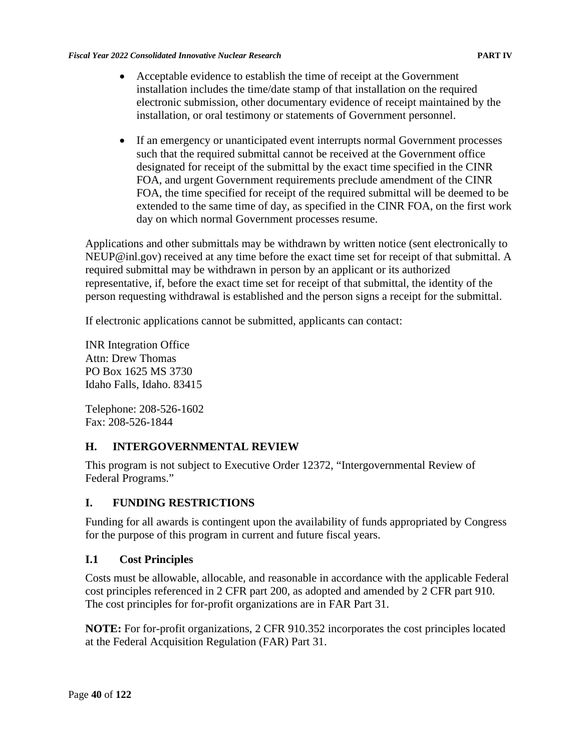- Acceptable evidence to establish the time of receipt at the Government installation includes the time/date stamp of that installation on the required electronic submission, other documentary evidence of receipt maintained by the installation, or oral testimony or statements of Government personnel.

- If an emergency or unanticipated event interrupts normal Government processes such that the required submittal cannot be received at the Government office designated for receipt of the submittal by the exact time specified in the CINR FOA, and urgent Government requirements preclude amendment of the CINR FOA, the time specified for receipt of the required submittal will be deemed to be extended to the same time of day, as specified in the CINR FOA, on the first work day on which normal Government processes resume.

Applications and other submittals may be withdrawn by written notice (sent electronically to NEUP@inl.gov) received at any time before the exact time set for receipt of that submittal. A required submittal may be withdrawn in person by an applicant or its authorized representative, if, before the exact time set for receipt of that submittal, the identity of the person requesting withdrawal is established and the person signs a receipt for the submittal.

If electronic applications cannot be submitted, applicants can contact:

INR Integration Office
Attn: Drew Thomas
PO Box 1625 MS 3730
Idaho Falls, Idaho. 83415

Telephone: 208-526-1602
Fax: 208-526-1844

## H. INTERGOVERNMENTAL REVIEW

This program is not subject to Executive Order 12372, "Intergovernmental Review of Federal Programs."

## I. FUNDING RESTRICTIONS

Funding for all awards is contingent upon the availability of funds appropriated by Congress for the purpose of this program in current and future fiscal years.

### I.1 Cost Principles

Costs must be allowable, allocable, and reasonable in accordance with the applicable Federal cost principles referenced in 2 CFR part 200, as adopted and amended by 2 CFR part 910. The cost principles for for-profit organizations are in FAR Part 31.

**NOTE:** For for-profit organizations, 2 CFR 910.352 incorporates the cost principles located at the Federal Acquisition Regulation (FAR) Part 31.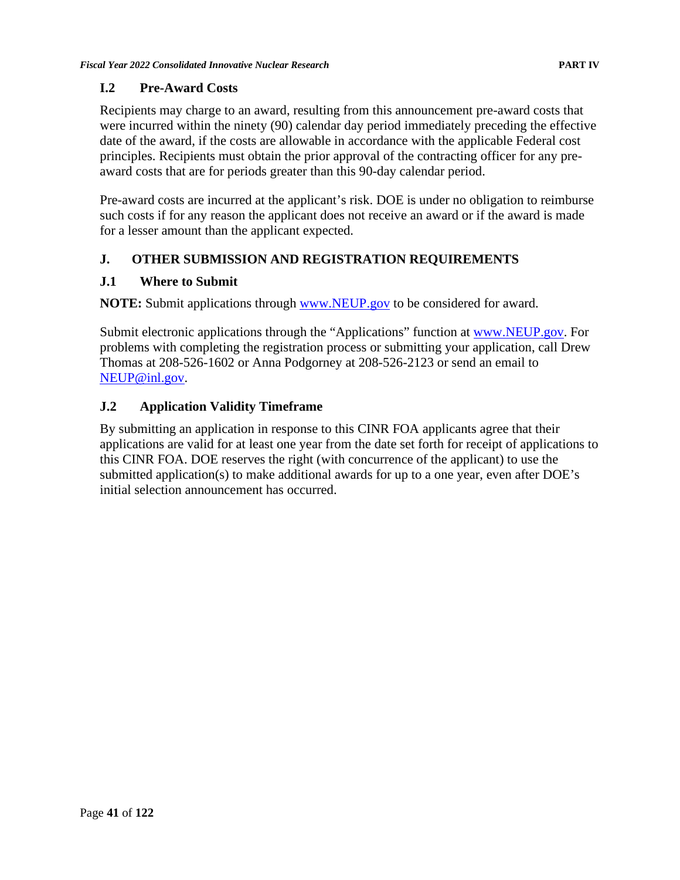### I.2 Pre-Award Costs

Recipients may charge to an award, resulting from this announcement pre-award costs that were incurred within the ninety (90) calendar day period immediately preceding the effective date of the award, if the costs are allowable in accordance with the applicable Federal cost principles. Recipients must obtain the prior approval of the contracting officer for any pre-award costs that are for periods greater than this 90-day calendar period.

Pre-award costs are incurred at the applicant's risk. DOE is under no obligation to reimburse such costs if for any reason the applicant does not receive an award or if the award is made for a lesser amount than the applicant expected.

## J. OTHER SUBMISSION AND REGISTRATION REQUIREMENTS

### J.1 Where to Submit

**NOTE:** Submit applications through [www.NEUP.gov](http://www.NEUP.gov) to be considered for award.

Submit electronic applications through the "Applications" function at [www.NEUP.gov](http://www.NEUP.gov). For problems with completing the registration process or submitting your application, call Drew Thomas at 208-526-1602 or Anna Podgorney at 208-526-2123 or send an email to [NEUP@inl.gov](mailto:NEUP@inl.gov).

### J.2 Application Validity Timeframe

By submitting an application in response to this CINR FOA applicants agree that their applications are valid for at least one year from the date set forth for receipt of applications to this CINR FOA. DOE reserves the right (with concurrence of the applicant) to use the submitted application(s) to make additional awards for up to a one year, even after DOE's initial selection announcement has occurred.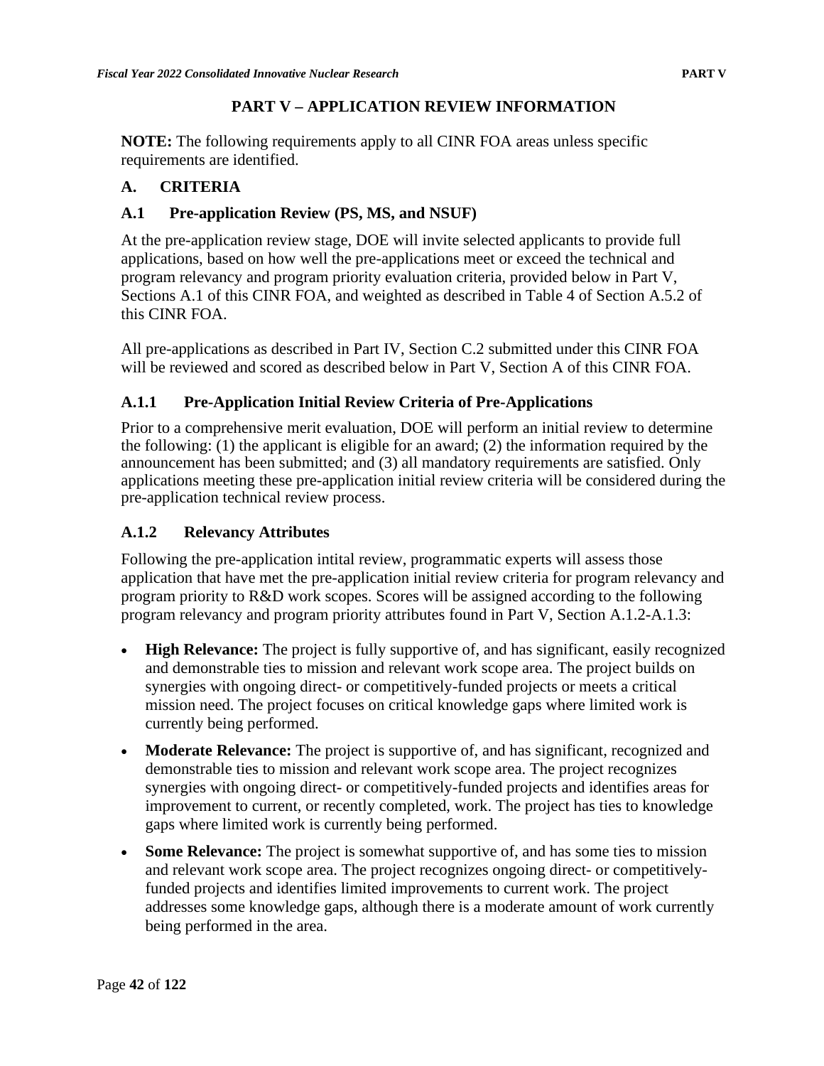# PART V – APPLICATION REVIEW INFORMATION

**NOTE:** The following requirements apply to all CINR FOA areas unless specific requirements are identified.

## A. CRITERIA

### A.1 Pre-application Review (PS, MS, and NSUF)

At the pre-application review stage, DOE will invite selected applicants to provide full applications, based on how well the pre-applications meet or exceed the technical and program relevancy and program priority evaluation criteria, provided below in Part V, Sections A.1 of this CINR FOA, and weighted as described in Table 4 of Section A.5.2 of this CINR FOA.

All pre-applications as described in Part IV, Section C.2 submitted under this CINR FOA will be reviewed and scored as described below in Part V, Section A of this CINR FOA.

### A.1.1 Pre-Application Initial Review Criteria of Pre-Applications

Prior to a comprehensive merit evaluation, DOE will perform an initial review to determine the following: (1) the applicant is eligible for an award; (2) the information required by the announcement has been submitted; and (3) all mandatory requirements are satisfied. Only applications meeting these pre-application initial review criteria will be considered during the pre-application technical review process.

### A.1.2 Relevancy Attributes

Following the pre-application intital review, programmatic experts will assess those application that have met the pre-application initial review criteria for program relevancy and program priority to R&D work scopes. Scores will be assigned according to the following program relevancy and program priority attributes found in Part V, Section A.1.2-A.1.3:

- **High Relevance:** The project is fully supportive of, and has significant, easily recognized and demonstrable ties to mission and relevant work scope area. The project builds on synergies with ongoing direct- or competitively-funded projects or meets a critical mission need. The project focuses on critical knowledge gaps where limited work is currently being performed.
- **Moderate Relevance:** The project is supportive of, and has significant, recognized and demonstrable ties to mission and relevant work scope area. The project recognizes synergies with ongoing direct- or competitively-funded projects and identifies areas for improvement to current, or recently completed, work. The project has ties to knowledge gaps where limited work is currently being performed.
- **Some Relevance:** The project is somewhat supportive of, and has some ties to mission and relevant work scope area. The project recognizes ongoing direct- or competitively-funded projects and identifies limited improvements to current work. The project addresses some knowledge gaps, although there is a moderate amount of work currently being performed in the area.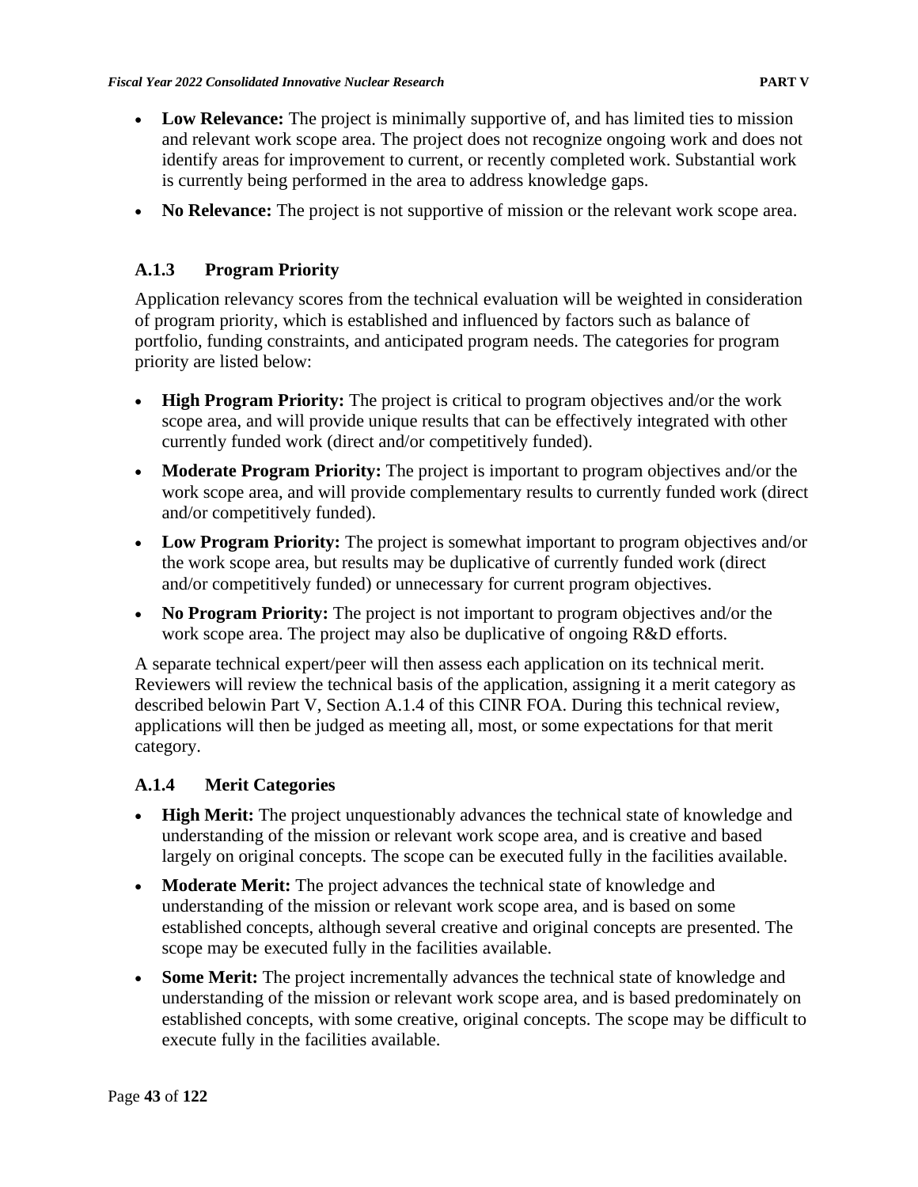- **Low Relevance:** The project is minimally supportive of, and has limited ties to mission and relevant work scope area. The project does not recognize ongoing work and does not identify areas for improvement to current, or recently completed work. Substantial work is currently being performed in the area to address knowledge gaps.
- **No Relevance:** The project is not supportive of mission or the relevant work scope area.

### A.1.3 Program Priority

Application relevancy scores from the technical evaluation will be weighted in consideration of program priority, which is established and influenced by factors such as balance of portfolio, funding constraints, and anticipated program needs. The categories for program priority are listed below:

- **High Program Priority:** The project is critical to program objectives and/or the work scope area, and will provide unique results that can be effectively integrated with other currently funded work (direct and/or competitively funded).
- **Moderate Program Priority:** The project is important to program objectives and/or the work scope area, and will provide complementary results to currently funded work (direct and/or competitively funded).
- **Low Program Priority:** The project is somewhat important to program objectives and/or the work scope area, but results may be duplicative of currently funded work (direct and/or competitively funded) or unnecessary for current program objectives.
- **No Program Priority:** The project is not important to program objectives and/or the work scope area. The project may also be duplicative of ongoing R&D efforts.

A separate technical expert/peer will then assess each application on its technical merit. Reviewers will review the technical basis of the application, assigning it a merit category as described belowin Part V, Section A.1.4 of this CINR FOA. During this technical review, applications will then be judged as meeting all, most, or some expectations for that merit category.

### A.1.4 Merit Categories

- **High Merit:** The project unquestionably advances the technical state of knowledge and understanding of the mission or relevant work scope area, and is creative and based largely on original concepts. The scope can be executed fully in the facilities available.
- **Moderate Merit:** The project advances the technical state of knowledge and understanding of the mission or relevant work scope area, and is based on some established concepts, although several creative and original concepts are presented. The scope may be executed fully in the facilities available.
- **Some Merit:** The project incrementally advances the technical state of knowledge and understanding of the mission or relevant work scope area, and is based predominately on established concepts, with some creative, original concepts. The scope may be difficult to execute fully in the facilities available.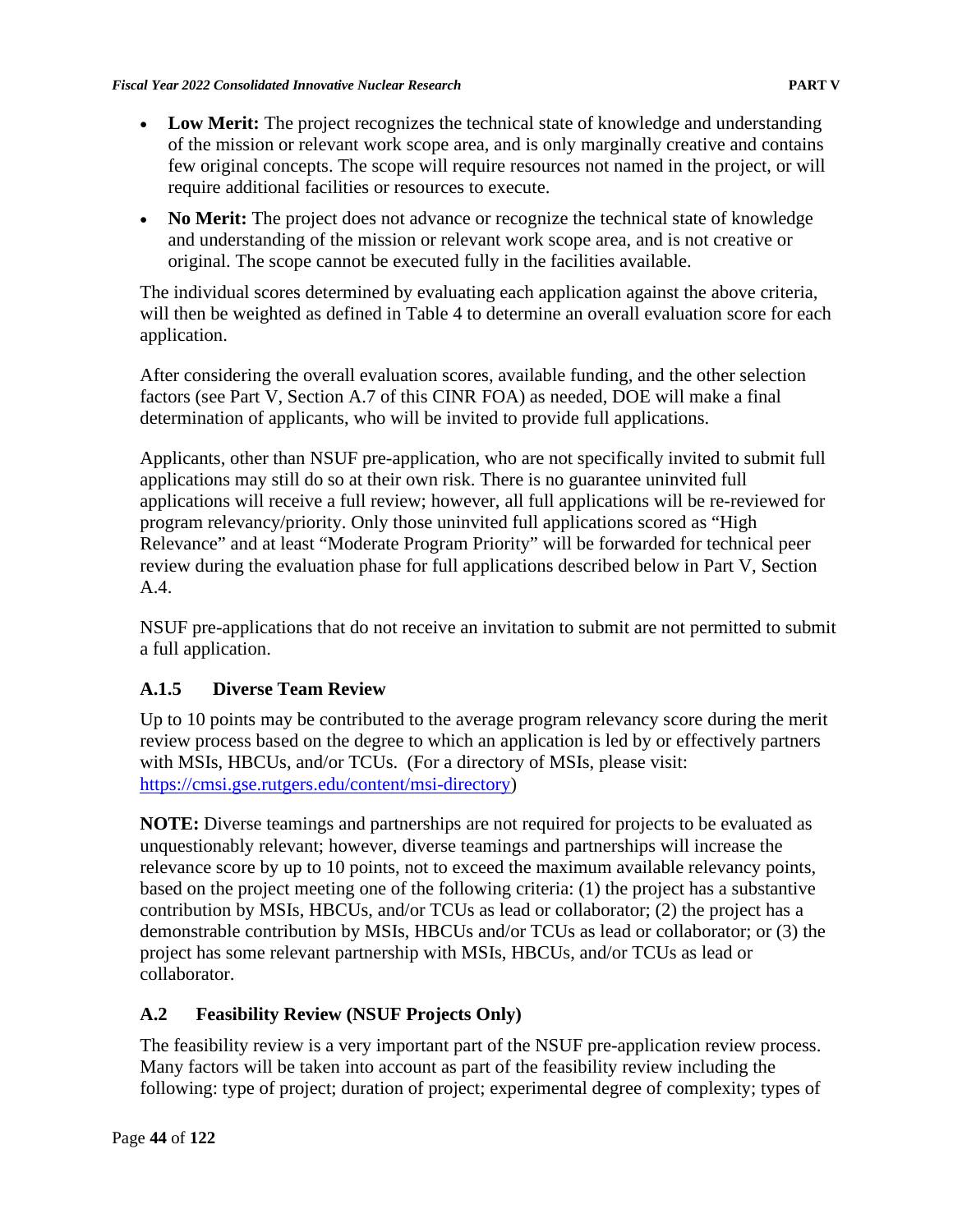- **Low Merit:** The project recognizes the technical state of knowledge and understanding of the mission or relevant work scope area, and is only marginally creative and contains few original concepts. The scope will require resources not named in the project, or will require additional facilities or resources to execute.
- **No Merit:** The project does not advance or recognize the technical state of knowledge and understanding of the mission or relevant work scope area, and is not creative or original. The scope cannot be executed fully in the facilities available.

The individual scores determined by evaluating each application against the above criteria, will then be weighted as defined in Table 4 to determine an overall evaluation score for each application.

After considering the overall evaluation scores, available funding, and the other selection factors (see Part V, Section A.7 of this CINR FOA) as needed, DOE will make a final determination of applicants, who will be invited to provide full applications.

Applicants, other than NSUF pre-application, who are not specifically invited to submit full applications may still do so at their own risk. There is no guarantee uninvited full applications will receive a full review; however, all full applications will be re-reviewed for program relevancy/priority. Only those uninvited full applications scored as "High Relevance" and at least "Moderate Program Priority" will be forwarded for technical peer review during the evaluation phase for full applications described below in Part V, Section A.4.

NSUF pre-applications that do not receive an invitation to submit are not permitted to submit a full application.

### A.1.5 Diverse Team Review

Up to 10 points may be contributed to the average program relevancy score during the merit review process based on the degree to which an application is led by or effectively partners with MSIs, HBCUs, and/or TCUs. (For a directory of MSIs, please visit: https://cmsi.gse.rutgers.edu/content/msi-directory)

**NOTE:** Diverse teamings and partnerships are not required for projects to be evaluated as unquestionably relevant; however, diverse teamings and partnerships will increase the relevance score by up to 10 points, not to exceed the maximum available relevancy points, based on the project meeting one of the following criteria: (1) the project has a substantive contribution by MSIs, HBCUs, and/or TCUs as lead or collaborator; (2) the project has a demonstrable contribution by MSIs, HBCUs and/or TCUs as lead or collaborator; or (3) the project has some relevant partnership with MSIs, HBCUs, and/or TCUs as lead or collaborator.

## A.2 Feasibility Review (NSUF Projects Only)

The feasibility review is a very important part of the NSUF pre-application review process. Many factors will be taken into account as part of the feasibility review including the following: type of project; duration of project; experimental degree of complexity; types of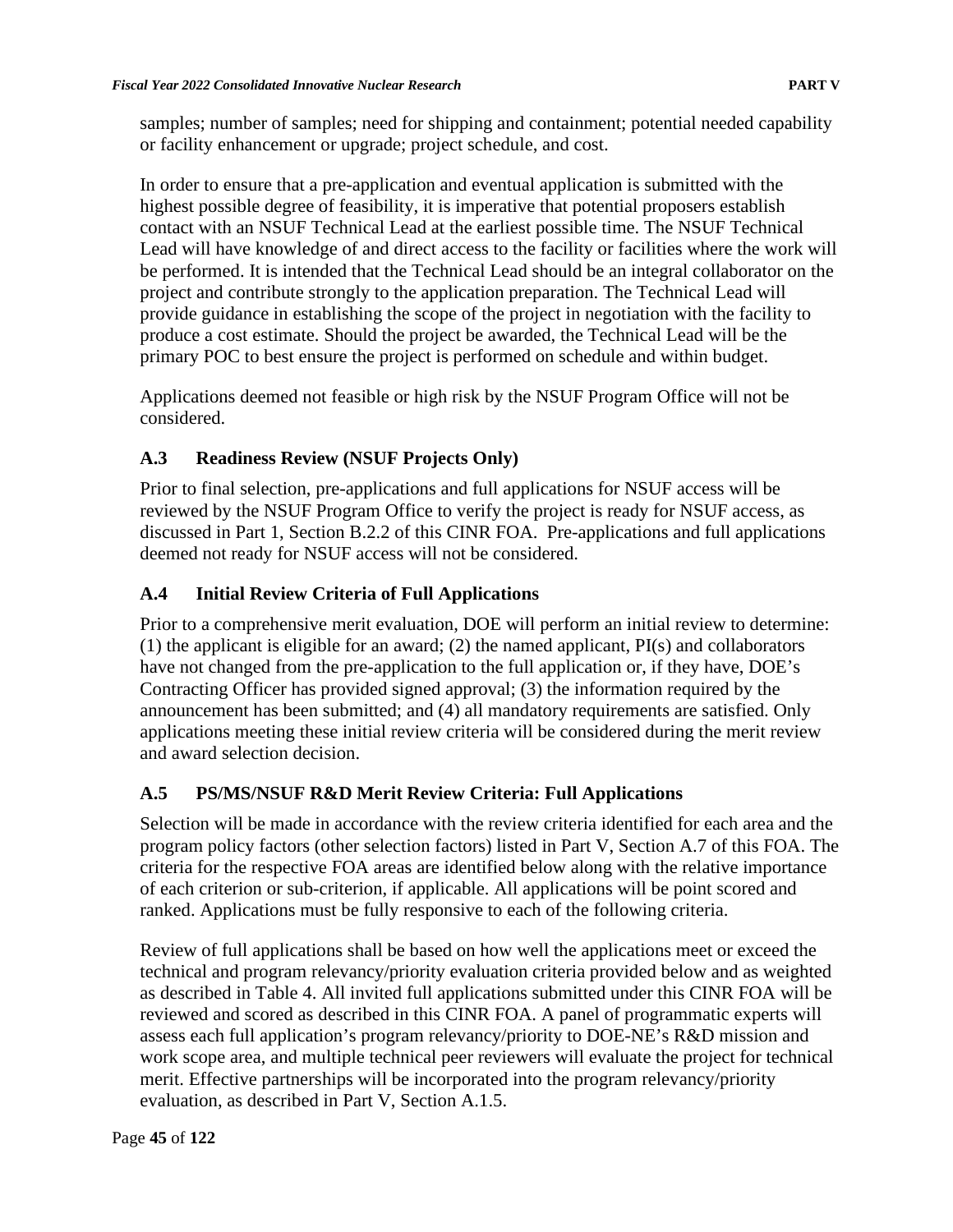samples; number of samples; need for shipping and containment; potential needed capability or facility enhancement or upgrade; project schedule, and cost.

In order to ensure that a pre-application and eventual application is submitted with the highest possible degree of feasibility, it is imperative that potential proposers establish contact with an NSUF Technical Lead at the earliest possible time. The NSUF Technical Lead will have knowledge of and direct access to the facility or facilities where the work will be performed. It is intended that the Technical Lead should be an integral collaborator on the project and contribute strongly to the application preparation. The Technical Lead will provide guidance in establishing the scope of the project in negotiation with the facility to produce a cost estimate. Should the project be awarded, the Technical Lead will be the primary POC to best ensure the project is performed on schedule and within budget.

Applications deemed not feasible or high risk by the NSUF Program Office will not be considered.

### A.3 Readiness Review (NSUF Projects Only)

Prior to final selection, pre-applications and full applications for NSUF access will be reviewed by the NSUF Program Office to verify the project is ready for NSUF access, as discussed in Part 1, Section B.2.2 of this CINR FOA. Pre-applications and full applications deemed not ready for NSUF access will not be considered.

### A.4 Initial Review Criteria of Full Applications

Prior to a comprehensive merit evaluation, DOE will perform an initial review to determine: (1) the applicant is eligible for an award; (2) the named applicant, PI(s) and collaborators have not changed from the pre-application to the full application or, if they have, DOE's Contracting Officer has provided signed approval; (3) the information required by the announcement has been submitted; and (4) all mandatory requirements are satisfied. Only applications meeting these initial review criteria will be considered during the merit review and award selection decision.

### A.5 PS/MS/NSUF R&D Merit Review Criteria: Full Applications

Selection will be made in accordance with the review criteria identified for each area and the program policy factors (other selection factors) listed in Part V, Section A.7 of this FOA. The criteria for the respective FOA areas are identified below along with the relative importance of each criterion or sub-criterion, if applicable. All applications will be point scored and ranked. Applications must be fully responsive to each of the following criteria.

Review of full applications shall be based on how well the applications meet or exceed the technical and program relevancy/priority evaluation criteria provided below and as weighted as described in Table 4. All invited full applications submitted under this CINR FOA will be reviewed and scored as described in this CINR FOA. A panel of programmatic experts will assess each full application's program relevancy/priority to DOE-NE's R&D mission and work scope area, and multiple technical peer reviewers will evaluate the project for technical merit. Effective partnerships will be incorporated into the program relevancy/priority evaluation, as described in Part V, Section A.1.5.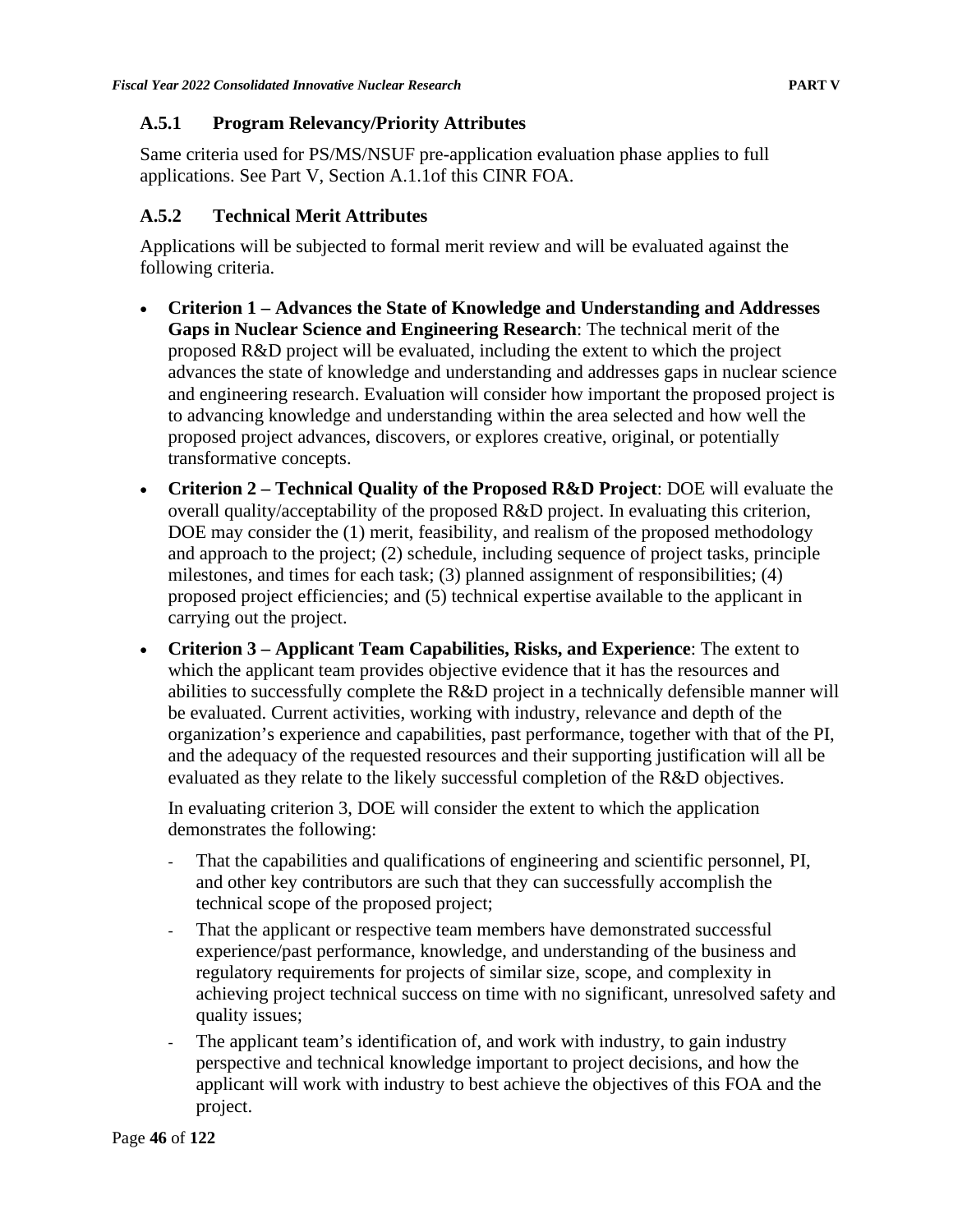### A.5.1 Program Relevancy/Priority Attributes

Same criteria used for PS/MS/NSUF pre-application evaluation phase applies to full applications. See Part V, Section A.1.1of this CINR FOA.

### A.5.2 Technical Merit Attributes

Applications will be subjected to formal merit review and will be evaluated against the following criteria.

- **Criterion 1 – Advances the State of Knowledge and Understanding and Addresses Gaps in Nuclear Science and Engineering Research**: The technical merit of the proposed R&D project will be evaluated, including the extent to which the project advances the state of knowledge and understanding and addresses gaps in nuclear science and engineering research. Evaluation will consider how important the proposed project is to advancing knowledge and understanding within the area selected and how well the proposed project advances, discovers, or explores creative, original, or potentially transformative concepts.
- **Criterion 2 – Technical Quality of the Proposed R&D Project**: DOE will evaluate the overall quality/acceptability of the proposed R&D project. In evaluating this criterion, DOE may consider the (1) merit, feasibility, and realism of the proposed methodology and approach to the project; (2) schedule, including sequence of project tasks, principle milestones, and times for each task; (3) planned assignment of responsibilities; (4) proposed project efficiencies; and (5) technical expertise available to the applicant in carrying out the project.
- **Criterion 3 – Applicant Team Capabilities, Risks, and Experience**: The extent to which the applicant team provides objective evidence that it has the resources and abilities to successfully complete the R&D project in a technically defensible manner will be evaluated. Current activities, working with industry, relevance and depth of the organization's experience and capabilities, past performance, together with that of the PI, and the adequacy of the requested resources and their supporting justification will all be evaluated as they relate to the likely successful completion of the R&D objectives.

  In evaluating criterion 3, DOE will consider the extent to which the application demonstrates the following:

  - That the capabilities and qualifications of engineering and scientific personnel, PI, and other key contributors are such that they can successfully accomplish the technical scope of the proposed project;
  - That the applicant or respective team members have demonstrated successful experience/past performance, knowledge, and understanding of the business and regulatory requirements for projects of similar size, scope, and complexity in achieving project technical success on time with no significant, unresolved safety and quality issues;
  - The applicant team's identification of, and work with industry, to gain industry perspective and technical knowledge important to project decisions, and how the applicant will work with industry to best achieve the objectives of this FOA and the project.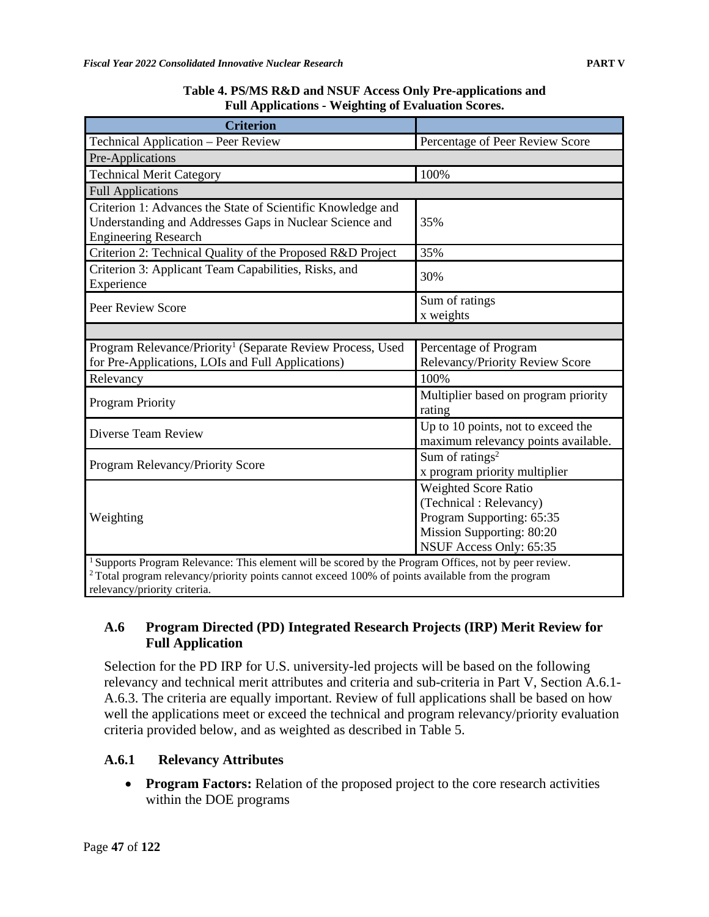**Table 4. PS/MS R&D and NSUF Access Only Pre-applications and Full Applications - Weighting of Evaluation Scores.**

| Criterion | |
|---|---|
| Technical Application – Peer Review | Percentage of Peer Review Score |
| Pre-Applications | |
| Technical Merit Category | 100% |
| Full Applications | |
| Criterion 1: Advances the State of Scientific Knowledge and Understanding and Addresses Gaps in Nuclear Science and Engineering Research | 35% |
| Criterion 2: Technical Quality of the Proposed R&D Project | 35% |
| Criterion 3: Applicant Team Capabilities, Risks, and Experience | 30% |
| Peer Review Score | Sum of ratings x weights |
| | |
| Program Relevance/Priority[1] (Separate Review Process, Used for Pre-Applications, LOIs and Full Applications) | Percentage of Program Relevancy/Priority Review Score |
| Relevancy | 100% |
| Program Priority | Multiplier based on program priority rating |
| Diverse Team Review | Up to 10 points, not to exceed the maximum relevancy points available. |
| Program Relevancy/Priority Score | Sum of ratings[2] x program priority multiplier |
| Weighting | Weighted Score Ratio (Technical : Relevancy) Program Supporting: 65:35 Mission Supporting: 80:20 NSUF Access Only: 65:35 |

[1] Supports Program Relevance: This element will be scored by the Program Offices, not by peer review.
[2] Total program relevancy/priority points cannot exceed 100% of points available from the program relevancy/priority criteria.

### A.6 Program Directed (PD) Integrated Research Projects (IRP) Merit Review for Full Application

Selection for the PD IRP for U.S. university-led projects will be based on the following relevancy and technical merit attributes and criteria and sub-criteria in Part V, Section A.6.1-A.6.3. The criteria are equally important. Review of full applications shall be based on how well the applications meet or exceed the technical and program relevancy/priority evaluation criteria provided below, and as weighted as described in Table 5.

#### A.6.1 Relevancy Attributes

- **Program Factors:** Relation of the proposed project to the core research activities within the DOE programs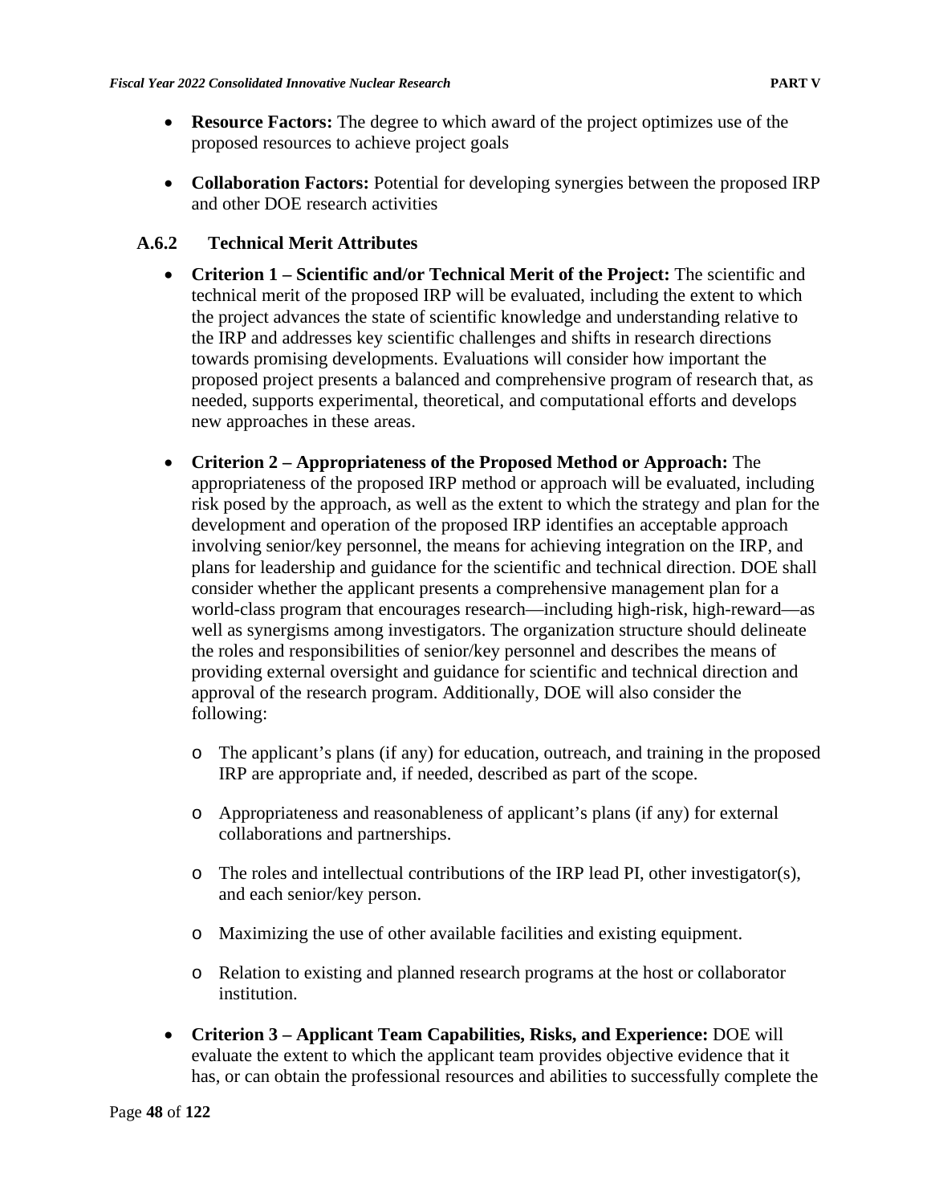- **Resource Factors:** The degree to which award of the project optimizes use of the proposed resources to achieve project goals

- **Collaboration Factors:** Potential for developing synergies between the proposed IRP and other DOE research activities

### A.6.2 Technical Merit Attributes

- **Criterion 1 – Scientific and/or Technical Merit of the Project:** The scientific and technical merit of the proposed IRP will be evaluated, including the extent to which the project advances the state of scientific knowledge and understanding relative to the IRP and addresses key scientific challenges and shifts in research directions towards promising developments. Evaluations will consider how important the proposed project presents a balanced and comprehensive program of research that, as needed, supports experimental, theoretical, and computational efforts and develops new approaches in these areas.

- **Criterion 2 – Appropriateness of the Proposed Method or Approach:** The appropriateness of the proposed IRP method or approach will be evaluated, including risk posed by the approach, as well as the extent to which the strategy and plan for the development and operation of the proposed IRP identifies an acceptable approach involving senior/key personnel, the means for achieving integration on the IRP, and plans for leadership and guidance for the scientific and technical direction. DOE shall consider whether the applicant presents a comprehensive management plan for a world-class program that encourages research—including high-risk, high-reward—as well as synergisms among investigators. The organization structure should delineate the roles and responsibilities of senior/key personnel and describes the means of providing external oversight and guidance for scientific and technical direction and approval of the research program. Additionally, DOE will also consider the following:

  - The applicant's plans (if any) for education, outreach, and training in the proposed IRP are appropriate and, if needed, described as part of the scope.

  - Appropriateness and reasonableness of applicant's plans (if any) for external collaborations and partnerships.

  - The roles and intellectual contributions of the IRP lead PI, other investigator(s), and each senior/key person.

  - Maximizing the use of other available facilities and existing equipment.

  - Relation to existing and planned research programs at the host or collaborator institution.

- **Criterion 3 – Applicant Team Capabilities, Risks, and Experience:** DOE will evaluate the extent to which the applicant team provides objective evidence that it has, or can obtain the professional resources and abilities to successfully complete the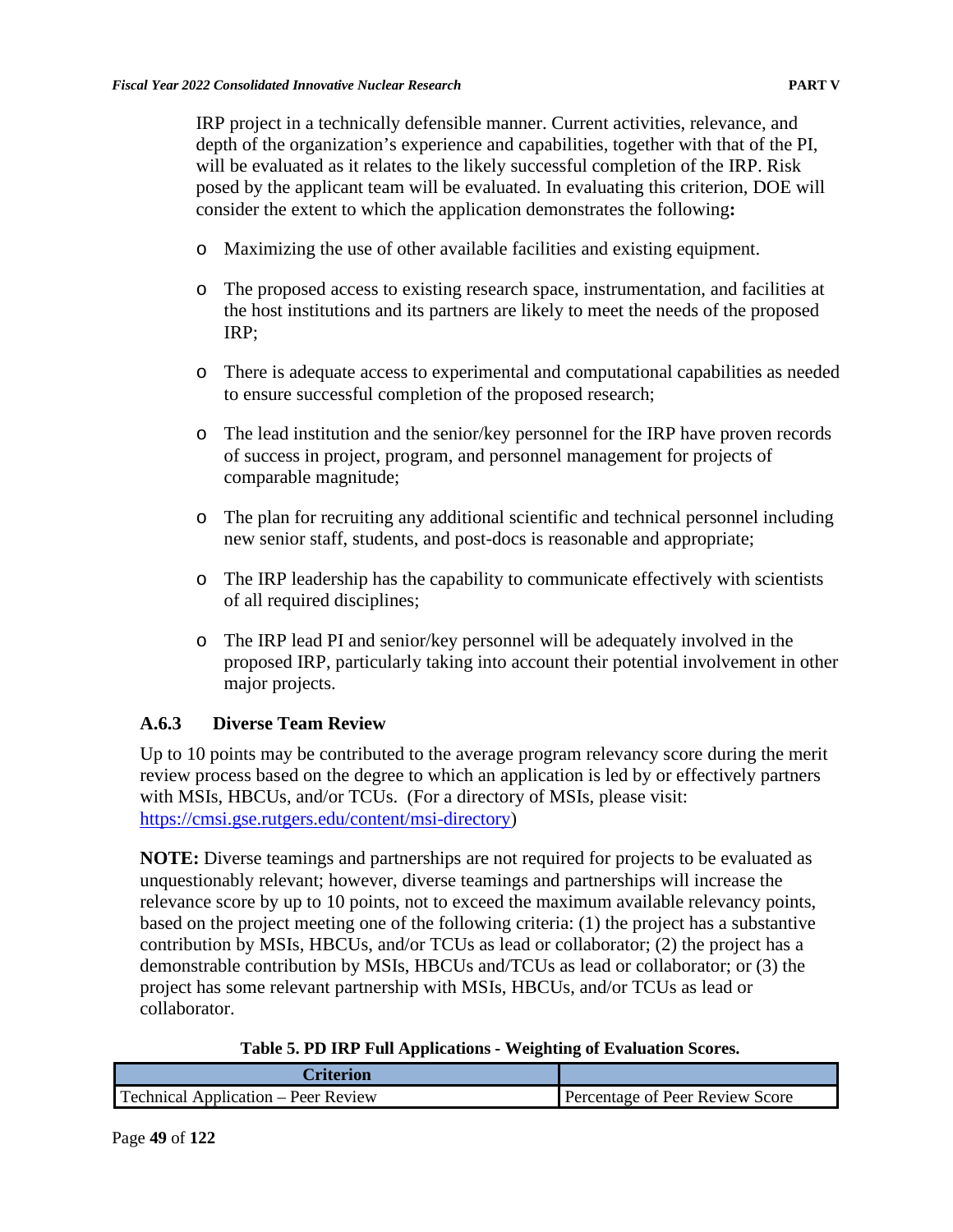IRP project in a technically defensible manner. Current activities, relevance, and depth of the organization's experience and capabilities, together with that of the PI, will be evaluated as it relates to the likely successful completion of the IRP. Risk posed by the applicant team will be evaluated. In evaluating this criterion, DOE will consider the extent to which the application demonstrates the following**:**

- Maximizing the use of other available facilities and existing equipment.
- The proposed access to existing research space, instrumentation, and facilities at the host institutions and its partners are likely to meet the needs of the proposed IRP;
- There is adequate access to experimental and computational capabilities as needed to ensure successful completion of the proposed research;
- The lead institution and the senior/key personnel for the IRP have proven records of success in project, program, and personnel management for projects of comparable magnitude;
- The plan for recruiting any additional scientific and technical personnel including new senior staff, students, and post-docs is reasonable and appropriate;
- The IRP leadership has the capability to communicate effectively with scientists of all required disciplines;
- The IRP lead PI and senior/key personnel will be adequately involved in the proposed IRP, particularly taking into account their potential involvement in other major projects.

### A.6.3 Diverse Team Review

Up to 10 points may be contributed to the average program relevancy score during the merit review process based on the degree to which an application is led by or effectively partners with MSIs, HBCUs, and/or TCUs. (For a directory of MSIs, please visit: https://cmsi.gse.rutgers.edu/content/msi-directory)

**NOTE:** Diverse teamings and partnerships are not required for projects to be evaluated as unquestionably relevant; however, diverse teamings and partnerships will increase the relevance score by up to 10 points, not to exceed the maximum available relevancy points, based on the project meeting one of the following criteria: (1) the project has a substantive contribution by MSIs, HBCUs, and/or TCUs as lead or collaborator; (2) the project has a demonstrable contribution by MSIs, HBCUs and/TCUs as lead or collaborator; or (3) the project has some relevant partnership with MSIs, HBCUs, and/or TCUs as lead or collaborator.

**Table 5. PD IRP Full Applications - Weighting of Evaluation Scores.**

| Criterion | |
|---|---|
| Technical Application – Peer Review | Percentage of Peer Review Score |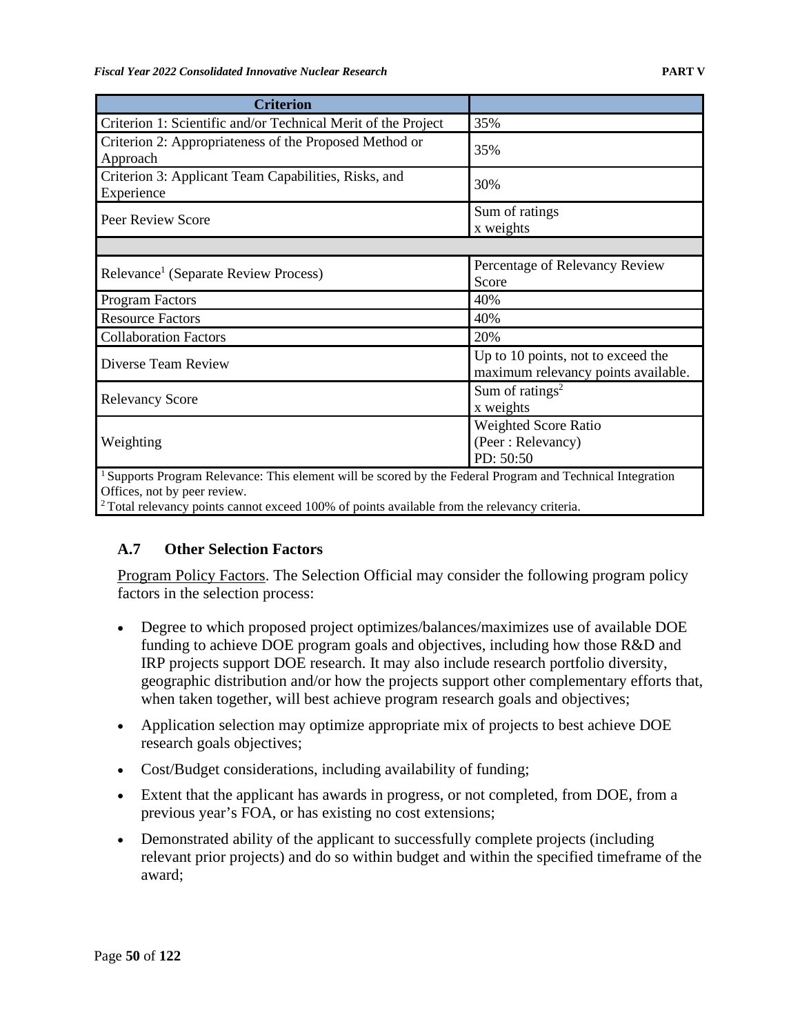| Criterion | |
|---|---|
| Criterion 1: Scientific and/or Technical Merit of the Project | 35% |
| Criterion 2: Appropriateness of the Proposed Method or Approach | 35% |
| Criterion 3: Applicant Team Capabilities, Risks, and Experience | 30% |
| Peer Review Score | Sum of ratings x weights |
| | |
| Relevance[1] (Separate Review Process) | Percentage of Relevancy Review Score |
| Program Factors | 40% |
| Resource Factors | 40% |
| Collaboration Factors | 20% |
| Diverse Team Review | Up to 10 points, not to exceed the maximum relevancy points available. |
| Relevancy Score | Sum of ratings[2] x weights |
| Weighting | Weighted Score Ratio (Peer : Relevancy) PD: 50:50 |

[1] Supports Program Relevance: This element will be scored by the Federal Program and Technical Integration Offices, not by peer review.
[2] Total relevancy points cannot exceed 100% of points available from the relevancy criteria.

### A.7 Other Selection Factors

Program Policy Factors. The Selection Official may consider the following program policy factors in the selection process:

- Degree to which proposed project optimizes/balances/maximizes use of available DOE funding to achieve DOE program goals and objectives, including how those R&D and IRP projects support DOE research. It may also include research portfolio diversity, geographic distribution and/or how the projects support other complementary efforts that, when taken together, will best achieve program research goals and objectives;
- Application selection may optimize appropriate mix of projects to best achieve DOE research goals objectives;
- Cost/Budget considerations, including availability of funding;
- Extent that the applicant has awards in progress, or not completed, from DOE, from a previous year's FOA, or has existing no cost extensions;
- Demonstrated ability of the applicant to successfully complete projects (including relevant prior projects) and do so within budget and within the specified timeframe of the award;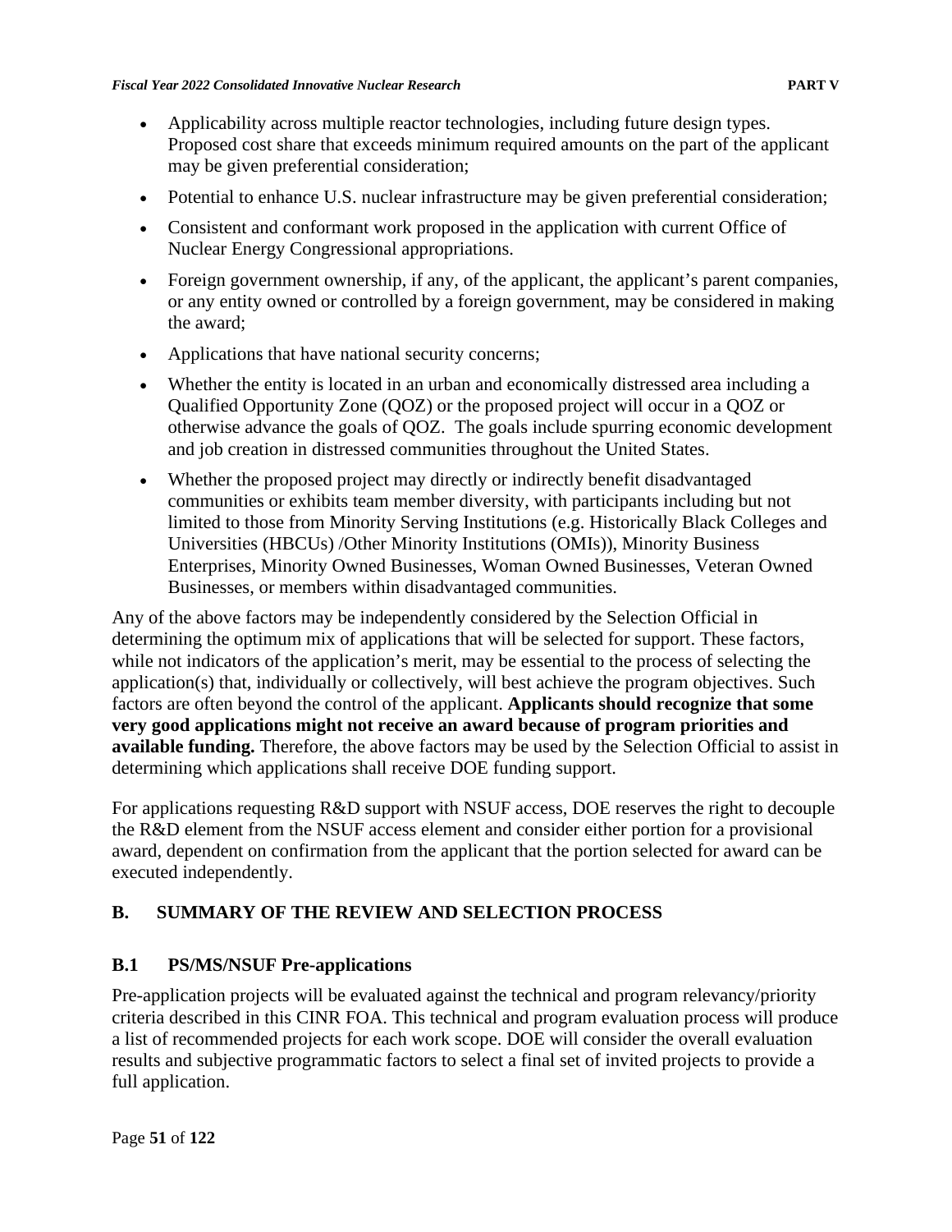- Applicability across multiple reactor technologies, including future design types. Proposed cost share that exceeds minimum required amounts on the part of the applicant may be given preferential consideration;
- Potential to enhance U.S. nuclear infrastructure may be given preferential consideration;
- Consistent and conformant work proposed in the application with current Office of Nuclear Energy Congressional appropriations.
- Foreign government ownership, if any, of the applicant, the applicant's parent companies, or any entity owned or controlled by a foreign government, may be considered in making the award;
- Applications that have national security concerns;
- Whether the entity is located in an urban and economically distressed area including a Qualified Opportunity Zone (QOZ) or the proposed project will occur in a QOZ or otherwise advance the goals of QOZ. The goals include spurring economic development and job creation in distressed communities throughout the United States.
- Whether the proposed project may directly or indirectly benefit disadvantaged communities or exhibits team member diversity, with participants including but not limited to those from Minority Serving Institutions (e.g. Historically Black Colleges and Universities (HBCUs) /Other Minority Institutions (OMIs)), Minority Business Enterprises, Minority Owned Businesses, Woman Owned Businesses, Veteran Owned Businesses, or members within disadvantaged communities.

Any of the above factors may be independently considered by the Selection Official in determining the optimum mix of applications that will be selected for support. These factors, while not indicators of the application's merit, may be essential to the process of selecting the application(s) that, individually or collectively, will best achieve the program objectives. Such factors are often beyond the control of the applicant. **Applicants should recognize that some very good applications might not receive an award because of program priorities and available funding.** Therefore, the above factors may be used by the Selection Official to assist in determining which applications shall receive DOE funding support.

For applications requesting R&D support with NSUF access, DOE reserves the right to decouple the R&D element from the NSUF access element and consider either portion for a provisional award, dependent on confirmation from the applicant that the portion selected for award can be executed independently.

## B. SUMMARY OF THE REVIEW AND SELECTION PROCESS

### B.1 PS/MS/NSUF Pre-applications

Pre-application projects will be evaluated against the technical and program relevancy/priority criteria described in this CINR FOA. This technical and program evaluation process will produce a list of recommended projects for each work scope. DOE will consider the overall evaluation results and subjective programmatic factors to select a final set of invited projects to provide a full application.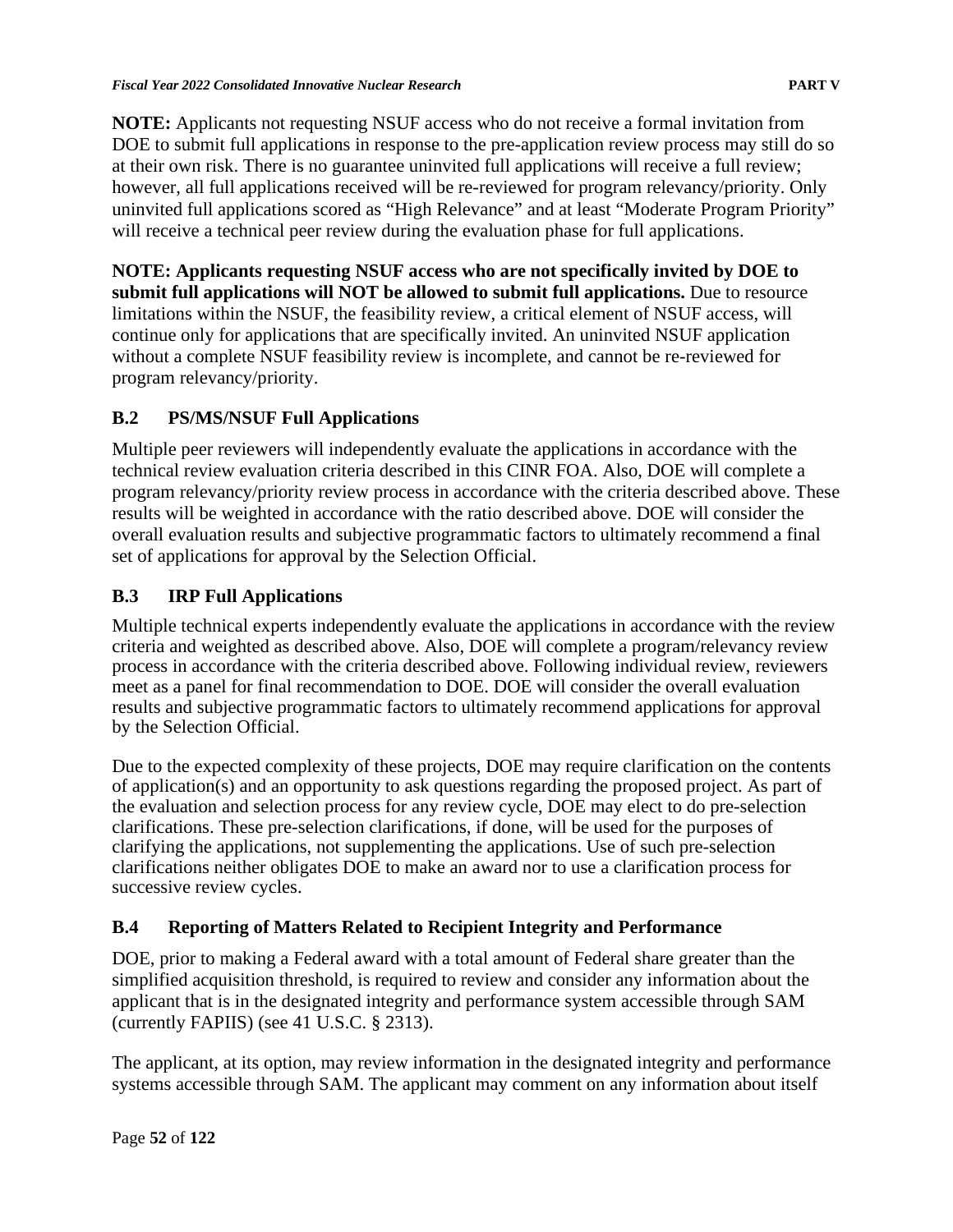**NOTE:** Applicants not requesting NSUF access who do not receive a formal invitation from DOE to submit full applications in response to the pre-application review process may still do so at their own risk. There is no guarantee uninvited full applications will receive a full review; however, all full applications received will be re-reviewed for program relevancy/priority. Only uninvited full applications scored as "High Relevance" and at least "Moderate Program Priority" will receive a technical peer review during the evaluation phase for full applications.

**NOTE: Applicants requesting NSUF access who are not specifically invited by DOE to submit full applications will NOT be allowed to submit full applications.** Due to resource limitations within the NSUF, the feasibility review, a critical element of NSUF access, will continue only for applications that are specifically invited. An uninvited NSUF application without a complete NSUF feasibility review is incomplete, and cannot be re-reviewed for program relevancy/priority.

### B.2 PS/MS/NSUF Full Applications

Multiple peer reviewers will independently evaluate the applications in accordance with the technical review evaluation criteria described in this CINR FOA. Also, DOE will complete a program relevancy/priority review process in accordance with the criteria described above. These results will be weighted in accordance with the ratio described above. DOE will consider the overall evaluation results and subjective programmatic factors to ultimately recommend a final set of applications for approval by the Selection Official.

### B.3 IRP Full Applications

Multiple technical experts independently evaluate the applications in accordance with the review criteria and weighted as described above. Also, DOE will complete a program/relevancy review process in accordance with the criteria described above. Following individual review, reviewers meet as a panel for final recommendation to DOE. DOE will consider the overall evaluation results and subjective programmatic factors to ultimately recommend applications for approval by the Selection Official.

Due to the expected complexity of these projects, DOE may require clarification on the contents of application(s) and an opportunity to ask questions regarding the proposed project. As part of the evaluation and selection process for any review cycle, DOE may elect to do pre-selection clarifications. These pre-selection clarifications, if done, will be used for the purposes of clarifying the applications, not supplementing the applications. Use of such pre-selection clarifications neither obligates DOE to make an award nor to use a clarification process for successive review cycles.

### B.4 Reporting of Matters Related to Recipient Integrity and Performance

DOE, prior to making a Federal award with a total amount of Federal share greater than the simplified acquisition threshold, is required to review and consider any information about the applicant that is in the designated integrity and performance system accessible through SAM (currently FAPIIS) (see 41 U.S.C. § 2313).

The applicant, at its option, may review information in the designated integrity and performance systems accessible through SAM. The applicant may comment on any information about itself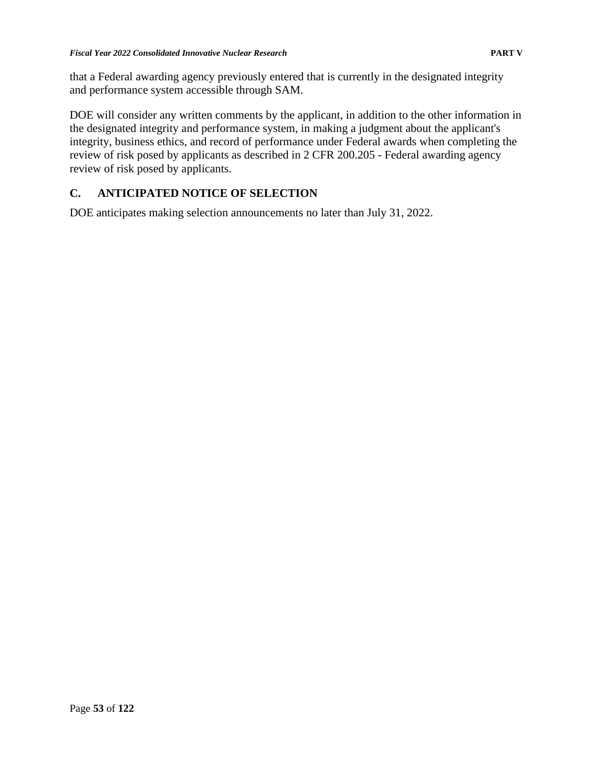that a Federal awarding agency previously entered that is currently in the designated integrity and performance system accessible through SAM.

DOE will consider any written comments by the applicant, in addition to the other information in the designated integrity and performance system, in making a judgment about the applicant's integrity, business ethics, and record of performance under Federal awards when completing the review of risk posed by applicants as described in 2 CFR 200.205 - Federal awarding agency review of risk posed by applicants.

## C. ANTICIPATED NOTICE OF SELECTION

DOE anticipates making selection announcements no later than July 31, 2022.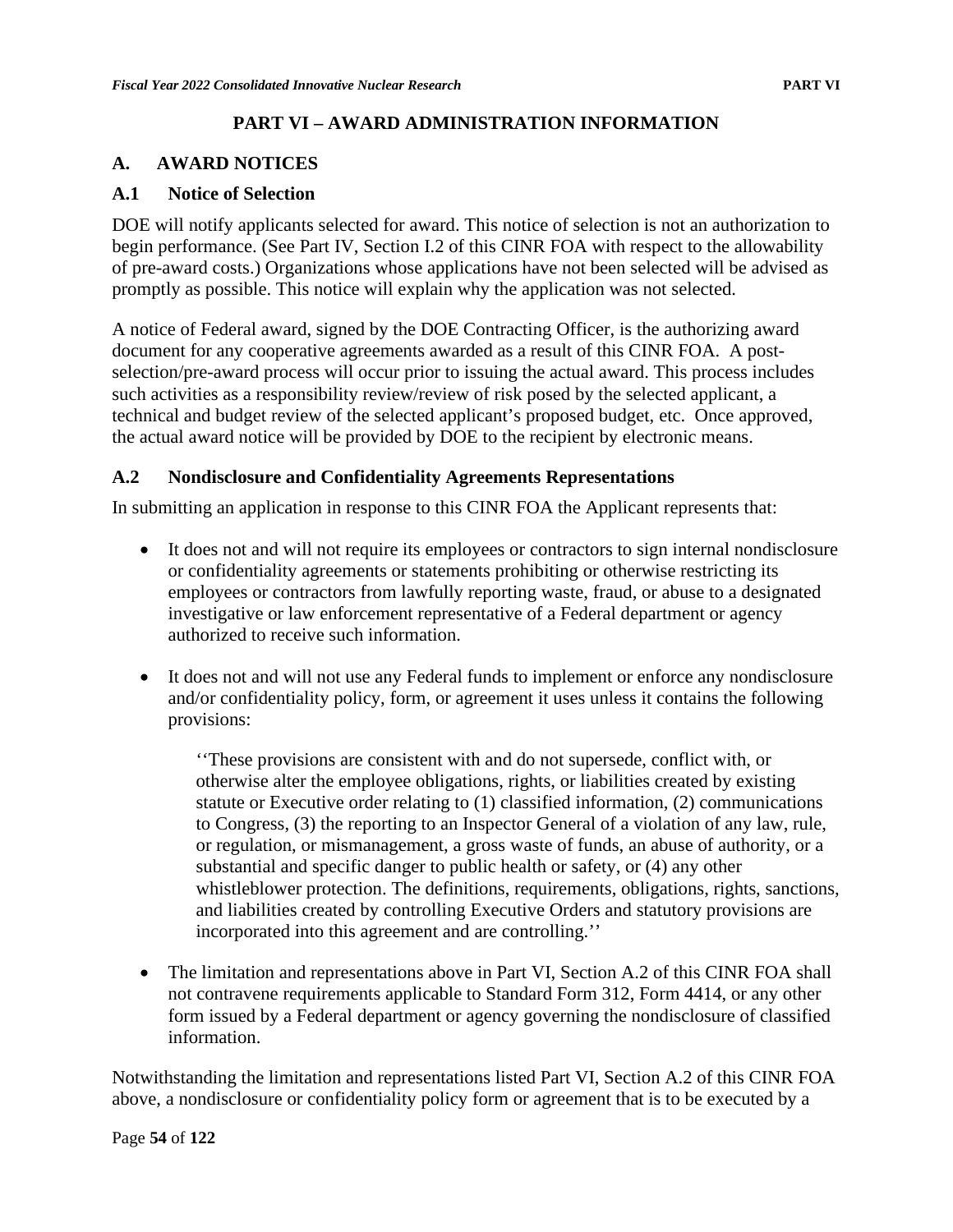# PART VI – AWARD ADMINISTRATION INFORMATION

## A. AWARD NOTICES

### A.1 Notice of Selection

DOE will notify applicants selected for award. This notice of selection is not an authorization to begin performance. (See Part IV, Section I.2 of this CINR FOA with respect to the allowability of pre-award costs.) Organizations whose applications have not been selected will be advised as promptly as possible. This notice will explain why the application was not selected.

A notice of Federal award, signed by the DOE Contracting Officer, is the authorizing award document for any cooperative agreements awarded as a result of this CINR FOA. A post-selection/pre-award process will occur prior to issuing the actual award. This process includes such activities as a responsibility review/review of risk posed by the selected applicant, a technical and budget review of the selected applicant's proposed budget, etc. Once approved, the actual award notice will be provided by DOE to the recipient by electronic means.

### A.2 Nondisclosure and Confidentiality Agreements Representations

In submitting an application in response to this CINR FOA the Applicant represents that:

- It does not and will not require its employees or contractors to sign internal nondisclosure or confidentiality agreements or statements prohibiting or otherwise restricting its employees or contractors from lawfully reporting waste, fraud, or abuse to a designated investigative or law enforcement representative of a Federal department or agency authorized to receive such information.

- It does not and will not use any Federal funds to implement or enforce any nondisclosure and/or confidentiality policy, form, or agreement it uses unless it contains the following provisions:

  > ''These provisions are consistent with and do not supersede, conflict with, or otherwise alter the employee obligations, rights, or liabilities created by existing statute or Executive order relating to (1) classified information, (2) communications to Congress, (3) the reporting to an Inspector General of a violation of any law, rule, or regulation, or mismanagement, a gross waste of funds, an abuse of authority, or a substantial and specific danger to public health or safety, or (4) any other whistleblower protection. The definitions, requirements, obligations, rights, sanctions, and liabilities created by controlling Executive Orders and statutory provisions are incorporated into this agreement and are controlling.''

- The limitation and representations above in Part VI, Section A.2 of this CINR FOA shall not contravene requirements applicable to Standard Form 312, Form 4414, or any other form issued by a Federal department or agency governing the nondisclosure of classified information.

Notwithstanding the limitation and representations listed Part VI, Section A.2 of this CINR FOA above, a nondisclosure or confidentiality policy form or agreement that is to be executed by a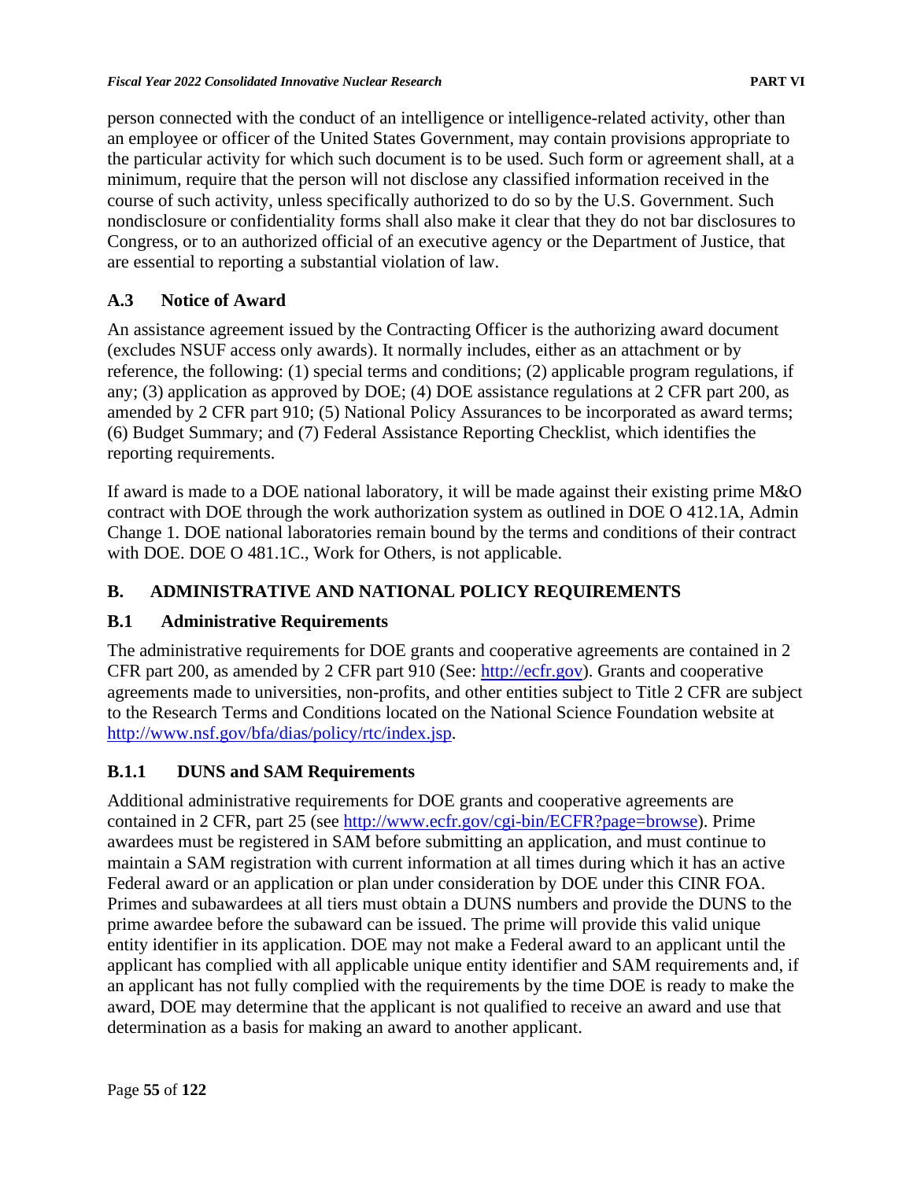person connected with the conduct of an intelligence or intelligence-related activity, other than an employee or officer of the United States Government, may contain provisions appropriate to the particular activity for which such document is to be used. Such form or agreement shall, at a minimum, require that the person will not disclose any classified information received in the course of such activity, unless specifically authorized to do so by the U.S. Government. Such nondisclosure or confidentiality forms shall also make it clear that they do not bar disclosures to Congress, or to an authorized official of an executive agency or the Department of Justice, that are essential to reporting a substantial violation of law.

### A.3 Notice of Award

An assistance agreement issued by the Contracting Officer is the authorizing award document (excludes NSUF access only awards). It normally includes, either as an attachment or by reference, the following: (1) special terms and conditions; (2) applicable program regulations, if any; (3) application as approved by DOE; (4) DOE assistance regulations at 2 CFR part 200, as amended by 2 CFR part 910; (5) National Policy Assurances to be incorporated as award terms; (6) Budget Summary; and (7) Federal Assistance Reporting Checklist, which identifies the reporting requirements.

If award is made to a DOE national laboratory, it will be made against their existing prime M&O contract with DOE through the work authorization system as outlined in DOE O 412.1A, Admin Change 1. DOE national laboratories remain bound by the terms and conditions of their contract with DOE. DOE O 481.1C., Work for Others, is not applicable.

## B. ADMINISTRATIVE AND NATIONAL POLICY REQUIREMENTS

### B.1 Administrative Requirements

The administrative requirements for DOE grants and cooperative agreements are contained in 2 CFR part 200, as amended by 2 CFR part 910 (See: [http://ecfr.gov](http://ecfr.gov)). Grants and cooperative agreements made to universities, non-profits, and other entities subject to Title 2 CFR are subject to the Research Terms and Conditions located on the National Science Foundation website at [http://www.nsf.gov/bfa/dias/policy/rtc/index.jsp](http://www.nsf.gov/bfa/dias/policy/rtc/index.jsp).

### B.1.1 DUNS and SAM Requirements

Additional administrative requirements for DOE grants and cooperative agreements are contained in 2 CFR, part 25 (see [http://www.ecfr.gov/cgi-bin/ECFR?page=browse](http://www.ecfr.gov/cgi-bin/ECFR?page=browse)). Prime awardees must be registered in SAM before submitting an application, and must continue to maintain a SAM registration with current information at all times during which it has an active Federal award or an application or plan under consideration by DOE under this CINR FOA. Primes and subawardees at all tiers must obtain a DUNS numbers and provide the DUNS to the prime awardee before the subaward can be issued. The prime will provide this valid unique entity identifier in its application. DOE may not make a Federal award to an applicant until the applicant has complied with all applicable unique entity identifier and SAM requirements and, if an applicant has not fully complied with the requirements by the time DOE is ready to make the award, DOE may determine that the applicant is not qualified to receive an award and use that determination as a basis for making an award to another applicant.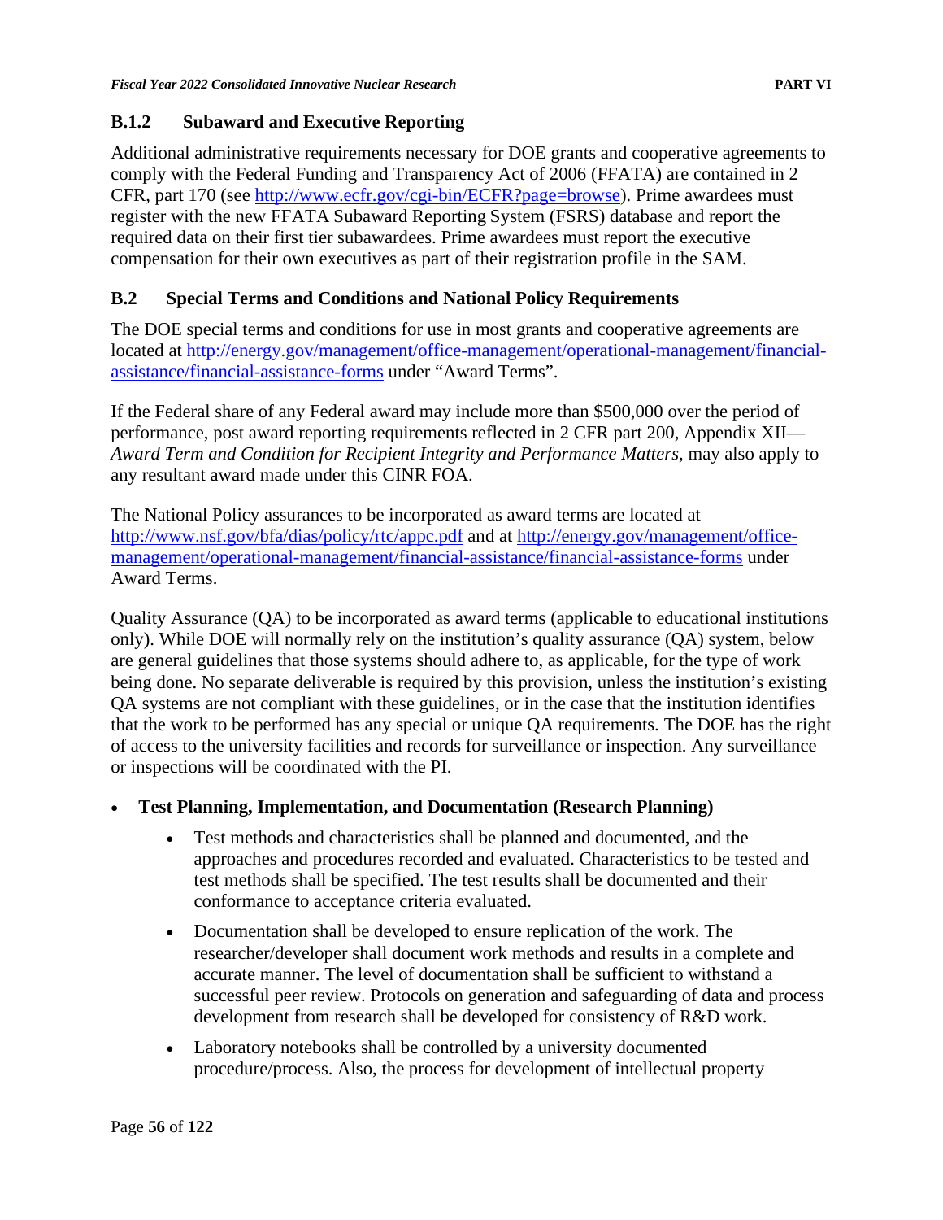### B.1.2 Subaward and Executive Reporting

Additional administrative requirements necessary for DOE grants and cooperative agreements to comply with the Federal Funding and Transparency Act of 2006 (FFATA) are contained in 2 CFR, part 170 (see http://www.ecfr.gov/cgi-bin/ECFR?page=browse). Prime awardees must register with the new FFATA Subaward Reporting System (FSRS) database and report the required data on their first tier subawardees. Prime awardees must report the executive compensation for their own executives as part of their registration profile in the SAM.

## B.2 Special Terms and Conditions and National Policy Requirements

The DOE special terms and conditions for use in most grants and cooperative agreements are located at http://energy.gov/management/office-management/operational-management/financial-assistance/financial-assistance-forms under "Award Terms".

If the Federal share of any Federal award may include more than $500,000 over the period of performance, post award reporting requirements reflected in 2 CFR part 200, Appendix XII—*Award Term and Condition for Recipient Integrity and Performance Matters,* may also apply to any resultant award made under this CINR FOA.

The National Policy assurances to be incorporated as award terms are located at http://www.nsf.gov/bfa/dias/policy/rtc/appc.pdf and at http://energy.gov/management/office-management/operational-management/financial-assistance/financial-assistance-forms under Award Terms.

Quality Assurance (QA) to be incorporated as award terms (applicable to educational institutions only). While DOE will normally rely on the institution's quality assurance (QA) system, below are general guidelines that those systems should adhere to, as applicable, for the type of work being done. No separate deliverable is required by this provision, unless the institution's existing QA systems are not compliant with these guidelines, or in the case that the institution identifies that the work to be performed has any special or unique QA requirements. The DOE has the right of access to the university facilities and records for surveillance or inspection. Any surveillance or inspections will be coordinated with the PI.

- **Test Planning, Implementation, and Documentation (Research Planning)**
  - Test methods and characteristics shall be planned and documented, and the approaches and procedures recorded and evaluated. Characteristics to be tested and test methods shall be specified. The test results shall be documented and their conformance to acceptance criteria evaluated.
  - Documentation shall be developed to ensure replication of the work. The researcher/developer shall document work methods and results in a complete and accurate manner. The level of documentation shall be sufficient to withstand a successful peer review. Protocols on generation and safeguarding of data and process development from research shall be developed for consistency of R&D work.
  - Laboratory notebooks shall be controlled by a university documented procedure/process. Also, the process for development of intellectual property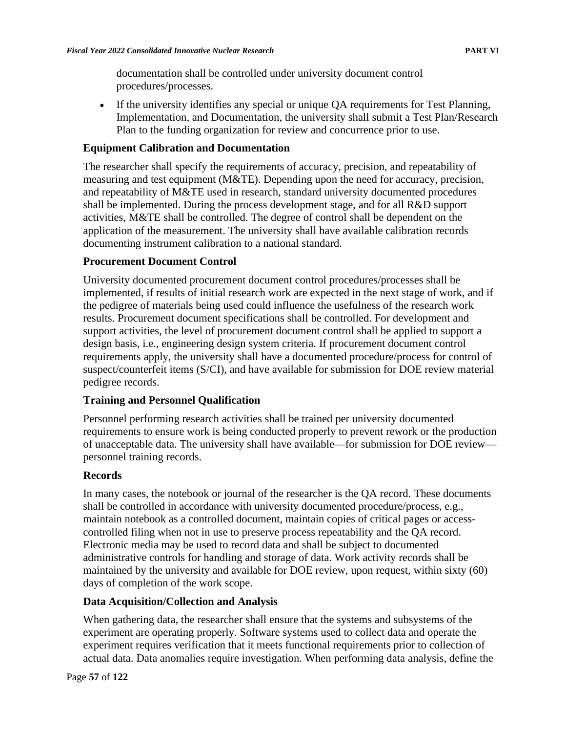documentation shall be controlled under university document control procedures/processes.

- If the university identifies any special or unique QA requirements for Test Planning, Implementation, and Documentation, the university shall submit a Test Plan/Research Plan to the funding organization for review and concurrence prior to use.

**Equipment Calibration and Documentation**

The researcher shall specify the requirements of accuracy, precision, and repeatability of measuring and test equipment (M&TE). Depending upon the need for accuracy, precision, and repeatability of M&TE used in research, standard university documented procedures shall be implemented. During the process development stage, and for all R&D support activities, M&TE shall be controlled. The degree of control shall be dependent on the application of the measurement. The university shall have available calibration records documenting instrument calibration to a national standard.

**Procurement Document Control**

University documented procurement document control procedures/processes shall be implemented, if results of initial research work are expected in the next stage of work, and if the pedigree of materials being used could influence the usefulness of the research work results. Procurement document specifications shall be controlled. For development and support activities, the level of procurement document control shall be applied to support a design basis, i.e., engineering design system criteria. If procurement document control requirements apply, the university shall have a documented procedure/process for control of suspect/counterfeit items (S/CI), and have available for submission for DOE review material pedigree records.

**Training and Personnel Qualification**

Personnel performing research activities shall be trained per university documented requirements to ensure work is being conducted properly to prevent rework or the production of unacceptable data. The university shall have available—for submission for DOE review—personnel training records.

**Records**

In many cases, the notebook or journal of the researcher is the QA record. These documents shall be controlled in accordance with university documented procedure/process, e.g., maintain notebook as a controlled document, maintain copies of critical pages or access-controlled filing when not in use to preserve process repeatability and the QA record. Electronic media may be used to record data and shall be subject to documented administrative controls for handling and storage of data. Work activity records shall be maintained by the university and available for DOE review, upon request, within sixty (60) days of completion of the work scope.

**Data Acquisition/Collection and Analysis**

When gathering data, the researcher shall ensure that the systems and subsystems of the experiment are operating properly. Software systems used to collect data and operate the experiment requires verification that it meets functional requirements prior to collection of actual data. Data anomalies require investigation. When performing data analysis, define the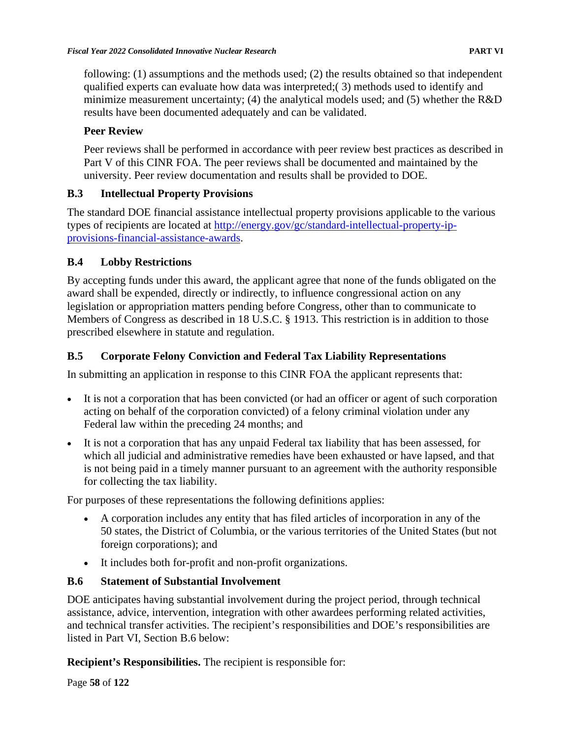following: (1) assumptions and the methods used; (2) the results obtained so that independent qualified experts can evaluate how data was interpreted;( 3) methods used to identify and minimize measurement uncertainty; (4) the analytical models used; and (5) whether the R&D results have been documented adequately and can be validated.

**Peer Review**

Peer reviews shall be performed in accordance with peer review best practices as described in Part V of this CINR FOA. The peer reviews shall be documented and maintained by the university. Peer review documentation and results shall be provided to DOE.

## B.3 Intellectual Property Provisions

The standard DOE financial assistance intellectual property provisions applicable to the various types of recipients are located at http://energy.gov/gc/standard-intellectual-property-ip-provisions-financial-assistance-awards.

## B.4 Lobby Restrictions

By accepting funds under this award, the applicant agree that none of the funds obligated on the award shall be expended, directly or indirectly, to influence congressional action on any legislation or appropriation matters pending before Congress, other than to communicate to Members of Congress as described in 18 U.S.C. § 1913. This restriction is in addition to those prescribed elsewhere in statute and regulation.

## B.5 Corporate Felony Conviction and Federal Tax Liability Representations

In submitting an application in response to this CINR FOA the applicant represents that:

- It is not a corporation that has been convicted (or had an officer or agent of such corporation acting on behalf of the corporation convicted) of a felony criminal violation under any Federal law within the preceding 24 months; and
- It is not a corporation that has any unpaid Federal tax liability that has been assessed, for which all judicial and administrative remedies have been exhausted or have lapsed, and that is not being paid in a timely manner pursuant to an agreement with the authority responsible for collecting the tax liability.

For purposes of these representations the following definitions applies:

- A corporation includes any entity that has filed articles of incorporation in any of the 50 states, the District of Columbia, or the various territories of the United States (but not foreign corporations); and
- It includes both for-profit and non-profit organizations.

## B.6 Statement of Substantial Involvement

DOE anticipates having substantial involvement during the project period, through technical assistance, advice, intervention, integration with other awardees performing related activities, and technical transfer activities. The recipient's responsibilities and DOE's responsibilities are listed in Part VI, Section B.6 below:

**Recipient's Responsibilities.** The recipient is responsible for: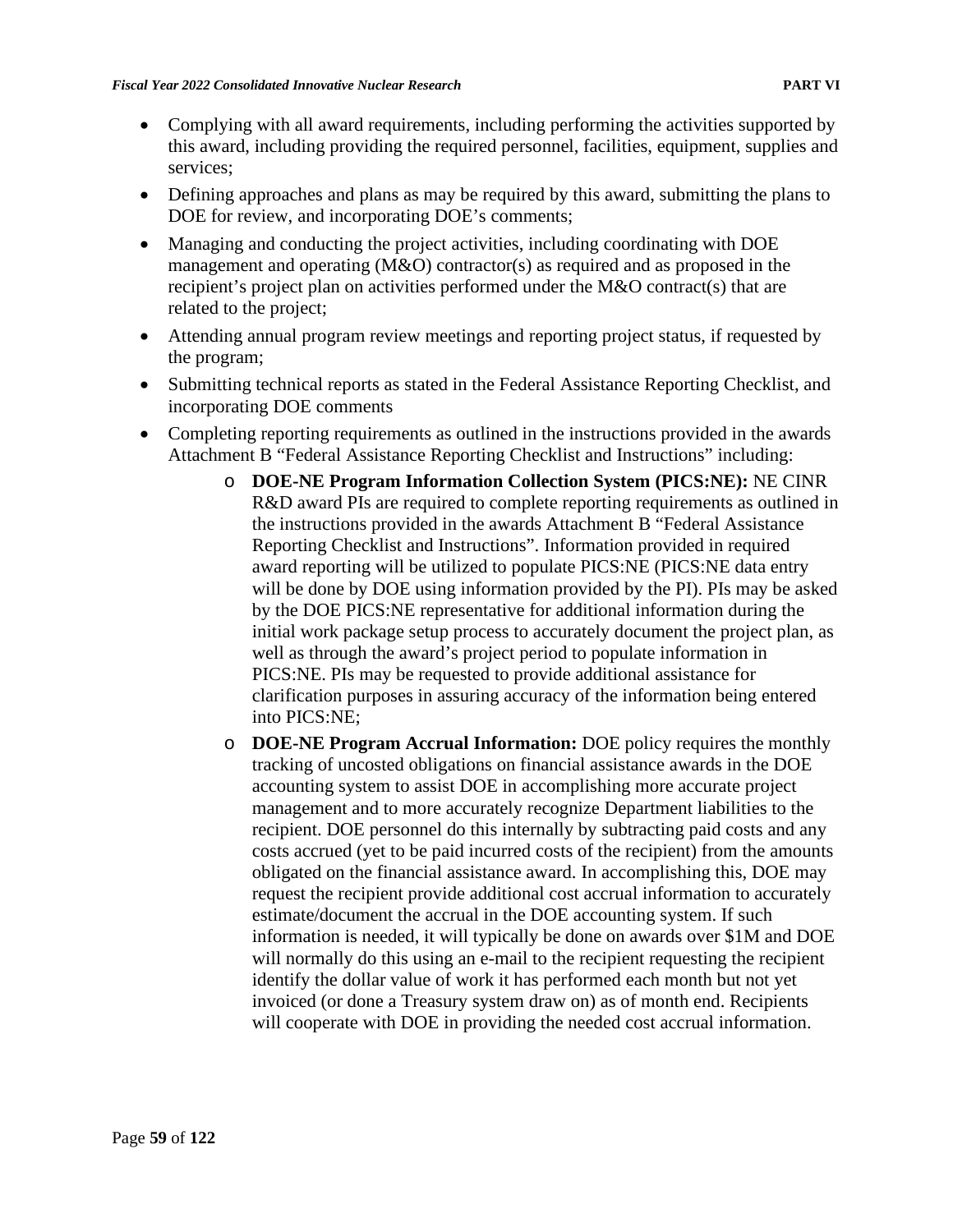- Complying with all award requirements, including performing the activities supported by this award, including providing the required personnel, facilities, equipment, supplies and services;
- Defining approaches and plans as may be required by this award, submitting the plans to DOE for review, and incorporating DOE's comments;
- Managing and conducting the project activities, including coordinating with DOE management and operating (M&O) contractor(s) as required and as proposed in the recipient's project plan on activities performed under the M&O contract(s) that are related to the project;
- Attending annual program review meetings and reporting project status, if requested by the program;
- Submitting technical reports as stated in the Federal Assistance Reporting Checklist, and incorporating DOE comments
- Completing reporting requirements as outlined in the instructions provided in the awards Attachment B "Federal Assistance Reporting Checklist and Instructions" including:
  - **DOE-NE Program Information Collection System (PICS:NE):** NE CINR R&D award PIs are required to complete reporting requirements as outlined in the instructions provided in the awards Attachment B "Federal Assistance Reporting Checklist and Instructions". Information provided in required award reporting will be utilized to populate PICS:NE (PICS:NE data entry will be done by DOE using information provided by the PI). PIs may be asked by the DOE PICS:NE representative for additional information during the initial work package setup process to accurately document the project plan, as well as through the award's project period to populate information in PICS:NE. PIs may be requested to provide additional assistance for clarification purposes in assuring accuracy of the information being entered into PICS:NE;
  - **DOE-NE Program Accrual Information:** DOE policy requires the monthly tracking of uncosted obligations on financial assistance awards in the DOE accounting system to assist DOE in accomplishing more accurate project management and to more accurately recognize Department liabilities to the recipient. DOE personnel do this internally by subtracting paid costs and any costs accrued (yet to be paid incurred costs of the recipient) from the amounts obligated on the financial assistance award. In accomplishing this, DOE may request the recipient provide additional cost accrual information to accurately estimate/document the accrual in the DOE accounting system. If such information is needed, it will typically be done on awards over $1M and DOE will normally do this using an e-mail to the recipient requesting the recipient identify the dollar value of work it has performed each month but not yet invoiced (or done a Treasury system draw on) as of month end. Recipients will cooperate with DOE in providing the needed cost accrual information.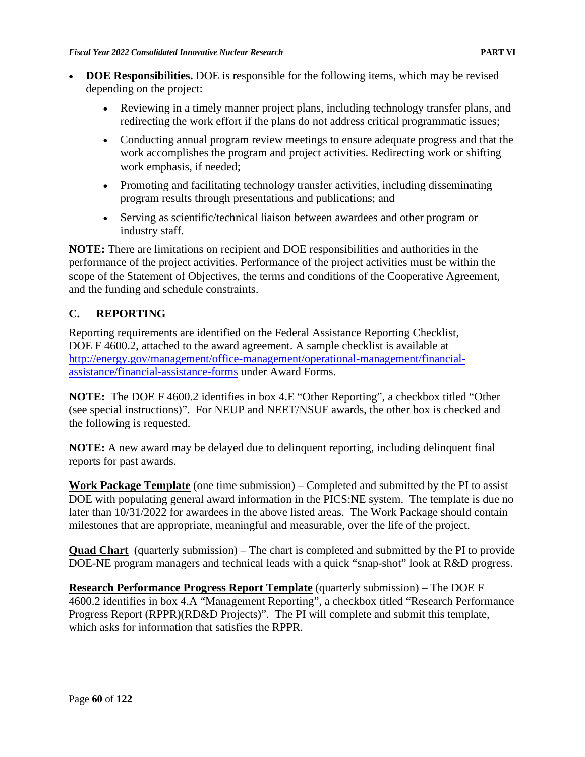- **DOE Responsibilities.** DOE is responsible for the following items, which may be revised depending on the project:
  - Reviewing in a timely manner project plans, including technology transfer plans, and redirecting the work effort if the plans do not address critical programmatic issues;
  - Conducting annual program review meetings to ensure adequate progress and that the work accomplishes the program and project activities. Redirecting work or shifting work emphasis, if needed;
  - Promoting and facilitating technology transfer activities, including disseminating program results through presentations and publications; and
  - Serving as scientific/technical liaison between awardees and other program or industry staff.

**NOTE:** There are limitations on recipient and DOE responsibilities and authorities in the performance of the project activities. Performance of the project activities must be within the scope of the Statement of Objectives, the terms and conditions of the Cooperative Agreement, and the funding and schedule constraints.

## C. REPORTING

Reporting requirements are identified on the Federal Assistance Reporting Checklist, DOE F 4600.2, attached to the award agreement. A sample checklist is available at [http://energy.gov/management/office-management/operational-management/financial-assistance/financial-assistance-forms](http://energy.gov/management/office-management/operational-management/financial-assistance/financial-assistance-forms) under Award Forms.

**NOTE:** The DOE F 4600.2 identifies in box 4.E "Other Reporting", a checkbox titled "Other (see special instructions)". For NEUP and NEET/NSUF awards, the other box is checked and the following is requested.

**NOTE:** A new award may be delayed due to delinquent reporting, including delinquent final reports for past awards.

**Work Package Template** (one time submission) – Completed and submitted by the PI to assist DOE with populating general award information in the PICS:NE system. The template is due no later than 10/31/2022 for awardees in the above listed areas. The Work Package should contain milestones that are appropriate, meaningful and measurable, over the life of the project.

**Quad Chart** (quarterly submission) – The chart is completed and submitted by the PI to provide DOE-NE program managers and technical leads with a quick "snap-shot" look at R&D progress.

**Research Performance Progress Report Template** (quarterly submission) – The DOE F 4600.2 identifies in box 4.A "Management Reporting", a checkbox titled "Research Performance Progress Report (RPPR)(RD&D Projects)". The PI will complete and submit this template, which asks for information that satisfies the RPPR.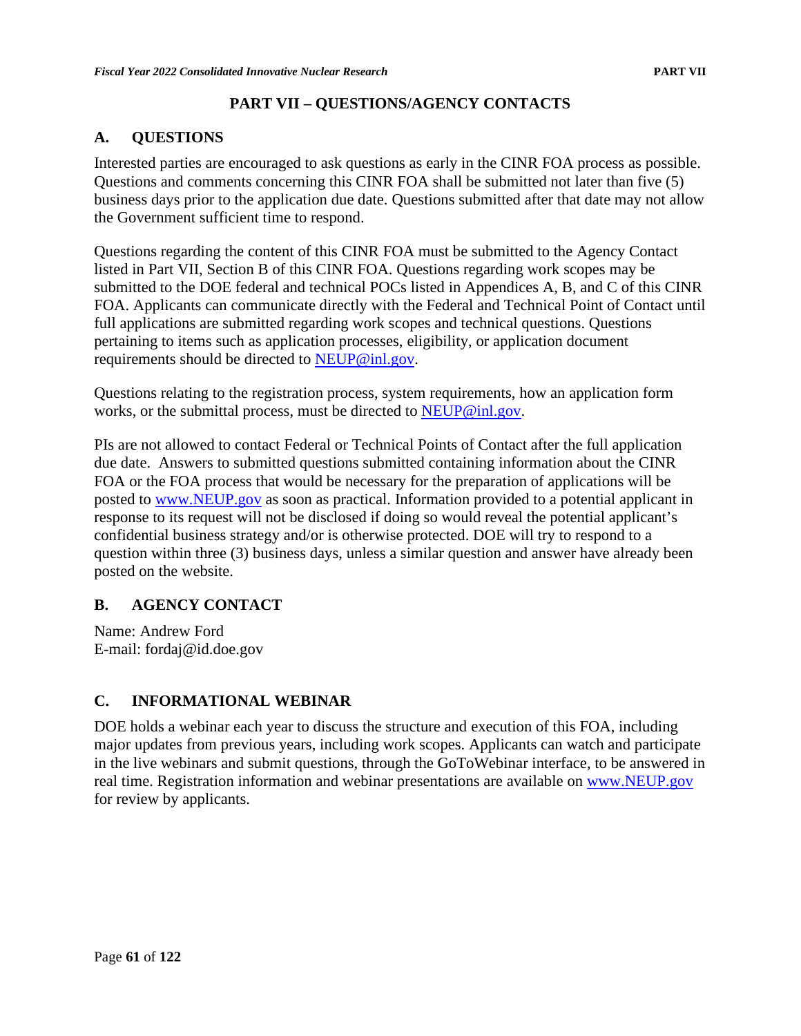# PART VII – QUESTIONS/AGENCY CONTACTS

## A. QUESTIONS

Interested parties are encouraged to ask questions as early in the CINR FOA process as possible. Questions and comments concerning this CINR FOA shall be submitted not later than five (5) business days prior to the application due date. Questions submitted after that date may not allow the Government sufficient time to respond.

Questions regarding the content of this CINR FOA must be submitted to the Agency Contact listed in Part VII, Section B of this CINR FOA. Questions regarding work scopes may be submitted to the DOE federal and technical POCs listed in Appendices A, B, and C of this CINR FOA. Applicants can communicate directly with the Federal and Technical Point of Contact until full applications are submitted regarding work scopes and technical questions. Questions pertaining to items such as application processes, eligibility, or application document requirements should be directed to [NEUP@inl.gov](mailto:NEUP@inl.gov).

Questions relating to the registration process, system requirements, how an application form works, or the submittal process, must be directed to [NEUP@inl.gov](mailto:NEUP@inl.gov).

PIs are not allowed to contact Federal or Technical Points of Contact after the full application due date. Answers to submitted questions submitted containing information about the CINR FOA or the FOA process that would be necessary for the preparation of applications will be posted to [www.NEUP.gov](http://www.NEUP.gov) as soon as practical. Information provided to a potential applicant in response to its request will not be disclosed if doing so would reveal the potential applicant's confidential business strategy and/or is otherwise protected. DOE will try to respond to a question within three (3) business days, unless a similar question and answer have already been posted on the website.

## B. AGENCY CONTACT

Name: Andrew Ford
E-mail: fordaj@id.doe.gov

## C. INFORMATIONAL WEBINAR

DOE holds a webinar each year to discuss the structure and execution of this FOA, including major updates from previous years, including work scopes. Applicants can watch and participate in the live webinars and submit questions, through the GoToWebinar interface, to be answered in real time. Registration information and webinar presentations are available on [www.NEUP.gov](http://www.NEUP.gov) for review by applicants.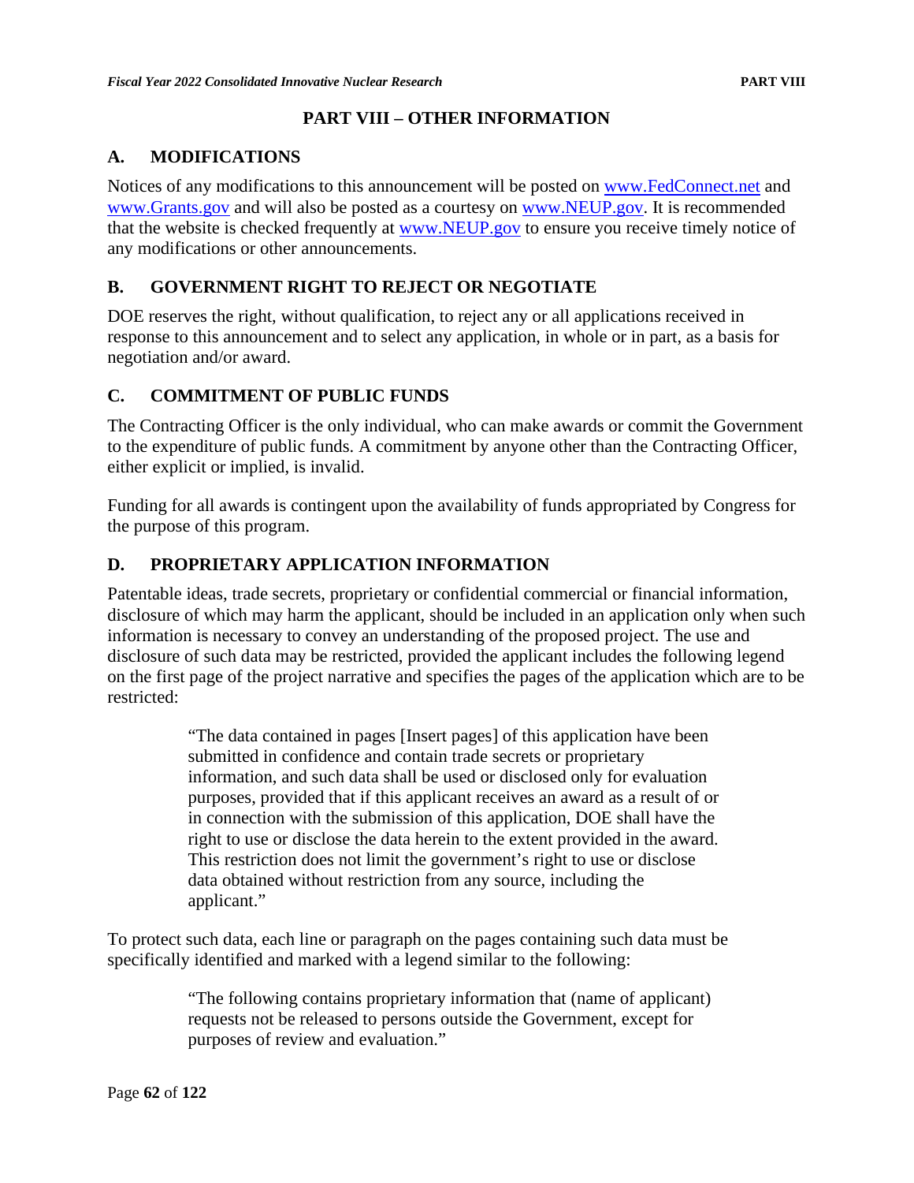# PART VIII – OTHER INFORMATION

## A. MODIFICATIONS

Notices of any modifications to this announcement will be posted on www.FedConnect.net and www.Grants.gov and will also be posted as a courtesy on www.NEUP.gov. It is recommended that the website is checked frequently at www.NEUP.gov to ensure you receive timely notice of any modifications or other announcements.

## B. GOVERNMENT RIGHT TO REJECT OR NEGOTIATE

DOE reserves the right, without qualification, to reject any or all applications received in response to this announcement and to select any application, in whole or in part, as a basis for negotiation and/or award.

## C. COMMITMENT OF PUBLIC FUNDS

The Contracting Officer is the only individual, who can make awards or commit the Government to the expenditure of public funds. A commitment by anyone other than the Contracting Officer, either explicit or implied, is invalid.

Funding for all awards is contingent upon the availability of funds appropriated by Congress for the purpose of this program.

## D. PROPRIETARY APPLICATION INFORMATION

Patentable ideas, trade secrets, proprietary or confidential commercial or financial information, disclosure of which may harm the applicant, should be included in an application only when such information is necessary to convey an understanding of the proposed project. The use and disclosure of such data may be restricted, provided the applicant includes the following legend on the first page of the project narrative and specifies the pages of the application which are to be restricted:

> "The data contained in pages [Insert pages] of this application have been submitted in confidence and contain trade secrets or proprietary information, and such data shall be used or disclosed only for evaluation purposes, provided that if this applicant receives an award as a result of or in connection with the submission of this application, DOE shall have the right to use or disclose the data herein to the extent provided in the award. This restriction does not limit the government's right to use or disclose data obtained without restriction from any source, including the applicant."

To protect such data, each line or paragraph on the pages containing such data must be specifically identified and marked with a legend similar to the following:

> "The following contains proprietary information that (name of applicant) requests not be released to persons outside the Government, except for purposes of review and evaluation."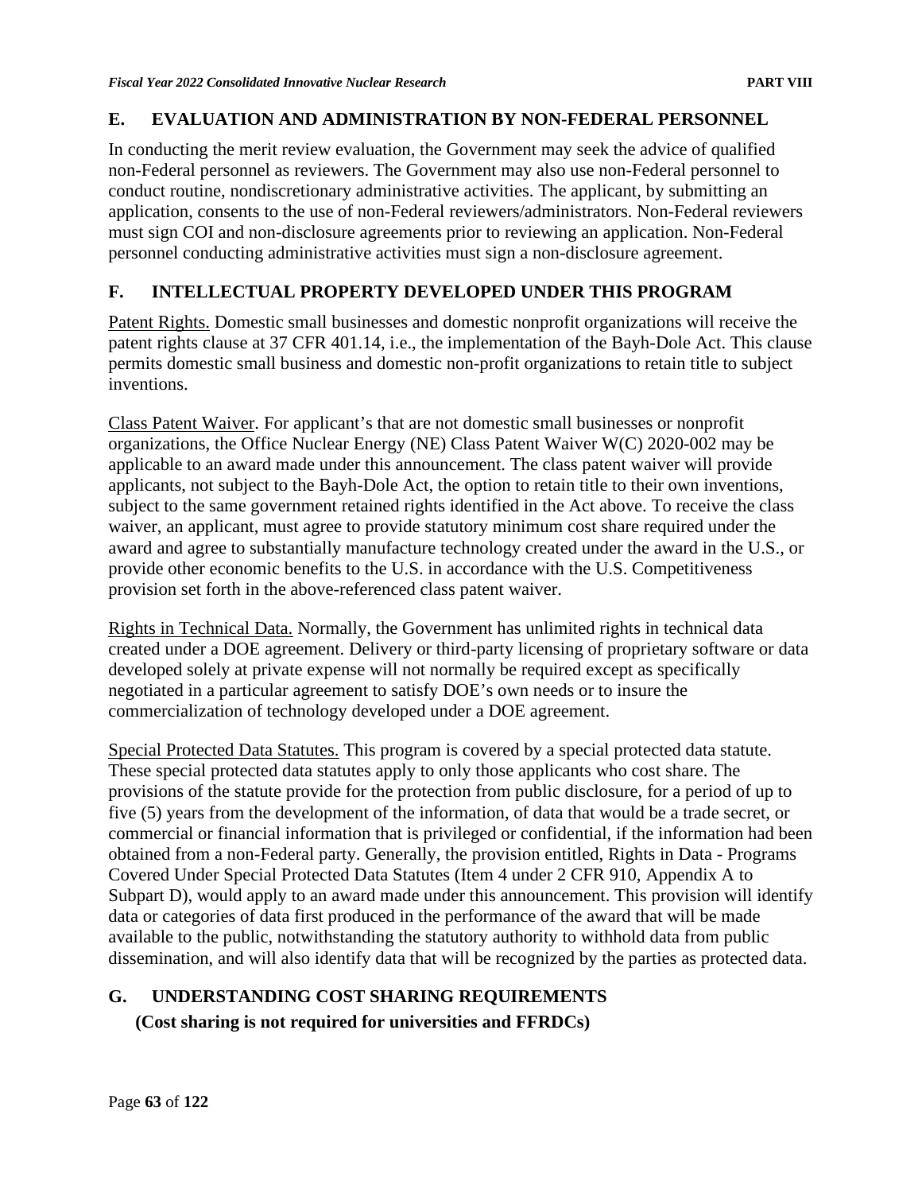## E. EVALUATION AND ADMINISTRATION BY NON-FEDERAL PERSONNEL

In conducting the merit review evaluation, the Government may seek the advice of qualified non-Federal personnel as reviewers. The Government may also use non-Federal personnel to conduct routine, nondiscretionary administrative activities. The applicant, by submitting an application, consents to the use of non-Federal reviewers/administrators. Non-Federal reviewers must sign COI and non-disclosure agreements prior to reviewing an application. Non-Federal personnel conducting administrative activities must sign a non-disclosure agreement.

## F. INTELLECTUAL PROPERTY DEVELOPED UNDER THIS PROGRAM

Patent Rights. Domestic small businesses and domestic nonprofit organizations will receive the patent rights clause at 37 CFR 401.14, i.e., the implementation of the Bayh-Dole Act. This clause permits domestic small business and domestic non-profit organizations to retain title to subject inventions.

Class Patent Waiver. For applicant's that are not domestic small businesses or nonprofit organizations, the Office Nuclear Energy (NE) Class Patent Waiver W(C) 2020-002 may be applicable to an award made under this announcement. The class patent waiver will provide applicants, not subject to the Bayh-Dole Act, the option to retain title to their own inventions, subject to the same government retained rights identified in the Act above. To receive the class waiver, an applicant, must agree to provide statutory minimum cost share required under the award and agree to substantially manufacture technology created under the award in the U.S., or provide other economic benefits to the U.S. in accordance with the U.S. Competitiveness provision set forth in the above-referenced class patent waiver.

Rights in Technical Data. Normally, the Government has unlimited rights in technical data created under a DOE agreement. Delivery or third-party licensing of proprietary software or data developed solely at private expense will not normally be required except as specifically negotiated in a particular agreement to satisfy DOE's own needs or to insure the commercialization of technology developed under a DOE agreement.

Special Protected Data Statutes. This program is covered by a special protected data statute. These special protected data statutes apply to only those applicants who cost share. The provisions of the statute provide for the protection from public disclosure, for a period of up to five (5) years from the development of the information, of data that would be a trade secret, or commercial or financial information that is privileged or confidential, if the information had been obtained from a non-Federal party. Generally, the provision entitled, Rights in Data - Programs Covered Under Special Protected Data Statutes (Item 4 under 2 CFR 910, Appendix A to Subpart D), would apply to an award made under this announcement. This provision will identify data or categories of data first produced in the performance of the award that will be made available to the public, notwithstanding the statutory authority to withhold data from public dissemination, and will also identify data that will be recognized by the parties as protected data.

## G. UNDERSTANDING COST SHARING REQUIREMENTS

**(Cost sharing is not required for universities and FFRDCs)**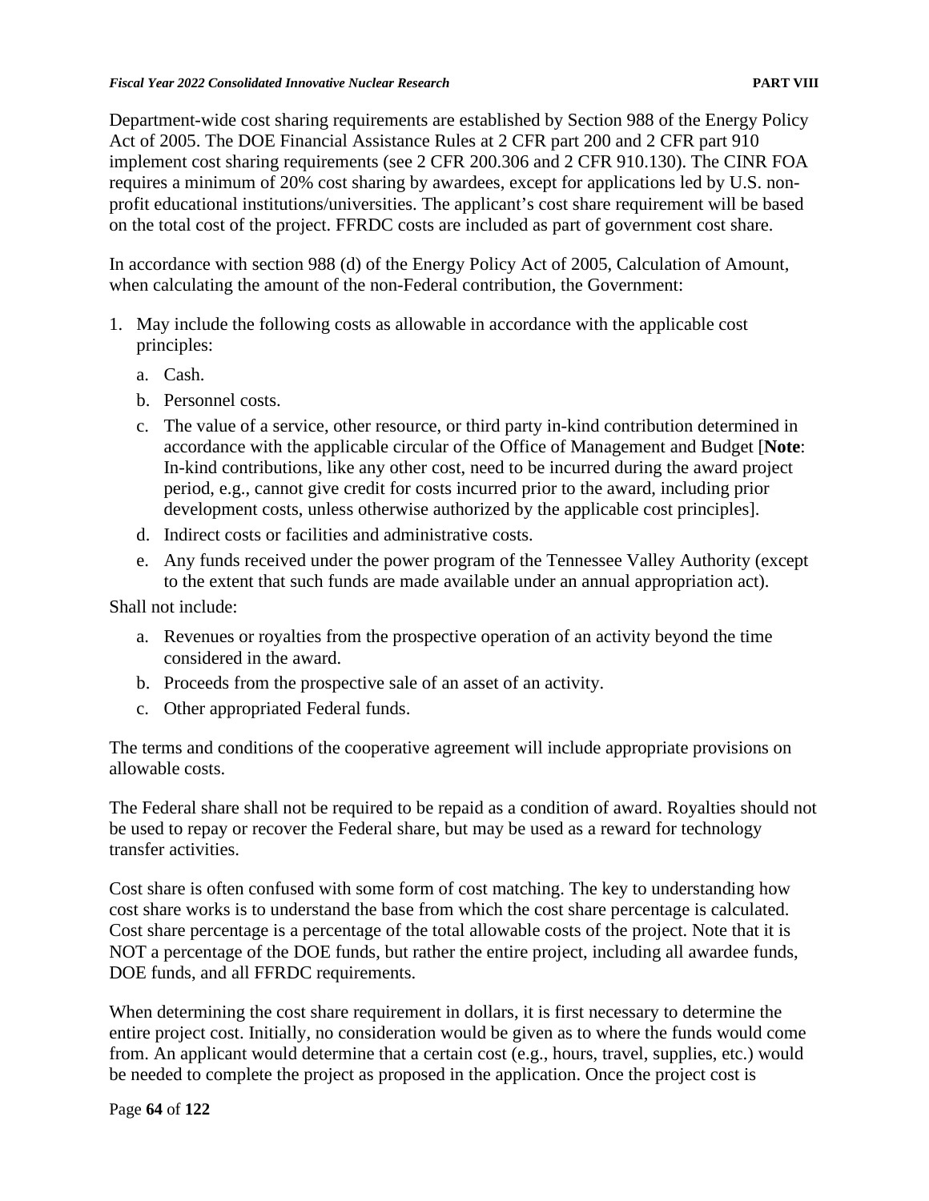Department-wide cost sharing requirements are established by Section 988 of the Energy Policy Act of 2005. The DOE Financial Assistance Rules at 2 CFR part 200 and 2 CFR part 910 implement cost sharing requirements (see 2 CFR 200.306 and 2 CFR 910.130). The CINR FOA requires a minimum of 20% cost sharing by awardees, except for applications led by U.S. non-profit educational institutions/universities. The applicant's cost share requirement will be based on the total cost of the project. FFRDC costs are included as part of government cost share.

In accordance with section 988 (d) of the Energy Policy Act of 2005, Calculation of Amount, when calculating the amount of the non-Federal contribution, the Government:

1. May include the following costs as allowable in accordance with the applicable cost principles:
   a. Cash.
   b. Personnel costs.
   c. The value of a service, other resource, or third party in-kind contribution determined in accordance with the applicable circular of the Office of Management and Budget [**Note**: In-kind contributions, like any other cost, need to be incurred during the award project period, e.g., cannot give credit for costs incurred prior to the award, including prior development costs, unless otherwise authorized by the applicable cost principles].
   d. Indirect costs or facilities and administrative costs.
   e. Any funds received under the power program of the Tennessee Valley Authority (except to the extent that such funds are made available under an annual appropriation act).

Shall not include:

   a. Revenues or royalties from the prospective operation of an activity beyond the time considered in the award.
   b. Proceeds from the prospective sale of an asset of an activity.
   c. Other appropriated Federal funds.

The terms and conditions of the cooperative agreement will include appropriate provisions on allowable costs.

The Federal share shall not be required to be repaid as a condition of award. Royalties should not be used to repay or recover the Federal share, but may be used as a reward for technology transfer activities.

Cost share is often confused with some form of cost matching. The key to understanding how cost share works is to understand the base from which the cost share percentage is calculated. Cost share percentage is a percentage of the total allowable costs of the project. Note that it is NOT a percentage of the DOE funds, but rather the entire project, including all awardee funds, DOE funds, and all FFRDC requirements.

When determining the cost share requirement in dollars, it is first necessary to determine the entire project cost. Initially, no consideration would be given as to where the funds would come from. An applicant would determine that a certain cost (e.g., hours, travel, supplies, etc.) would be needed to complete the project as proposed in the application. Once the project cost is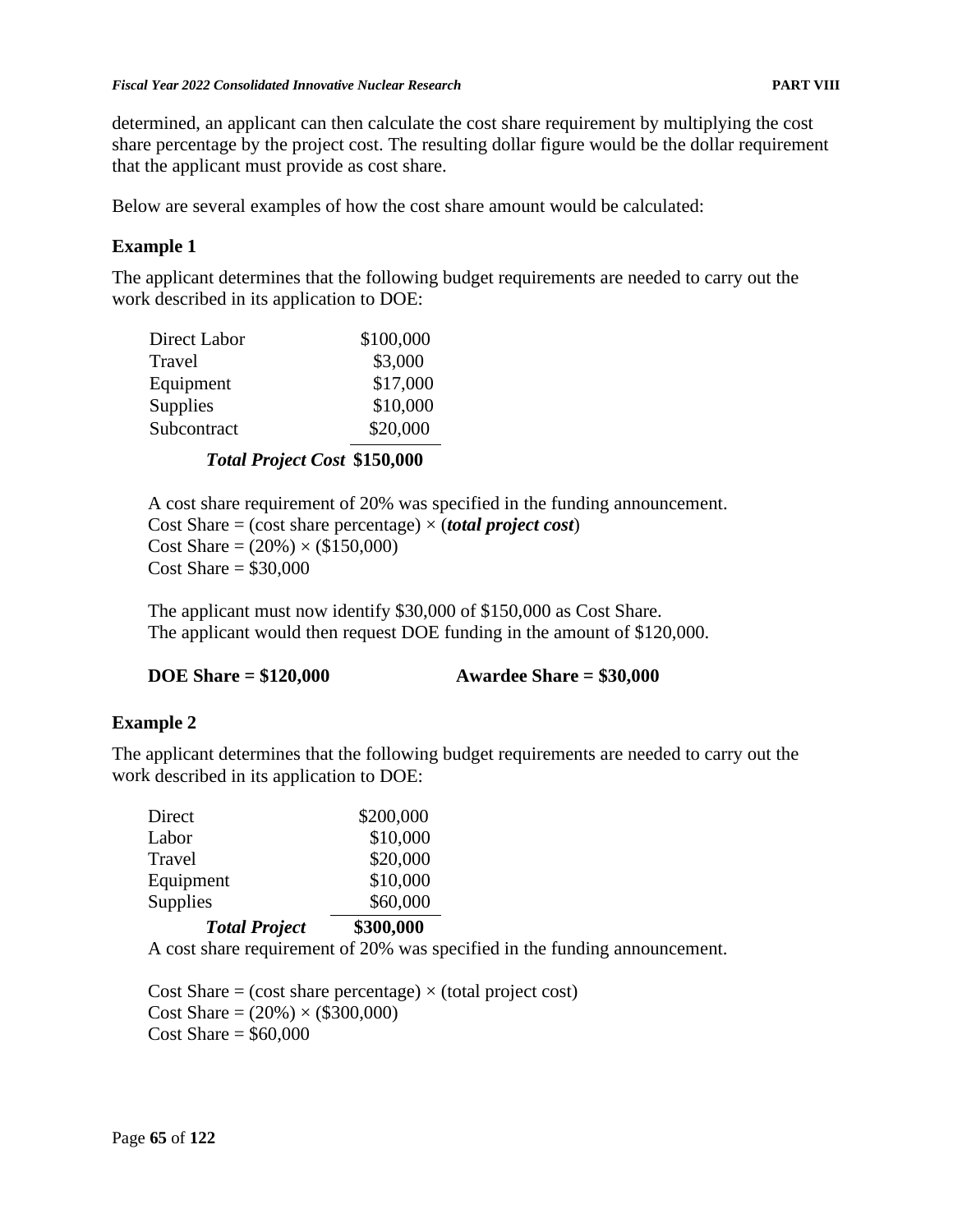determined, an applicant can then calculate the cost share requirement by multiplying the cost share percentage by the project cost. The resulting dollar figure would be the dollar requirement that the applicant must provide as cost share.

Below are several examples of how the cost share amount would be calculated:

**Example 1**

The applicant determines that the following budget requirements are needed to carry out the work described in its application to DOE:

| | |
|---|---|
| Direct Labor | $100,000 |
| Travel | $3,000 |
| Equipment | $17,000 |
| Supplies | $10,000 |
| Subcontract | $20,000 |
| ***Total Project Cost*** | **$150,000** |

A cost share requirement of 20% was specified in the funding announcement.
Cost Share = (cost share percentage) × (***total project cost***)
Cost Share = (20%) × ($150,000)
Cost Share = $30,000

The applicant must now identify $30,000 of $150,000 as Cost Share.
The applicant would then request DOE funding in the amount of $120,000.

**DOE Share = $120,000** **Awardee Share = $30,000**

**Example 2**

The applicant determines that the following budget requirements are needed to carry out the work described in its application to DOE:

| | |
|---|---|
| Direct | $200,000 |
| Labor | $10,000 |
| Travel | $20,000 |
| Equipment | $10,000 |
| Supplies | $60,000 |
| ***Total Project*** | **$300,000** |

A cost share requirement of 20% was specified in the funding announcement.

Cost Share = (cost share percentage) × (total project cost)
Cost Share = (20%) × ($300,000)
Cost Share = $60,000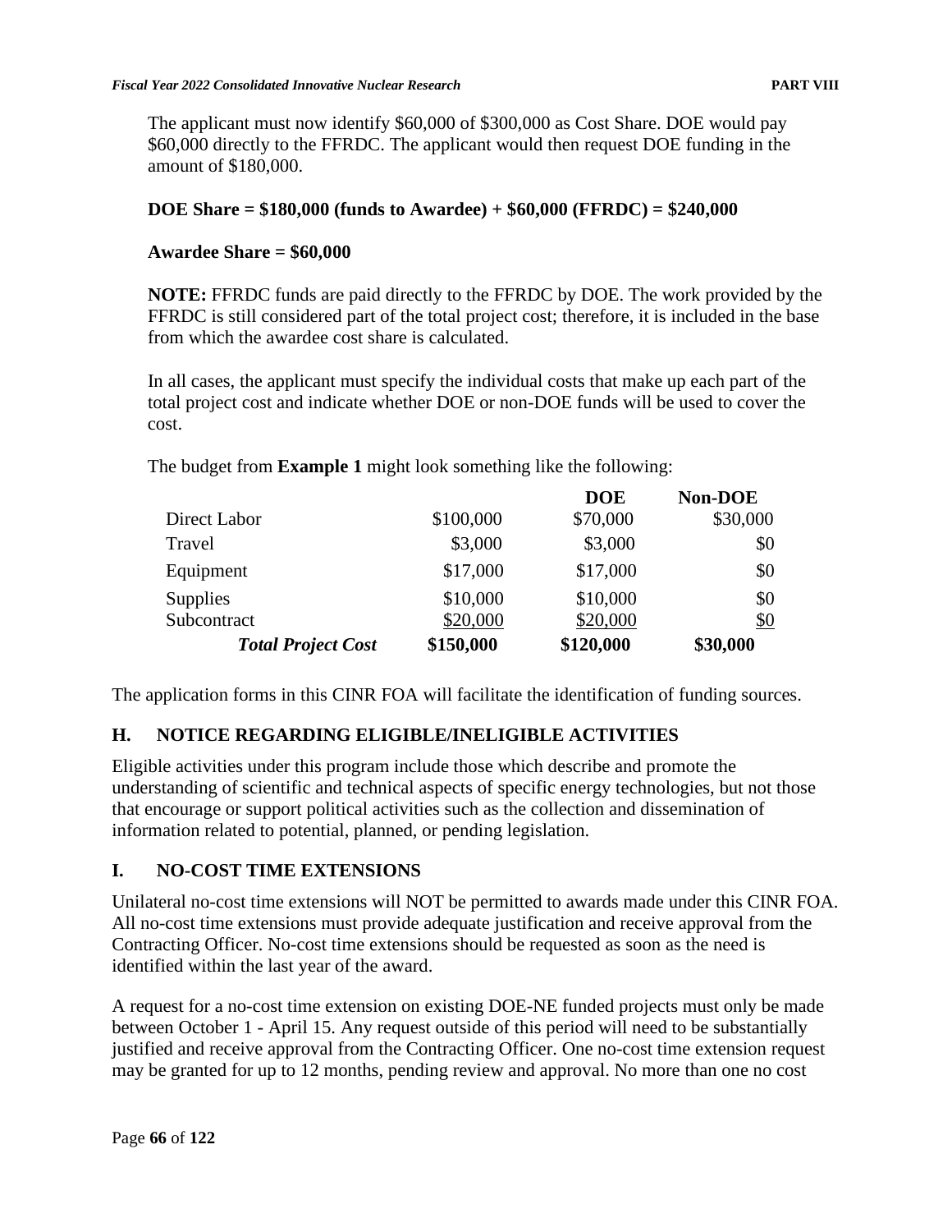The applicant must now identify $60,000 of $300,000 as Cost Share. DOE would pay $60,000 directly to the FFRDC. The applicant would then request DOE funding in the amount of $180,000.

**DOE Share = $180,000 (funds to Awardee) + $60,000 (FFRDC) = $240,000**

**Awardee Share = $60,000**

**NOTE:** FFRDC funds are paid directly to the FFRDC by DOE. The work provided by the FFRDC is still considered part of the total project cost; therefore, it is included in the base from which the awardee cost share is calculated.

In all cases, the applicant must specify the individual costs that make up each part of the total project cost and indicate whether DOE or non-DOE funds will be used to cover the cost.

The budget from **Example 1** might look something like the following:

| | | **DOE** | **Non-DOE** |
|---|---|---|---|
| Direct Labor | $100,000 | $70,000 | $30,000 |
| Travel | $3,000 | $3,000 | $0 |
| Equipment | $17,000 | $17,000 | $0 |
| Supplies | $10,000 | $10,000 | $0 |
| Subcontract | $20,000 | $20,000 | $0 |
| ***Total Project Cost*** | **$150,000** | **$120,000** | **$30,000** |

The application forms in this CINR FOA will facilitate the identification of funding sources.

## H. NOTICE REGARDING ELIGIBLE/INELIGIBLE ACTIVITIES

Eligible activities under this program include those which describe and promote the understanding of scientific and technical aspects of specific energy technologies, but not those that encourage or support political activities such as the collection and dissemination of information related to potential, planned, or pending legislation.

## I. NO-COST TIME EXTENSIONS

Unilateral no-cost time extensions will NOT be permitted to awards made under this CINR FOA. All no-cost time extensions must provide adequate justification and receive approval from the Contracting Officer. No-cost time extensions should be requested as soon as the need is identified within the last year of the award.

A request for a no-cost time extension on existing DOE-NE funded projects must only be made between October 1 - April 15. Any request outside of this period will need to be substantially justified and receive approval from the Contracting Officer. One no-cost time extension request may be granted for up to 12 months, pending review and approval. No more than one no cost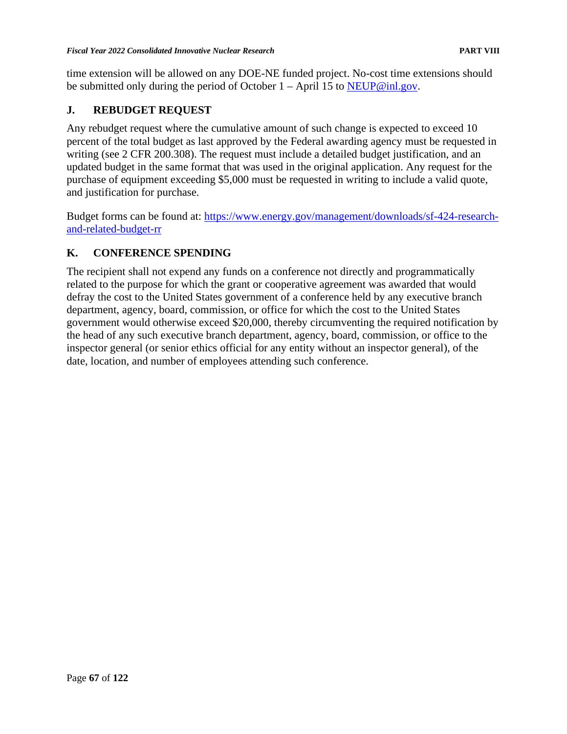time extension will be allowed on any DOE-NE funded project. No-cost time extensions should be submitted only during the period of October 1 – April 15 to [NEUP@inl.gov](mailto:NEUP@inl.gov).

## J. REBUDGET REQUEST

Any rebudget request where the cumulative amount of such change is expected to exceed 10 percent of the total budget as last approved by the Federal awarding agency must be requested in writing (see 2 CFR 200.308). The request must include a detailed budget justification, and an updated budget in the same format that was used in the original application. Any request for the purchase of equipment exceeding $5,000 must be requested in writing to include a valid quote, and justification for purchase.

Budget forms can be found at: [https://www.energy.gov/management/downloads/sf-424-research-and-related-budget-rr](https://www.energy.gov/management/downloads/sf-424-research-and-related-budget-rr)

## K. CONFERENCE SPENDING

The recipient shall not expend any funds on a conference not directly and programmatically related to the purpose for which the grant or cooperative agreement was awarded that would defray the cost to the United States government of a conference held by any executive branch department, agency, board, commission, or office for which the cost to the United States government would otherwise exceed $20,000, thereby circumventing the required notification by the head of any such executive branch department, agency, board, commission, or office to the inspector general (or senior ethics official for any entity without an inspector general), of the date, location, and number of employees attending such conference.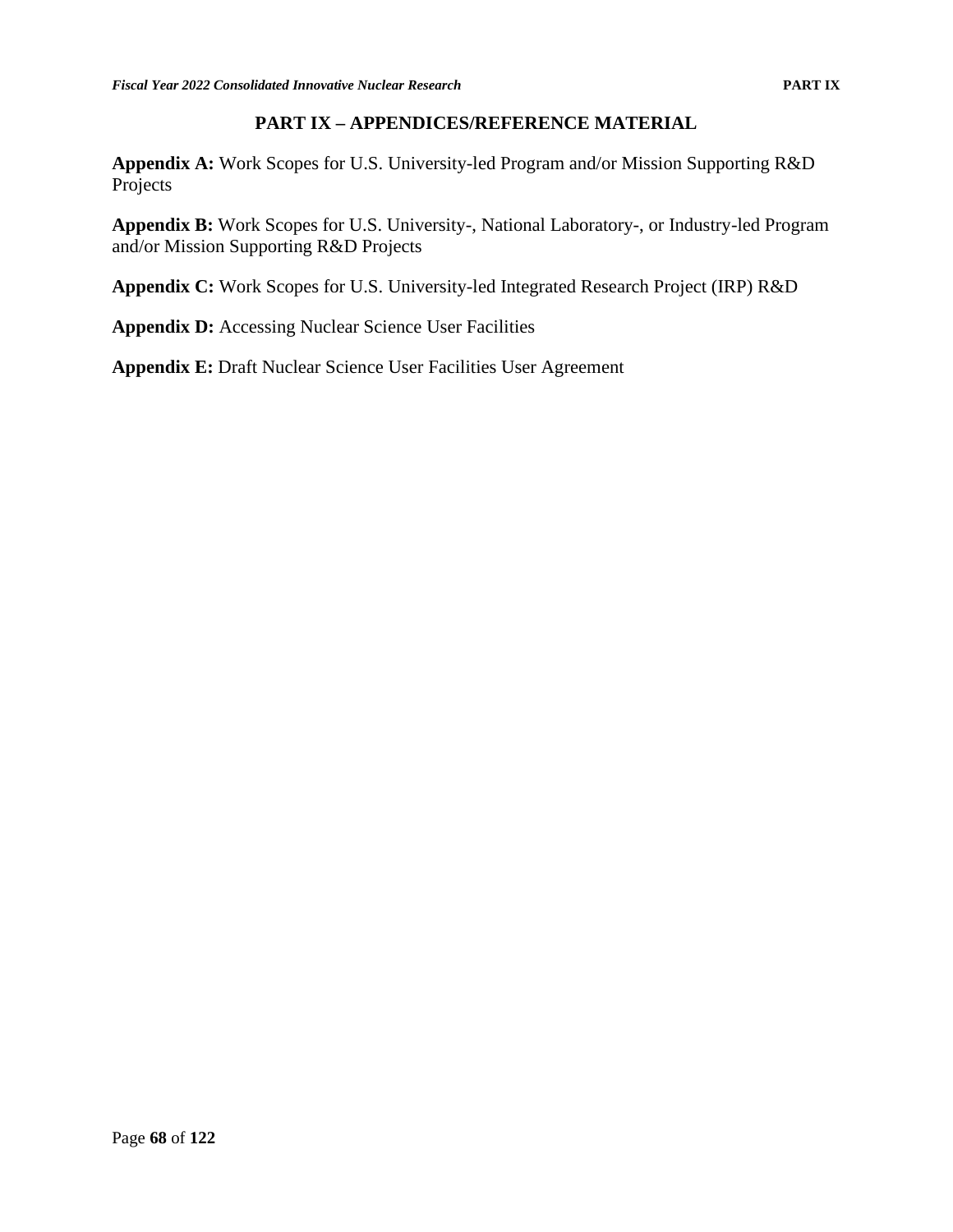# PART IX – APPENDICES/REFERENCE MATERIAL

**Appendix A:** Work Scopes for U.S. University-led Program and/or Mission Supporting R&D Projects

**Appendix B:** Work Scopes for U.S. University-, National Laboratory-, or Industry-led Program and/or Mission Supporting R&D Projects

**Appendix C:** Work Scopes for U.S. University-led Integrated Research Project (IRP) R&D

**Appendix D:** Accessing Nuclear Science User Facilities

**Appendix E:** Draft Nuclear Science User Facilities User Agreement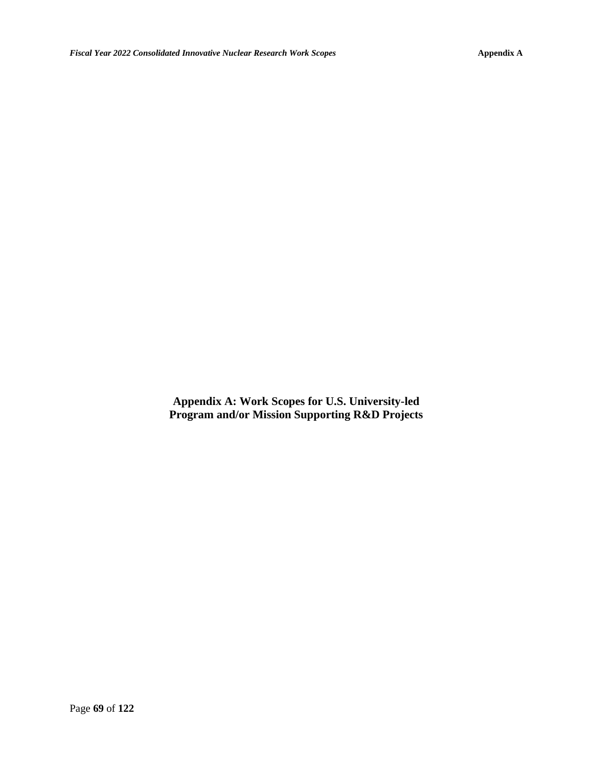# Appendix A: Work Scopes for U.S. University-led Program and/or Mission Supporting R&D Projects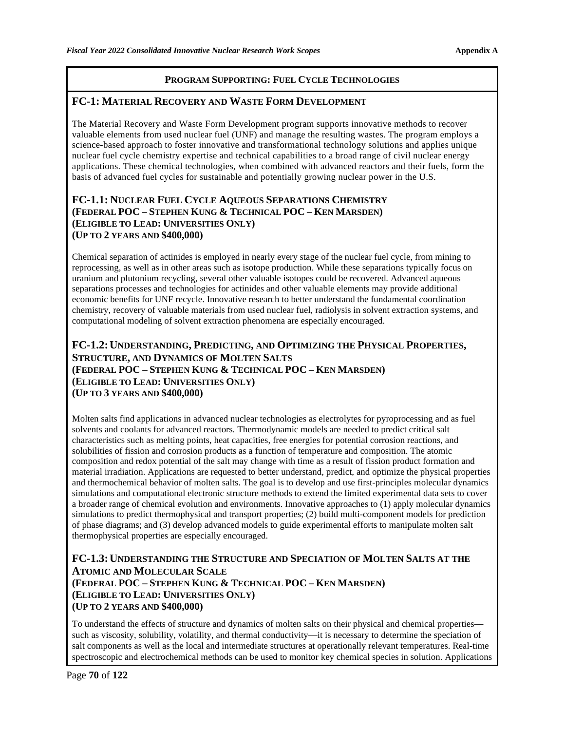## PROGRAM SUPPORTING: FUEL CYCLE TECHNOLOGIES

### FC-1: MATERIAL RECOVERY AND WASTE FORM DEVELOPMENT

The Material Recovery and Waste Form Development program supports innovative methods to recover valuable elements from used nuclear fuel (UNF) and manage the resulting wastes. The program employs a science-based approach to foster innovative and transformational technology solutions and applies unique nuclear fuel cycle chemistry expertise and technical capabilities to a broad range of civil nuclear energy applications. These chemical technologies, when combined with advanced reactors and their fuels, form the basis of advanced fuel cycles for sustainable and potentially growing nuclear power in the U.S.

#### FC-1.1: NUCLEAR FUEL CYCLE AQUEOUS SEPARATIONS CHEMISTRY
**(FEDERAL POC – STEPHEN KUNG & TECHNICAL POC – KEN MARSDEN)**
**(ELIGIBLE TO LEAD: UNIVERSITIES ONLY)**
**(UP TO 2 YEARS AND $400,000)**

Chemical separation of actinides is employed in nearly every stage of the nuclear fuel cycle, from mining to reprocessing, as well as in other areas such as isotope production. While these separations typically focus on uranium and plutonium recycling, several other valuable isotopes could be recovered. Advanced aqueous separations processes and technologies for actinides and other valuable elements may provide additional economic benefits for UNF recycle. Innovative research to better understand the fundamental coordination chemistry, recovery of valuable materials from used nuclear fuel, radiolysis in solvent extraction systems, and computational modeling of solvent extraction phenomena are especially encouraged.

#### FC-1.2: UNDERSTANDING, PREDICTING, AND OPTIMIZING THE PHYSICAL PROPERTIES, STRUCTURE, AND DYNAMICS OF MOLTEN SALTS
**(FEDERAL POC – STEPHEN KUNG & TECHNICAL POC – KEN MARSDEN)**
**(ELIGIBLE TO LEAD: UNIVERSITIES ONLY)**
**(UP TO 3 YEARS AND $400,000)**

Molten salts find applications in advanced nuclear technologies as electrolytes for pyroprocessing and as fuel solvents and coolants for advanced reactors. Thermodynamic models are needed to predict critical salt characteristics such as melting points, heat capacities, free energies for potential corrosion reactions, and solubilities of fission and corrosion products as a function of temperature and composition. The atomic composition and redox potential of the salt may change with time as a result of fission product formation and material irradiation. Applications are requested to better understand, predict, and optimize the physical properties and thermochemical behavior of molten salts. The goal is to develop and use first-principles molecular dynamics simulations and computational electronic structure methods to extend the limited experimental data sets to cover a broader range of chemical evolution and environments. Innovative approaches to (1) apply molecular dynamics simulations to predict thermophysical and transport properties; (2) build multi-component models for prediction of phase diagrams; and (3) develop advanced models to guide experimental efforts to manipulate molten salt thermophysical properties are especially encouraged.

#### FC-1.3: UNDERSTANDING THE STRUCTURE AND SPECIATION OF MOLTEN SALTS AT THE ATOMIC AND MOLECULAR SCALE
**(FEDERAL POC – STEPHEN KUNG & TECHNICAL POC – KEN MARSDEN)**
**(ELIGIBLE TO LEAD: UNIVERSITIES ONLY)**
**(UP TO 2 YEARS AND $400,000)**

To understand the effects of structure and dynamics of molten salts on their physical and chemical properties—such as viscosity, solubility, volatility, and thermal conductivity—it is necessary to determine the speciation of salt components as well as the local and intermediate structures at operationally relevant temperatures. Real-time spectroscopic and electrochemical methods can be used to monitor key chemical species in solution. Applications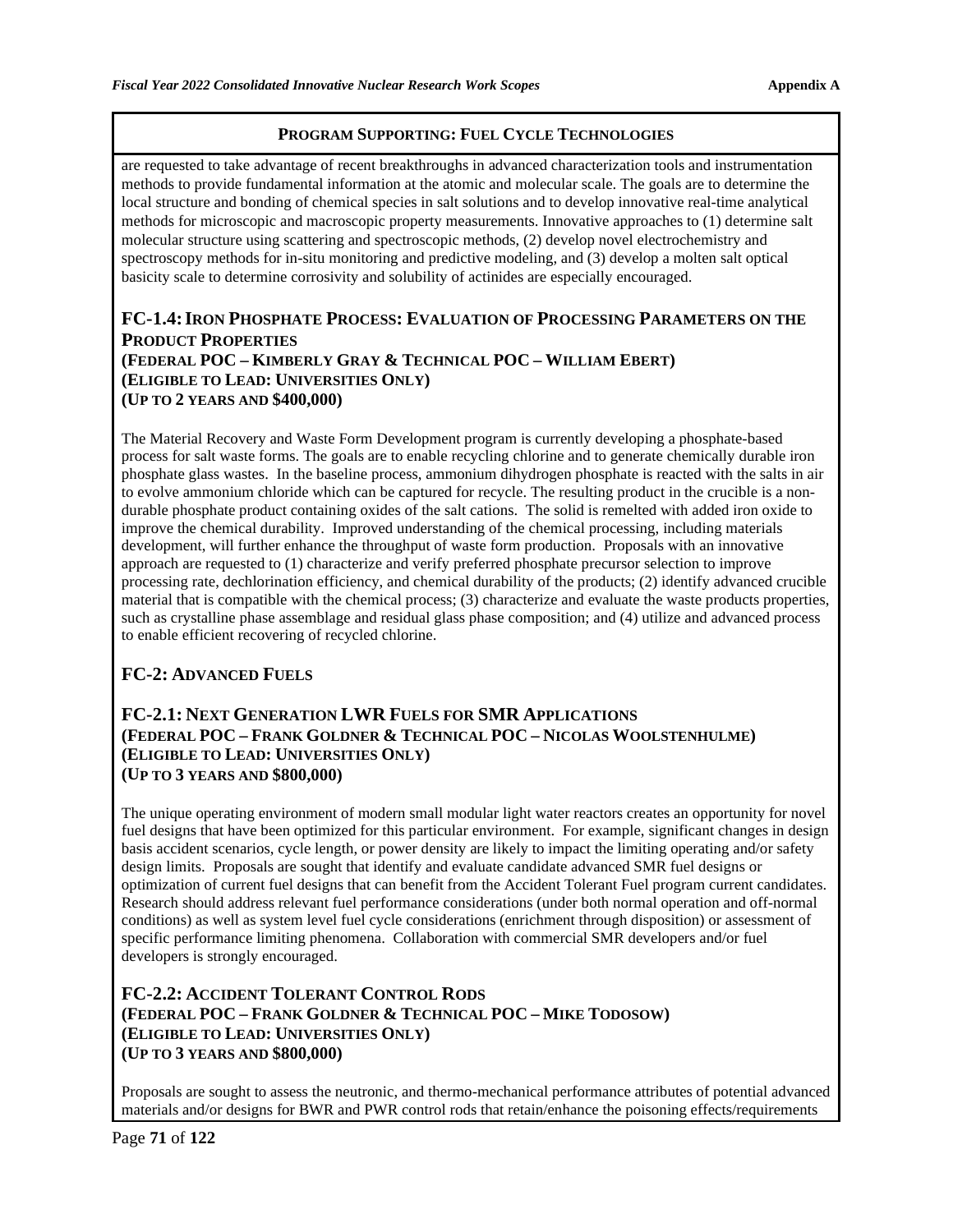**PROGRAM SUPPORTING: FUEL CYCLE TECHNOLOGIES**

are requested to take advantage of recent breakthroughs in advanced characterization tools and instrumentation methods to provide fundamental information at the atomic and molecular scale. The goals are to determine the local structure and bonding of chemical species in salt solutions and to develop innovative real-time analytical methods for microscopic and macroscopic property measurements. Innovative approaches to (1) determine salt molecular structure using scattering and spectroscopic methods, (2) develop novel electrochemistry and spectroscopy methods for in-situ monitoring and predictive modeling, and (3) develop a molten salt optical basicity scale to determine corrosivity and solubility of actinides are especially encouraged.

## FC-1.4: IRON PHOSPHATE PROCESS: EVALUATION OF PROCESSING PARAMETERS ON THE PRODUCT PROPERTIES

**(FEDERAL POC – KIMBERLY GRAY & TECHNICAL POC – WILLIAM EBERT)**
**(ELIGIBLE TO LEAD: UNIVERSITIES ONLY)**
**(UP TO 2 YEARS AND $400,000)**

The Material Recovery and Waste Form Development program is currently developing a phosphate-based process for salt waste forms. The goals are to enable recycling chlorine and to generate chemically durable iron phosphate glass wastes. In the baseline process, ammonium dihydrogen phosphate is reacted with the salts in air to evolve ammonium chloride which can be captured for recycle. The resulting product in the crucible is a non-durable phosphate product containing oxides of the salt cations. The solid is remelted with added iron oxide to improve the chemical durability. Improved understanding of the chemical processing, including materials development, will further enhance the throughput of waste form production. Proposals with an innovative approach are requested to (1) characterize and verify preferred phosphate precursor selection to improve processing rate, dechlorination efficiency, and chemical durability of the products; (2) identify advanced crucible material that is compatible with the chemical process; (3) characterize and evaluate the waste products properties, such as crystalline phase assemblage and residual glass phase composition; and (4) utilize and advanced process to enable efficient recovering of recycled chlorine.

## FC-2: ADVANCED FUELS

## FC-2.1: NEXT GENERATION LWR FUELS FOR SMR APPLICATIONS

**(FEDERAL POC – FRANK GOLDNER & TECHNICAL POC – NICOLAS WOOLSTENHULME)**
**(ELIGIBLE TO LEAD: UNIVERSITIES ONLY)**
**(UP TO 3 YEARS AND $800,000)**

The unique operating environment of modern small modular light water reactors creates an opportunity for novel fuel designs that have been optimized for this particular environment. For example, significant changes in design basis accident scenarios, cycle length, or power density are likely to impact the limiting operating and/or safety design limits. Proposals are sought that identify and evaluate candidate advanced SMR fuel designs or optimization of current fuel designs that can benefit from the Accident Tolerant Fuel program current candidates. Research should address relevant fuel performance considerations (under both normal operation and off-normal conditions) as well as system level fuel cycle considerations (enrichment through disposition) or assessment of specific performance limiting phenomena. Collaboration with commercial SMR developers and/or fuel developers is strongly encouraged.

## FC-2.2: ACCIDENT TOLERANT CONTROL RODS

**(FEDERAL POC – FRANK GOLDNER & TECHNICAL POC – MIKE TODOSOW)**
**(ELIGIBLE TO LEAD: UNIVERSITIES ONLY)**
**(UP TO 3 YEARS AND $800,000)**

Proposals are sought to assess the neutronic, and thermo-mechanical performance attributes of potential advanced materials and/or designs for BWR and PWR control rods that retain/enhance the poisoning effects/requirements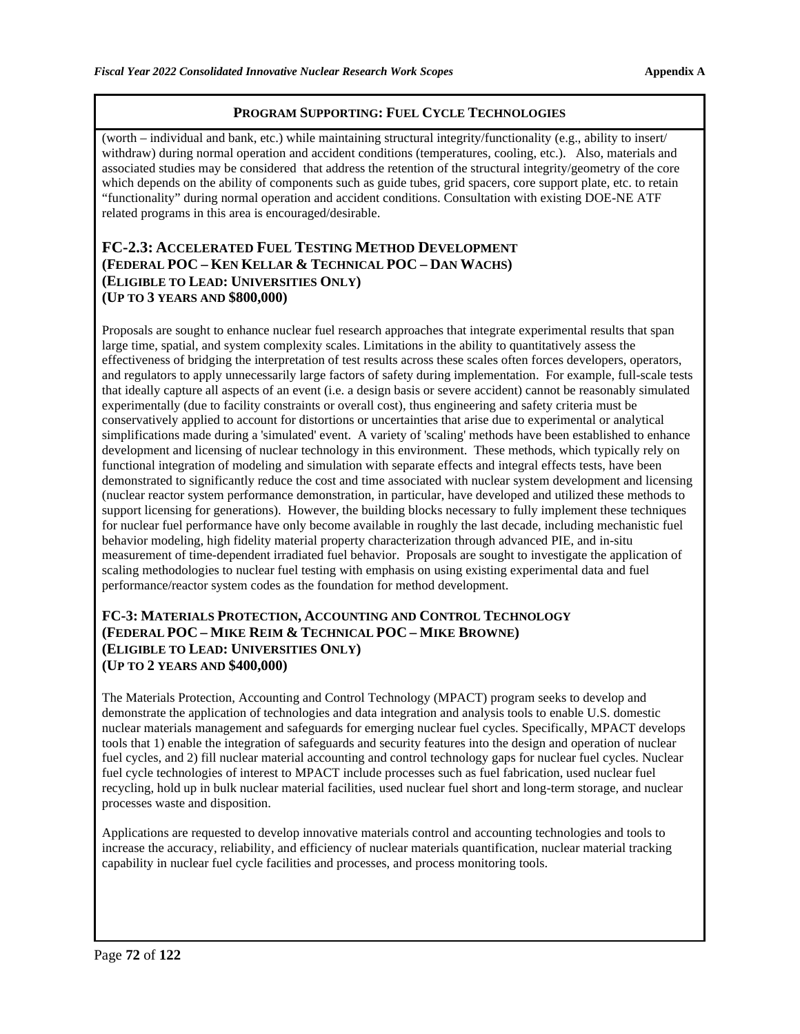**PROGRAM SUPPORTING: FUEL CYCLE TECHNOLOGIES**

(worth – individual and bank, etc.) while maintaining structural integrity/functionality (e.g., ability to insert/ withdraw) during normal operation and accident conditions (temperatures, cooling, etc.). Also, materials and associated studies may be considered that address the retention of the structural integrity/geometry of the core which depends on the ability of components such as guide tubes, grid spacers, core support plate, etc. to retain "functionality" during normal operation and accident conditions. Consultation with existing DOE-NE ATF related programs in this area is encouraged/desirable.

## FC-2.3: ACCELERATED FUEL TESTING METHOD DEVELOPMENT
**(FEDERAL POC – KEN KELLAR & TECHNICAL POC – DAN WACHS)**
**(ELIGIBLE TO LEAD: UNIVERSITIES ONLY)**
**(UP TO 3 YEARS AND $800,000)**

Proposals are sought to enhance nuclear fuel research approaches that integrate experimental results that span large time, spatial, and system complexity scales. Limitations in the ability to quantitatively assess the effectiveness of bridging the interpretation of test results across these scales often forces developers, operators, and regulators to apply unnecessarily large factors of safety during implementation. For example, full-scale tests that ideally capture all aspects of an event (i.e. a design basis or severe accident) cannot be reasonably simulated experimentally (due to facility constraints or overall cost), thus engineering and safety criteria must be conservatively applied to account for distortions or uncertainties that arise due to experimental or analytical simplifications made during a 'simulated' event. A variety of 'scaling' methods have been established to enhance development and licensing of nuclear technology in this environment. These methods, which typically rely on functional integration of modeling and simulation with separate effects and integral effects tests, have been demonstrated to significantly reduce the cost and time associated with nuclear system development and licensing (nuclear reactor system performance demonstration, in particular, have developed and utilized these methods to support licensing for generations). However, the building blocks necessary to fully implement these techniques for nuclear fuel performance have only become available in roughly the last decade, including mechanistic fuel behavior modeling, high fidelity material property characterization through advanced PIE, and in-situ measurement of time-dependent irradiated fuel behavior. Proposals are sought to investigate the application of scaling methodologies to nuclear fuel testing with emphasis on using existing experimental data and fuel performance/reactor system codes as the foundation for method development.

## FC-3: MATERIALS PROTECTION, ACCOUNTING AND CONTROL TECHNOLOGY
**(FEDERAL POC – MIKE REIM & TECHNICAL POC – MIKE BROWNE)**
**(ELIGIBLE TO LEAD: UNIVERSITIES ONLY)**
**(UP TO 2 YEARS AND $400,000)**

The Materials Protection, Accounting and Control Technology (MPACT) program seeks to develop and demonstrate the application of technologies and data integration and analysis tools to enable U.S. domestic nuclear materials management and safeguards for emerging nuclear fuel cycles. Specifically, MPACT develops tools that 1) enable the integration of safeguards and security features into the design and operation of nuclear fuel cycles, and 2) fill nuclear material accounting and control technology gaps for nuclear fuel cycles. Nuclear fuel cycle technologies of interest to MPACT include processes such as fuel fabrication, used nuclear fuel recycling, hold up in bulk nuclear material facilities, used nuclear fuel short and long-term storage, and nuclear processes waste and disposition.

Applications are requested to develop innovative materials control and accounting technologies and tools to increase the accuracy, reliability, and efficiency of nuclear materials quantification, nuclear material tracking capability in nuclear fuel cycle facilities and processes, and process monitoring tools.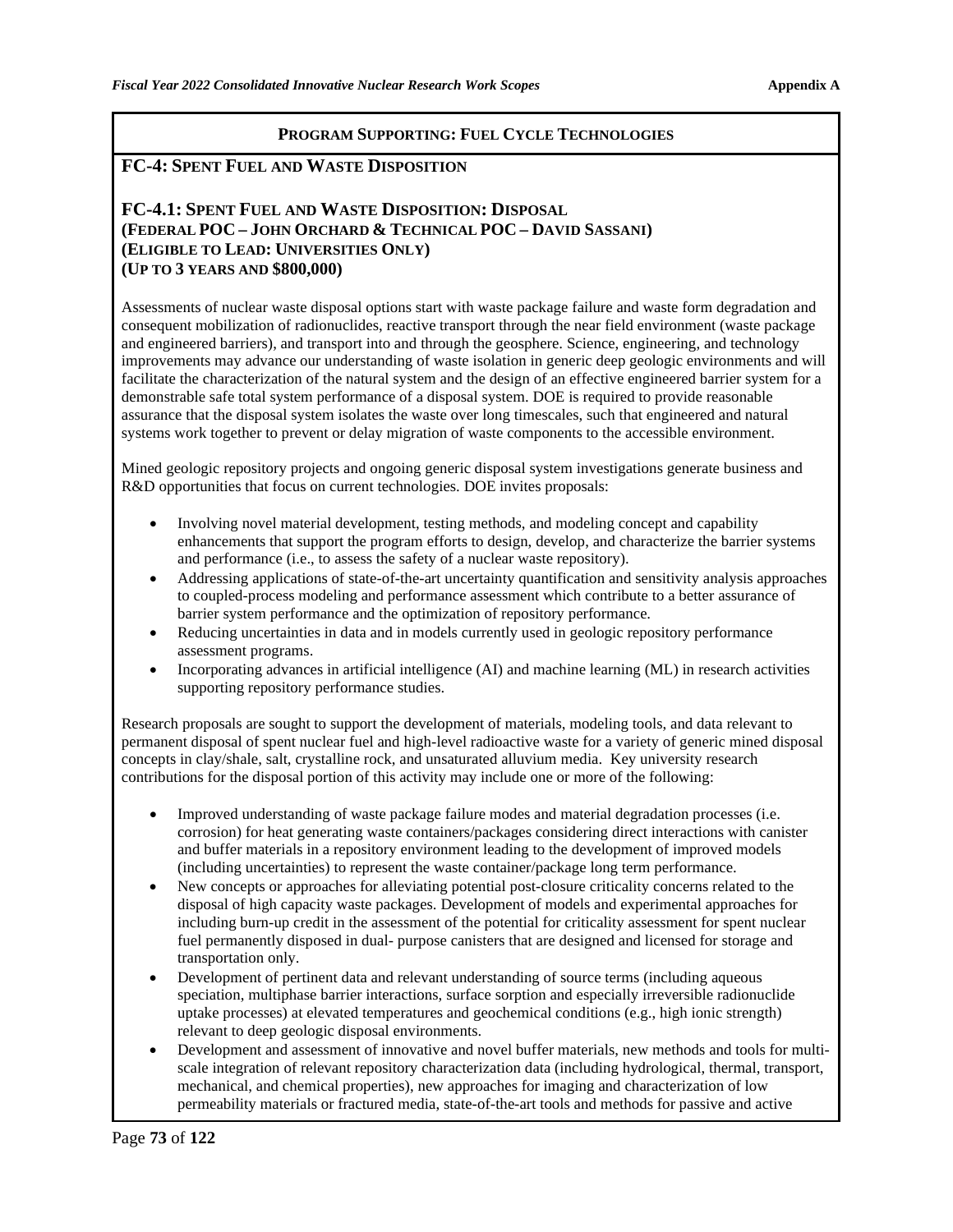**Program Supporting: Fuel Cycle Technologies**

## FC-4: Spent Fuel and Waste Disposition

### FC-4.1: Spent Fuel and Waste Disposition: Disposal
**(Federal POC – John Orchard & Technical POC – David Sassani)**
**(Eligible to Lead: Universities Only)**
**(Up to 3 years and $800,000)**

Assessments of nuclear waste disposal options start with waste package failure and waste form degradation and consequent mobilization of radionuclides, reactive transport through the near field environment (waste package and engineered barriers), and transport into and through the geosphere. Science, engineering, and technology improvements may advance our understanding of waste isolation in generic deep geologic environments and will facilitate the characterization of the natural system and the design of an effective engineered barrier system for a demonstrable safe total system performance of a disposal system. DOE is required to provide reasonable assurance that the disposal system isolates the waste over long timescales, such that engineered and natural systems work together to prevent or delay migration of waste components to the accessible environment.

Mined geologic repository projects and ongoing generic disposal system investigations generate business and R&D opportunities that focus on current technologies. DOE invites proposals:

- Involving novel material development, testing methods, and modeling concept and capability enhancements that support the program efforts to design, develop, and characterize the barrier systems and performance (i.e., to assess the safety of a nuclear waste repository).
- Addressing applications of state-of-the-art uncertainty quantification and sensitivity analysis approaches to coupled-process modeling and performance assessment which contribute to a better assurance of barrier system performance and the optimization of repository performance.
- Reducing uncertainties in data and in models currently used in geologic repository performance assessment programs.
- Incorporating advances in artificial intelligence (AI) and machine learning (ML) in research activities supporting repository performance studies.

Research proposals are sought to support the development of materials, modeling tools, and data relevant to permanent disposal of spent nuclear fuel and high-level radioactive waste for a variety of generic mined disposal concepts in clay/shale, salt, crystalline rock, and unsaturated alluvium media. Key university research contributions for the disposal portion of this activity may include one or more of the following:

- Improved understanding of waste package failure modes and material degradation processes (i.e. corrosion) for heat generating waste containers/packages considering direct interactions with canister and buffer materials in a repository environment leading to the development of improved models (including uncertainties) to represent the waste container/package long term performance.
- New concepts or approaches for alleviating potential post-closure criticality concerns related to the disposal of high capacity waste packages. Development of models and experimental approaches for including burn-up credit in the assessment of the potential for criticality assessment for spent nuclear fuel permanently disposed in dual- purpose canisters that are designed and licensed for storage and transportation only.
- Development of pertinent data and relevant understanding of source terms (including aqueous speciation, multiphase barrier interactions, surface sorption and especially irreversible radionuclide uptake processes) at elevated temperatures and geochemical conditions (e.g., high ionic strength) relevant to deep geologic disposal environments.
- Development and assessment of innovative and novel buffer materials, new methods and tools for multi-scale integration of relevant repository characterization data (including hydrological, thermal, transport, mechanical, and chemical properties), new approaches for imaging and characterization of low permeability materials or fractured media, state-of-the-art tools and methods for passive and active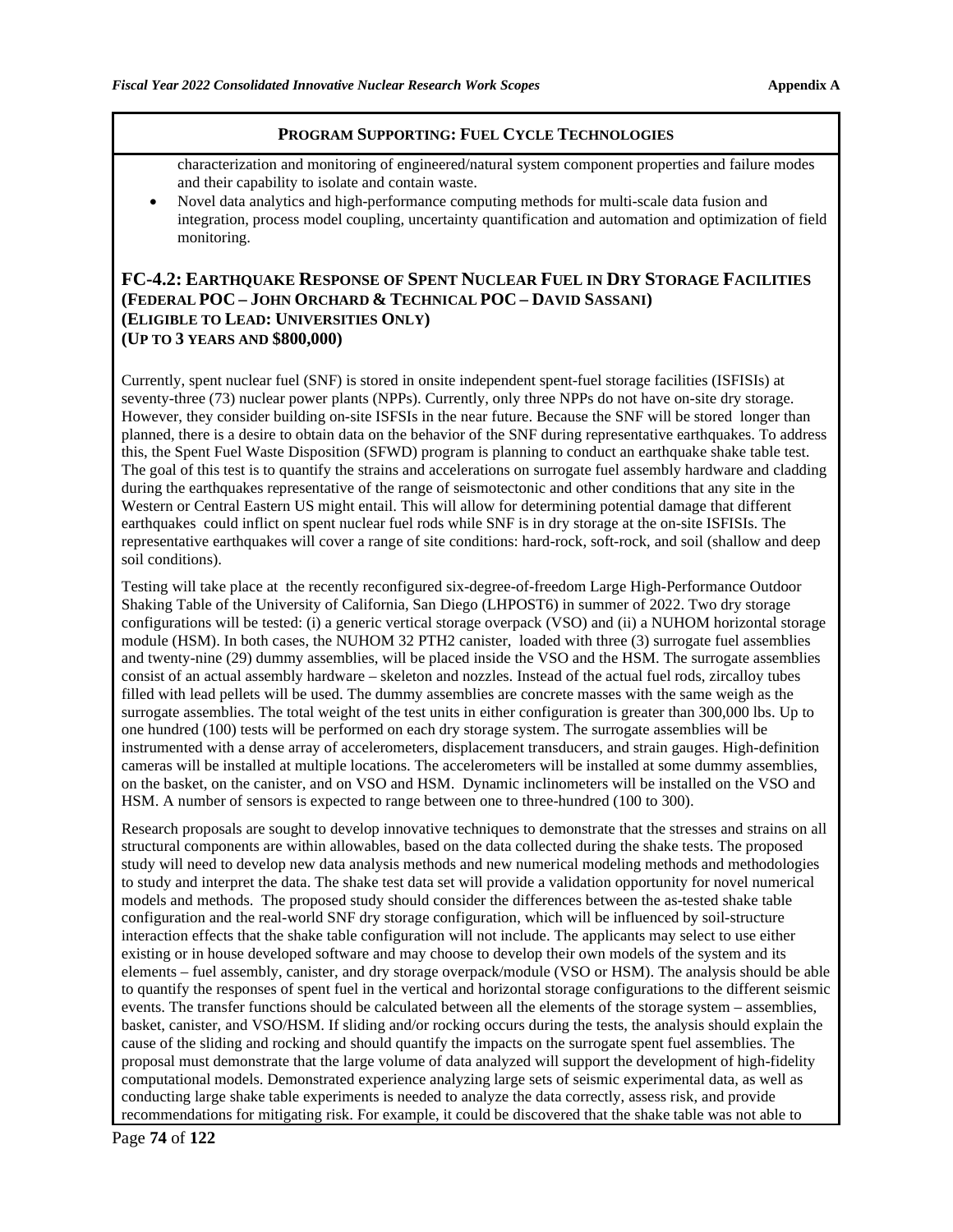**PROGRAM SUPPORTING: FUEL CYCLE TECHNOLOGIES**

characterization and monitoring of engineered/natural system component properties and failure modes and their capability to isolate and contain waste.

- Novel data analytics and high-performance computing methods for multi-scale data fusion and integration, process model coupling, uncertainty quantification and automation and optimization of field monitoring.

## FC-4.2: EARTHQUAKE RESPONSE OF SPENT NUCLEAR FUEL IN DRY STORAGE FACILITIES (FEDERAL POC – JOHN ORCHARD & TECHNICAL POC – DAVID SASSANI) (ELIGIBLE TO LEAD: UNIVERSITIES ONLY) (UP TO 3 YEARS AND $800,000)

Currently, spent nuclear fuel (SNF) is stored in onsite independent spent-fuel storage facilities (ISFISIs) at seventy-three (73) nuclear power plants (NPPs). Currently, only three NPPs do not have on-site dry storage. However, they consider building on-site ISFSIs in the near future. Because the SNF will be stored longer than planned, there is a desire to obtain data on the behavior of the SNF during representative earthquakes. To address this, the Spent Fuel Waste Disposition (SFWD) program is planning to conduct an earthquake shake table test. The goal of this test is to quantify the strains and accelerations on surrogate fuel assembly hardware and cladding during the earthquakes representative of the range of seismotectonic and other conditions that any site in the Western or Central Eastern US might entail. This will allow for determining potential damage that different earthquakes could inflict on spent nuclear fuel rods while SNF is in dry storage at the on-site ISFISIs. The representative earthquakes will cover a range of site conditions: hard-rock, soft-rock, and soil (shallow and deep soil conditions).

Testing will take place at the recently reconfigured six-degree-of-freedom Large High-Performance Outdoor Shaking Table of the University of California, San Diego (LHPOST6) in summer of 2022. Two dry storage configurations will be tested: (i) a generic vertical storage overpack (VSO) and (ii) a NUHOM horizontal storage module (HSM). In both cases, the NUHOM 32 PTH2 canister, loaded with three (3) surrogate fuel assemblies and twenty-nine (29) dummy assemblies, will be placed inside the VSO and the HSM. The surrogate assemblies consist of an actual assembly hardware – skeleton and nozzles. Instead of the actual fuel rods, zircalloy tubes filled with lead pellets will be used. The dummy assemblies are concrete masses with the same weigh as the surrogate assemblies. The total weight of the test units in either configuration is greater than 300,000 lbs. Up to one hundred (100) tests will be performed on each dry storage system. The surrogate assemblies will be instrumented with a dense array of accelerometers, displacement transducers, and strain gauges. High-definition cameras will be installed at multiple locations. The accelerometers will be installed at some dummy assemblies, on the basket, on the canister, and on VSO and HSM. Dynamic inclinometers will be installed on the VSO and HSM. A number of sensors is expected to range between one to three-hundred (100 to 300).

Research proposals are sought to develop innovative techniques to demonstrate that the stresses and strains on all structural components are within allowables, based on the data collected during the shake tests. The proposed study will need to develop new data analysis methods and new numerical modeling methods and methodologies to study and interpret the data. The shake test data set will provide a validation opportunity for novel numerical models and methods. The proposed study should consider the differences between the as-tested shake table configuration and the real-world SNF dry storage configuration, which will be influenced by soil-structure interaction effects that the shake table configuration will not include. The applicants may select to use either existing or in house developed software and may choose to develop their own models of the system and its elements – fuel assembly, canister, and dry storage overpack/module (VSO or HSM). The analysis should be able to quantify the responses of spent fuel in the vertical and horizontal storage configurations to the different seismic events. The transfer functions should be calculated between all the elements of the storage system – assemblies, basket, canister, and VSO/HSM. If sliding and/or rocking occurs during the tests, the analysis should explain the cause of the sliding and rocking and should quantify the impacts on the surrogate spent fuel assemblies. The proposal must demonstrate that the large volume of data analyzed will support the development of high-fidelity computational models. Demonstrated experience analyzing large sets of seismic experimental data, as well as conducting large shake table experiments is needed to analyze the data correctly, assess risk, and provide recommendations for mitigating risk. For example, it could be discovered that the shake table was not able to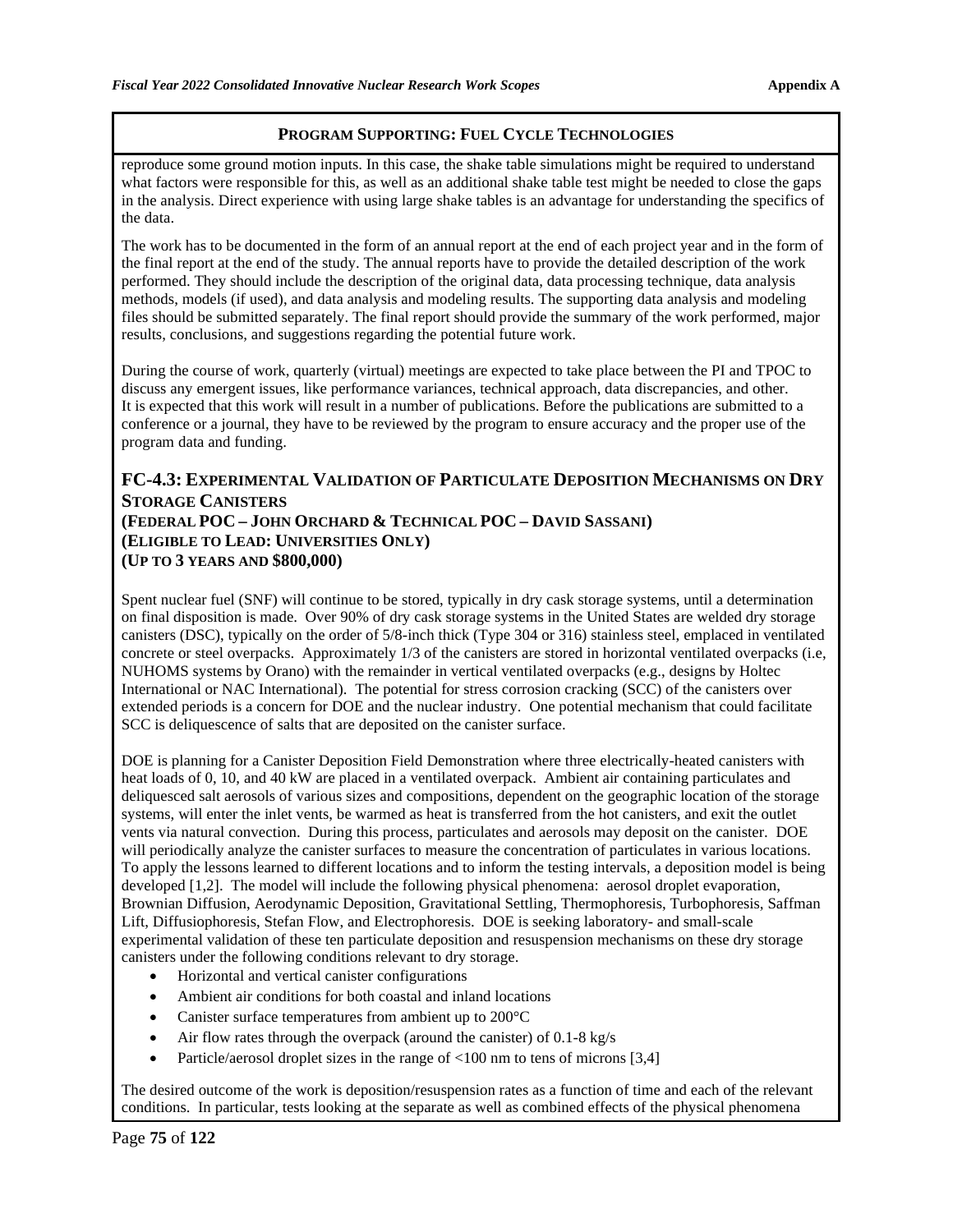**PROGRAM SUPPORTING: FUEL CYCLE TECHNOLOGIES**

reproduce some ground motion inputs. In this case, the shake table simulations might be required to understand what factors were responsible for this, as well as an additional shake table test might be needed to close the gaps in the analysis. Direct experience with using large shake tables is an advantage for understanding the specifics of the data.

The work has to be documented in the form of an annual report at the end of each project year and in the form of the final report at the end of the study. The annual reports have to provide the detailed description of the work performed. They should include the description of the original data, data processing technique, data analysis methods, models (if used), and data analysis and modeling results. The supporting data analysis and modeling files should be submitted separately. The final report should provide the summary of the work performed, major results, conclusions, and suggestions regarding the potential future work.

During the course of work, quarterly (virtual) meetings are expected to take place between the PI and TPOC to discuss any emergent issues, like performance variances, technical approach, data discrepancies, and other. It is expected that this work will result in a number of publications. Before the publications are submitted to a conference or a journal, they have to be reviewed by the program to ensure accuracy and the proper use of the program data and funding.

## FC-4.3: EXPERIMENTAL VALIDATION OF PARTICULATE DEPOSITION MECHANISMS ON DRY STORAGE CANISTERS

**(FEDERAL POC – JOHN ORCHARD & TECHNICAL POC – DAVID SASSANI)**
**(ELIGIBLE TO LEAD: UNIVERSITIES ONLY)**
**(UP TO 3 YEARS AND $800,000)**

Spent nuclear fuel (SNF) will continue to be stored, typically in dry cask storage systems, until a determination on final disposition is made. Over 90% of dry cask storage systems in the United States are welded dry storage canisters (DSC), typically on the order of 5/8-inch thick (Type 304 or 316) stainless steel, emplaced in ventilated concrete or steel overpacks. Approximately 1/3 of the canisters are stored in horizontal ventilated overpacks (i.e, NUHOMS systems by Orano) with the remainder in vertical ventilated overpacks (e.g., designs by Holtec International or NAC International). The potential for stress corrosion cracking (SCC) of the canisters over extended periods is a concern for DOE and the nuclear industry. One potential mechanism that could facilitate SCC is deliquescence of salts that are deposited on the canister surface.

DOE is planning for a Canister Deposition Field Demonstration where three electrically-heated canisters with heat loads of 0, 10, and 40 kW are placed in a ventilated overpack. Ambient air containing particulates and deliquesced salt aerosols of various sizes and compositions, dependent on the geographic location of the storage systems, will enter the inlet vents, be warmed as heat is transferred from the hot canisters, and exit the outlet vents via natural convection. During this process, particulates and aerosols may deposit on the canister. DOE will periodically analyze the canister surfaces to measure the concentration of particulates in various locations. To apply the lessons learned to different locations and to inform the testing intervals, a deposition model is being developed [1,2]. The model will include the following physical phenomena: aerosol droplet evaporation, Brownian Diffusion, Aerodynamic Deposition, Gravitational Settling, Thermophoresis, Turbophoresis, Saffman Lift, Diffusiophoresis, Stefan Flow, and Electrophoresis. DOE is seeking laboratory- and small-scale experimental validation of these ten particulate deposition and resuspension mechanisms on these dry storage canisters under the following conditions relevant to dry storage.

- Horizontal and vertical canister configurations
- Ambient air conditions for both coastal and inland locations
- Canister surface temperatures from ambient up to 200°C
- Air flow rates through the overpack (around the canister) of 0.1-8 kg/s
- Particle/aerosol droplet sizes in the range of <100 nm to tens of microns [3,4]

The desired outcome of the work is deposition/resuspension rates as a function of time and each of the relevant conditions. In particular, tests looking at the separate as well as combined effects of the physical phenomena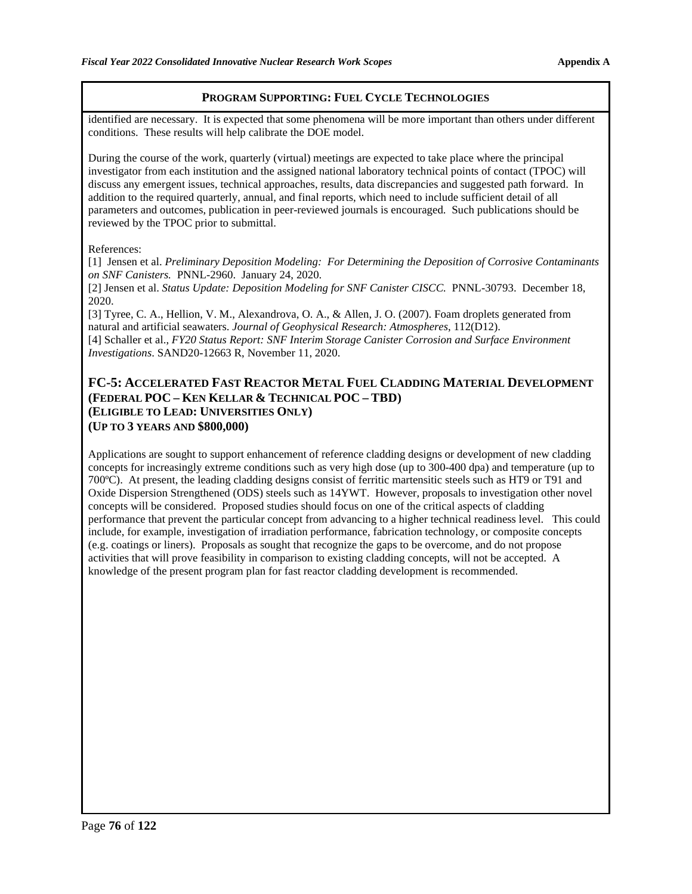**PROGRAM SUPPORTING: FUEL CYCLE TECHNOLOGIES**

identified are necessary. It is expected that some phenomena will be more important than others under different conditions. These results will help calibrate the DOE model.

During the course of the work, quarterly (virtual) meetings are expected to take place where the principal investigator from each institution and the assigned national laboratory technical points of contact (TPOC) will discuss any emergent issues, technical approaches, results, data discrepancies and suggested path forward. In addition to the required quarterly, annual, and final reports, which need to include sufficient detail of all parameters and outcomes, publication in peer-reviewed journals is encouraged. Such publications should be reviewed by the TPOC prior to submittal.

References:

[1] Jensen et al. *Preliminary Deposition Modeling: For Determining the Deposition of Corrosive Contaminants on SNF Canisters.* PNNL-2960. January 24, 2020.

[2] Jensen et al. *Status Update: Deposition Modeling for SNF Canister CISCC.* PNNL-30793. December 18, 2020.

[3] Tyree, C. A., Hellion, V. M., Alexandrova, O. A., & Allen, J. O. (2007). Foam droplets generated from natural and artificial seawaters. *Journal of Geophysical Research: Atmospheres*, 112(D12).

[4] Schaller et al., *FY20 Status Report: SNF Interim Storage Canister Corrosion and Surface Environment Investigations*. SAND20-12663 R, November 11, 2020.

## FC-5: Accelerated Fast Reactor Metal Fuel Cladding Material Development (Federal POC – Ken Kellar & Technical POC – TBD) (Eligible to Lead: Universities Only) (Up to 3 years and $800,000)

Applications are sought to support enhancement of reference cladding designs or development of new cladding concepts for increasingly extreme conditions such as very high dose (up to 300-400 dpa) and temperature (up to 700ºC). At present, the leading cladding designs consist of ferritic martensitic steels such as HT9 or T91 and Oxide Dispersion Strengthened (ODS) steels such as 14YWT. However, proposals to investigation other novel concepts will be considered. Proposed studies should focus on one of the critical aspects of cladding performance that prevent the particular concept from advancing to a higher technical readiness level. This could include, for example, investigation of irradiation performance, fabrication technology, or composite concepts (e.g. coatings or liners). Proposals as sought that recognize the gaps to be overcome, and do not propose activities that will prove feasibility in comparison to existing cladding concepts, will not be accepted. A knowledge of the present program plan for fast reactor cladding development is recommended.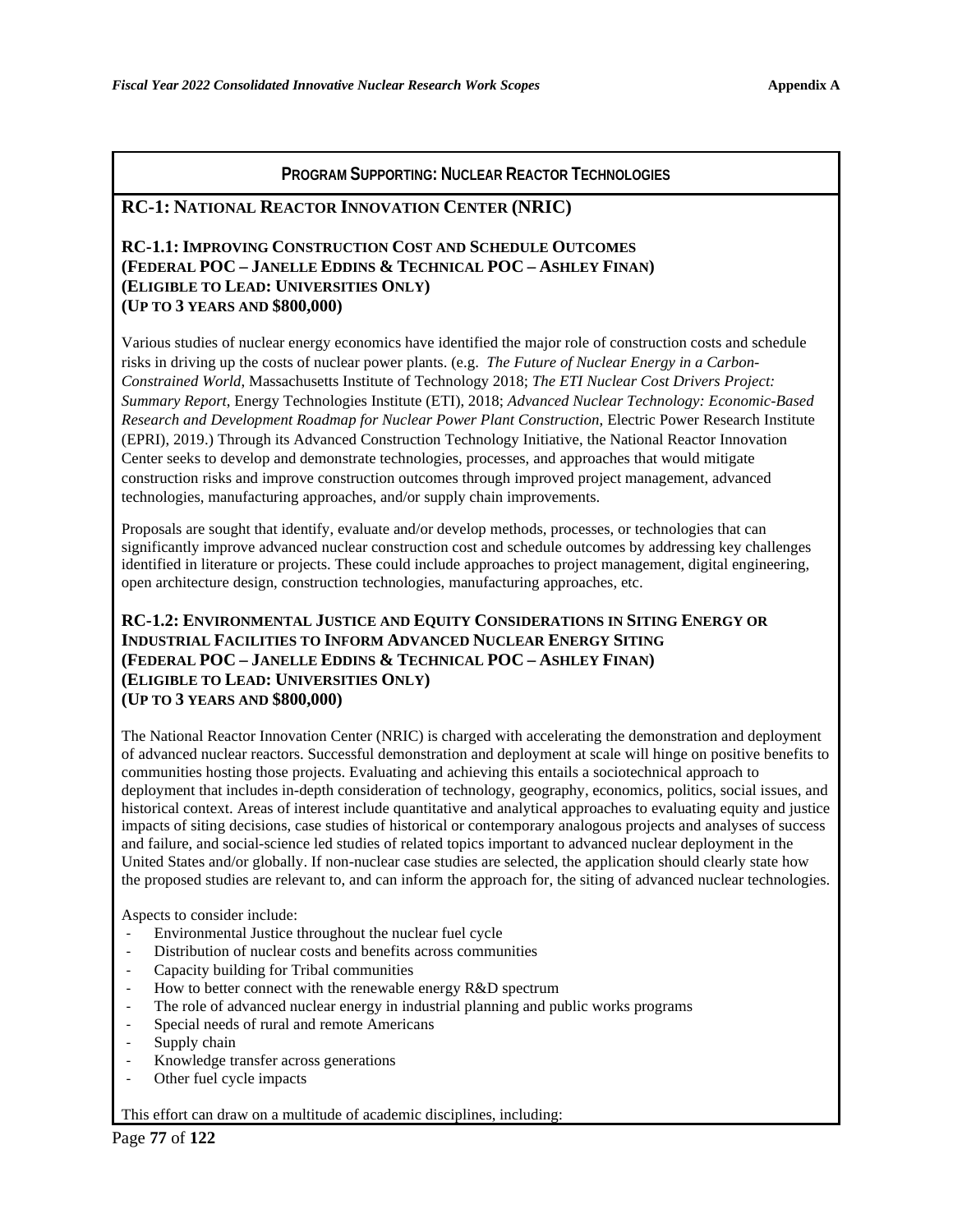**PROGRAM SUPPORTING: NUCLEAR REACTOR TECHNOLOGIES**

## RC-1: NATIONAL REACTOR INNOVATION CENTER (NRIC)

### RC-1.1: IMPROVING CONSTRUCTION COST AND SCHEDULE OUTCOMES
**(FEDERAL POC – JANELLE EDDINS & TECHNICAL POC – ASHLEY FINAN)**
**(ELIGIBLE TO LEAD: UNIVERSITIES ONLY)**
**(UP TO 3 YEARS AND $800,000)**

Various studies of nuclear energy economics have identified the major role of construction costs and schedule risks in driving up the costs of nuclear power plants. (e.g. *The Future of Nuclear Energy in a Carbon-Constrained World*, Massachusetts Institute of Technology 2018; *The ETI Nuclear Cost Drivers Project: Summary Report*, Energy Technologies Institute (ETI), 2018; *Advanced Nuclear Technology: Economic-Based Research and Development Roadmap for Nuclear Power Plant Construction*, Electric Power Research Institute (EPRI), 2019.) Through its Advanced Construction Technology Initiative, the National Reactor Innovation Center seeks to develop and demonstrate technologies, processes, and approaches that would mitigate construction risks and improve construction outcomes through improved project management, advanced technologies, manufacturing approaches, and/or supply chain improvements.

Proposals are sought that identify, evaluate and/or develop methods, processes, or technologies that can significantly improve advanced nuclear construction cost and schedule outcomes by addressing key challenges identified in literature or projects. These could include approaches to project management, digital engineering, open architecture design, construction technologies, manufacturing approaches, etc.

### RC-1.2: ENVIRONMENTAL JUSTICE AND EQUITY CONSIDERATIONS IN SITING ENERGY OR INDUSTRIAL FACILITIES TO INFORM ADVANCED NUCLEAR ENERGY SITING
**(FEDERAL POC – JANELLE EDDINS & TECHNICAL POC – ASHLEY FINAN)**
**(ELIGIBLE TO LEAD: UNIVERSITIES ONLY)**
**(UP TO 3 YEARS AND $800,000)**

The National Reactor Innovation Center (NRIC) is charged with accelerating the demonstration and deployment of advanced nuclear reactors. Successful demonstration and deployment at scale will hinge on positive benefits to communities hosting those projects. Evaluating and achieving this entails a sociotechnical approach to deployment that includes in-depth consideration of technology, geography, economics, politics, social issues, and historical context. Areas of interest include quantitative and analytical approaches to evaluating equity and justice impacts of siting decisions, case studies of historical or contemporary analogous projects and analyses of success and failure, and social-science led studies of related topics important to advanced nuclear deployment in the United States and/or globally. If non-nuclear case studies are selected, the application should clearly state how the proposed studies are relevant to, and can inform the approach for, the siting of advanced nuclear technologies.

Aspects to consider include:

- Environmental Justice throughout the nuclear fuel cycle
- Distribution of nuclear costs and benefits across communities
- Capacity building for Tribal communities
- How to better connect with the renewable energy R&D spectrum
- The role of advanced nuclear energy in industrial planning and public works programs
- Special needs of rural and remote Americans
- Supply chain
- Knowledge transfer across generations
- Other fuel cycle impacts

This effort can draw on a multitude of academic disciplines, including: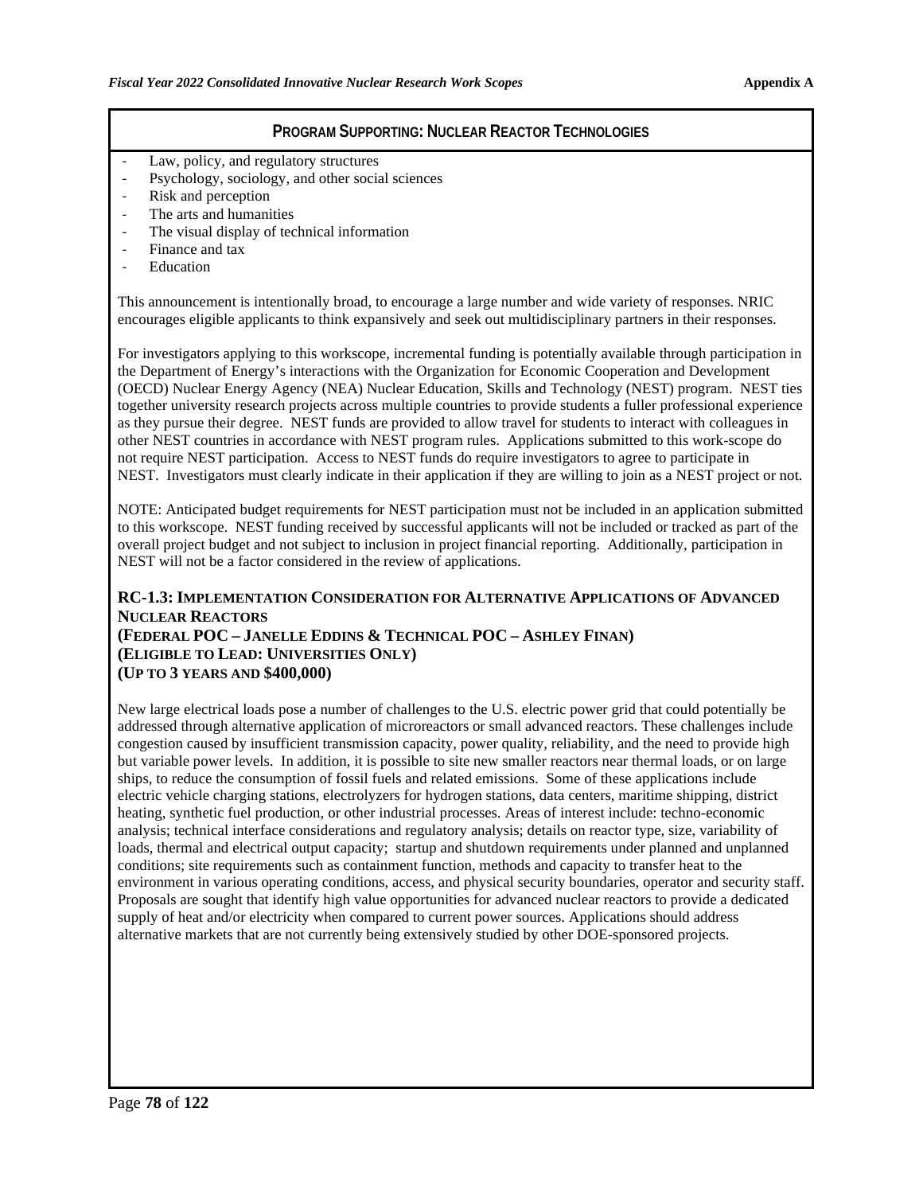## Program Supporting: Nuclear Reactor Technologies

- Law, policy, and regulatory structures
- Psychology, sociology, and other social sciences
- Risk and perception
- The arts and humanities
- The visual display of technical information
- Finance and tax
- Education

This announcement is intentionally broad, to encourage a large number and wide variety of responses. NRIC encourages eligible applicants to think expansively and seek out multidisciplinary partners in their responses.

For investigators applying to this workscope, incremental funding is potentially available through participation in the Department of Energy's interactions with the Organization for Economic Cooperation and Development (OECD) Nuclear Energy Agency (NEA) Nuclear Education, Skills and Technology (NEST) program. NEST ties together university research projects across multiple countries to provide students a fuller professional experience as they pursue their degree. NEST funds are provided to allow travel for students to interact with colleagues in other NEST countries in accordance with NEST program rules. Applications submitted to this work-scope do not require NEST participation. Access to NEST funds do require investigators to agree to participate in NEST. Investigators must clearly indicate in their application if they are willing to join as a NEST project or not.

NOTE: Anticipated budget requirements for NEST participation must not be included in an application submitted to this workscope. NEST funding received by successful applicants will not be included or tracked as part of the overall project budget and not subject to inclusion in project financial reporting. Additionally, participation in NEST will not be a factor considered in the review of applications.

### RC-1.3: Implementation Consideration for Alternative Applications of Advanced Nuclear Reactors
**(Federal POC – Janelle Eddins & Technical POC – Ashley Finan)**
**(Eligible to Lead: Universities Only)**
**(Up to 3 years and $400,000)**

New large electrical loads pose a number of challenges to the U.S. electric power grid that could potentially be addressed through alternative application of microreactors or small advanced reactors. These challenges include congestion caused by insufficient transmission capacity, power quality, reliability, and the need to provide high but variable power levels. In addition, it is possible to site new smaller reactors near thermal loads, or on large ships, to reduce the consumption of fossil fuels and related emissions. Some of these applications include electric vehicle charging stations, electrolyzers for hydrogen stations, data centers, maritime shipping, district heating, synthetic fuel production, or other industrial processes. Areas of interest include: techno-economic analysis; technical interface considerations and regulatory analysis; details on reactor type, size, variability of loads, thermal and electrical output capacity; startup and shutdown requirements under planned and unplanned conditions; site requirements such as containment function, methods and capacity to transfer heat to the environment in various operating conditions, access, and physical security boundaries, operator and security staff. Proposals are sought that identify high value opportunities for advanced nuclear reactors to provide a dedicated supply of heat and/or electricity when compared to current power sources. Applications should address alternative markets that are not currently being extensively studied by other DOE-sponsored projects.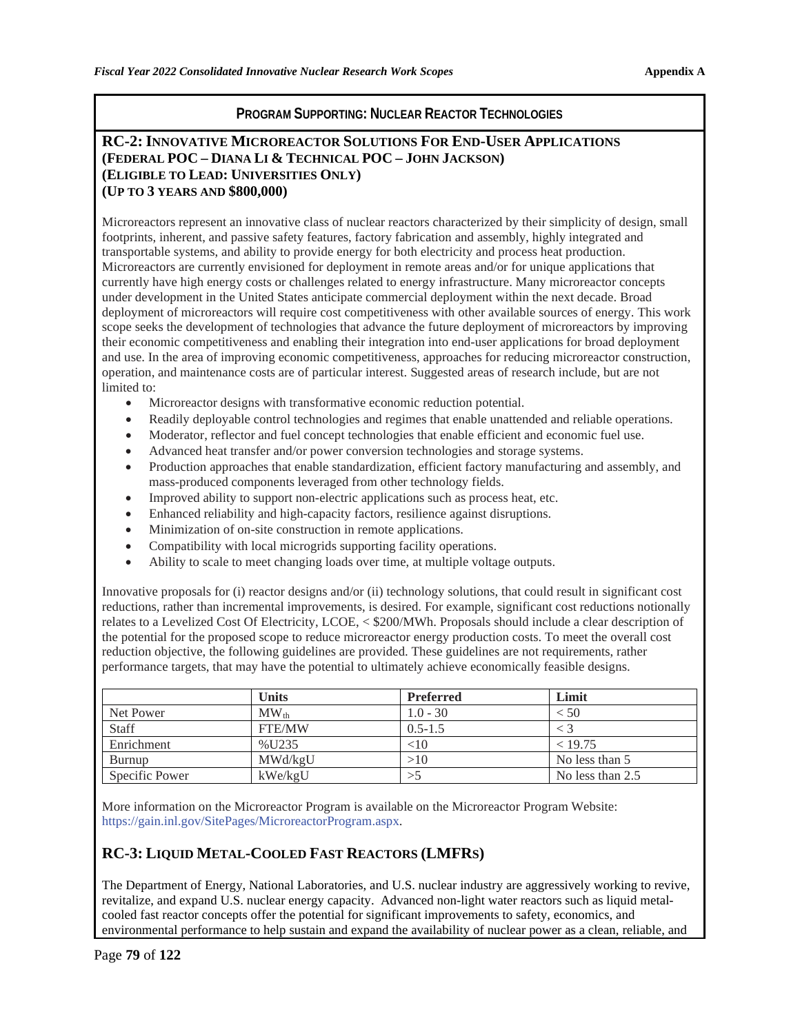**PROGRAM SUPPORTING: NUCLEAR REACTOR TECHNOLOGIES**

## RC-2: INNOVATIVE MICROREACTOR SOLUTIONS FOR END-USER APPLICATIONS (FEDERAL POC – DIANA LI & TECHNICAL POC – JOHN JACKSON) (ELIGIBLE TO LEAD: UNIVERSITIES ONLY) (UP TO 3 YEARS AND $800,000)

Microreactors represent an innovative class of nuclear reactors characterized by their simplicity of design, small footprints, inherent, and passive safety features, factory fabrication and assembly, highly integrated and transportable systems, and ability to provide energy for both electricity and process heat production. Microreactors are currently envisioned for deployment in remote areas and/or for unique applications that currently have high energy costs or challenges related to energy infrastructure. Many microreactor concepts under development in the United States anticipate commercial deployment within the next decade. Broad deployment of microreactors will require cost competitiveness with other available sources of energy. This work scope seeks the development of technologies that advance the future deployment of microreactors by improving their economic competitiveness and enabling their integration into end-user applications for broad deployment and use. In the area of improving economic competitiveness, approaches for reducing microreactor construction, operation, and maintenance costs are of particular interest. Suggested areas of research include, but are not limited to:

- Microreactor designs with transformative economic reduction potential.
- Readily deployable control technologies and regimes that enable unattended and reliable operations.
- Moderator, reflector and fuel concept technologies that enable efficient and economic fuel use.
- Advanced heat transfer and/or power conversion technologies and storage systems.
- Production approaches that enable standardization, efficient factory manufacturing and assembly, and mass-produced components leveraged from other technology fields.
- Improved ability to support non-electric applications such as process heat, etc.
- Enhanced reliability and high-capacity factors, resilience against disruptions.
- Minimization of on-site construction in remote applications.
- Compatibility with local microgrids supporting facility operations.
- Ability to scale to meet changing loads over time, at multiple voltage outputs.

Innovative proposals for (i) reactor designs and/or (ii) technology solutions, that could result in significant cost reductions, rather than incremental improvements, is desired. For example, significant cost reductions notionally relates to a Levelized Cost Of Electricity, LCOE, < $200/MWh. Proposals should include a clear description of the potential for the proposed scope to reduce microreactor energy production costs. To meet the overall cost reduction objective, the following guidelines are provided. These guidelines are not requirements, rather performance targets, that may have the potential to ultimately achieve economically feasible designs.

| | Units | Preferred | Limit |
|---|---|---|---|
| Net Power | $MW_{th}$ | 1.0 - 30 | < 50 |
| Staff | FTE/MW | 0.5-1.5 | < 3 |
| Enrichment | %U235 | <10 | < 19.75 |
| Burnup | MWd/kgU | >10 | No less than 5 |
| Specific Power | kWe/kgU | >5 | No less than 2.5 |

More information on the Microreactor Program is available on the Microreactor Program Website: https://gain.inl.gov/SitePages/MicroreactorProgram.aspx.

## RC-3: LIQUID METAL-COOLED FAST REACTORS (LMFRS)

The Department of Energy, National Laboratories, and U.S. nuclear industry are aggressively working to revive, revitalize, and expand U.S. nuclear energy capacity. Advanced non-light water reactors such as liquid metal-cooled fast reactor concepts offer the potential for significant improvements to safety, economics, and environmental performance to help sustain and expand the availability of nuclear power as a clean, reliable, and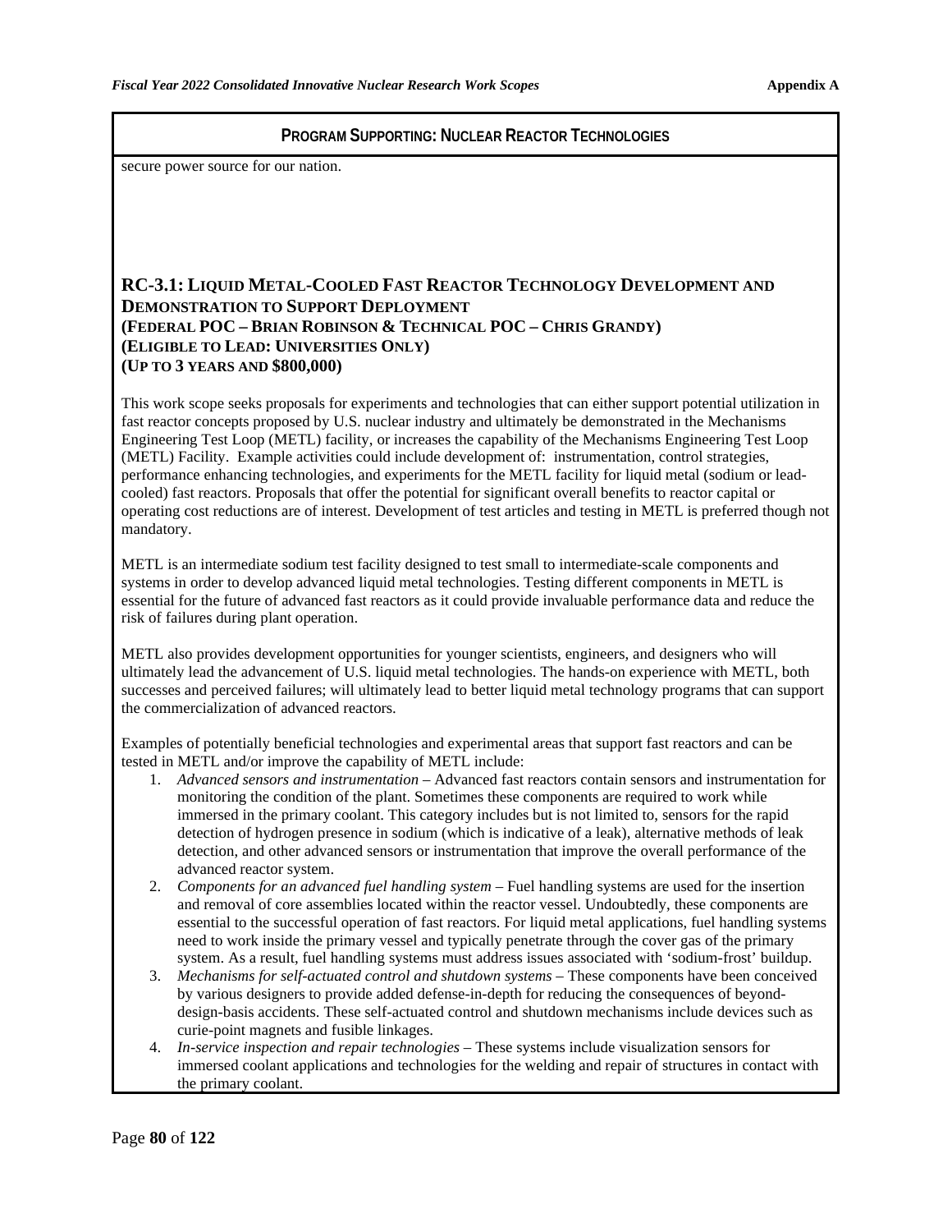**PROGRAM SUPPORTING: NUCLEAR REACTOR TECHNOLOGIES**

secure power source for our nation.

## RC-3.1: LIQUID METAL-COOLED FAST REACTOR TECHNOLOGY DEVELOPMENT AND DEMONSTRATION TO SUPPORT DEPLOYMENT
**(FEDERAL POC – BRIAN ROBINSON & TECHNICAL POC – CHRIS GRANDY)**
**(ELIGIBLE TO LEAD: UNIVERSITIES ONLY)**
**(UP TO 3 YEARS AND $800,000)**

This work scope seeks proposals for experiments and technologies that can either support potential utilization in fast reactor concepts proposed by U.S. nuclear industry and ultimately be demonstrated in the Mechanisms Engineering Test Loop (METL) facility, or increases the capability of the Mechanisms Engineering Test Loop (METL) Facility. Example activities could include development of: instrumentation, control strategies, performance enhancing technologies, and experiments for the METL facility for liquid metal (sodium or lead-cooled) fast reactors. Proposals that offer the potential for significant overall benefits to reactor capital or operating cost reductions are of interest. Development of test articles and testing in METL is preferred though not mandatory.

METL is an intermediate sodium test facility designed to test small to intermediate-scale components and systems in order to develop advanced liquid metal technologies. Testing different components in METL is essential for the future of advanced fast reactors as it could provide invaluable performance data and reduce the risk of failures during plant operation.

METL also provides development opportunities for younger scientists, engineers, and designers who will ultimately lead the advancement of U.S. liquid metal technologies. The hands-on experience with METL, both successes and perceived failures; will ultimately lead to better liquid metal technology programs that can support the commercialization of advanced reactors.

Examples of potentially beneficial technologies and experimental areas that support fast reactors and can be tested in METL and/or improve the capability of METL include:

1. *Advanced sensors and instrumentation* – Advanced fast reactors contain sensors and instrumentation for monitoring the condition of the plant. Sometimes these components are required to work while immersed in the primary coolant. This category includes but is not limited to, sensors for the rapid detection of hydrogen presence in sodium (which is indicative of a leak), alternative methods of leak detection, and other advanced sensors or instrumentation that improve the overall performance of the advanced reactor system.
2. *Components for an advanced fuel handling system* – Fuel handling systems are used for the insertion and removal of core assemblies located within the reactor vessel. Undoubtedly, these components are essential to the successful operation of fast reactors. For liquid metal applications, fuel handling systems need to work inside the primary vessel and typically penetrate through the cover gas of the primary system. As a result, fuel handling systems must address issues associated with 'sodium-frost' buildup.
3. *Mechanisms for self-actuated control and shutdown systems* – These components have been conceived by various designers to provide added defense-in-depth for reducing the consequences of beyond-design-basis accidents. These self-actuated control and shutdown mechanisms include devices such as curie-point magnets and fusible linkages.
4. *In-service inspection and repair technologies* – These systems include visualization sensors for immersed coolant applications and technologies for the welding and repair of structures in contact with the primary coolant.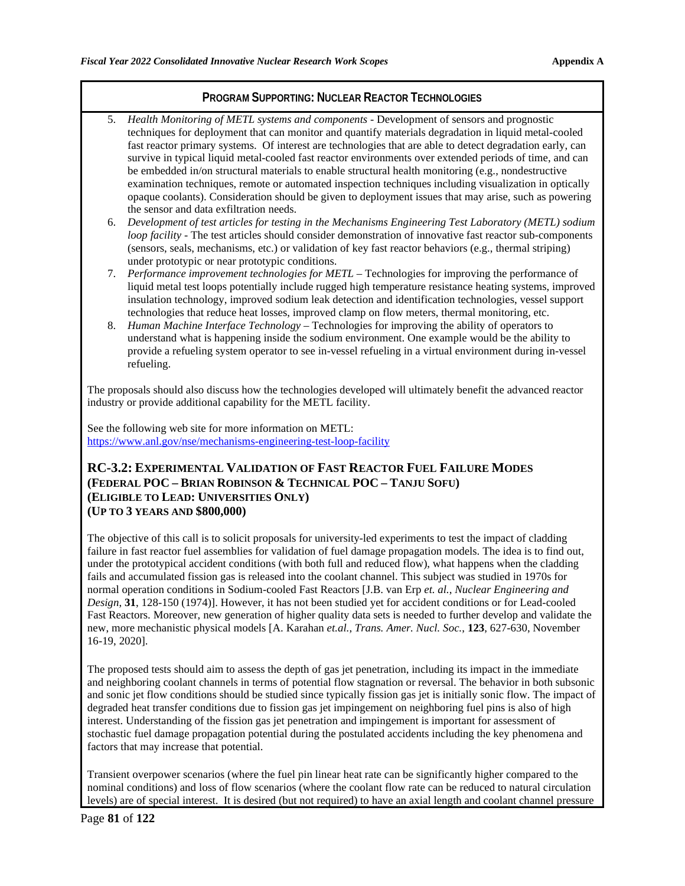**PROGRAM SUPPORTING: NUCLEAR REACTOR TECHNOLOGIES**

5. *Health Monitoring of METL systems and components* - Development of sensors and prognostic techniques for deployment that can monitor and quantify materials degradation in liquid metal-cooled fast reactor primary systems. Of interest are technologies that are able to detect degradation early, can survive in typical liquid metal-cooled fast reactor environments over extended periods of time, and can be embedded in/on structural materials to enable structural health monitoring (e.g., nondestructive examination techniques, remote or automated inspection techniques including visualization in optically opaque coolants). Consideration should be given to deployment issues that may arise, such as powering the sensor and data exfiltration needs.
6. *Development of test articles for testing in the Mechanisms Engineering Test Laboratory (METL) sodium loop facility* - The test articles should consider demonstration of innovative fast reactor sub-components (sensors, seals, mechanisms, etc.) or validation of key fast reactor behaviors (e.g., thermal striping) under prototypic or near prototypic conditions.
7. *Performance improvement technologies for METL* – Technologies for improving the performance of liquid metal test loops potentially include rugged high temperature resistance heating systems, improved insulation technology, improved sodium leak detection and identification technologies, vessel support technologies that reduce heat losses, improved clamp on flow meters, thermal monitoring, etc.
8. *Human Machine Interface Technology* – Technologies for improving the ability of operators to understand what is happening inside the sodium environment. One example would be the ability to provide a refueling system operator to see in-vessel refueling in a virtual environment during in-vessel refueling.

The proposals should also discuss how the technologies developed will ultimately benefit the advanced reactor industry or provide additional capability for the METL facility.

See the following web site for more information on METL:
https://www.anl.gov/nse/mechanisms-engineering-test-loop-facility

## RC-3.2: EXPERIMENTAL VALIDATION OF FAST REACTOR FUEL FAILURE MODES (FEDERAL POC – BRIAN ROBINSON & TECHNICAL POC – TANJU SOFU) (ELIGIBLE TO LEAD: UNIVERSITIES ONLY) (UP TO 3 YEARS AND $800,000)

The objective of this call is to solicit proposals for university-led experiments to test the impact of cladding failure in fast reactor fuel assemblies for validation of fuel damage propagation models. The idea is to find out, under the prototypical accident conditions (with both full and reduced flow), what happens when the cladding fails and accumulated fission gas is released into the coolant channel. This subject was studied in 1970s for normal operation conditions in Sodium-cooled Fast Reactors [J.B. van Erp *et. al.*, *Nuclear Engineering and Design*, **31**, 128-150 (1974)]. However, it has not been studied yet for accident conditions or for Lead-cooled Fast Reactors. Moreover, new generation of higher quality data sets is needed to further develop and validate the new, more mechanistic physical models [A. Karahan *et.al.*, *Trans. Amer. Nucl. Soc.*, **123**, 627-630, November 16-19, 2020].

The proposed tests should aim to assess the depth of gas jet penetration, including its impact in the immediate and neighboring coolant channels in terms of potential flow stagnation or reversal. The behavior in both subsonic and sonic jet flow conditions should be studied since typically fission gas jet is initially sonic flow. The impact of degraded heat transfer conditions due to fission gas jet impingement on neighboring fuel pins is also of high interest. Understanding of the fission gas jet penetration and impingement is important for assessment of stochastic fuel damage propagation potential during the postulated accidents including the key phenomena and factors that may increase that potential.

Transient overpower scenarios (where the fuel pin linear heat rate can be significantly higher compared to the nominal conditions) and loss of flow scenarios (where the coolant flow rate can be reduced to natural circulation levels) are of special interest. It is desired (but not required) to have an axial length and coolant channel pressure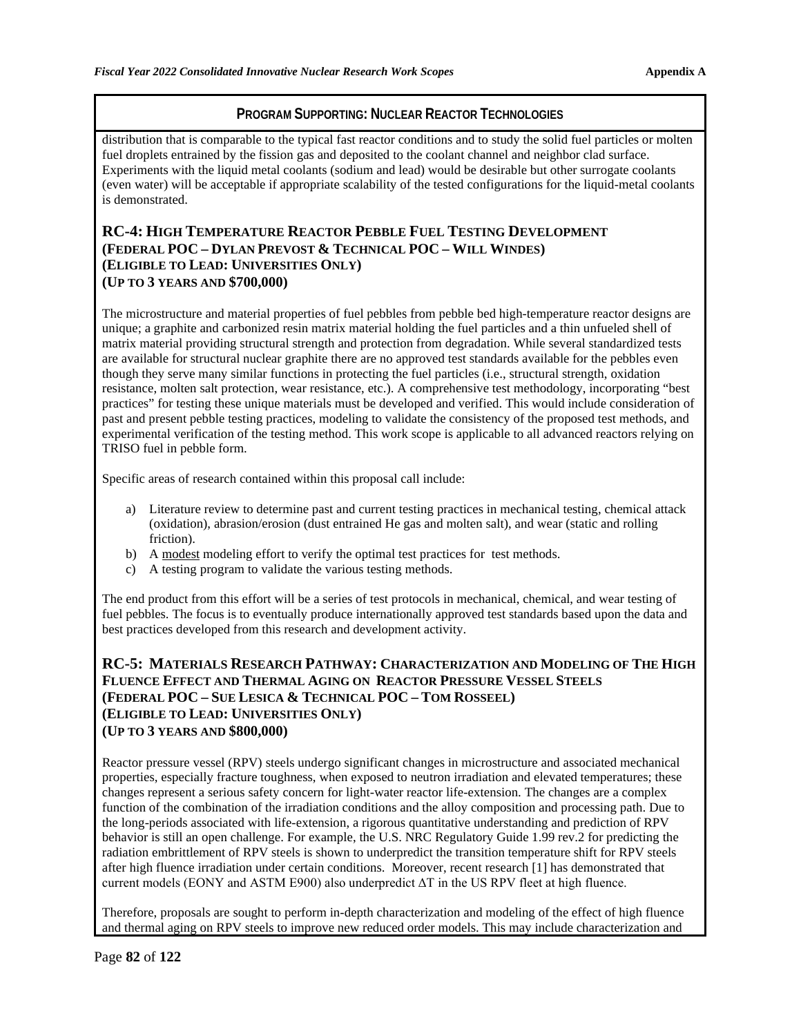**PROGRAM SUPPORTING: NUCLEAR REACTOR TECHNOLOGIES**

distribution that is comparable to the typical fast reactor conditions and to study the solid fuel particles or molten fuel droplets entrained by the fission gas and deposited to the coolant channel and neighbor clad surface. Experiments with the liquid metal coolants (sodium and lead) would be desirable but other surrogate coolants (even water) will be acceptable if appropriate scalability of the tested configurations for the liquid-metal coolants is demonstrated.

## RC-4: HIGH TEMPERATURE REACTOR PEBBLE FUEL TESTING DEVELOPMENT
**(FEDERAL POC – DYLAN PREVOST & TECHNICAL POC – WILL WINDES)**
**(ELIGIBLE TO LEAD: UNIVERSITIES ONLY)**
**(UP TO 3 YEARS AND $700,000)**

The microstructure and material properties of fuel pebbles from pebble bed high-temperature reactor designs are unique; a graphite and carbonized resin matrix material holding the fuel particles and a thin unfueled shell of matrix material providing structural strength and protection from degradation. While several standardized tests are available for structural nuclear graphite there are no approved test standards available for the pebbles even though they serve many similar functions in protecting the fuel particles (i.e., structural strength, oxidation resistance, molten salt protection, wear resistance, etc.). A comprehensive test methodology, incorporating "best practices" for testing these unique materials must be developed and verified. This would include consideration of past and present pebble testing practices, modeling to validate the consistency of the proposed test methods, and experimental verification of the testing method. This work scope is applicable to all advanced reactors relying on TRISO fuel in pebble form.

Specific areas of research contained within this proposal call include:

a) Literature review to determine past and current testing practices in mechanical testing, chemical attack (oxidation), abrasion/erosion (dust entrained He gas and molten salt), and wear (static and rolling friction).
b) A <u>modest</u> modeling effort to verify the optimal test practices for test methods.
c) A testing program to validate the various testing methods.

The end product from this effort will be a series of test protocols in mechanical, chemical, and wear testing of fuel pebbles. The focus is to eventually produce internationally approved test standards based upon the data and best practices developed from this research and development activity.

## RC-5: MATERIALS RESEARCH PATHWAY: CHARACTERIZATION AND MODELING OF THE HIGH FLUENCE EFFECT AND THERMAL AGING ON REACTOR PRESSURE VESSEL STEELS
**(FEDERAL POC – SUE LESICA & TECHNICAL POC – TOM ROSSEEL)**
**(ELIGIBLE TO LEAD: UNIVERSITIES ONLY)**
**(UP TO 3 YEARS AND $800,000)**

Reactor pressure vessel (RPV) steels undergo significant changes in microstructure and associated mechanical properties, especially fracture toughness, when exposed to neutron irradiation and elevated temperatures; these changes represent a serious safety concern for light-water reactor life-extension. The changes are a complex function of the combination of the irradiation conditions and the alloy composition and processing path. Due to the long-periods associated with life-extension, a rigorous quantitative understanding and prediction of RPV behavior is still an open challenge. For example, the U.S. NRC Regulatory Guide 1.99 rev.2 for predicting the radiation embrittlement of RPV steels is shown to underpredict the transition temperature shift for RPV steels after high fluence irradiation under certain conditions. Moreover, recent research [1] has demonstrated that current models (EONY and ASTM E900) also underpredict $\Delta T$ in the US RPV fleet at high fluence.

Therefore, proposals are sought to perform in-depth characterization and modeling of the effect of high fluence and thermal aging on RPV steels to improve new reduced order models. This may include characterization and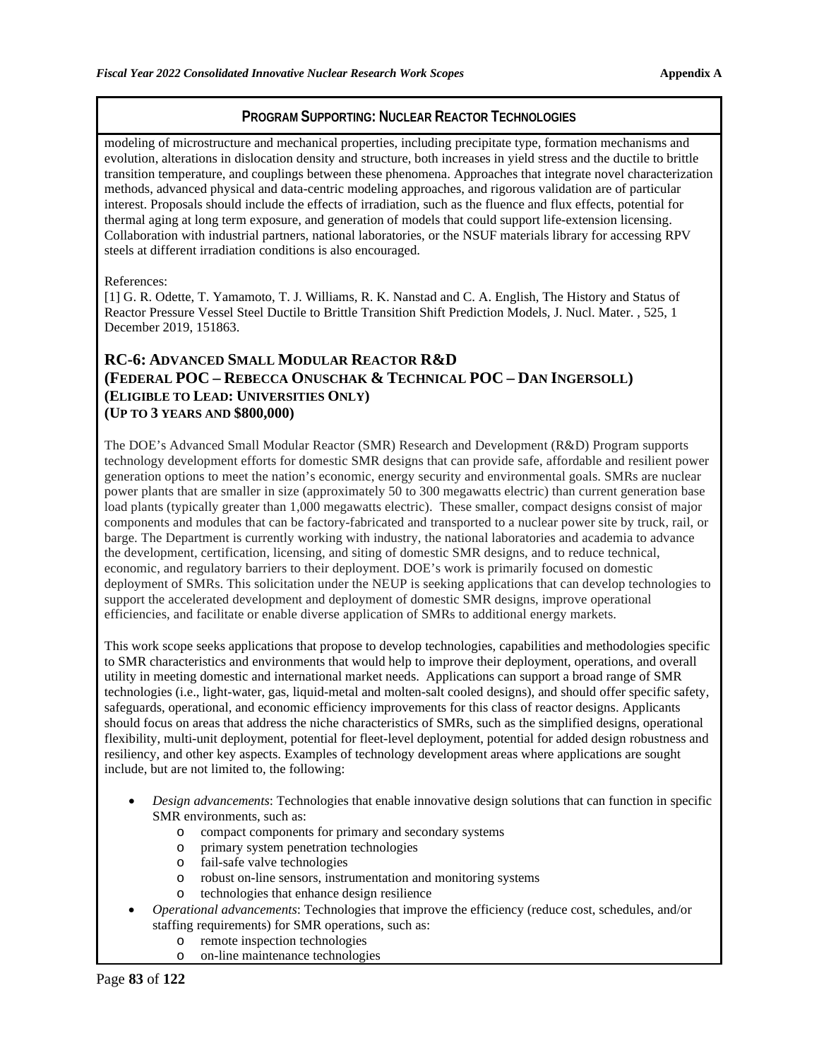**PROGRAM SUPPORTING: NUCLEAR REACTOR TECHNOLOGIES**

modeling of microstructure and mechanical properties, including precipitate type, formation mechanisms and evolution, alterations in dislocation density and structure, both increases in yield stress and the ductile to brittle transition temperature, and couplings between these phenomena. Approaches that integrate novel characterization methods, advanced physical and data-centric modeling approaches, and rigorous validation are of particular interest. Proposals should include the effects of irradiation, such as the fluence and flux effects, potential for thermal aging at long term exposure, and generation of models that could support life-extension licensing. Collaboration with industrial partners, national laboratories, or the NSUF materials library for accessing RPV steels at different irradiation conditions is also encouraged.

References:
[1] G. R. Odette, T. Yamamoto, T. J. Williams, R. K. Nanstad and C. A. English, The History and Status of Reactor Pressure Vessel Steel Ductile to Brittle Transition Shift Prediction Models, J. Nucl. Mater. , 525, 1 December 2019, 151863.

## RC-6: ADVANCED SMALL MODULAR REACTOR R&D (FEDERAL POC – REBECCA ONUSCHAK & TECHNICAL POC – DAN INGERSOLL) (ELIGIBLE TO LEAD: UNIVERSITIES ONLY) (UP TO 3 YEARS AND $800,000)

The DOE's Advanced Small Modular Reactor (SMR) Research and Development (R&D) Program supports technology development efforts for domestic SMR designs that can provide safe, affordable and resilient power generation options to meet the nation's economic, energy security and environmental goals. SMRs are nuclear power plants that are smaller in size (approximately 50 to 300 megawatts electric) than current generation base load plants (typically greater than 1,000 megawatts electric). These smaller, compact designs consist of major components and modules that can be factory-fabricated and transported to a nuclear power site by truck, rail, or barge. The Department is currently working with industry, the national laboratories and academia to advance the development, certification, licensing, and siting of domestic SMR designs, and to reduce technical, economic, and regulatory barriers to their deployment. DOE's work is primarily focused on domestic deployment of SMRs. This solicitation under the NEUP is seeking applications that can develop technologies to support the accelerated development and deployment of domestic SMR designs, improve operational efficiencies, and facilitate or enable diverse application of SMRs to additional energy markets.

This work scope seeks applications that propose to develop technologies, capabilities and methodologies specific to SMR characteristics and environments that would help to improve their deployment, operations, and overall utility in meeting domestic and international market needs. Applications can support a broad range of SMR technologies (i.e., light-water, gas, liquid-metal and molten-salt cooled designs), and should offer specific safety, safeguards, operational, and economic efficiency improvements for this class of reactor designs. Applicants should focus on areas that address the niche characteristics of SMRs, such as the simplified designs, operational flexibility, multi-unit deployment, potential for fleet-level deployment, potential for added design robustness and resiliency, and other key aspects. Examples of technology development areas where applications are sought include, but are not limited to, the following:

- *Design advancements*: Technologies that enable innovative design solutions that can function in specific SMR environments, such as:
  - compact components for primary and secondary systems
  - primary system penetration technologies
  - fail-safe valve technologies
  - robust on-line sensors, instrumentation and monitoring systems
  - technologies that enhance design resilience
- *Operational advancements*: Technologies that improve the efficiency (reduce cost, schedules, and/or staffing requirements) for SMR operations, such as:
  - remote inspection technologies
  - on-line maintenance technologies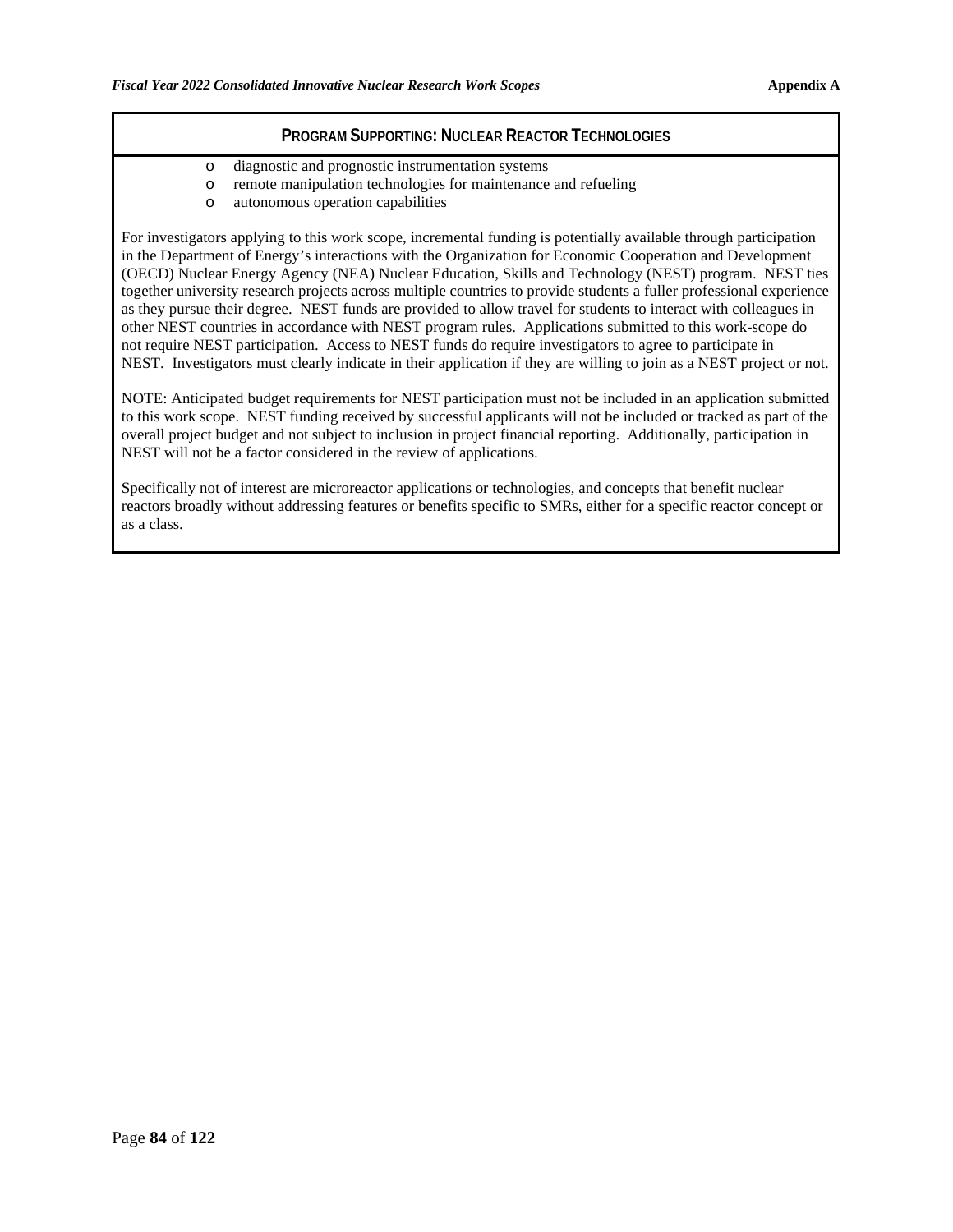## PROGRAM SUPPORTING: NUCLEAR REACTOR TECHNOLOGIES

- diagnostic and prognostic instrumentation systems
- remote manipulation technologies for maintenance and refueling
- autonomous operation capabilities

For investigators applying to this work scope, incremental funding is potentially available through participation in the Department of Energy's interactions with the Organization for Economic Cooperation and Development (OECD) Nuclear Energy Agency (NEA) Nuclear Education, Skills and Technology (NEST) program. NEST ties together university research projects across multiple countries to provide students a fuller professional experience as they pursue their degree. NEST funds are provided to allow travel for students to interact with colleagues in other NEST countries in accordance with NEST program rules. Applications submitted to this work-scope do not require NEST participation. Access to NEST funds do require investigators to agree to participate in NEST. Investigators must clearly indicate in their application if they are willing to join as a NEST project or not.

NOTE: Anticipated budget requirements for NEST participation must not be included in an application submitted to this work scope. NEST funding received by successful applicants will not be included or tracked as part of the overall project budget and not subject to inclusion in project financial reporting. Additionally, participation in NEST will not be a factor considered in the review of applications.

Specifically not of interest are microreactor applications or technologies, and concepts that benefit nuclear reactors broadly without addressing features or benefits specific to SMRs, either for a specific reactor concept or as a class.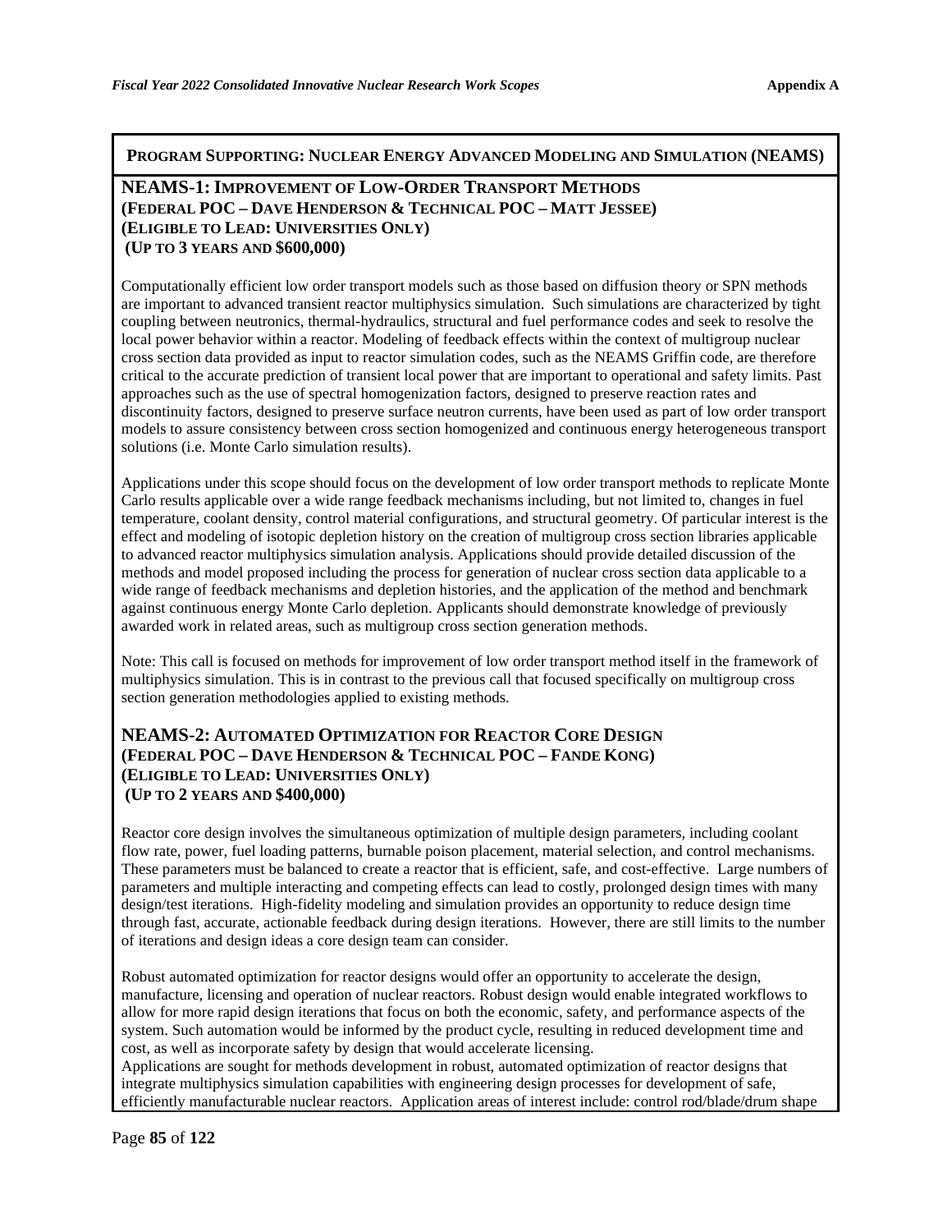## PROGRAM SUPPORTING: NUCLEAR ENERGY ADVANCED MODELING AND SIMULATION (NEAMS)

### NEAMS-1: IMPROVEMENT OF LOW-ORDER TRANSPORT METHODS
**(FEDERAL POC – DAVE HENDERSON & TECHNICAL POC – MATT JESSEE)**
**(ELIGIBLE TO LEAD: UNIVERSITIES ONLY)**
**(UP TO 3 YEARS AND $600,000)**

Computationally efficient low order transport models such as those based on diffusion theory or SPN methods are important to advanced transient reactor multiphysics simulation. Such simulations are characterized by tight coupling between neutronics, thermal-hydraulics, structural and fuel performance codes and seek to resolve the local power behavior within a reactor. Modeling of feedback effects within the context of multigroup nuclear cross section data provided as input to reactor simulation codes, such as the NEAMS Griffin code, are therefore critical to the accurate prediction of transient local power that are important to operational and safety limits. Past approaches such as the use of spectral homogenization factors, designed to preserve reaction rates and discontinuity factors, designed to preserve surface neutron currents, have been used as part of low order transport models to assure consistency between cross section homogenized and continuous energy heterogeneous transport solutions (i.e. Monte Carlo simulation results).

Applications under this scope should focus on the development of low order transport methods to replicate Monte Carlo results applicable over a wide range feedback mechanisms including, but not limited to, changes in fuel temperature, coolant density, control material configurations, and structural geometry. Of particular interest is the effect and modeling of isotopic depletion history on the creation of multigroup cross section libraries applicable to advanced reactor multiphysics simulation analysis. Applications should provide detailed discussion of the methods and model proposed including the process for generation of nuclear cross section data applicable to a wide range of feedback mechanisms and depletion histories, and the application of the method and benchmark against continuous energy Monte Carlo depletion. Applicants should demonstrate knowledge of previously awarded work in related areas, such as multigroup cross section generation methods.

Note: This call is focused on methods for improvement of low order transport method itself in the framework of multiphysics simulation. This is in contrast to the previous call that focused specifically on multigroup cross section generation methodologies applied to existing methods.

### NEAMS-2: AUTOMATED OPTIMIZATION FOR REACTOR CORE DESIGN
**(FEDERAL POC – DAVE HENDERSON & TECHNICAL POC – FANDE KONG)**
**(ELIGIBLE TO LEAD: UNIVERSITIES ONLY)**
**(UP TO 2 YEARS AND $400,000)**

Reactor core design involves the simultaneous optimization of multiple design parameters, including coolant flow rate, power, fuel loading patterns, burnable poison placement, material selection, and control mechanisms. These parameters must be balanced to create a reactor that is efficient, safe, and cost-effective. Large numbers of parameters and multiple interacting and competing effects can lead to costly, prolonged design times with many design/test iterations. High-fidelity modeling and simulation provides an opportunity to reduce design time through fast, accurate, actionable feedback during design iterations. However, there are still limits to the number of iterations and design ideas a core design team can consider.

Robust automated optimization for reactor designs would offer an opportunity to accelerate the design, manufacture, licensing and operation of nuclear reactors. Robust design would enable integrated workflows to allow for more rapid design iterations that focus on both the economic, safety, and performance aspects of the system. Such automation would be informed by the product cycle, resulting in reduced development time and cost, as well as incorporate safety by design that would accelerate licensing.
Applications are sought for methods development in robust, automated optimization of reactor designs that integrate multiphysics simulation capabilities with engineering design processes for development of safe, efficiently manufacturable nuclear reactors. Application areas of interest include: control rod/blade/drum shape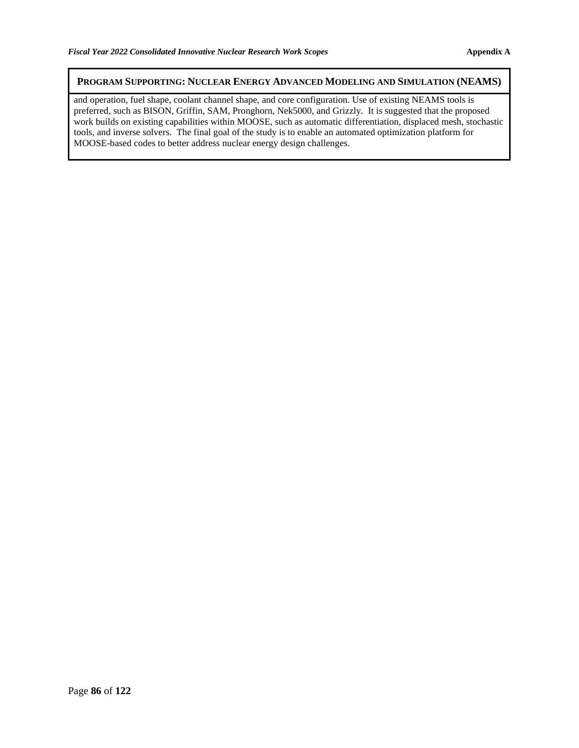**PROGRAM SUPPORTING: NUCLEAR ENERGY ADVANCED MODELING AND SIMULATION (NEAMS)**

and operation, fuel shape, coolant channel shape, and core configuration. Use of existing NEAMS tools is preferred, such as BISON, Griffin, SAM, Pronghorn, Nek5000, and Grizzly. It is suggested that the proposed work builds on existing capabilities within MOOSE, such as automatic differentiation, displaced mesh, stochastic tools, and inverse solvers. The final goal of the study is to enable an automated optimization platform for MOOSE-based codes to better address nuclear energy design challenges.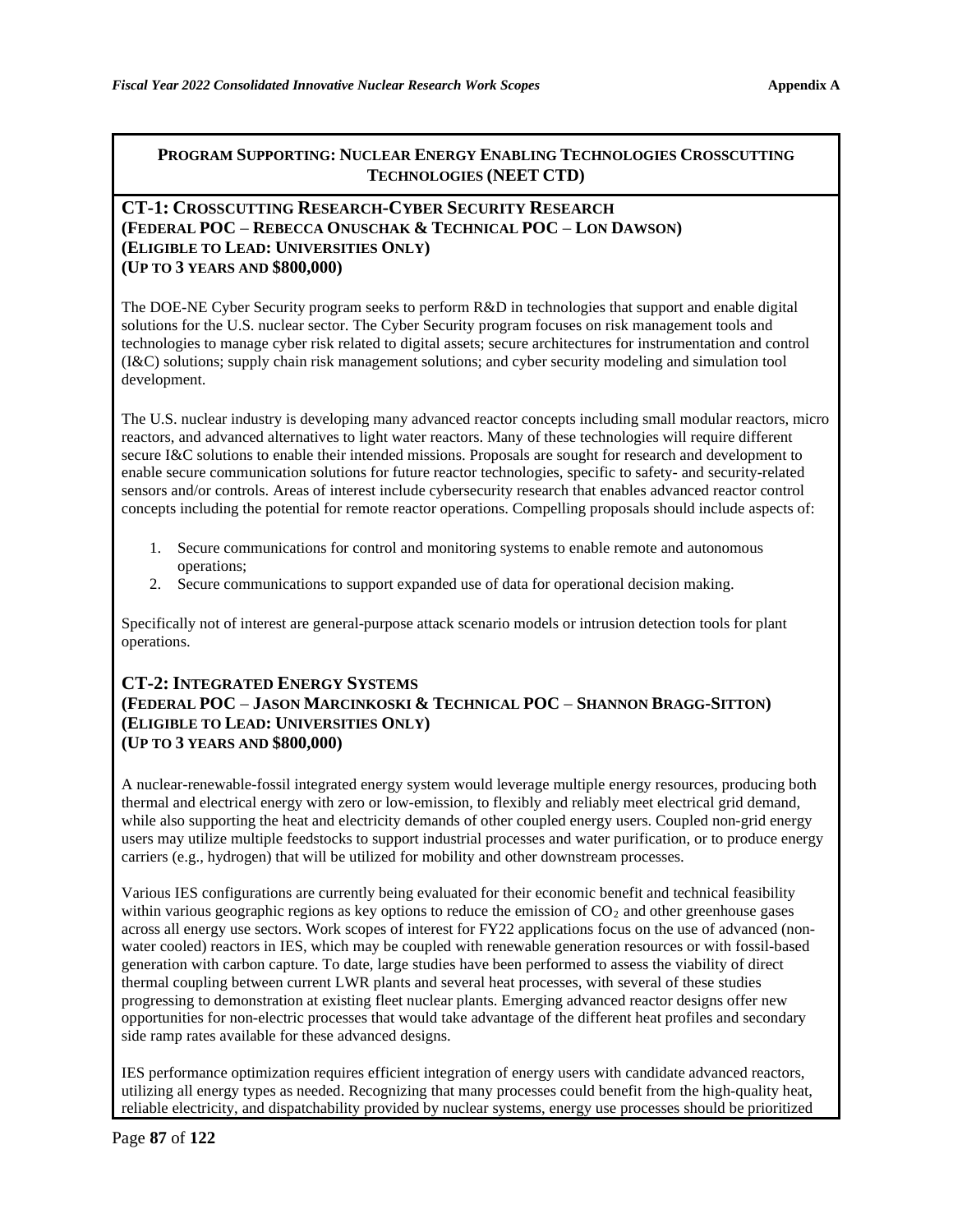## Program Supporting: Nuclear Energy Enabling Technologies Crosscutting Technologies (NEET CTD)

### CT-1: Crosscutting Research-Cyber Security Research
**(Federal POC – Rebecca Onuschak & Technical POC – Lon Dawson)**
**(Eligible to Lead: Universities Only)**
**(Up to 3 years and $800,000)**

The DOE-NE Cyber Security program seeks to perform R&D in technologies that support and enable digital solutions for the U.S. nuclear sector. The Cyber Security program focuses on risk management tools and technologies to manage cyber risk related to digital assets; secure architectures for instrumentation and control (I&C) solutions; supply chain risk management solutions; and cyber security modeling and simulation tool development.

The U.S. nuclear industry is developing many advanced reactor concepts including small modular reactors, micro reactors, and advanced alternatives to light water reactors. Many of these technologies will require different secure I&C solutions to enable their intended missions. Proposals are sought for research and development to enable secure communication solutions for future reactor technologies, specific to safety- and security-related sensors and/or controls. Areas of interest include cybersecurity research that enables advanced reactor control concepts including the potential for remote reactor operations. Compelling proposals should include aspects of:

1. Secure communications for control and monitoring systems to enable remote and autonomous operations;
2. Secure communications to support expanded use of data for operational decision making.

Specifically not of interest are general-purpose attack scenario models or intrusion detection tools for plant operations.

### CT-2: Integrated Energy Systems
**(Federal POC – Jason Marcinkoski & Technical POC – Shannon Bragg-Sitton)**
**(Eligible to Lead: Universities Only)**
**(Up to 3 years and $800,000)**

A nuclear-renewable-fossil integrated energy system would leverage multiple energy resources, producing both thermal and electrical energy with zero or low-emission, to flexibly and reliably meet electrical grid demand, while also supporting the heat and electricity demands of other coupled energy users. Coupled non-grid energy users may utilize multiple feedstocks to support industrial processes and water purification, or to produce energy carriers (e.g., hydrogen) that will be utilized for mobility and other downstream processes.

Various IES configurations are currently being evaluated for their economic benefit and technical feasibility within various geographic regions as key options to reduce the emission of $CO_2$ and other greenhouse gases across all energy use sectors. Work scopes of interest for FY22 applications focus on the use of advanced (non-water cooled) reactors in IES, which may be coupled with renewable generation resources or with fossil-based generation with carbon capture. To date, large studies have been performed to assess the viability of direct thermal coupling between current LWR plants and several heat processes, with several of these studies progressing to demonstration at existing fleet nuclear plants. Emerging advanced reactor designs offer new opportunities for non-electric processes that would take advantage of the different heat profiles and secondary side ramp rates available for these advanced designs.

IES performance optimization requires efficient integration of energy users with candidate advanced reactors, utilizing all energy types as needed. Recognizing that many processes could benefit from the high-quality heat, reliable electricity, and dispatchability provided by nuclear systems, energy use processes should be prioritized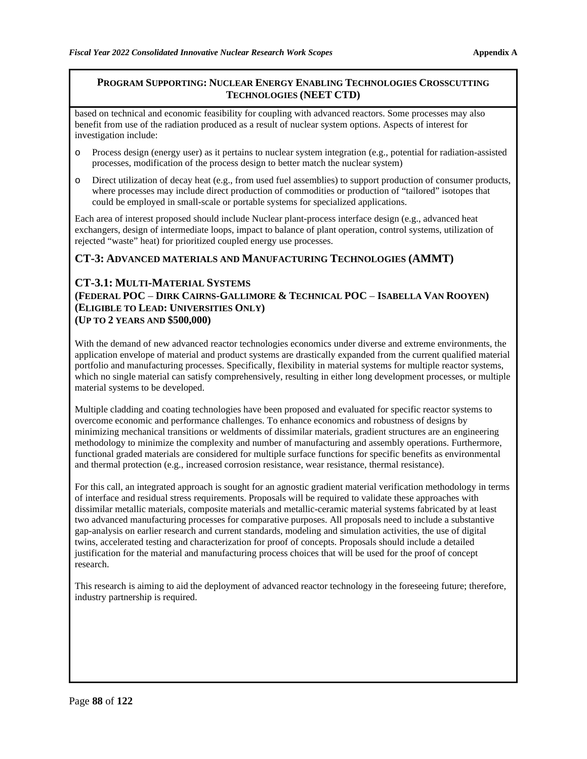**PROGRAM SUPPORTING: NUCLEAR ENERGY ENABLING TECHNOLOGIES CROSSCUTTING TECHNOLOGIES (NEET CTD)**

based on technical and economic feasibility for coupling with advanced reactors. Some processes may also benefit from use of the radiation produced as a result of nuclear system options. Aspects of interest for investigation include:

- Process design (energy user) as it pertains to nuclear system integration (e.g., potential for radiation-assisted processes, modification of the process design to better match the nuclear system)
- Direct utilization of decay heat (e.g., from used fuel assemblies) to support production of consumer products, where processes may include direct production of commodities or production of "tailored" isotopes that could be employed in small-scale or portable systems for specialized applications.

Each area of interest proposed should include Nuclear plant-process interface design (e.g., advanced heat exchangers, design of intermediate loops, impact to balance of plant operation, control systems, utilization of rejected "waste" heat) for prioritized coupled energy use processes.

## CT-3: ADVANCED MATERIALS AND MANUFACTURING TECHNOLOGIES (AMMT)

### CT-3.1: MULTI-MATERIAL SYSTEMS
**(FEDERAL POC – DIRK CAIRNS-GALLIMORE & TECHNICAL POC – ISABELLA VAN ROOYEN)**
**(ELIGIBLE TO LEAD: UNIVERSITIES ONLY)**
**(UP TO 2 YEARS AND $500,000)**

With the demand of new advanced reactor technologies economics under diverse and extreme environments, the application envelope of material and product systems are drastically expanded from the current qualified material portfolio and manufacturing processes. Specifically, flexibility in material systems for multiple reactor systems, which no single material can satisfy comprehensively, resulting in either long development processes, or multiple material systems to be developed.

Multiple cladding and coating technologies have been proposed and evaluated for specific reactor systems to overcome economic and performance challenges. To enhance economics and robustness of designs by minimizing mechanical transitions or weldments of dissimilar materials, gradient structures are an engineering methodology to minimize the complexity and number of manufacturing and assembly operations. Furthermore, functional graded materials are considered for multiple surface functions for specific benefits as environmental and thermal protection (e.g., increased corrosion resistance, wear resistance, thermal resistance).

For this call, an integrated approach is sought for an agnostic gradient material verification methodology in terms of interface and residual stress requirements. Proposals will be required to validate these approaches with dissimilar metallic materials, composite materials and metallic-ceramic material systems fabricated by at least two advanced manufacturing processes for comparative purposes. All proposals need to include a substantive gap-analysis on earlier research and current standards, modeling and simulation activities, the use of digital twins, accelerated testing and characterization for proof of concepts. Proposals should include a detailed justification for the material and manufacturing process choices that will be used for the proof of concept research.

This research is aiming to aid the deployment of advanced reactor technology in the foreseeing future; therefore, industry partnership is required.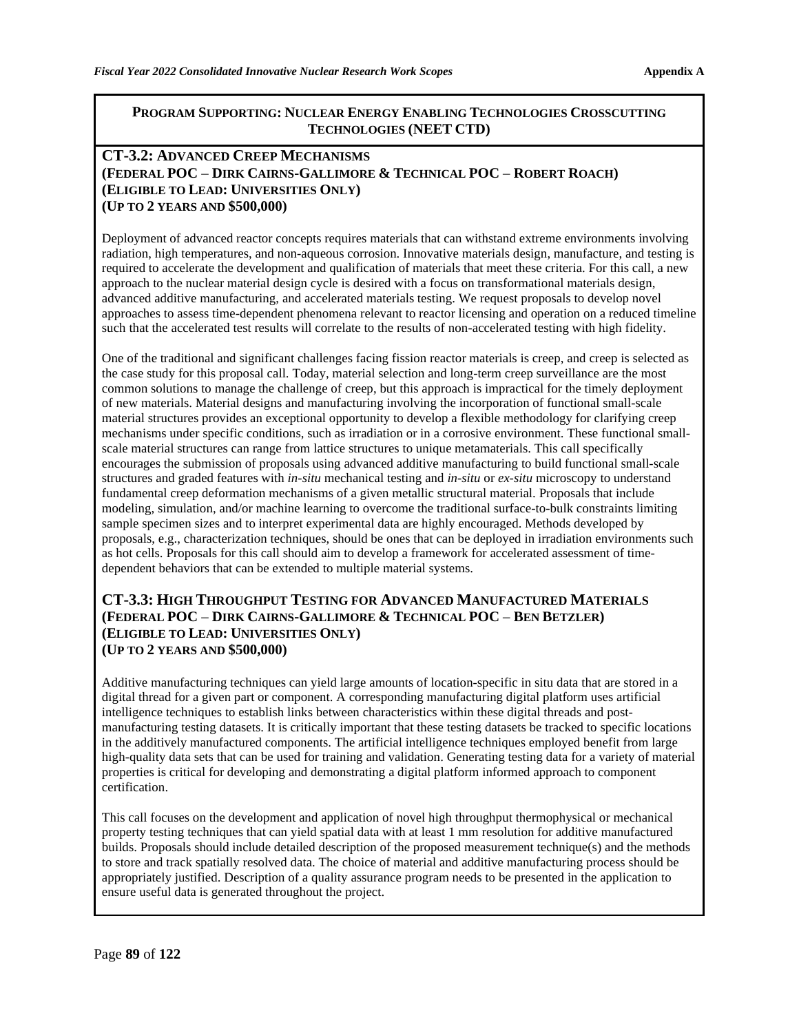## PROGRAM SUPPORTING: NUCLEAR ENERGY ENABLING TECHNOLOGIES CROSSCUTTING TECHNOLOGIES (NEET CTD)

### CT-3.2: ADVANCED CREEP MECHANISMS
**(FEDERAL POC – DIRK CAIRNS-GALLIMORE & TECHNICAL POC – ROBERT ROACH)**
**(ELIGIBLE TO LEAD: UNIVERSITIES ONLY)**
**(UP TO 2 YEARS AND $500,000)**

Deployment of advanced reactor concepts requires materials that can withstand extreme environments involving radiation, high temperatures, and non-aqueous corrosion. Innovative materials design, manufacture, and testing is required to accelerate the development and qualification of materials that meet these criteria. For this call, a new approach to the nuclear material design cycle is desired with a focus on transformational materials design, advanced additive manufacturing, and accelerated materials testing. We request proposals to develop novel approaches to assess time-dependent phenomena relevant to reactor licensing and operation on a reduced timeline such that the accelerated test results will correlate to the results of non-accelerated testing with high fidelity.

One of the traditional and significant challenges facing fission reactor materials is creep, and creep is selected as the case study for this proposal call. Today, material selection and long-term creep surveillance are the most common solutions to manage the challenge of creep, but this approach is impractical for the timely deployment of new materials. Material designs and manufacturing involving the incorporation of functional small-scale material structures provides an exceptional opportunity to develop a flexible methodology for clarifying creep mechanisms under specific conditions, such as irradiation or in a corrosive environment. These functional small-scale material structures can range from lattice structures to unique metamaterials. This call specifically encourages the submission of proposals using advanced additive manufacturing to build functional small-scale structures and graded features with *in-situ* mechanical testing and *in-situ* or *ex-situ* microscopy to understand fundamental creep deformation mechanisms of a given metallic structural material. Proposals that include modeling, simulation, and/or machine learning to overcome the traditional surface-to-bulk constraints limiting sample specimen sizes and to interpret experimental data are highly encouraged. Methods developed by proposals, e.g., characterization techniques, should be ones that can be deployed in irradiation environments such as hot cells. Proposals for this call should aim to develop a framework for accelerated assessment of time-dependent behaviors that can be extended to multiple material systems.

### CT-3.3: HIGH THROUGHPUT TESTING FOR ADVANCED MANUFACTURED MATERIALS
**(FEDERAL POC – DIRK CAIRNS-GALLIMORE & TECHNICAL POC – BEN BETZLER)**
**(ELIGIBLE TO LEAD: UNIVERSITIES ONLY)**
**(UP TO 2 YEARS AND $500,000)**

Additive manufacturing techniques can yield large amounts of location-specific in situ data that are stored in a digital thread for a given part or component. A corresponding manufacturing digital platform uses artificial intelligence techniques to establish links between characteristics within these digital threads and post-manufacturing testing datasets. It is critically important that these testing datasets be tracked to specific locations in the additively manufactured components. The artificial intelligence techniques employed benefit from large high-quality data sets that can be used for training and validation. Generating testing data for a variety of material properties is critical for developing and demonstrating a digital platform informed approach to component certification.

This call focuses on the development and application of novel high throughput thermophysical or mechanical property testing techniques that can yield spatial data with at least 1 mm resolution for additive manufactured builds. Proposals should include detailed description of the proposed measurement technique(s) and the methods to store and track spatially resolved data. The choice of material and additive manufacturing process should be appropriately justified. Description of a quality assurance program needs to be presented in the application to ensure useful data is generated throughout the project.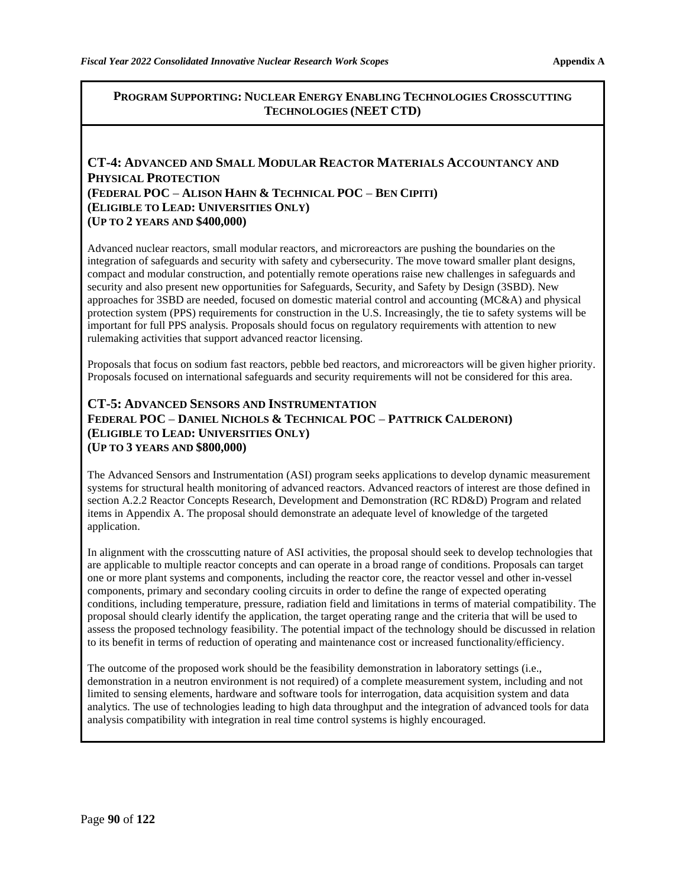## PROGRAM SUPPORTING: NUCLEAR ENERGY ENABLING TECHNOLOGIES CROSSCUTTING TECHNOLOGIES (NEET CTD)

### CT-4: ADVANCED AND SMALL MODULAR REACTOR MATERIALS ACCOUNTANCY AND PHYSICAL PROTECTION
**(FEDERAL POC – ALISON HAHN & TECHNICAL POC – BEN CIPITI)**
**(ELIGIBLE TO LEAD: UNIVERSITIES ONLY)**
**(UP TO 2 YEARS AND $400,000)**

Advanced nuclear reactors, small modular reactors, and microreactors are pushing the boundaries on the integration of safeguards and security with safety and cybersecurity. The move toward smaller plant designs, compact and modular construction, and potentially remote operations raise new challenges in safeguards and security and also present new opportunities for Safeguards, Security, and Safety by Design (3SBD). New approaches for 3SBD are needed, focused on domestic material control and accounting (MC&A) and physical protection system (PPS) requirements for construction in the U.S. Increasingly, the tie to safety systems will be important for full PPS analysis. Proposals should focus on regulatory requirements with attention to new rulemaking activities that support advanced reactor licensing.

Proposals that focus on sodium fast reactors, pebble bed reactors, and microreactors will be given higher priority. Proposals focused on international safeguards and security requirements will not be considered for this area.

### CT-5: ADVANCED SENSORS AND INSTRUMENTATION
**FEDERAL POC – DANIEL NICHOLS & TECHNICAL POC – PATTRICK CALDERONI)**
**(ELIGIBLE TO LEAD: UNIVERSITIES ONLY)**
**(UP TO 3 YEARS AND $800,000)**

The Advanced Sensors and Instrumentation (ASI) program seeks applications to develop dynamic measurement systems for structural health monitoring of advanced reactors. Advanced reactors of interest are those defined in section A.2.2 Reactor Concepts Research, Development and Demonstration (RC RD&D) Program and related items in Appendix A. The proposal should demonstrate an adequate level of knowledge of the targeted application.

In alignment with the crosscutting nature of ASI activities, the proposal should seek to develop technologies that are applicable to multiple reactor concepts and can operate in a broad range of conditions. Proposals can target one or more plant systems and components, including the reactor core, the reactor vessel and other in-vessel components, primary and secondary cooling circuits in order to define the range of expected operating conditions, including temperature, pressure, radiation field and limitations in terms of material compatibility. The proposal should clearly identify the application, the target operating range and the criteria that will be used to assess the proposed technology feasibility. The potential impact of the technology should be discussed in relation to its benefit in terms of reduction of operating and maintenance cost or increased functionality/efficiency.

The outcome of the proposed work should be the feasibility demonstration in laboratory settings (i.e., demonstration in a neutron environment is not required) of a complete measurement system, including and not limited to sensing elements, hardware and software tools for interrogation, data acquisition system and data analytics. The use of technologies leading to high data throughput and the integration of advanced tools for data analysis compatibility with integration in real time control systems is highly encouraged.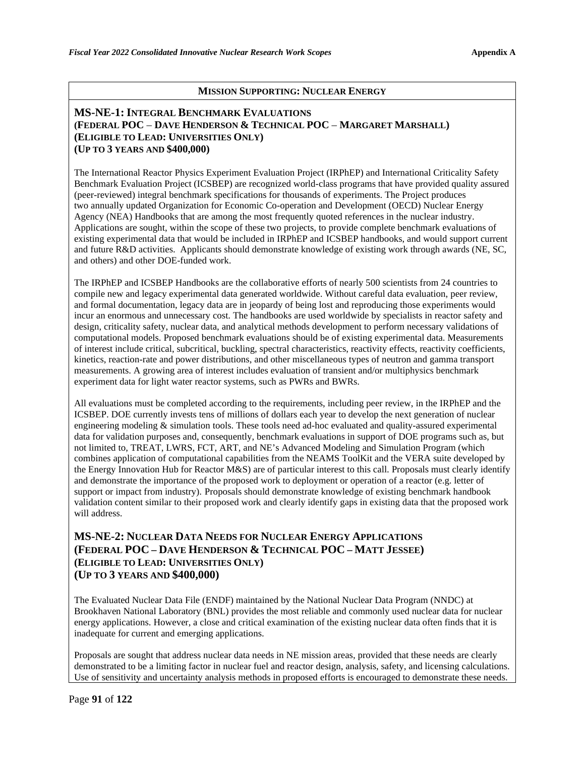**Mission Supporting: Nuclear Energy**

## MS-NE-1: Integral Benchmark Evaluations
## (Federal POC – Dave Henderson & Technical POC – Margaret Marshall)
## (Eligible to Lead: Universities Only)
## (Up to 3 years and $400,000)

The International Reactor Physics Experiment Evaluation Project (IRPhEP) and International Criticality Safety Benchmark Evaluation Project (ICSBEP) are recognized world-class programs that have provided quality assured (peer-reviewed) integral benchmark specifications for thousands of experiments. The Project produces two annually updated Organization for Economic Co-operation and Development (OECD) Nuclear Energy Agency (NEA) Handbooks that are among the most frequently quoted references in the nuclear industry. Applications are sought, within the scope of these two projects, to provide complete benchmark evaluations of existing experimental data that would be included in IRPhEP and ICSBEP handbooks, and would support current and future R&D activities. Applicants should demonstrate knowledge of existing work through awards (NE, SC, and others) and other DOE-funded work.

The IRPhEP and ICSBEP Handbooks are the collaborative efforts of nearly 500 scientists from 24 countries to compile new and legacy experimental data generated worldwide. Without careful data evaluation, peer review, and formal documentation, legacy data are in jeopardy of being lost and reproducing those experiments would incur an enormous and unnecessary cost. The handbooks are used worldwide by specialists in reactor safety and design, criticality safety, nuclear data, and analytical methods development to perform necessary validations of computational models. Proposed benchmark evaluations should be of existing experimental data. Measurements of interest include critical, subcritical, buckling, spectral characteristics, reactivity effects, reactivity coefficients, kinetics, reaction-rate and power distributions, and other miscellaneous types of neutron and gamma transport measurements. A growing area of interest includes evaluation of transient and/or multiphysics benchmark experiment data for light water reactor systems, such as PWRs and BWRs.

All evaluations must be completed according to the requirements, including peer review, in the IRPhEP and the ICSBEP. DOE currently invests tens of millions of dollars each year to develop the next generation of nuclear engineering modeling & simulation tools. These tools need ad-hoc evaluated and quality-assured experimental data for validation purposes and, consequently, benchmark evaluations in support of DOE programs such as, but not limited to, TREAT, LWRS, FCT, ART, and NE's Advanced Modeling and Simulation Program (which combines application of computational capabilities from the NEAMS ToolKit and the VERA suite developed by the Energy Innovation Hub for Reactor M&S) are of particular interest to this call. Proposals must clearly identify and demonstrate the importance of the proposed work to deployment or operation of a reactor (e.g. letter of support or impact from industry). Proposals should demonstrate knowledge of existing benchmark handbook validation content similar to their proposed work and clearly identify gaps in existing data that the proposed work will address.

## MS-NE-2: Nuclear Data Needs for Nuclear Energy Applications
## (Federal POC – Dave Henderson & Technical POC – Matt Jessee)
## (Eligible to Lead: Universities Only)
## (Up to 3 years and $400,000)

The Evaluated Nuclear Data File (ENDF) maintained by the National Nuclear Data Program (NNDC) at Brookhaven National Laboratory (BNL) provides the most reliable and commonly used nuclear data for nuclear energy applications. However, a close and critical examination of the existing nuclear data often finds that it is inadequate for current and emerging applications.

Proposals are sought that address nuclear data needs in NE mission areas, provided that these needs are clearly demonstrated to be a limiting factor in nuclear fuel and reactor design, analysis, safety, and licensing calculations. Use of sensitivity and uncertainty analysis methods in proposed efforts is encouraged to demonstrate these needs.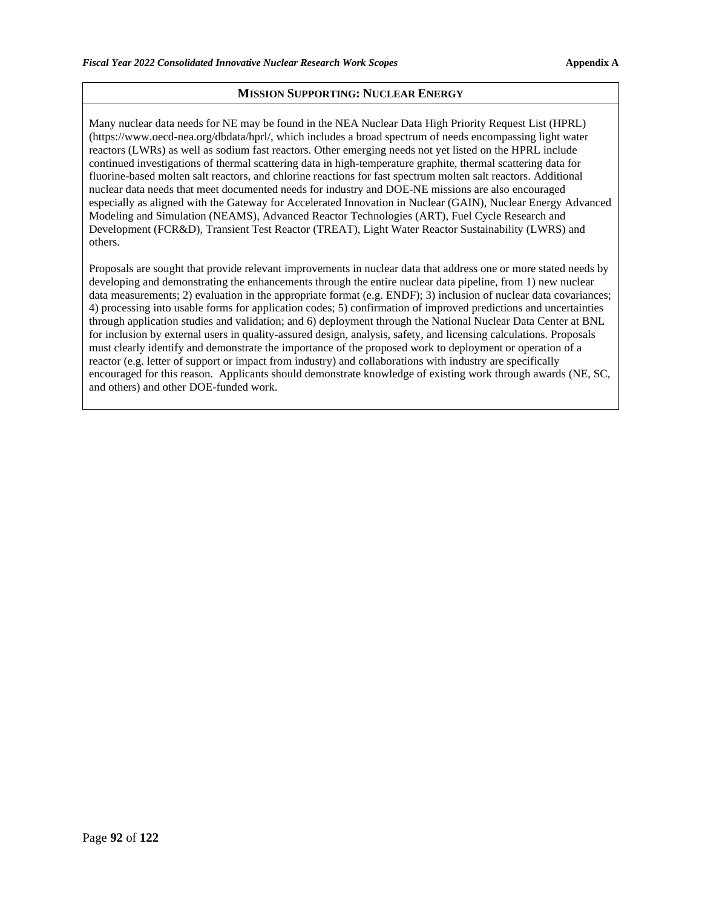## MISSION SUPPORTING: NUCLEAR ENERGY

Many nuclear data needs for NE may be found in the NEA Nuclear Data High Priority Request List (HPRL) (https://www.oecd-nea.org/dbdata/hprl/, which includes a broad spectrum of needs encompassing light water reactors (LWRs) as well as sodium fast reactors. Other emerging needs not yet listed on the HPRL include continued investigations of thermal scattering data in high-temperature graphite, thermal scattering data for fluorine-based molten salt reactors, and chlorine reactions for fast spectrum molten salt reactors. Additional nuclear data needs that meet documented needs for industry and DOE-NE missions are also encouraged especially as aligned with the Gateway for Accelerated Innovation in Nuclear (GAIN), Nuclear Energy Advanced Modeling and Simulation (NEAMS), Advanced Reactor Technologies (ART), Fuel Cycle Research and Development (FCR&D), Transient Test Reactor (TREAT), Light Water Reactor Sustainability (LWRS) and others.

Proposals are sought that provide relevant improvements in nuclear data that address one or more stated needs by developing and demonstrating the enhancements through the entire nuclear data pipeline, from 1) new nuclear data measurements; 2) evaluation in the appropriate format (e.g. ENDF); 3) inclusion of nuclear data covariances; 4) processing into usable forms for application codes; 5) confirmation of improved predictions and uncertainties through application studies and validation; and 6) deployment through the National Nuclear Data Center at BNL for inclusion by external users in quality-assured design, analysis, safety, and licensing calculations. Proposals must clearly identify and demonstrate the importance of the proposed work to deployment or operation of a reactor (e.g. letter of support or impact from industry) and collaborations with industry are specifically encouraged for this reason. Applicants should demonstrate knowledge of existing work through awards (NE, SC, and others) and other DOE-funded work.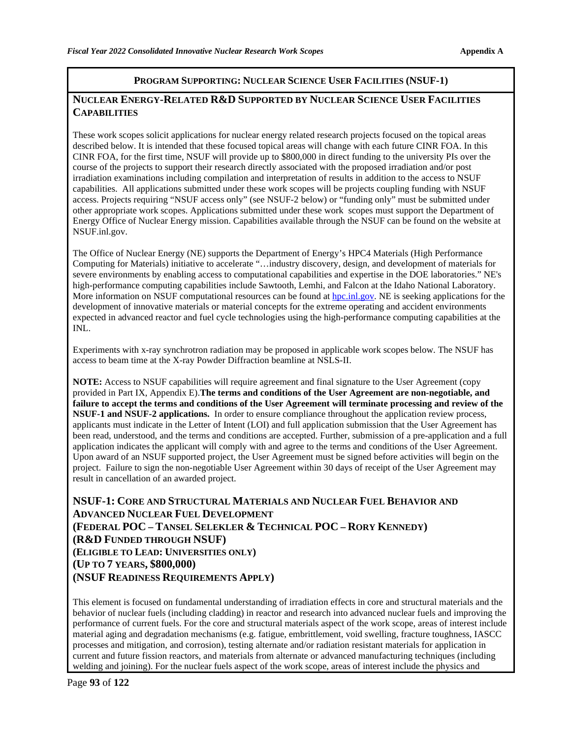**PROGRAM SUPPORTING: NUCLEAR SCIENCE USER FACILITIES (NSUF-1)**

## NUCLEAR ENERGY-RELATED R&D SUPPORTED BY NUCLEAR SCIENCE USER FACILITIES CAPABILITIES

These work scopes solicit applications for nuclear energy related research projects focused on the topical areas described below. It is intended that these focused topical areas will change with each future CINR FOA. In this CINR FOA, for the first time, NSUF will provide up to $800,000 in direct funding to the university PIs over the course of the projects to support their research directly associated with the proposed irradiation and/or post irradiation examinations including compilation and interpretation of results in addition to the access to NSUF capabilities. All applications submitted under these work scopes will be projects coupling funding with NSUF access. Projects requiring "NSUF access only" (see NSUF-2 below) or "funding only" must be submitted under other appropriate work scopes. Applications submitted under these work scopes must support the Department of Energy Office of Nuclear Energy mission. Capabilities available through the NSUF can be found on the website at NSUF.inl.gov.

The Office of Nuclear Energy (NE) supports the Department of Energy's HPC4 Materials (High Performance Computing for Materials) initiative to accelerate "…industry discovery, design, and development of materials for severe environments by enabling access to computational capabilities and expertise in the DOE laboratories." NE's high-performance computing capabilities include Sawtooth, Lemhi, and Falcon at the Idaho National Laboratory. More information on NSUF computational resources can be found at [hpc.inl.gov](hpc.inl.gov). NE is seeking applications for the development of innovative materials or material concepts for the extreme operating and accident environments expected in advanced reactor and fuel cycle technologies using the high-performance computing capabilities at the INL.

Experiments with x-ray synchrotron radiation may be proposed in applicable work scopes below. The NSUF has access to beam time at the X-ray Powder Diffraction beamline at NSLS-II.

**NOTE:** Access to NSUF capabilities will require agreement and final signature to the User Agreement (copy provided in Part IX, Appendix E).**The terms and conditions of the User Agreement are non-negotiable, and failure to accept the terms and conditions of the User Agreement will terminate processing and review of the NSUF-1 and NSUF-2 applications.** In order to ensure compliance throughout the application review process, applicants must indicate in the Letter of Intent (LOI) and full application submission that the User Agreement has been read, understood, and the terms and conditions are accepted. Further, submission of a pre-application and a full application indicates the applicant will comply with and agree to the terms and conditions of the User Agreement. Upon award of an NSUF supported project, the User Agreement must be signed before activities will begin on the project. Failure to sign the non-negotiable User Agreement within 30 days of receipt of the User Agreement may result in cancellation of an awarded project.

### NSUF-1: CORE AND STRUCTURAL MATERIALS AND NUCLEAR FUEL BEHAVIOR AND ADVANCED NUCLEAR FUEL DEVELOPMENT
**(FEDERAL POC – TANSEL SELEKLER & TECHNICAL POC – RORY KENNEDY)**
**(R&D FUNDED THROUGH NSUF)**
**(ELIGIBLE TO LEAD: UNIVERSITIES ONLY)**
**(UP TO 7 YEARS, $800,000)**
**(NSUF READINESS REQUIREMENTS APPLY)**

This element is focused on fundamental understanding of irradiation effects in core and structural materials and the behavior of nuclear fuels (including cladding) in reactor and research into advanced nuclear fuels and improving the performance of current fuels. For the core and structural materials aspect of the work scope, areas of interest include material aging and degradation mechanisms (e.g. fatigue, embrittlement, void swelling, fracture toughness, IASCC processes and mitigation, and corrosion), testing alternate and/or radiation resistant materials for application in current and future fission reactors, and materials from alternate or advanced manufacturing techniques (including welding and joining). For the nuclear fuels aspect of the work scope, areas of interest include the physics and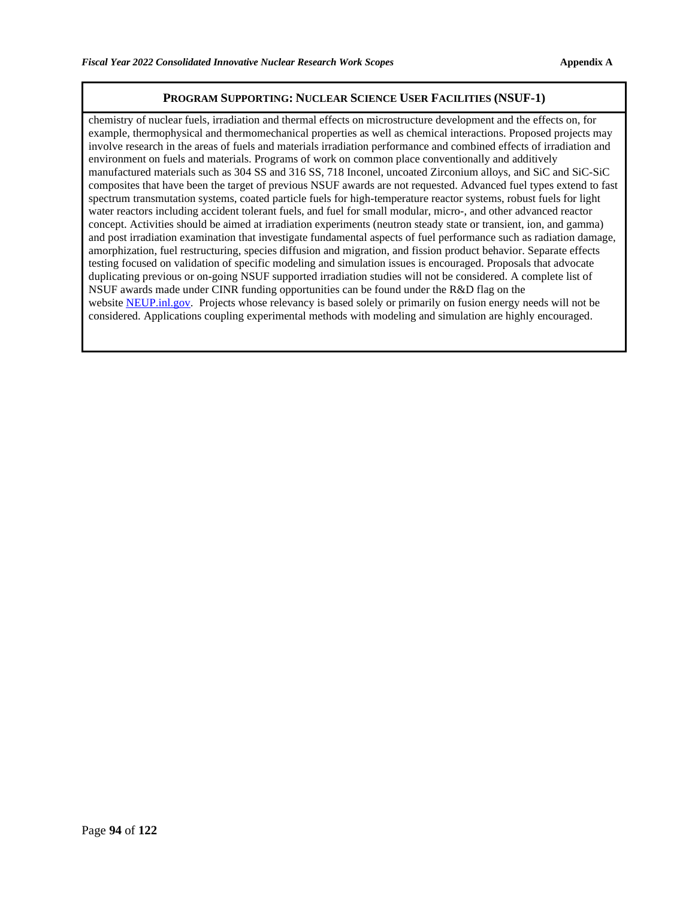## PROGRAM SUPPORTING: NUCLEAR SCIENCE USER FACILITIES (NSUF-1)

chemistry of nuclear fuels, irradiation and thermal effects on microstructure development and the effects on, for example, thermophysical and thermomechanical properties as well as chemical interactions. Proposed projects may involve research in the areas of fuels and materials irradiation performance and combined effects of irradiation and environment on fuels and materials. Programs of work on common place conventionally and additively manufactured materials such as 304 SS and 316 SS, 718 Inconel, uncoated Zirconium alloys, and SiC and SiC-SiC composites that have been the target of previous NSUF awards are not requested. Advanced fuel types extend to fast spectrum transmutation systems, coated particle fuels for high-temperature reactor systems, robust fuels for light water reactors including accident tolerant fuels, and fuel for small modular, micro-, and other advanced reactor concept. Activities should be aimed at irradiation experiments (neutron steady state or transient, ion, and gamma) and post irradiation examination that investigate fundamental aspects of fuel performance such as radiation damage, amorphization, fuel restructuring, species diffusion and migration, and fission product behavior. Separate effects testing focused on validation of specific modeling and simulation issues is encouraged. Proposals that advocate duplicating previous or on-going NSUF supported irradiation studies will not be considered. A complete list of NSUF awards made under CINR funding opportunities can be found under the R&D flag on the website [NEUP.inl.gov](NEUP.inl.gov). Projects whose relevancy is based solely or primarily on fusion energy needs will not be considered. Applications coupling experimental methods with modeling and simulation are highly encouraged.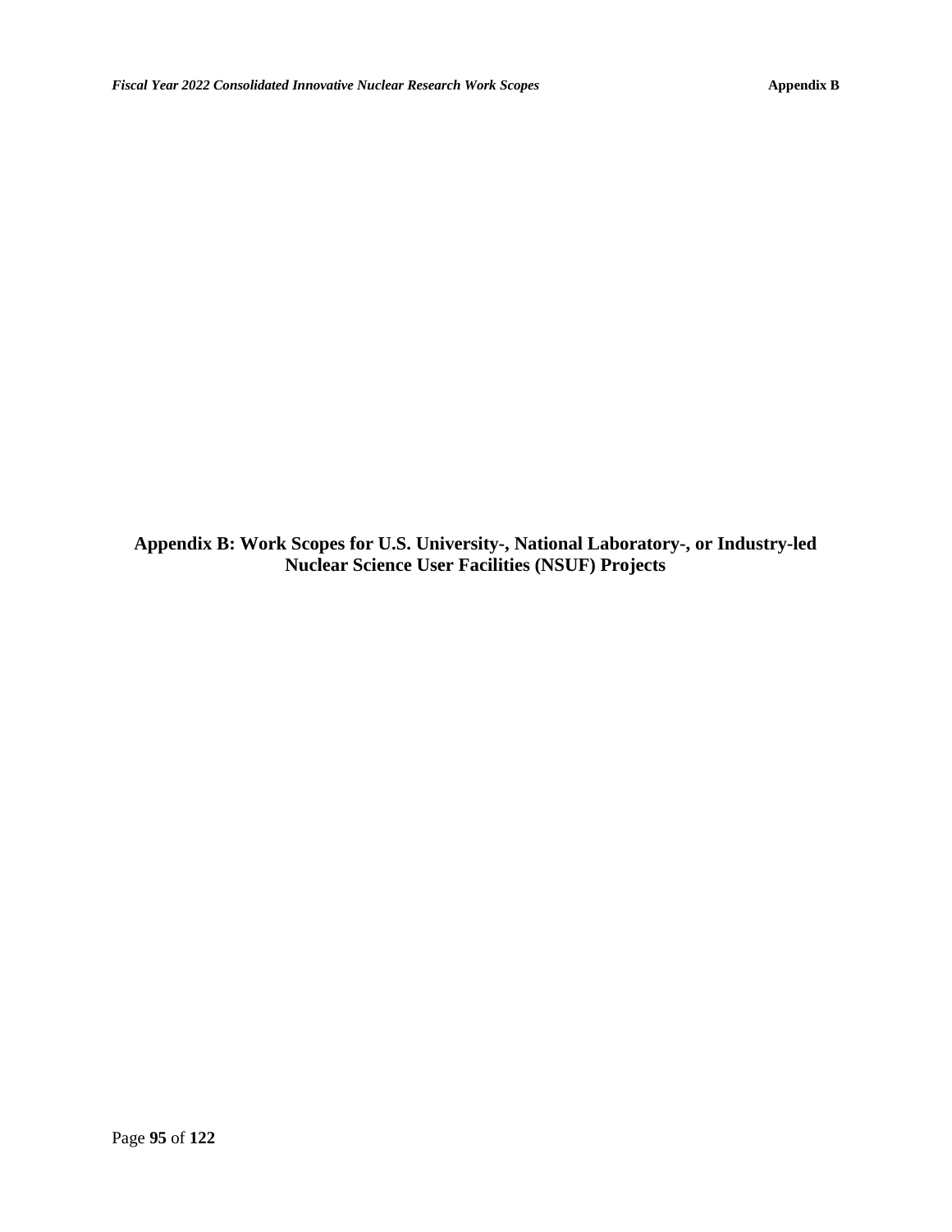# Appendix B: Work Scopes for U.S. University-, National Laboratory-, or Industry-led Nuclear Science User Facilities (NSUF) Projects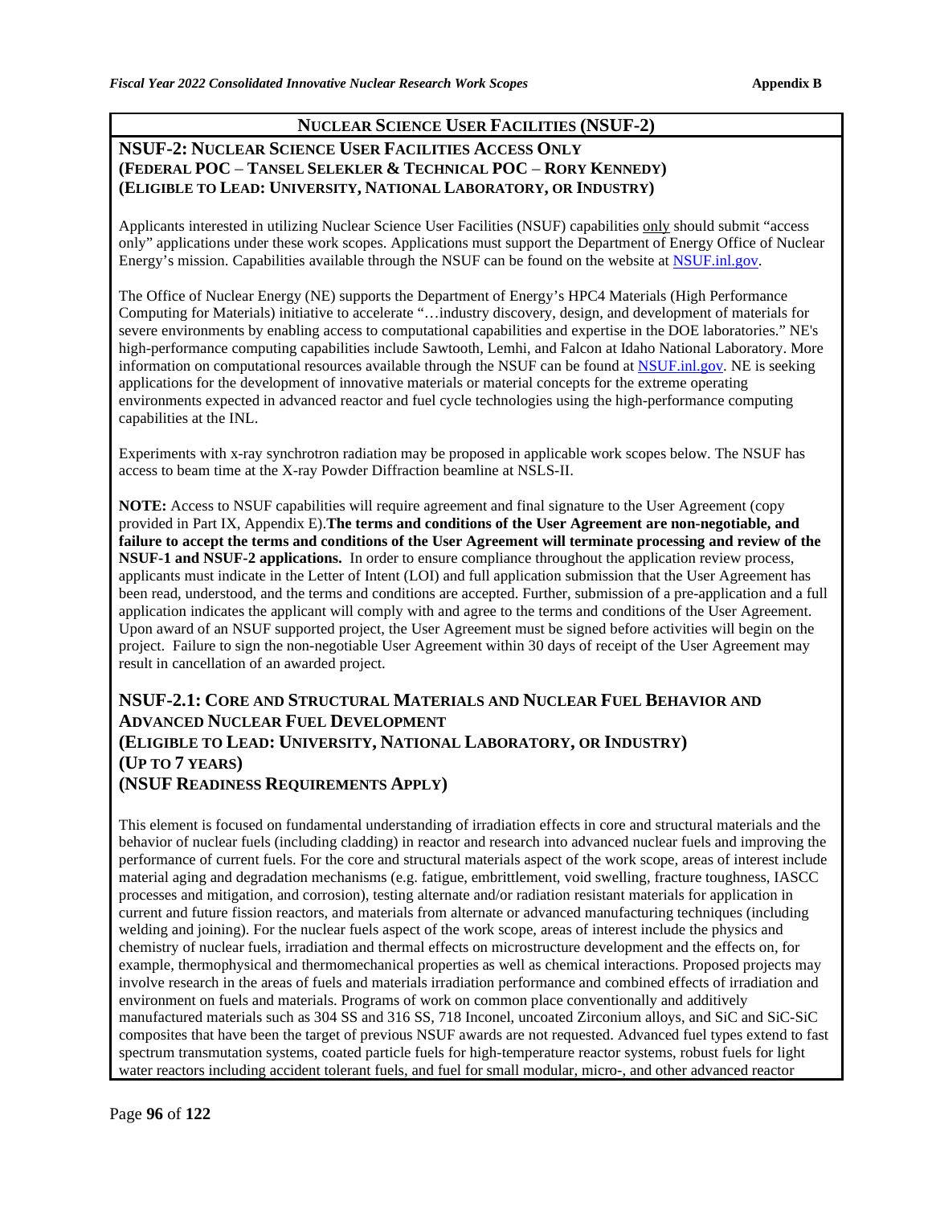## NUCLEAR SCIENCE USER FACILITIES (NSUF-2)

### NSUF-2: NUCLEAR SCIENCE USER FACILITIES ACCESS ONLY
**(FEDERAL POC – TANSEL SELEKLER & TECHNICAL POC – RORY KENNEDY)**
**(ELIGIBLE TO LEAD: UNIVERSITY, NATIONAL LABORATORY, OR INDUSTRY)**

Applicants interested in utilizing Nuclear Science User Facilities (NSUF) capabilities only should submit "access only" applications under these work scopes. Applications must support the Department of Energy Office of Nuclear Energy's mission. Capabilities available through the NSUF can be found on the website at [NSUF.inl.gov](NSUF.inl.gov).

The Office of Nuclear Energy (NE) supports the Department of Energy's HPC4 Materials (High Performance Computing for Materials) initiative to accelerate "…industry discovery, design, and development of materials for severe environments by enabling access to computational capabilities and expertise in the DOE laboratories." NE's high-performance computing capabilities include Sawtooth, Lemhi, and Falcon at Idaho National Laboratory. More information on computational resources available through the NSUF can be found at [NSUF.inl.gov](NSUF.inl.gov). NE is seeking applications for the development of innovative materials or material concepts for the extreme operating environments expected in advanced reactor and fuel cycle technologies using the high-performance computing capabilities at the INL.

Experiments with x-ray synchrotron radiation may be proposed in applicable work scopes below. The NSUF has access to beam time at the X-ray Powder Diffraction beamline at NSLS-II.

**NOTE:** Access to NSUF capabilities will require agreement and final signature to the User Agreement (copy provided in Part IX, Appendix E).**The terms and conditions of the User Agreement are non-negotiable, and failure to accept the terms and conditions of the User Agreement will terminate processing and review of the NSUF-1 and NSUF-2 applications.** In order to ensure compliance throughout the application review process, applicants must indicate in the Letter of Intent (LOI) and full application submission that the User Agreement has been read, understood, and the terms and conditions are accepted. Further, submission of a pre-application and a full application indicates the applicant will comply with and agree to the terms and conditions of the User Agreement. Upon award of an NSUF supported project, the User Agreement must be signed before activities will begin on the project. Failure to sign the non-negotiable User Agreement within 30 days of receipt of the User Agreement may result in cancellation of an awarded project.

### NSUF-2.1: CORE AND STRUCTURAL MATERIALS AND NUCLEAR FUEL BEHAVIOR AND ADVANCED NUCLEAR FUEL DEVELOPMENT
**(ELIGIBLE TO LEAD: UNIVERSITY, NATIONAL LABORATORY, OR INDUSTRY)**
**(UP TO 7 YEARS)**
**(NSUF READINESS REQUIREMENTS APPLY)**

This element is focused on fundamental understanding of irradiation effects in core and structural materials and the behavior of nuclear fuels (including cladding) in reactor and research into advanced nuclear fuels and improving the performance of current fuels. For the core and structural materials aspect of the work scope, areas of interest include material aging and degradation mechanisms (e.g. fatigue, embrittlement, void swelling, fracture toughness, IASCC processes and mitigation, and corrosion), testing alternate and/or radiation resistant materials for application in current and future fission reactors, and materials from alternate or advanced manufacturing techniques (including welding and joining). For the nuclear fuels aspect of the work scope, areas of interest include the physics and chemistry of nuclear fuels, irradiation and thermal effects on microstructure development and the effects on, for example, thermophysical and thermomechanical properties as well as chemical interactions. Proposed projects may involve research in the areas of fuels and materials irradiation performance and combined effects of irradiation and environment on fuels and materials. Programs of work on common place conventionally and additively manufactured materials such as 304 SS and 316 SS, 718 Inconel, uncoated Zirconium alloys, and SiC and SiC-SiC composites that have been the target of previous NSUF awards are not requested. Advanced fuel types extend to fast spectrum transmutation systems, coated particle fuels for high-temperature reactor systems, robust fuels for light water reactors including accident tolerant fuels, and fuel for small modular, micro-, and other advanced reactor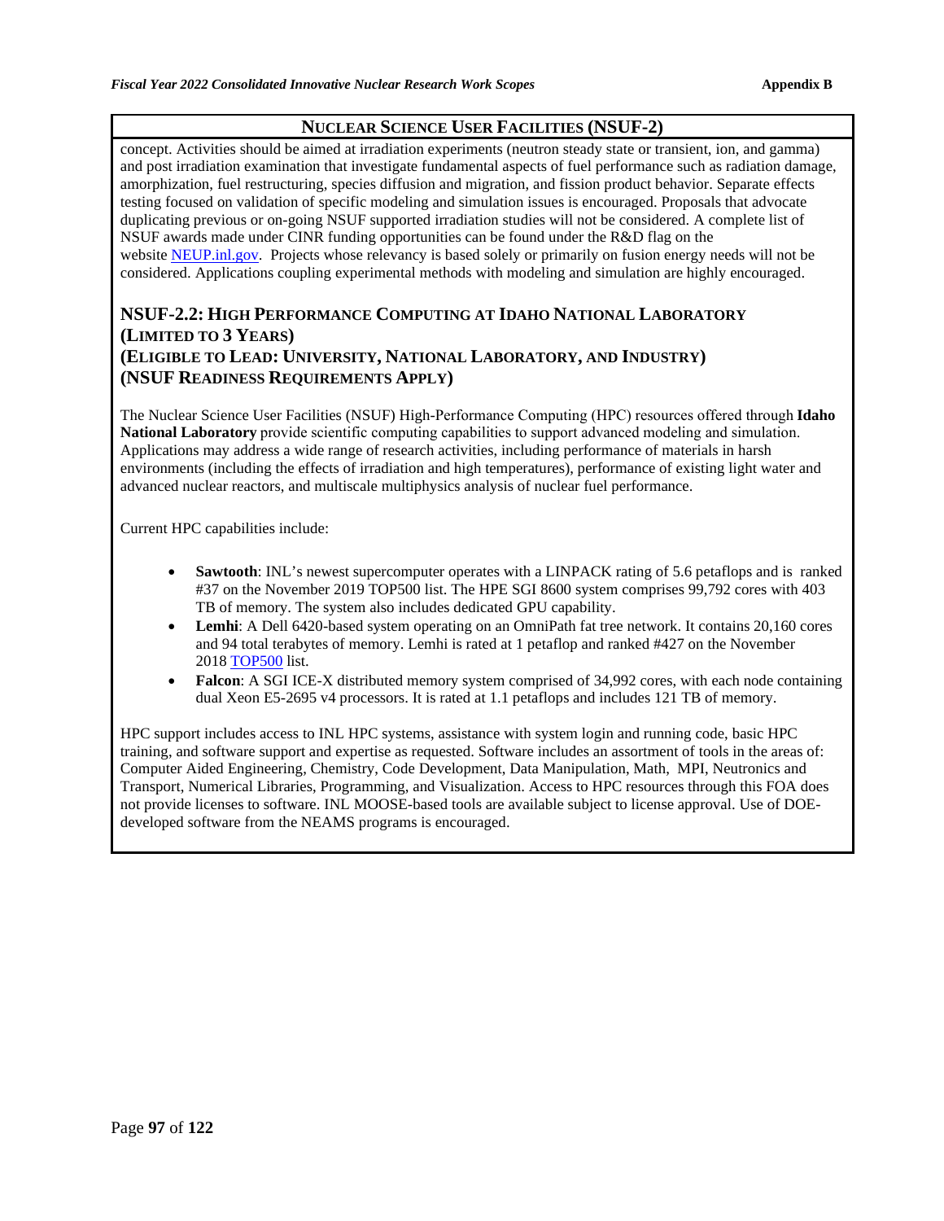## NUCLEAR SCIENCE USER FACILITIES (NSUF-2)

concept. Activities should be aimed at irradiation experiments (neutron steady state or transient, ion, and gamma) and post irradiation examination that investigate fundamental aspects of fuel performance such as radiation damage, amorphization, fuel restructuring, species diffusion and migration, and fission product behavior. Separate effects testing focused on validation of specific modeling and simulation issues is encouraged. Proposals that advocate duplicating previous or on-going NSUF supported irradiation studies will not be considered. A complete list of NSUF awards made under CINR funding opportunities can be found under the R&D flag on the website NEUP.inl.gov. Projects whose relevancy is based solely or primarily on fusion energy needs will not be considered. Applications coupling experimental methods with modeling and simulation are highly encouraged.

### NSUF-2.2: HIGH PERFORMANCE COMPUTING AT IDAHO NATIONAL LABORATORY (LIMITED TO 3 YEARS) (ELIGIBLE TO LEAD: UNIVERSITY, NATIONAL LABORATORY, AND INDUSTRY) (NSUF READINESS REQUIREMENTS APPLY)

The Nuclear Science User Facilities (NSUF) High-Performance Computing (HPC) resources offered through **Idaho National Laboratory** provide scientific computing capabilities to support advanced modeling and simulation. Applications may address a wide range of research activities, including performance of materials in harsh environments (including the effects of irradiation and high temperatures), performance of existing light water and advanced nuclear reactors, and multiscale multiphysics analysis of nuclear fuel performance.

Current HPC capabilities include:

- **Sawtooth**: INL's newest supercomputer operates with a LINPACK rating of 5.6 petaflops and is ranked #37 on the November 2019 TOP500 list. The HPE SGI 8600 system comprises 99,792 cores with 403 TB of memory. The system also includes dedicated GPU capability.
- **Lemhi**: A Dell 6420-based system operating on an OmniPath fat tree network. It contains 20,160 cores and 94 total terabytes of memory. Lemhi is rated at 1 petaflop and ranked #427 on the November 2018 TOP500 list.
- **Falcon**: A SGI ICE-X distributed memory system comprised of 34,992 cores, with each node containing dual Xeon E5-2695 v4 processors. It is rated at 1.1 petaflops and includes 121 TB of memory.

HPC support includes access to INL HPC systems, assistance with system login and running code, basic HPC training, and software support and expertise as requested. Software includes an assortment of tools in the areas of: Computer Aided Engineering, Chemistry, Code Development, Data Manipulation, Math, MPI, Neutronics and Transport, Numerical Libraries, Programming, and Visualization. Access to HPC resources through this FOA does not provide licenses to software. INL MOOSE-based tools are available subject to license approval. Use of DOE-developed software from the NEAMS programs is encouraged.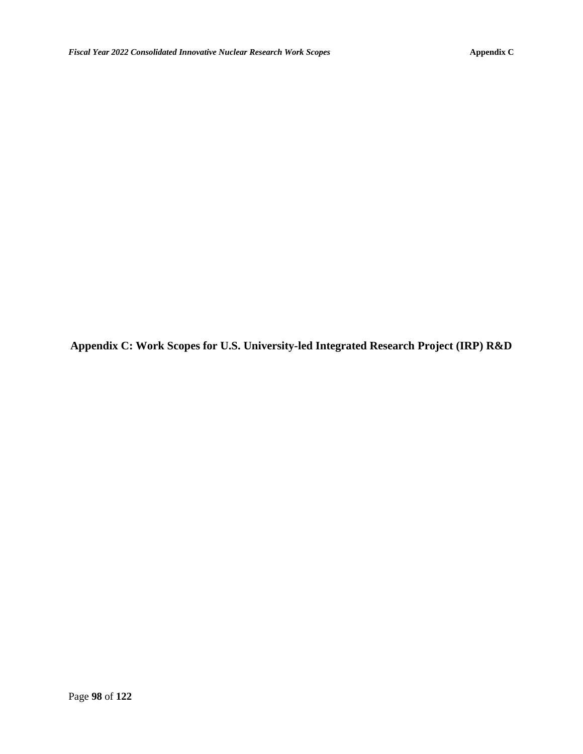# Appendix C: Work Scopes for U.S. University-led Integrated Research Project (IRP) R&D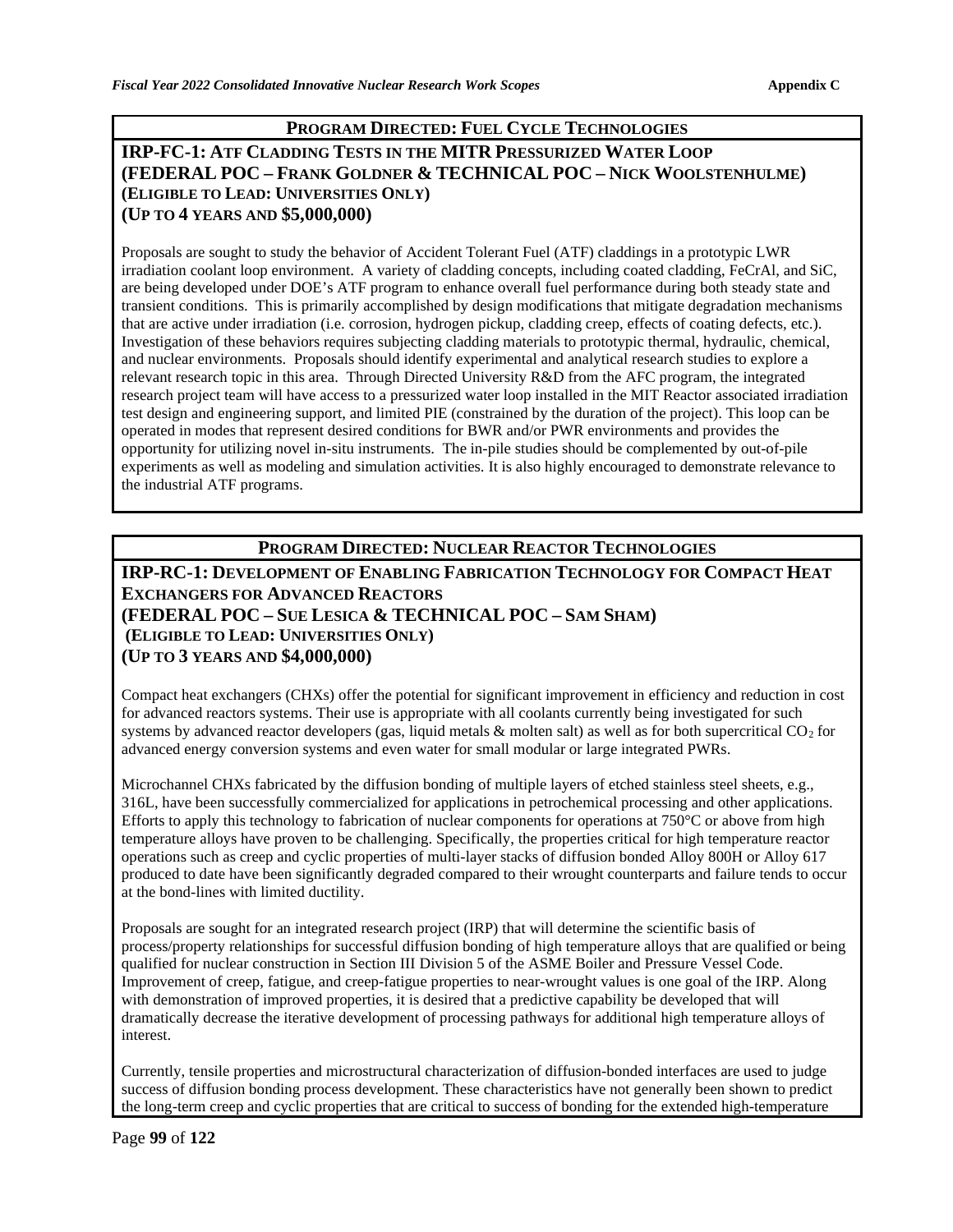## PROGRAM DIRECTED: FUEL CYCLE TECHNOLOGIES

### IRP-FC-1: ATF CLADDING TESTS IN THE MITR PRESSURIZED WATER LOOP (FEDERAL POC – FRANK GOLDNER & TECHNICAL POC – NICK WOOLSTENHULME) (ELIGIBLE TO LEAD: UNIVERSITIES ONLY) (UP TO 4 YEARS AND $5,000,000)

Proposals are sought to study the behavior of Accident Tolerant Fuel (ATF) claddings in a prototypic LWR irradiation coolant loop environment. A variety of cladding concepts, including coated cladding, FeCrAl, and SiC, are being developed under DOE's ATF program to enhance overall fuel performance during both steady state and transient conditions. This is primarily accomplished by design modifications that mitigate degradation mechanisms that are active under irradiation (i.e. corrosion, hydrogen pickup, cladding creep, effects of coating defects, etc.). Investigation of these behaviors requires subjecting cladding materials to prototypic thermal, hydraulic, chemical, and nuclear environments. Proposals should identify experimental and analytical research studies to explore a relevant research topic in this area. Through Directed University R&D from the AFC program, the integrated research project team will have access to a pressurized water loop installed in the MIT Reactor associated irradiation test design and engineering support, and limited PIE (constrained by the duration of the project). This loop can be operated in modes that represent desired conditions for BWR and/or PWR environments and provides the opportunity for utilizing novel in-situ instruments. The in-pile studies should be complemented by out-of-pile experiments as well as modeling and simulation activities. It is also highly encouraged to demonstrate relevance to the industrial ATF programs.

## PROGRAM DIRECTED: NUCLEAR REACTOR TECHNOLOGIES

### IRP-RC-1: DEVELOPMENT OF ENABLING FABRICATION TECHNOLOGY FOR COMPACT HEAT EXCHANGERS FOR ADVANCED REACTORS (FEDERAL POC – SUE LESICA & TECHNICAL POC – SAM SHAM) (ELIGIBLE TO LEAD: UNIVERSITIES ONLY) (UP TO 3 YEARS AND $4,000,000)

Compact heat exchangers (CHXs) offer the potential for significant improvement in efficiency and reduction in cost for advanced reactors systems. Their use is appropriate with all coolants currently being investigated for such systems by advanced reactor developers (gas, liquid metals & molten salt) as well as for both supercritical $CO_2$ for advanced energy conversion systems and even water for small modular or large integrated PWRs.

Microchannel CHXs fabricated by the diffusion bonding of multiple layers of etched stainless steel sheets, e.g., 316L, have been successfully commercialized for applications in petrochemical processing and other applications. Efforts to apply this technology to fabrication of nuclear components for operations at 750°C or above from high temperature alloys have proven to be challenging. Specifically, the properties critical for high temperature reactor operations such as creep and cyclic properties of multi-layer stacks of diffusion bonded Alloy 800H or Alloy 617 produced to date have been significantly degraded compared to their wrought counterparts and failure tends to occur at the bond-lines with limited ductility.

Proposals are sought for an integrated research project (IRP) that will determine the scientific basis of process/property relationships for successful diffusion bonding of high temperature alloys that are qualified or being qualified for nuclear construction in Section III Division 5 of the ASME Boiler and Pressure Vessel Code. Improvement of creep, fatigue, and creep-fatigue properties to near-wrought values is one goal of the IRP. Along with demonstration of improved properties, it is desired that a predictive capability be developed that will dramatically decrease the iterative development of processing pathways for additional high temperature alloys of interest.

Currently, tensile properties and microstructural characterization of diffusion-bonded interfaces are used to judge success of diffusion bonding process development. These characteristics have not generally been shown to predict the long-term creep and cyclic properties that are critical to success of bonding for the extended high-temperature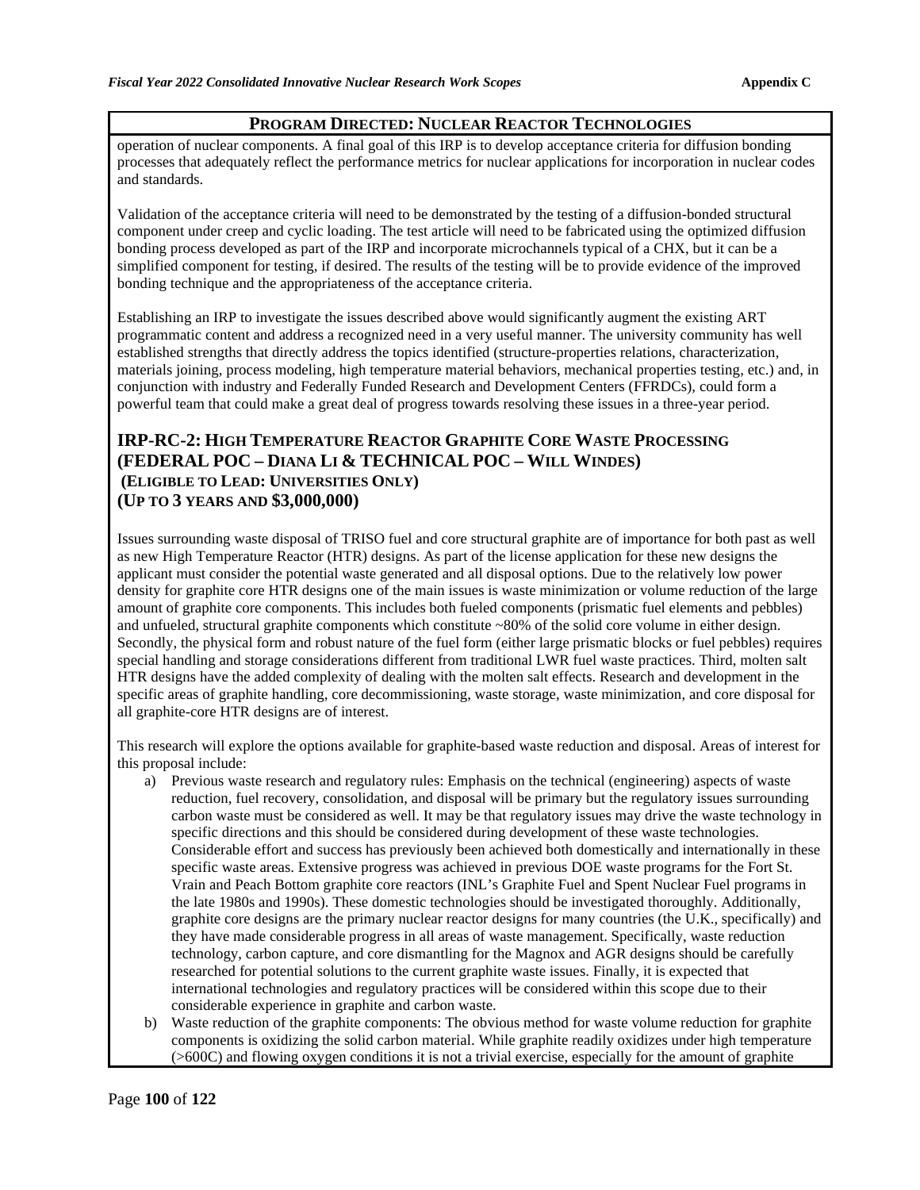## PROGRAM DIRECTED: NUCLEAR REACTOR TECHNOLOGIES

operation of nuclear components. A final goal of this IRP is to develop acceptance criteria for diffusion bonding processes that adequately reflect the performance metrics for nuclear applications for incorporation in nuclear codes and standards.

Validation of the acceptance criteria will need to be demonstrated by the testing of a diffusion-bonded structural component under creep and cyclic loading. The test article will need to be fabricated using the optimized diffusion bonding process developed as part of the IRP and incorporate microchannels typical of a CHX, but it can be a simplified component for testing, if desired. The results of the testing will be to provide evidence of the improved bonding technique and the appropriateness of the acceptance criteria.

Establishing an IRP to investigate the issues described above would significantly augment the existing ART programmatic content and address a recognized need in a very useful manner. The university community has well established strengths that directly address the topics identified (structure-properties relations, characterization, materials joining, process modeling, high temperature material behaviors, mechanical properties testing, etc.) and, in conjunction with industry and Federally Funded Research and Development Centers (FFRDCs), could form a powerful team that could make a great deal of progress towards resolving these issues in a three-year period.

### IRP-RC-2: HIGH TEMPERATURE REACTOR GRAPHITE CORE WASTE PROCESSING (FEDERAL POC – DIANA LI & TECHNICAL POC – WILL WINDES) (ELIGIBLE TO LEAD: UNIVERSITIES ONLY) (UP TO 3 YEARS AND $3,000,000)

Issues surrounding waste disposal of TRISO fuel and core structural graphite are of importance for both past as well as new High Temperature Reactor (HTR) designs. As part of the license application for these new designs the applicant must consider the potential waste generated and all disposal options. Due to the relatively low power density for graphite core HTR designs one of the main issues is waste minimization or volume reduction of the large amount of graphite core components. This includes both fueled components (prismatic fuel elements and pebbles) and unfueled, structural graphite components which constitute ~80% of the solid core volume in either design. Secondly, the physical form and robust nature of the fuel form (either large prismatic blocks or fuel pebbles) requires special handling and storage considerations different from traditional LWR fuel waste practices. Third, molten salt HTR designs have the added complexity of dealing with the molten salt effects. Research and development in the specific areas of graphite handling, core decommissioning, waste storage, waste minimization, and core disposal for all graphite-core HTR designs are of interest.

This research will explore the options available for graphite-based waste reduction and disposal. Areas of interest for this proposal include:

a) Previous waste research and regulatory rules: Emphasis on the technical (engineering) aspects of waste reduction, fuel recovery, consolidation, and disposal will be primary but the regulatory issues surrounding carbon waste must be considered as well. It may be that regulatory issues may drive the waste technology in specific directions and this should be considered during development of these waste technologies. Considerable effort and success has previously been achieved both domestically and internationally in these specific waste areas. Extensive progress was achieved in previous DOE waste programs for the Fort St. Vrain and Peach Bottom graphite core reactors (INL's Graphite Fuel and Spent Nuclear Fuel programs in the late 1980s and 1990s). These domestic technologies should be investigated thoroughly. Additionally, graphite core designs are the primary nuclear reactor designs for many countries (the U.K., specifically) and they have made considerable progress in all areas of waste management. Specifically, waste reduction technology, carbon capture, and core dismantling for the Magnox and AGR designs should be carefully researched for potential solutions to the current graphite waste issues. Finally, it is expected that international technologies and regulatory practices will be considered within this scope due to their considerable experience in graphite and carbon waste.

b) Waste reduction of the graphite components: The obvious method for waste volume reduction for graphite components is oxidizing the solid carbon material. While graphite readily oxidizes under high temperature (>600C) and flowing oxygen conditions it is not a trivial exercise, especially for the amount of graphite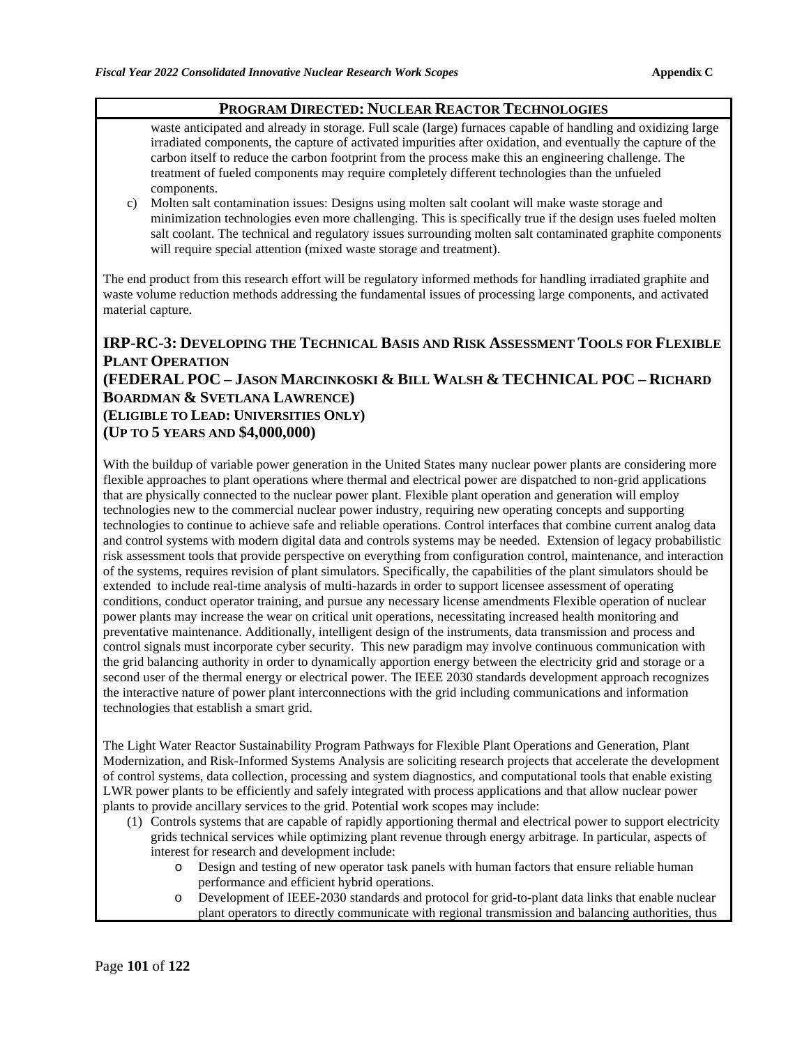**PROGRAM DIRECTED: NUCLEAR REACTOR TECHNOLOGIES**

waste anticipated and already in storage. Full scale (large) furnaces capable of handling and oxidizing large irradiated components, the capture of activated impurities after oxidation, and eventually the capture of the carbon itself to reduce the carbon footprint from the process make this an engineering challenge. The treatment of fueled components may require completely different technologies than the unfueled components.

c) Molten salt contamination issues: Designs using molten salt coolant will make waste storage and minimization technologies even more challenging. This is specifically true if the design uses fueled molten salt coolant. The technical and regulatory issues surrounding molten salt contaminated graphite components will require special attention (mixed waste storage and treatment).

The end product from this research effort will be regulatory informed methods for handling irradiated graphite and waste volume reduction methods addressing the fundamental issues of processing large components, and activated material capture.

## IRP-RC-3: DEVELOPING THE TECHNICAL BASIS AND RISK ASSESSMENT TOOLS FOR FLEXIBLE PLANT OPERATION (FEDERAL POC – JASON MARCINKOSKI & BILL WALSH & TECHNICAL POC – RICHARD BOARDMAN & SVETLANA LAWRENCE) (ELIGIBLE TO LEAD: UNIVERSITIES ONLY) (UP TO 5 YEARS AND $4,000,000)

With the buildup of variable power generation in the United States many nuclear power plants are considering more flexible approaches to plant operations where thermal and electrical power are dispatched to non-grid applications that are physically connected to the nuclear power plant. Flexible plant operation and generation will employ technologies new to the commercial nuclear power industry, requiring new operating concepts and supporting technologies to continue to achieve safe and reliable operations. Control interfaces that combine current analog data and control systems with modern digital data and controls systems may be needed. Extension of legacy probabilistic risk assessment tools that provide perspective on everything from configuration control, maintenance, and interaction of the systems, requires revision of plant simulators. Specifically, the capabilities of the plant simulators should be extended to include real-time analysis of multi-hazards in order to support licensee assessment of operating conditions, conduct operator training, and pursue any necessary license amendments Flexible operation of nuclear power plants may increase the wear on critical unit operations, necessitating increased health monitoring and preventative maintenance. Additionally, intelligent design of the instruments, data transmission and process and control signals must incorporate cyber security. This new paradigm may involve continuous communication with the grid balancing authority in order to dynamically apportion energy between the electricity grid and storage or a second user of the thermal energy or electrical power. The IEEE 2030 standards development approach recognizes the interactive nature of power plant interconnections with the grid including communications and information technologies that establish a smart grid.

The Light Water Reactor Sustainability Program Pathways for Flexible Plant Operations and Generation, Plant Modernization, and Risk-Informed Systems Analysis are soliciting research projects that accelerate the development of control systems, data collection, processing and system diagnostics, and computational tools that enable existing LWR power plants to be efficiently and safely integrated with process applications and that allow nuclear power plants to provide ancillary services to the grid. Potential work scopes may include:

(1) Controls systems that are capable of rapidly apportioning thermal and electrical power to support electricity grids technical services while optimizing plant revenue through energy arbitrage. In particular, aspects of interest for research and development include:
   - Design and testing of new operator task panels with human factors that ensure reliable human performance and efficient hybrid operations.
   - Development of IEEE-2030 standards and protocol for grid-to-plant data links that enable nuclear plant operators to directly communicate with regional transmission and balancing authorities, thus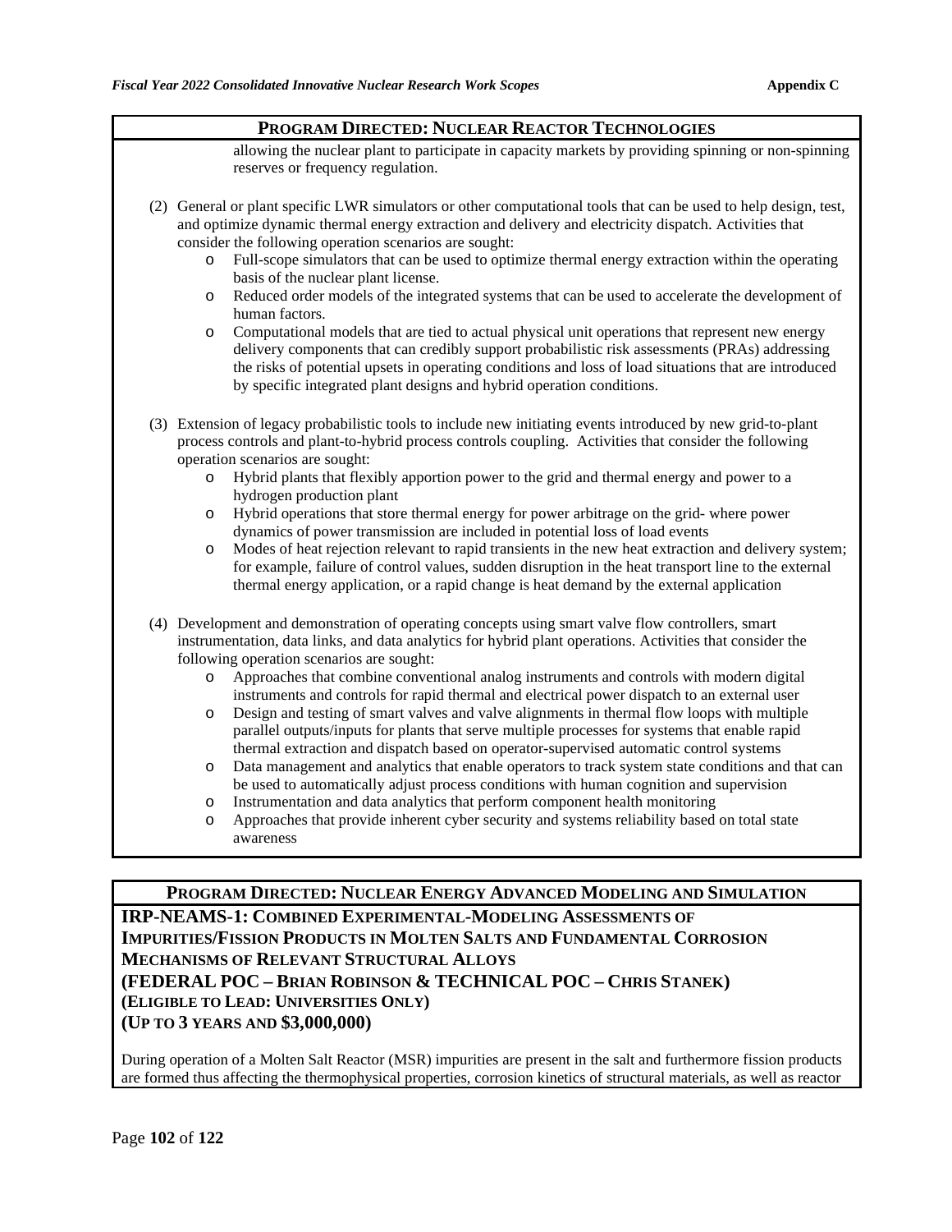## PROGRAM DIRECTED: NUCLEAR REACTOR TECHNOLOGIES

allowing the nuclear plant to participate in capacity markets by providing spinning or non-spinning reserves or frequency regulation.

(2) General or plant specific LWR simulators or other computational tools that can be used to help design, test, and optimize dynamic thermal energy extraction and delivery and electricity dispatch. Activities that consider the following operation scenarios are sought:

- Full-scope simulators that can be used to optimize thermal energy extraction within the operating basis of the nuclear plant license.
- Reduced order models of the integrated systems that can be used to accelerate the development of human factors.
- Computational models that are tied to actual physical unit operations that represent new energy delivery components that can credibly support probabilistic risk assessments (PRAs) addressing the risks of potential upsets in operating conditions and loss of load situations that are introduced by specific integrated plant designs and hybrid operation conditions.

(3) Extension of legacy probabilistic tools to include new initiating events introduced by new grid-to-plant process controls and plant-to-hybrid process controls coupling. Activities that consider the following operation scenarios are sought:

- Hybrid plants that flexibly apportion power to the grid and thermal energy and power to a hydrogen production plant
- Hybrid operations that store thermal energy for power arbitrage on the grid- where power dynamics of power transmission are included in potential loss of load events
- Modes of heat rejection relevant to rapid transients in the new heat extraction and delivery system; for example, failure of control values, sudden disruption in the heat transport line to the external thermal energy application, or a rapid change is heat demand by the external application

(4) Development and demonstration of operating concepts using smart valve flow controllers, smart instrumentation, data links, and data analytics for hybrid plant operations. Activities that consider the following operation scenarios are sought:

- Approaches that combine conventional analog instruments and controls with modern digital instruments and controls for rapid thermal and electrical power dispatch to an external user
- Design and testing of smart valves and valve alignments in thermal flow loops with multiple parallel outputs/inputs for plants that serve multiple processes for systems that enable rapid thermal extraction and dispatch based on operator-supervised automatic control systems
- Data management and analytics that enable operators to track system state conditions and that can be used to automatically adjust process conditions with human cognition and supervision
- Instrumentation and data analytics that perform component health monitoring
- Approaches that provide inherent cyber security and systems reliability based on total state awareness

## PROGRAM DIRECTED: NUCLEAR ENERGY ADVANCED MODELING AND SIMULATION

### IRP-NEAMS-1: COMBINED EXPERIMENTAL-MODELING ASSESSMENTS OF IMPURITIES/FISSION PRODUCTS IN MOLTEN SALTS AND FUNDAMENTAL CORROSION MECHANISMS OF RELEVANT STRUCTURAL ALLOYS

**(FEDERAL POC – BRIAN ROBINSON & TECHNICAL POC – CHRIS STANEK)**
**(ELIGIBLE TO LEAD: UNIVERSITIES ONLY)**
**(UP TO 3 YEARS AND $3,000,000)**

During operation of a Molten Salt Reactor (MSR) impurities are present in the salt and furthermore fission products are formed thus affecting the thermophysical properties, corrosion kinetics of structural materials, as well as reactor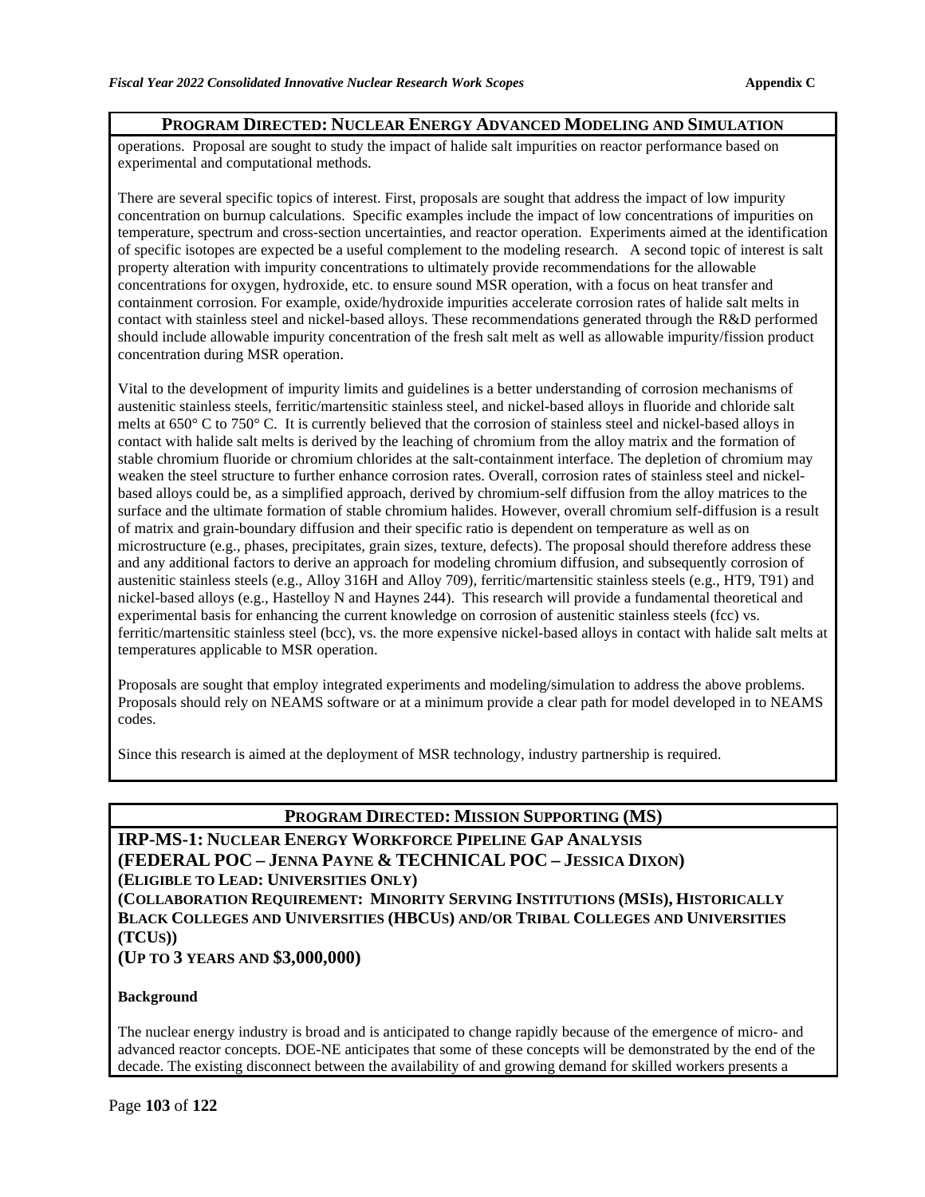## PROGRAM DIRECTED: NUCLEAR ENERGY ADVANCED MODELING AND SIMULATION

operations. Proposal are sought to study the impact of halide salt impurities on reactor performance based on experimental and computational methods.

There are several specific topics of interest. First, proposals are sought that address the impact of low impurity concentration on burnup calculations. Specific examples include the impact of low concentrations of impurities on temperature, spectrum and cross-section uncertainties, and reactor operation. Experiments aimed at the identification of specific isotopes are expected be a useful complement to the modeling research. A second topic of interest is salt property alteration with impurity concentrations to ultimately provide recommendations for the allowable concentrations for oxygen, hydroxide, etc. to ensure sound MSR operation, with a focus on heat transfer and containment corrosion. For example, oxide/hydroxide impurities accelerate corrosion rates of halide salt melts in contact with stainless steel and nickel-based alloys. These recommendations generated through the R&D performed should include allowable impurity concentration of the fresh salt melt as well as allowable impurity/fission product concentration during MSR operation.

Vital to the development of impurity limits and guidelines is a better understanding of corrosion mechanisms of austenitic stainless steels, ferritic/martensitic stainless steel, and nickel-based alloys in fluoride and chloride salt melts at 650° C to 750° C. It is currently believed that the corrosion of stainless steel and nickel-based alloys in contact with halide salt melts is derived by the leaching of chromium from the alloy matrix and the formation of stable chromium fluoride or chromium chlorides at the salt-containment interface. The depletion of chromium may weaken the steel structure to further enhance corrosion rates. Overall, corrosion rates of stainless steel and nickel-based alloys could be, as a simplified approach, derived by chromium-self diffusion from the alloy matrices to the surface and the ultimate formation of stable chromium halides. However, overall chromium self-diffusion is a result of matrix and grain-boundary diffusion and their specific ratio is dependent on temperature as well as on microstructure (e.g., phases, precipitates, grain sizes, texture, defects). The proposal should therefore address these and any additional factors to derive an approach for modeling chromium diffusion, and subsequently corrosion of austenitic stainless steels (e.g., Alloy 316H and Alloy 709), ferritic/martensitic stainless steels (e.g., HT9, T91) and nickel-based alloys (e.g., Hastelloy N and Haynes 244). This research will provide a fundamental theoretical and experimental basis for enhancing the current knowledge on corrosion of austenitic stainless steels (fcc) vs. ferritic/martensitic stainless steel (bcc), vs. the more expensive nickel-based alloys in contact with halide salt melts at temperatures applicable to MSR operation.

Proposals are sought that employ integrated experiments and modeling/simulation to address the above problems. Proposals should rely on NEAMS software or at a minimum provide a clear path for model developed in to NEAMS codes.

Since this research is aimed at the deployment of MSR technology, industry partnership is required.

## PROGRAM DIRECTED: MISSION SUPPORTING (MS)

### IRP-MS-1: NUCLEAR ENERGY WORKFORCE PIPELINE GAP ANALYSIS
**(FEDERAL POC – JENNA PAYNE & TECHNICAL POC – JESSICA DIXON)**
**(ELIGIBLE TO LEAD: UNIVERSITIES ONLY)**
**(COLLABORATION REQUIREMENT: MINORITY SERVING INSTITUTIONS (MSIS), HISTORICALLY BLACK COLLEGES AND UNIVERSITIES (HBCUS) AND/OR TRIBAL COLLEGES AND UNIVERSITIES (TCUS))**
**(UP TO 3 YEARS AND $3,000,000)**

**Background**

The nuclear energy industry is broad and is anticipated to change rapidly because of the emergence of micro- and advanced reactor concepts. DOE-NE anticipates that some of these concepts will be demonstrated by the end of the decade. The existing disconnect between the availability of and growing demand for skilled workers presents a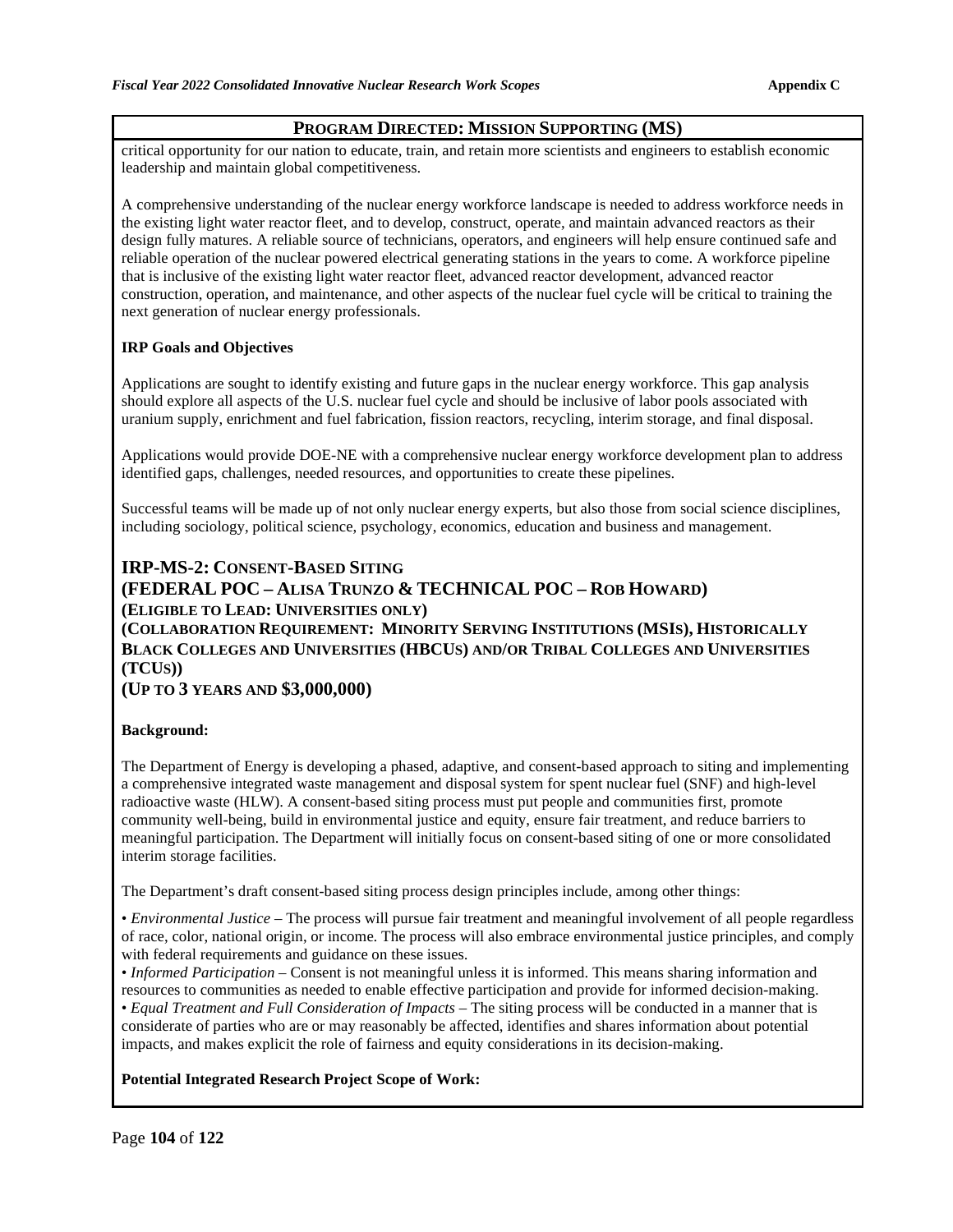## PROGRAM DIRECTED: MISSION SUPPORTING (MS)

critical opportunity for our nation to educate, train, and retain more scientists and engineers to establish economic leadership and maintain global competitiveness.

A comprehensive understanding of the nuclear energy workforce landscape is needed to address workforce needs in the existing light water reactor fleet, and to develop, construct, operate, and maintain advanced reactors as their design fully matures. A reliable source of technicians, operators, and engineers will help ensure continued safe and reliable operation of the nuclear powered electrical generating stations in the years to come. A workforce pipeline that is inclusive of the existing light water reactor fleet, advanced reactor development, advanced reactor construction, operation, and maintenance, and other aspects of the nuclear fuel cycle will be critical to training the next generation of nuclear energy professionals.

**IRP Goals and Objectives**

Applications are sought to identify existing and future gaps in the nuclear energy workforce. This gap analysis should explore all aspects of the U.S. nuclear fuel cycle and should be inclusive of labor pools associated with uranium supply, enrichment and fuel fabrication, fission reactors, recycling, interim storage, and final disposal.

Applications would provide DOE-NE with a comprehensive nuclear energy workforce development plan to address identified gaps, challenges, needed resources, and opportunities to create these pipelines.

Successful teams will be made up of not only nuclear energy experts, but also those from social science disciplines, including sociology, political science, psychology, economics, education and business and management.

### IRP-MS-2: CONSENT-BASED SITING
### (FEDERAL POC – ALISA TRUNZO & TECHNICAL POC – ROB HOWARD)
### (ELIGIBLE TO LEAD: UNIVERSITIES ONLY)
### (COLLABORATION REQUIREMENT: MINORITY SERVING INSTITUTIONS (MSIS), HISTORICALLY BLACK COLLEGES AND UNIVERSITIES (HBCUS) AND/OR TRIBAL COLLEGES AND UNIVERSITIES (TCUS))
### (UP TO 3 YEARS AND $3,000,000)

**Background:**

The Department of Energy is developing a phased, adaptive, and consent-based approach to siting and implementing a comprehensive integrated waste management and disposal system for spent nuclear fuel (SNF) and high-level radioactive waste (HLW). A consent-based siting process must put people and communities first, promote community well-being, build in environmental justice and equity, ensure fair treatment, and reduce barriers to meaningful participation. The Department will initially focus on consent-based siting of one or more consolidated interim storage facilities.

The Department's draft consent-based siting process design principles include, among other things:

- *Environmental Justice* – The process will pursue fair treatment and meaningful involvement of all people regardless of race, color, national origin, or income. The process will also embrace environmental justice principles, and comply with federal requirements and guidance on these issues.
- *Informed Participation* – Consent is not meaningful unless it is informed. This means sharing information and resources to communities as needed to enable effective participation and provide for informed decision-making.
- *Equal Treatment and Full Consideration of Impacts* – The siting process will be conducted in a manner that is considerate of parties who are or may reasonably be affected, identifies and shares information about potential impacts, and makes explicit the role of fairness and equity considerations in its decision-making.

**Potential Integrated Research Project Scope of Work:**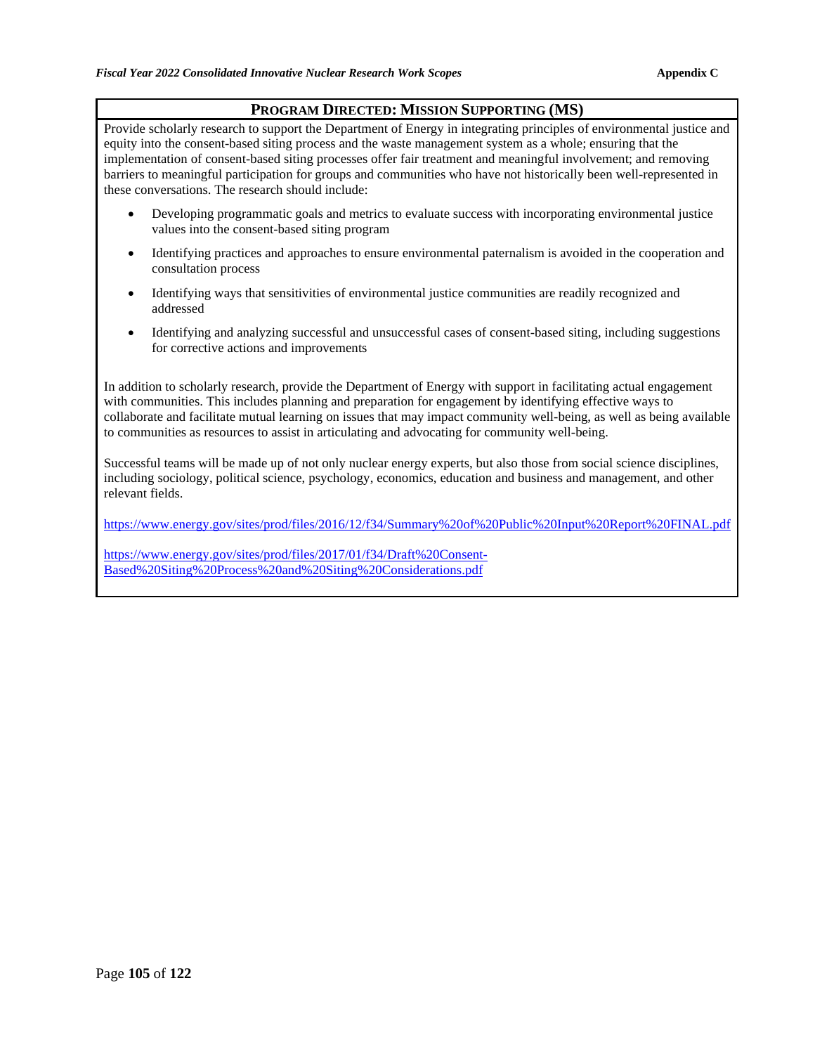## PROGRAM DIRECTED: MISSION SUPPORTING (MS)

Provide scholarly research to support the Department of Energy in integrating principles of environmental justice and equity into the consent-based siting process and the waste management system as a whole; ensuring that the implementation of consent-based siting processes offer fair treatment and meaningful involvement; and removing barriers to meaningful participation for groups and communities who have not historically been well-represented in these conversations. The research should include:

- Developing programmatic goals and metrics to evaluate success with incorporating environmental justice values into the consent-based siting program
- Identifying practices and approaches to ensure environmental paternalism is avoided in the cooperation and consultation process
- Identifying ways that sensitivities of environmental justice communities are readily recognized and addressed
- Identifying and analyzing successful and unsuccessful cases of consent-based siting, including suggestions for corrective actions and improvements

In addition to scholarly research, provide the Department of Energy with support in facilitating actual engagement with communities. This includes planning and preparation for engagement by identifying effective ways to collaborate and facilitate mutual learning on issues that may impact community well-being, as well as being available to communities as resources to assist in articulating and advocating for community well-being.

Successful teams will be made up of not only nuclear energy experts, but also those from social science disciplines, including sociology, political science, psychology, economics, education and business and management, and other relevant fields.

https://www.energy.gov/sites/prod/files/2016/12/f34/Summary%20of%20Public%20Input%20Report%20FINAL.pdf

https://www.energy.gov/sites/prod/files/2017/01/f34/Draft%20Consent-Based%20Siting%20Process%20and%20Siting%20Considerations.pdf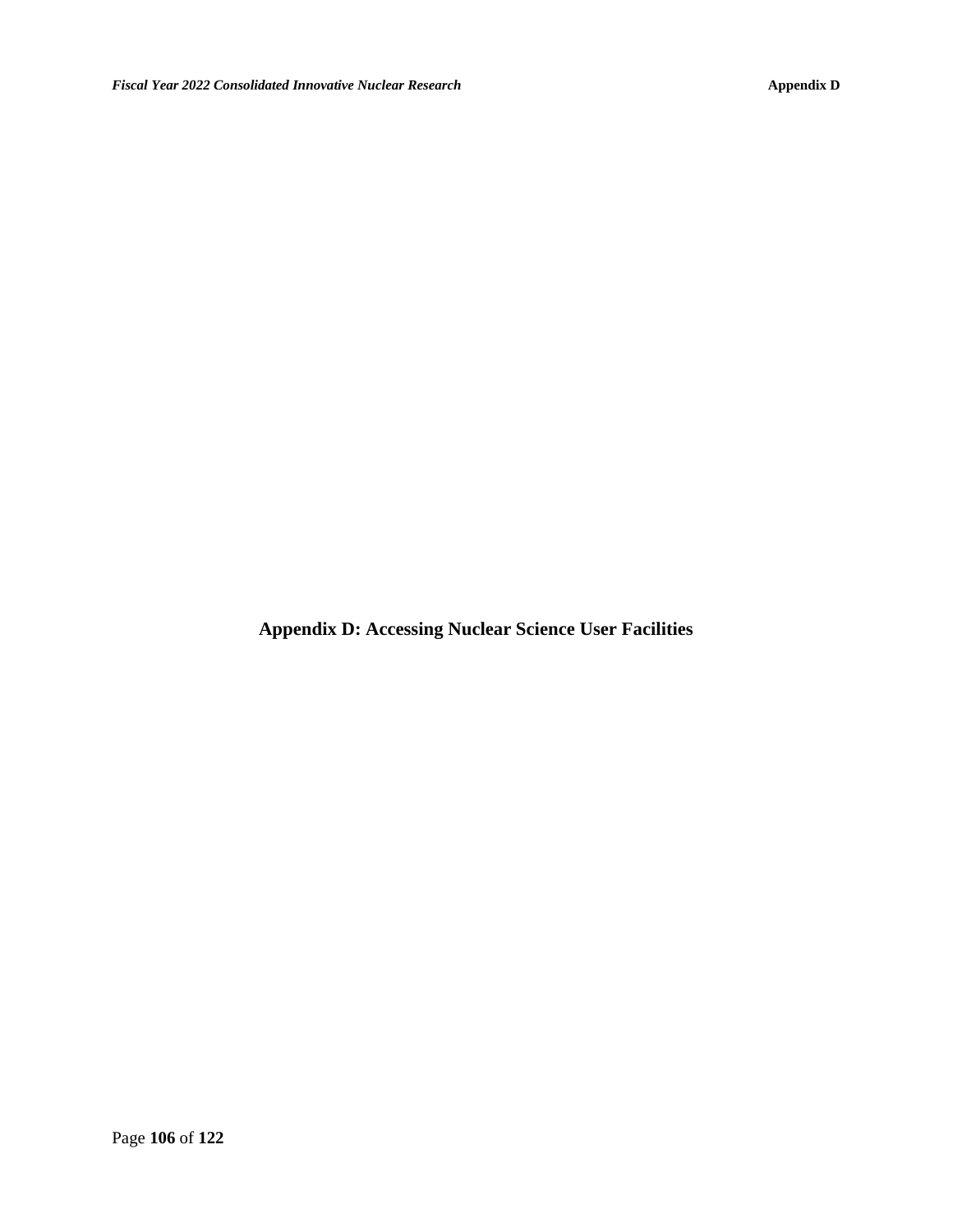# Appendix D: Accessing Nuclear Science User Facilities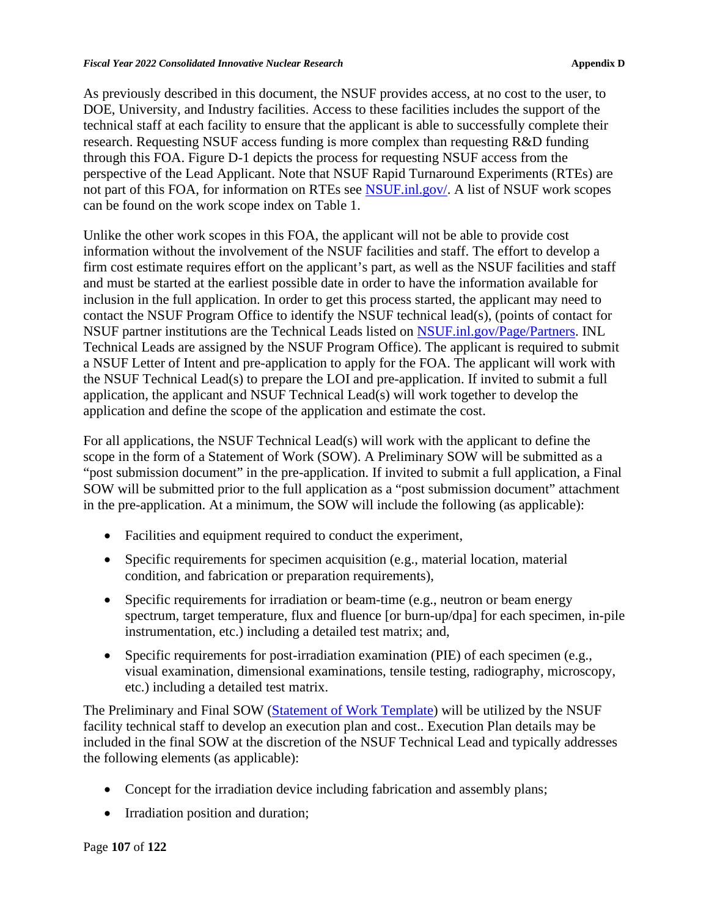As previously described in this document, the NSUF provides access, at no cost to the user, to DOE, University, and Industry facilities. Access to these facilities includes the support of the technical staff at each facility to ensure that the applicant is able to successfully complete their research. Requesting NSUF access funding is more complex than requesting R&D funding through this FOA. Figure D-1 depicts the process for requesting NSUF access from the perspective of the Lead Applicant. Note that NSUF Rapid Turnaround Experiments (RTEs) are not part of this FOA, for information on RTEs see [NSUF.inl.gov/](NSUF.inl.gov/). A list of NSUF work scopes can be found on the work scope index on Table 1.

Unlike the other work scopes in this FOA, the applicant will not be able to provide cost information without the involvement of the NSUF facilities and staff. The effort to develop a firm cost estimate requires effort on the applicant's part, as well as the NSUF facilities and staff and must be started at the earliest possible date in order to have the information available for inclusion in the full application. In order to get this process started, the applicant may need to contact the NSUF Program Office to identify the NSUF technical lead(s), (points of contact for NSUF partner institutions are the Technical Leads listed on [NSUF.inl.gov/Page/Partners](NSUF.inl.gov/Page/Partners). INL Technical Leads are assigned by the NSUF Program Office). The applicant is required to submit a NSUF Letter of Intent and pre-application to apply for the FOA. The applicant will work with the NSUF Technical Lead(s) to prepare the LOI and pre-application. If invited to submit a full application, the applicant and NSUF Technical Lead(s) will work together to develop the application and define the scope of the application and estimate the cost.

For all applications, the NSUF Technical Lead(s) will work with the applicant to define the scope in the form of a Statement of Work (SOW). A Preliminary SOW will be submitted as a "post submission document" in the pre-application. If invited to submit a full application, a Final SOW will be submitted prior to the full application as a "post submission document" attachment in the pre-application. At a minimum, the SOW will include the following (as applicable):

- Facilities and equipment required to conduct the experiment,
- Specific requirements for specimen acquisition (e.g., material location, material condition, and fabrication or preparation requirements),
- Specific requirements for irradiation or beam-time (e.g., neutron or beam energy spectrum, target temperature, flux and fluence [or burn-up/dpa] for each specimen, in-pile instrumentation, etc.) including a detailed test matrix; and,
- Specific requirements for post-irradiation examination (PIE) of each specimen (e.g., visual examination, dimensional examinations, tensile testing, radiography, microscopy, etc.) including a detailed test matrix.

The Preliminary and Final SOW (Statement of Work Template) will be utilized by the NSUF facility technical staff to develop an execution plan and cost.. Execution Plan details may be included in the final SOW at the discretion of the NSUF Technical Lead and typically addresses the following elements (as applicable):

- Concept for the irradiation device including fabrication and assembly plans;
- Irradiation position and duration;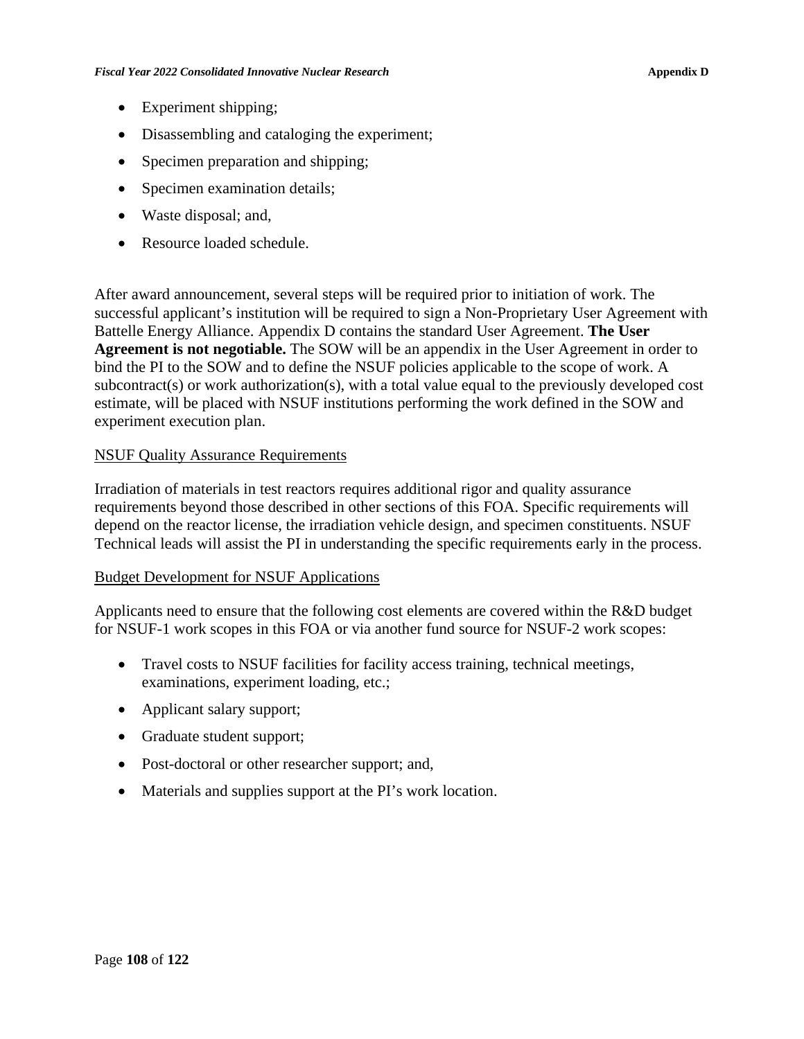- Experiment shipping;
- Disassembling and cataloging the experiment;
- Specimen preparation and shipping;
- Specimen examination details;
- Waste disposal; and,
- Resource loaded schedule.

After award announcement, several steps will be required prior to initiation of work. The successful applicant's institution will be required to sign a Non-Proprietary User Agreement with Battelle Energy Alliance. Appendix D contains the standard User Agreement. **The User Agreement is not negotiable.** The SOW will be an appendix in the User Agreement in order to bind the PI to the SOW and to define the NSUF policies applicable to the scope of work. A subcontract(s) or work authorization(s), with a total value equal to the previously developed cost estimate, will be placed with NSUF institutions performing the work defined in the SOW and experiment execution plan.

<u>NSUF Quality Assurance Requirements</u>

Irradiation of materials in test reactors requires additional rigor and quality assurance requirements beyond those described in other sections of this FOA. Specific requirements will depend on the reactor license, the irradiation vehicle design, and specimen constituents. NSUF Technical leads will assist the PI in understanding the specific requirements early in the process.

<u>Budget Development for NSUF Applications</u>

Applicants need to ensure that the following cost elements are covered within the R&D budget for NSUF-1 work scopes in this FOA or via another fund source for NSUF-2 work scopes:

- Travel costs to NSUF facilities for facility access training, technical meetings, examinations, experiment loading, etc.;
- Applicant salary support;
- Graduate student support;
- Post-doctoral or other researcher support; and,
- Materials and supplies support at the PI's work location.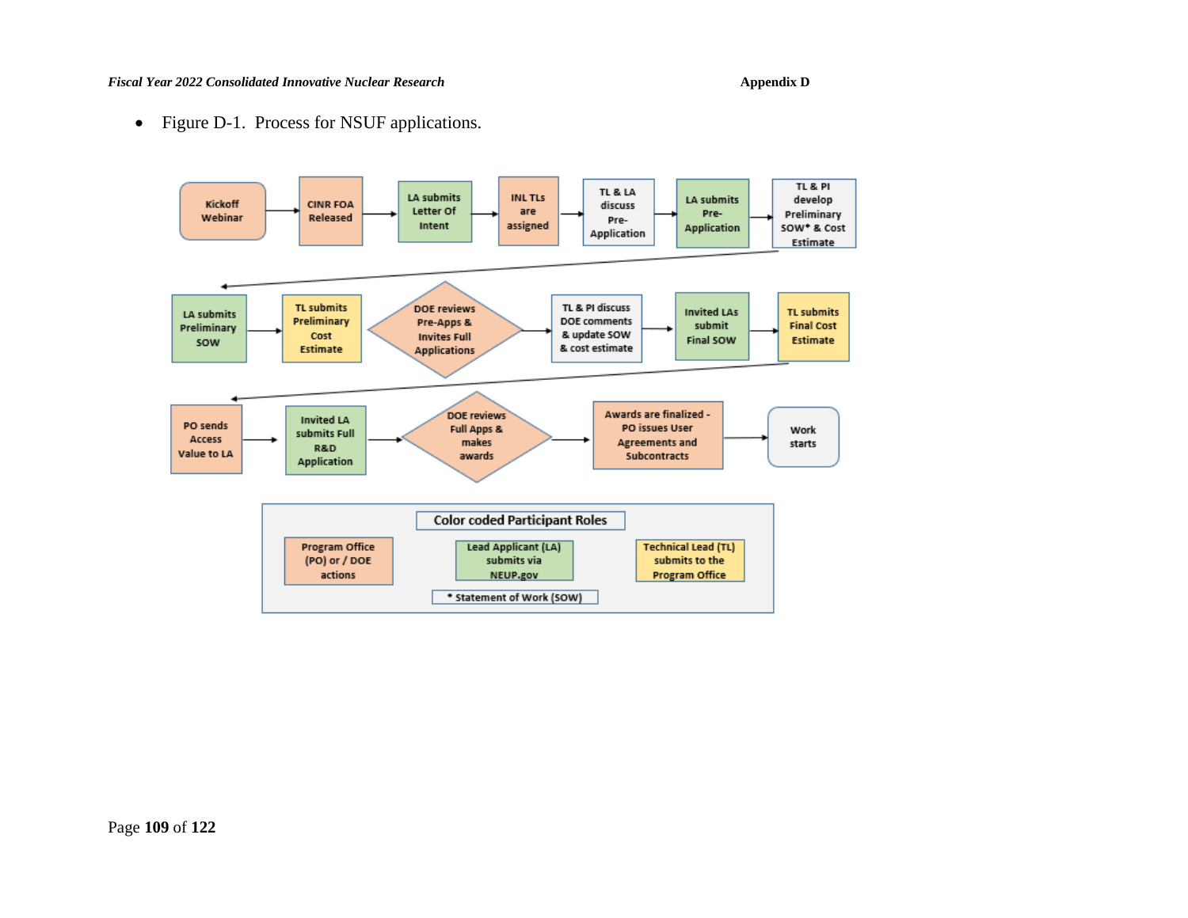- Figure D-1. Process for NSUF applications.

Kickoff Webinar → CINR FOA Released → LA submits Letter Of Intent → INL TLs are assigned → TL & LA discuss Pre-Application → LA submits Pre-Application → TL & PI develop Preliminary SOW* & Cost Estimate

→ LA submits Preliminary SOW → TL submits Preliminary Cost Estimate → DOE reviews Pre-Apps & Invites Full Applications → TL & PI discuss DOE comments & update SOW & cost estimate → Invited LAs submit Final SOW → TL submits Final Cost Estimate

→ PO sends Access Value to LA → Invited LA submits Full R&D Application → DOE reviews Full Apps & makes awards → Awards are finalized - PO issues User Agreements and Subcontracts → Work starts

**Color coded Participant Roles**

- Program Office (PO) or / DOE actions
- Lead Applicant (LA) submits via NEUP.gov
- Technical Lead (TL) submits to the Program Office

\* Statement of Work (SOW)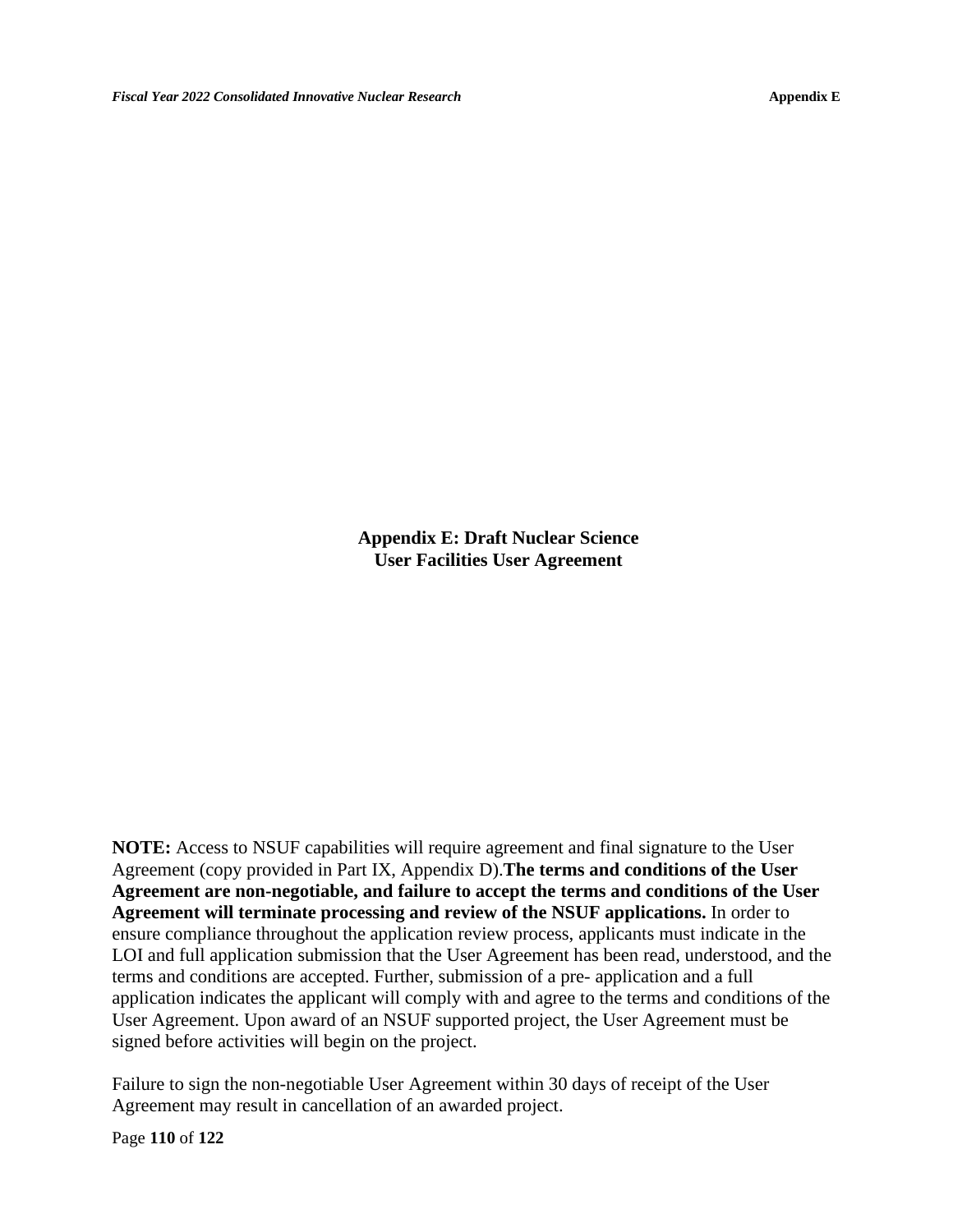# Appendix E: Draft Nuclear Science User Facilities User Agreement

**NOTE:** Access to NSUF capabilities will require agreement and final signature to the User Agreement (copy provided in Part IX, Appendix D).**The terms and conditions of the User Agreement are non-negotiable, and failure to accept the terms and conditions of the User Agreement will terminate processing and review of the NSUF applications.** In order to ensure compliance throughout the application review process, applicants must indicate in the LOI and full application submission that the User Agreement has been read, understood, and the terms and conditions are accepted. Further, submission of a pre- application and a full application indicates the applicant will comply with and agree to the terms and conditions of the User Agreement. Upon award of an NSUF supported project, the User Agreement must be signed before activities will begin on the project.

Failure to sign the non-negotiable User Agreement within 30 days of receipt of the User Agreement may result in cancellation of an awarded project.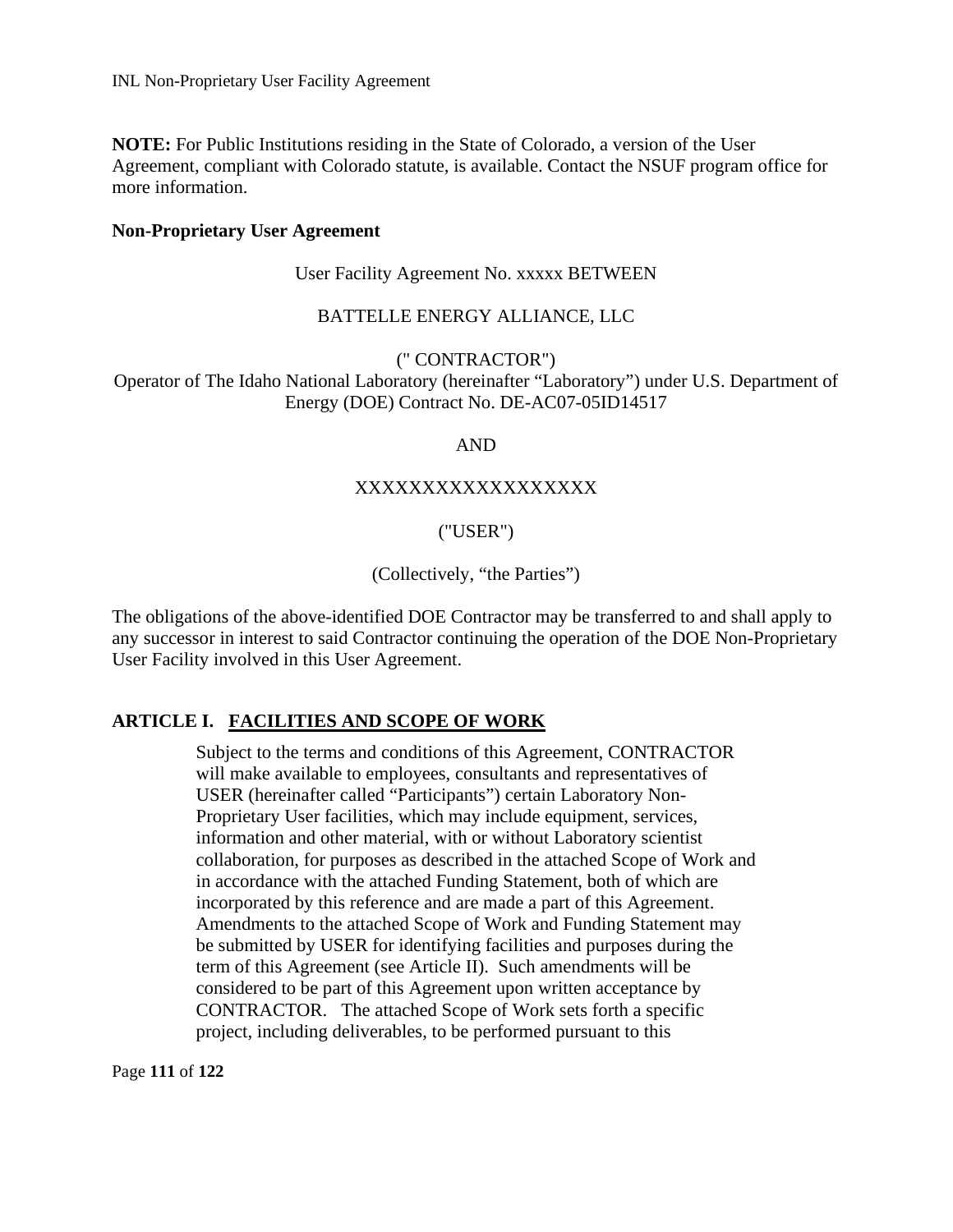**NOTE:** For Public Institutions residing in the State of Colorado, a version of the User Agreement, compliant with Colorado statute, is available. Contact the NSUF program office for more information.

**Non-Proprietary User Agreement**

User Facility Agreement No. xxxxx BETWEEN

BATTELLE ENERGY ALLIANCE, LLC

(" CONTRACTOR")
Operator of The Idaho National Laboratory (hereinafter "Laboratory") under U.S. Department of Energy (DOE) Contract No. DE-AC07-05ID14517

AND

XXXXXXXXXXXXXXXXXX

("USER")

(Collectively, "the Parties")

The obligations of the above-identified DOE Contractor may be transferred to and shall apply to any successor in interest to said Contractor continuing the operation of the DOE Non-Proprietary User Facility involved in this User Agreement.

## ARTICLE I. FACILITIES AND SCOPE OF WORK

Subject to the terms and conditions of this Agreement, CONTRACTOR will make available to employees, consultants and representatives of USER (hereinafter called "Participants") certain Laboratory Non-Proprietary User facilities, which may include equipment, services, information and other material, with or without Laboratory scientist collaboration, for purposes as described in the attached Scope of Work and in accordance with the attached Funding Statement, both of which are incorporated by this reference and are made a part of this Agreement. Amendments to the attached Scope of Work and Funding Statement may be submitted by USER for identifying facilities and purposes during the term of this Agreement (see Article II). Such amendments will be considered to be part of this Agreement upon written acceptance by CONTRACTOR. The attached Scope of Work sets forth a specific project, including deliverables, to be performed pursuant to this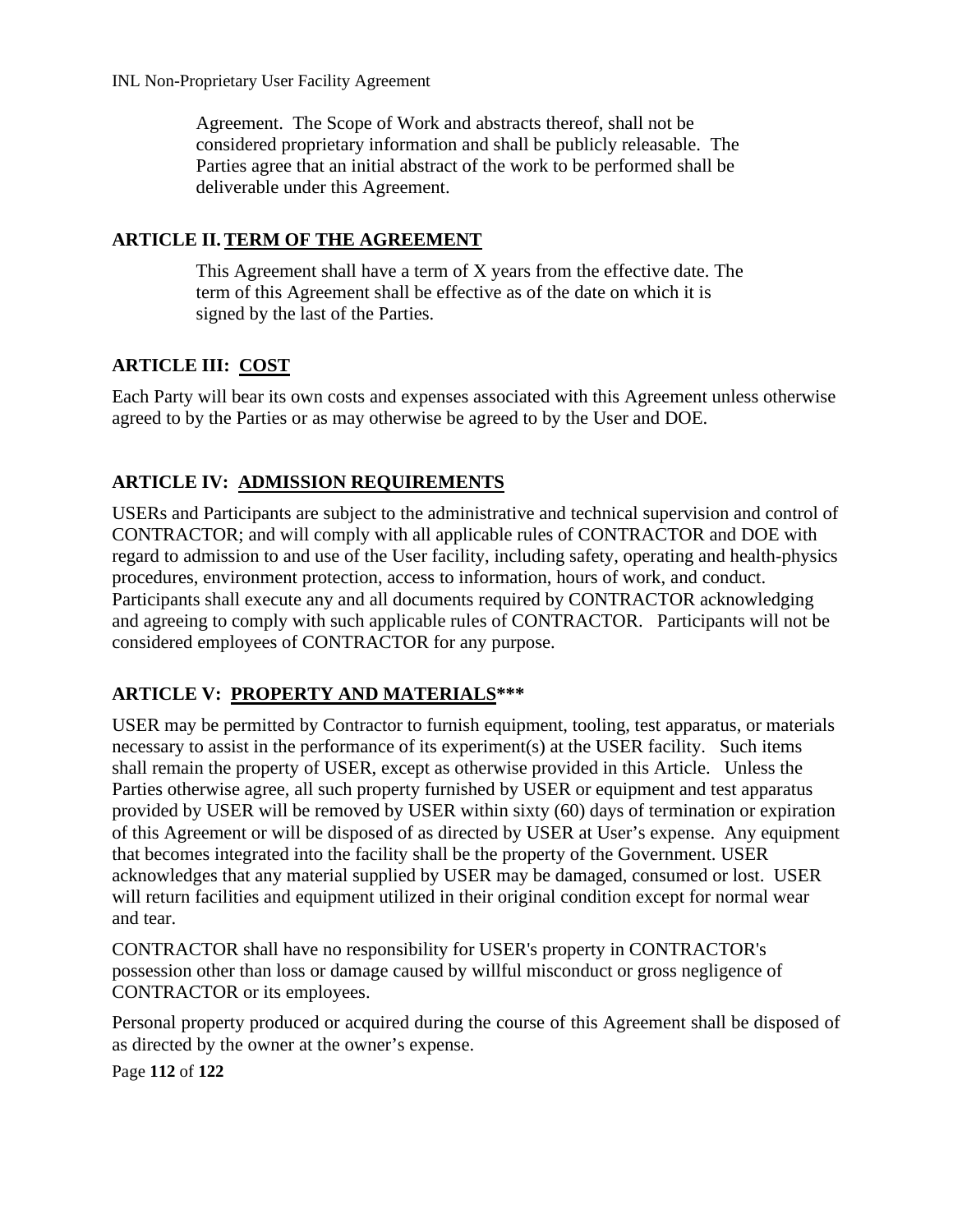Agreement. The Scope of Work and abstracts thereof, shall not be considered proprietary information and shall be publicly releasable. The Parties agree that an initial abstract of the work to be performed shall be deliverable under this Agreement.

## ARTICLE II. TERM OF THE AGREEMENT

This Agreement shall have a term of X years from the effective date. The term of this Agreement shall be effective as of the date on which it is signed by the last of the Parties.

## ARTICLE III: COST

Each Party will bear its own costs and expenses associated with this Agreement unless otherwise agreed to by the Parties or as may otherwise be agreed to by the User and DOE.

## ARTICLE IV: ADMISSION REQUIREMENTS

USERs and Participants are subject to the administrative and technical supervision and control of CONTRACTOR; and will comply with all applicable rules of CONTRACTOR and DOE with regard to admission to and use of the User facility, including safety, operating and health-physics procedures, environment protection, access to information, hours of work, and conduct. Participants shall execute any and all documents required by CONTRACTOR acknowledging and agreeing to comply with such applicable rules of CONTRACTOR. Participants will not be considered employees of CONTRACTOR for any purpose.

## ARTICLE V: PROPERTY AND MATERIALS***

USER may be permitted by Contractor to furnish equipment, tooling, test apparatus, or materials necessary to assist in the performance of its experiment(s) at the USER facility. Such items shall remain the property of USER, except as otherwise provided in this Article. Unless the Parties otherwise agree, all such property furnished by USER or equipment and test apparatus provided by USER will be removed by USER within sixty (60) days of termination or expiration of this Agreement or will be disposed of as directed by USER at User's expense. Any equipment that becomes integrated into the facility shall be the property of the Government. USER acknowledges that any material supplied by USER may be damaged, consumed or lost. USER will return facilities and equipment utilized in their original condition except for normal wear and tear.

CONTRACTOR shall have no responsibility for USER's property in CONTRACTOR's possession other than loss or damage caused by willful misconduct or gross negligence of CONTRACTOR or its employees.

Personal property produced or acquired during the course of this Agreement shall be disposed of as directed by the owner at the owner's expense.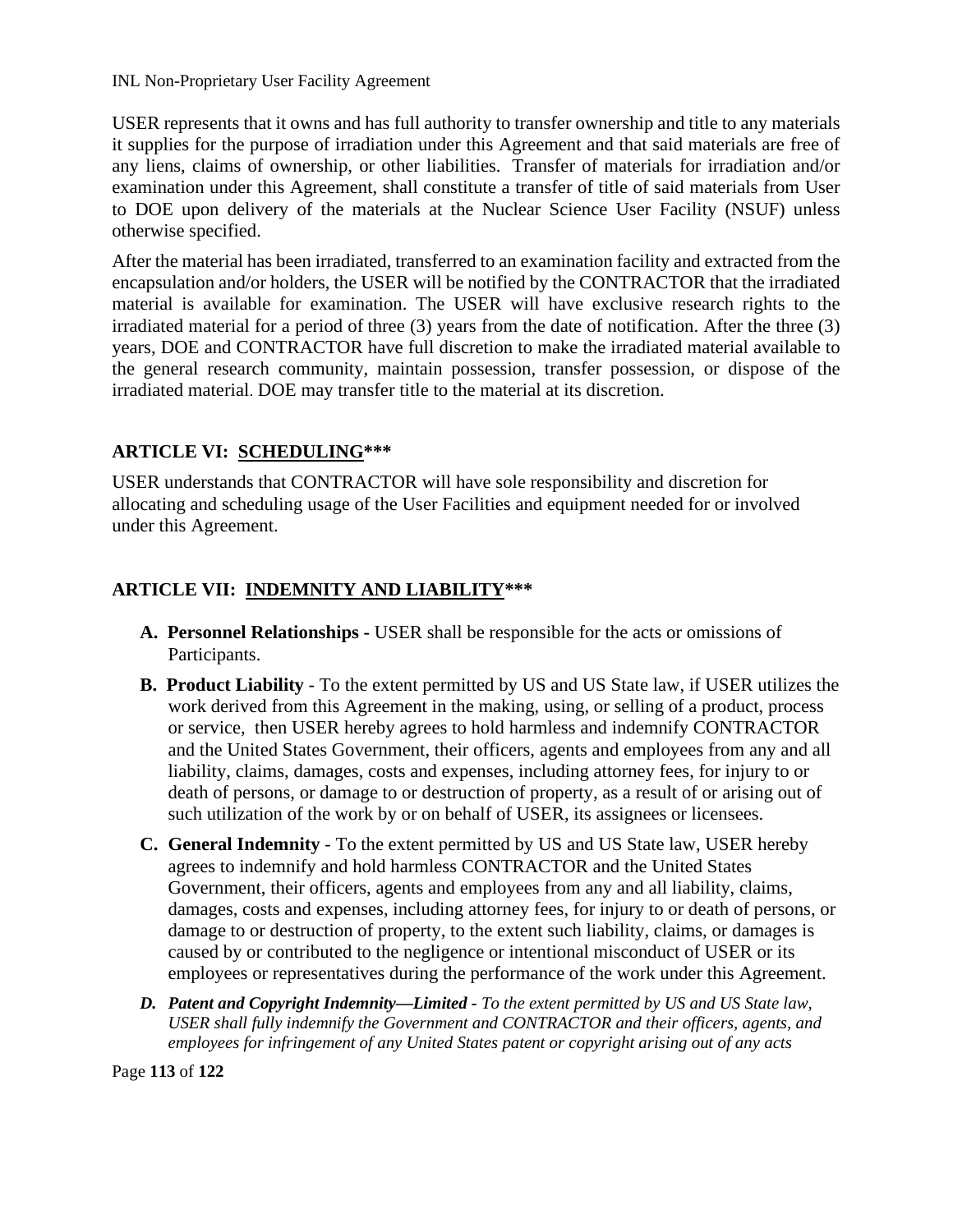USER represents that it owns and has full authority to transfer ownership and title to any materials it supplies for the purpose of irradiation under this Agreement and that said materials are free of any liens, claims of ownership, or other liabilities. Transfer of materials for irradiation and/or examination under this Agreement, shall constitute a transfer of title of said materials from User to DOE upon delivery of the materials at the Nuclear Science User Facility (NSUF) unless otherwise specified.

After the material has been irradiated, transferred to an examination facility and extracted from the encapsulation and/or holders, the USER will be notified by the CONTRACTOR that the irradiated material is available for examination. The USER will have exclusive research rights to the irradiated material for a period of three (3) years from the date of notification. After the three (3) years, DOE and CONTRACTOR have full discretion to make the irradiated material available to the general research community, maintain possession, transfer possession, or dispose of the irradiated material. DOE may transfer title to the material at its discretion.

## ARTICLE VI: <u>SCHEDULING</u>***

USER understands that CONTRACTOR will have sole responsibility and discretion for allocating and scheduling usage of the User Facilities and equipment needed for or involved under this Agreement.

## ARTICLE VII: <u>INDEMNITY AND LIABILITY</u>***

**A. Personnel Relationships -** USER shall be responsible for the acts or omissions of Participants.

**B. Product Liability** - To the extent permitted by US and US State law, if USER utilizes the work derived from this Agreement in the making, using, or selling of a product, process or service, then USER hereby agrees to hold harmless and indemnify CONTRACTOR and the United States Government, their officers, agents and employees from any and all liability, claims, damages, costs and expenses, including attorney fees, for injury to or death of persons, or damage to or destruction of property, as a result of or arising out of such utilization of the work by or on behalf of USER, its assignees or licensees.

**C. General Indemnity** - To the extent permitted by US and US State law, USER hereby agrees to indemnify and hold harmless CONTRACTOR and the United States Government, their officers, agents and employees from any and all liability, claims, damages, costs and expenses, including attorney fees, for injury to or death of persons, or damage to or destruction of property, to the extent such liability, claims, or damages is caused by or contributed to the negligence or intentional misconduct of USER or its employees or representatives during the performance of the work under this Agreement.

***D. Patent and Copyright Indemnity—Limited*** - *To the extent permitted by US and US State law, USER shall fully indemnify the Government and CONTRACTOR and their officers, agents, and employees for infringement of any United States patent or copyright arising out of any acts*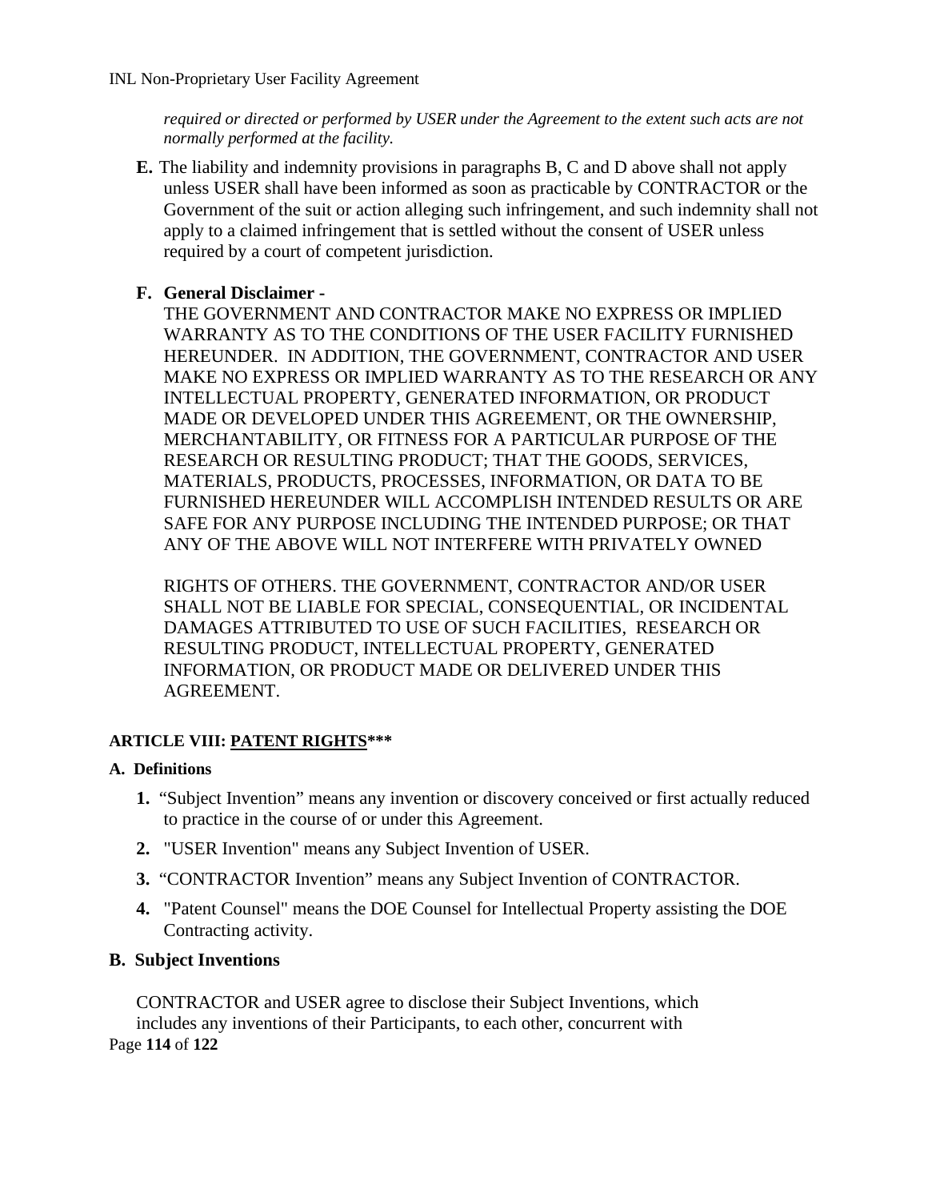*required or directed or performed by USER under the Agreement to the extent such acts are not normally performed at the facility.*

**E.** The liability and indemnity provisions in paragraphs B, C and D above shall not apply unless USER shall have been informed as soon as practicable by CONTRACTOR or the Government of the suit or action alleging such infringement, and such indemnity shall not apply to a claimed infringement that is settled without the consent of USER unless required by a court of competent jurisdiction.

**F. General Disclaimer -**

THE GOVERNMENT AND CONTRACTOR MAKE NO EXPRESS OR IMPLIED WARRANTY AS TO THE CONDITIONS OF THE USER FACILITY FURNISHED HEREUNDER. IN ADDITION, THE GOVERNMENT, CONTRACTOR AND USER MAKE NO EXPRESS OR IMPLIED WARRANTY AS TO THE RESEARCH OR ANY INTELLECTUAL PROPERTY, GENERATED INFORMATION, OR PRODUCT MADE OR DEVELOPED UNDER THIS AGREEMENT, OR THE OWNERSHIP, MERCHANTABILITY, OR FITNESS FOR A PARTICULAR PURPOSE OF THE RESEARCH OR RESULTING PRODUCT; THAT THE GOODS, SERVICES, MATERIALS, PRODUCTS, PROCESSES, INFORMATION, OR DATA TO BE FURNISHED HEREUNDER WILL ACCOMPLISH INTENDED RESULTS OR ARE SAFE FOR ANY PURPOSE INCLUDING THE INTENDED PURPOSE; OR THAT ANY OF THE ABOVE WILL NOT INTERFERE WITH PRIVATELY OWNED RIGHTS OF OTHERS. THE GOVERNMENT, CONTRACTOR AND/OR USER SHALL NOT BE LIABLE FOR SPECIAL, CONSEQUENTIAL, OR INCIDENTAL DAMAGES ATTRIBUTED TO USE OF SUCH FACILITIES, RESEARCH OR RESULTING PRODUCT, INTELLECTUAL PROPERTY, GENERATED INFORMATION, OR PRODUCT MADE OR DELIVERED UNDER THIS AGREEMENT.

### ARTICLE VIII: PATENT RIGHTS***

**A. Definitions**

1. "Subject Invention" means any invention or discovery conceived or first actually reduced to practice in the course of or under this Agreement.
2. "USER Invention" means any Subject Invention of USER.
3. "CONTRACTOR Invention" means any Subject Invention of CONTRACTOR.
4. "Patent Counsel" means the DOE Counsel for Intellectual Property assisting the DOE Contracting activity.

**B. Subject Inventions**

CONTRACTOR and USER agree to disclose their Subject Inventions, which includes any inventions of their Participants, to each other, concurrent with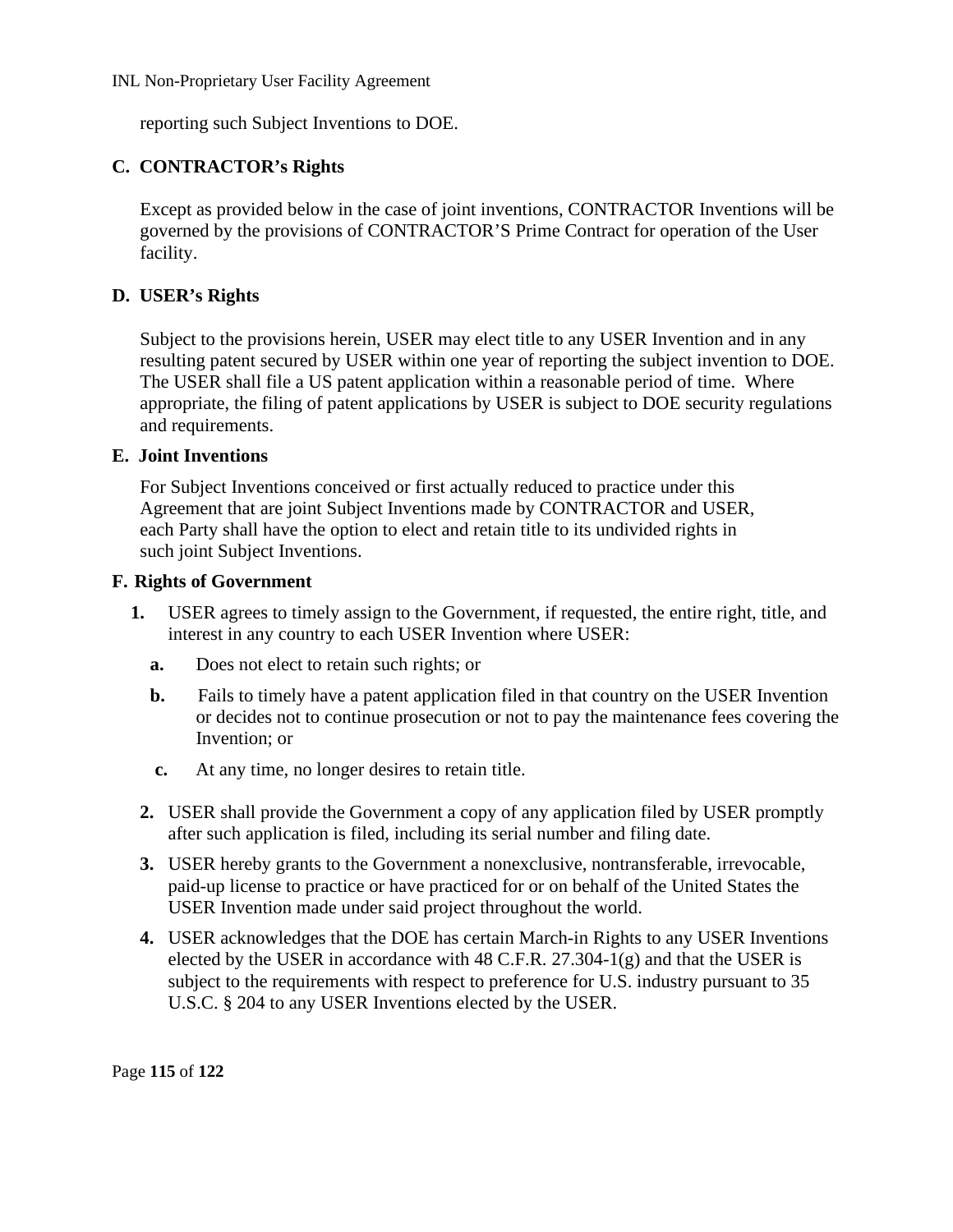reporting such Subject Inventions to DOE.

**C. CONTRACTOR's Rights**

Except as provided below in the case of joint inventions, CONTRACTOR Inventions will be governed by the provisions of CONTRACTOR'S Prime Contract for operation of the User facility.

**D. USER's Rights**

Subject to the provisions herein, USER may elect title to any USER Invention and in any resulting patent secured by USER within one year of reporting the subject invention to DOE. The USER shall file a US patent application within a reasonable period of time. Where appropriate, the filing of patent applications by USER is subject to DOE security regulations and requirements.

**E. Joint Inventions**

For Subject Inventions conceived or first actually reduced to practice under this Agreement that are joint Subject Inventions made by CONTRACTOR and USER, each Party shall have the option to elect and retain title to its undivided rights in such joint Subject Inventions.

**F. Rights of Government**

1. USER agrees to timely assign to the Government, if requested, the entire right, title, and interest in any country to each USER Invention where USER:
   - **a.** Does not elect to retain such rights; or
   - **b.** Fails to timely have a patent application filed in that country on the USER Invention or decides not to continue prosecution or not to pay the maintenance fees covering the Invention; or
   - **c.** At any time, no longer desires to retain title.
2. USER shall provide the Government a copy of any application filed by USER promptly after such application is filed, including its serial number and filing date.
3. USER hereby grants to the Government a nonexclusive, nontransferable, irrevocable, paid-up license to practice or have practiced for or on behalf of the United States the USER Invention made under said project throughout the world.
4. USER acknowledges that the DOE has certain March-in Rights to any USER Inventions elected by the USER in accordance with 48 C.F.R. 27.304-1(g) and that the USER is subject to the requirements with respect to preference for U.S. industry pursuant to 35 U.S.C. § 204 to any USER Inventions elected by the USER.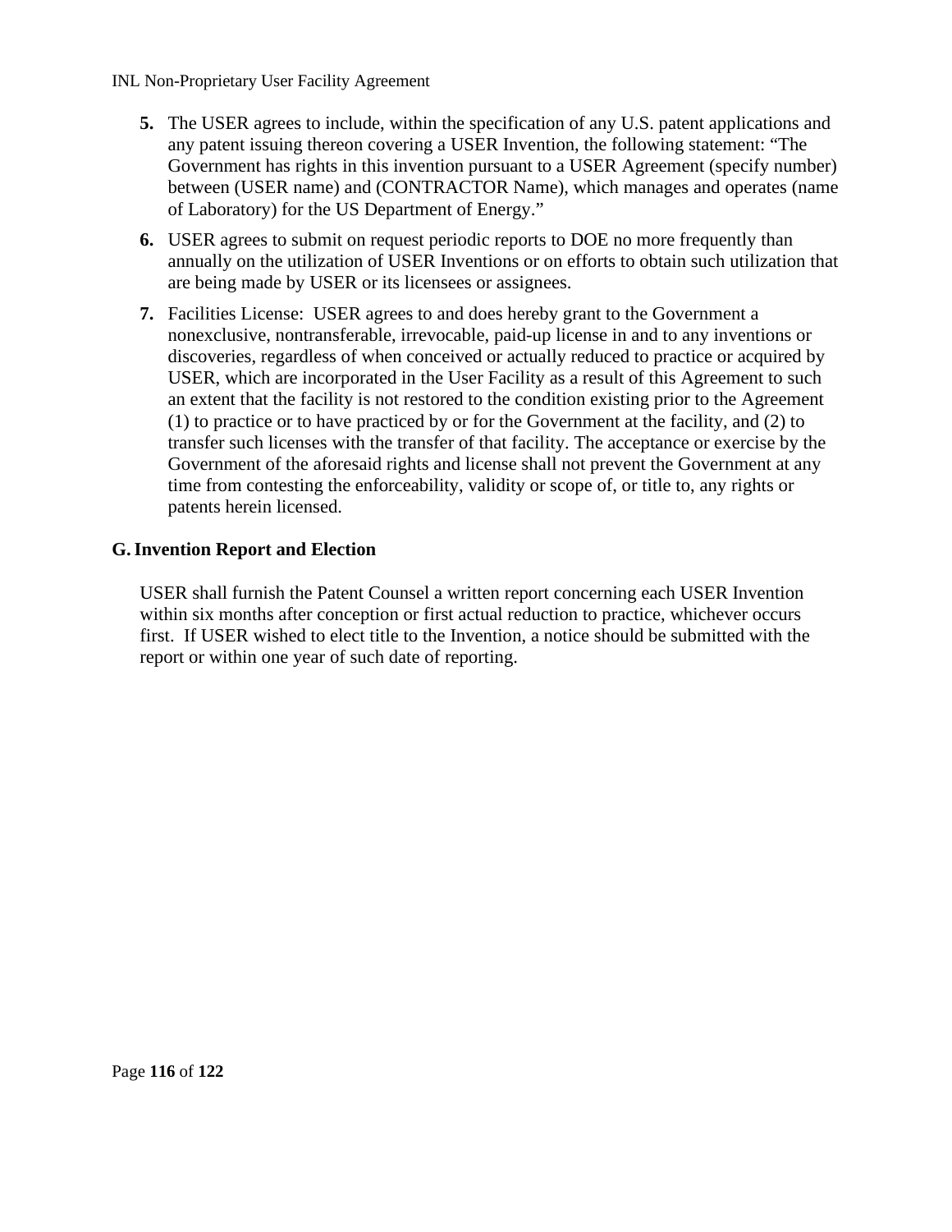5. The USER agrees to include, within the specification of any U.S. patent applications and any patent issuing thereon covering a USER Invention, the following statement: "The Government has rights in this invention pursuant to a USER Agreement (specify number) between (USER name) and (CONTRACTOR Name), which manages and operates (name of Laboratory) for the US Department of Energy."

6. USER agrees to submit on request periodic reports to DOE no more frequently than annually on the utilization of USER Inventions or on efforts to obtain such utilization that are being made by USER or its licensees or assignees.

7. Facilities License: USER agrees to and does hereby grant to the Government a nonexclusive, nontransferable, irrevocable, paid-up license in and to any inventions or discoveries, regardless of when conceived or actually reduced to practice or acquired by USER, which are incorporated in the User Facility as a result of this Agreement to such an extent that the facility is not restored to the condition existing prior to the Agreement (1) to practice or to have practiced by or for the Government at the facility, and (2) to transfer such licenses with the transfer of that facility. The acceptance or exercise by the Government of the aforesaid rights and license shall not prevent the Government at any time from contesting the enforceability, validity or scope of, or title to, any rights or patents herein licensed.

## G. Invention Report and Election

USER shall furnish the Patent Counsel a written report concerning each USER Invention within six months after conception or first actual reduction to practice, whichever occurs first. If USER wished to elect title to the Invention, a notice should be submitted with the report or within one year of such date of reporting.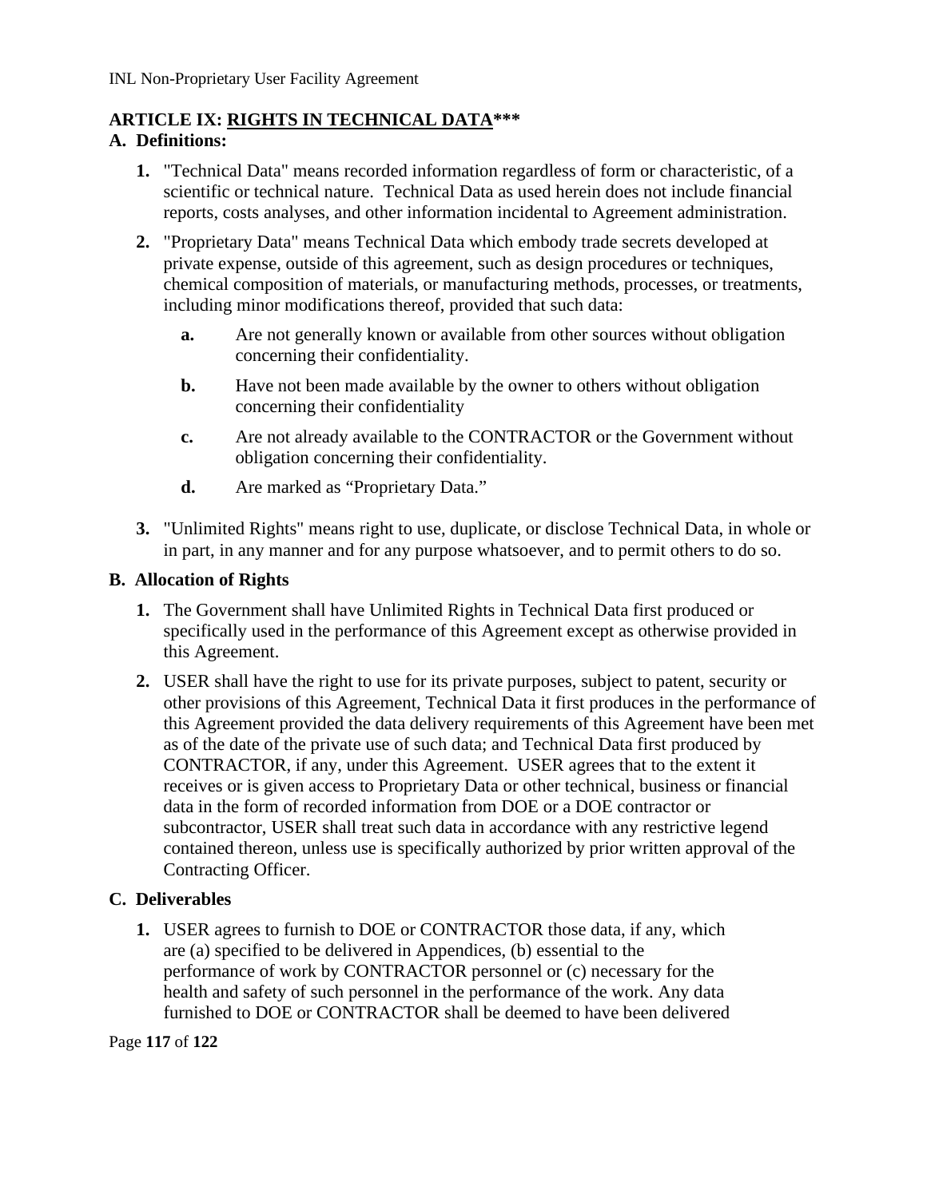## ARTICLE IX: RIGHTS IN TECHNICAL DATA***

### A. Definitions:

1. "Technical Data" means recorded information regardless of form or characteristic, of a scientific or technical nature. Technical Data as used herein does not include financial reports, costs analyses, and other information incidental to Agreement administration.

2. "Proprietary Data" means Technical Data which embody trade secrets developed at private expense, outside of this agreement, such as design procedures or techniques, chemical composition of materials, or manufacturing methods, processes, or treatments, including minor modifications thereof, provided that such data:

   a. Are not generally known or available from other sources without obligation concerning their confidentiality.

   b. Have not been made available by the owner to others without obligation concerning their confidentiality

   c. Are not already available to the CONTRACTOR or the Government without obligation concerning their confidentiality.

   d. Are marked as "Proprietary Data."

3. "Unlimited Rights" means right to use, duplicate, or disclose Technical Data, in whole or in part, in any manner and for any purpose whatsoever, and to permit others to do so.

### B. Allocation of Rights

1. The Government shall have Unlimited Rights in Technical Data first produced or specifically used in the performance of this Agreement except as otherwise provided in this Agreement.

2. USER shall have the right to use for its private purposes, subject to patent, security or other provisions of this Agreement, Technical Data it first produces in the performance of this Agreement provided the data delivery requirements of this Agreement have been met as of the date of the private use of such data; and Technical Data first produced by CONTRACTOR, if any, under this Agreement. USER agrees that to the extent it receives or is given access to Proprietary Data or other technical, business or financial data in the form of recorded information from DOE or a DOE contractor or subcontractor, USER shall treat such data in accordance with any restrictive legend contained thereon, unless use is specifically authorized by prior written approval of the Contracting Officer.

### C. Deliverables

1. USER agrees to furnish to DOE or CONTRACTOR those data, if any, which are (a) specified to be delivered in Appendices, (b) essential to the performance of work by CONTRACTOR personnel or (c) necessary for the health and safety of such personnel in the performance of the work. Any data furnished to DOE or CONTRACTOR shall be deemed to have been delivered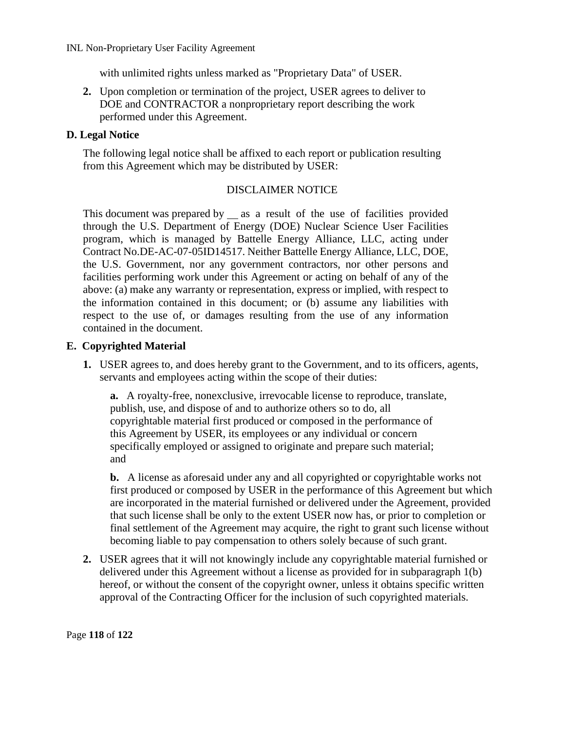with unlimited rights unless marked as "Proprietary Data" of USER.

2. Upon completion or termination of the project, USER agrees to deliver to DOE and CONTRACTOR a nonproprietary report describing the work performed under this Agreement.

**D. Legal Notice**

The following legal notice shall be affixed to each report or publication resulting from this Agreement which may be distributed by USER:

DISCLAIMER NOTICE

This document was prepared by __ as a result of the use of facilities provided through the U.S. Department of Energy (DOE) Nuclear Science User Facilities program, which is managed by Battelle Energy Alliance, LLC, acting under Contract No.DE-AC-07-05ID14517. Neither Battelle Energy Alliance, LLC, DOE, the U.S. Government, nor any government contractors, nor other persons and facilities performing work under this Agreement or acting on behalf of any of the above: (a) make any warranty or representation, express or implied, with respect to the information contained in this document; or (b) assume any liabilities with respect to the use of, or damages resulting from the use of any information contained in the document.

**E. Copyrighted Material**

1. USER agrees to, and does hereby grant to the Government, and to its officers, agents, servants and employees acting within the scope of their duties:

   **a.** A royalty-free, nonexclusive, irrevocable license to reproduce, translate, publish, use, and dispose of and to authorize others so to do, all copyrightable material first produced or composed in the performance of this Agreement by USER, its employees or any individual or concern specifically employed or assigned to originate and prepare such material; and

   **b.** A license as aforesaid under any and all copyrighted or copyrightable works not first produced or composed by USER in the performance of this Agreement but which are incorporated in the material furnished or delivered under the Agreement, provided that such license shall be only to the extent USER now has, or prior to completion or final settlement of the Agreement may acquire, the right to grant such license without becoming liable to pay compensation to others solely because of such grant.

2. USER agrees that it will not knowingly include any copyrightable material furnished or delivered under this Agreement without a license as provided for in subparagraph 1(b) hereof, or without the consent of the copyright owner, unless it obtains specific written approval of the Contracting Officer for the inclusion of such copyrighted materials.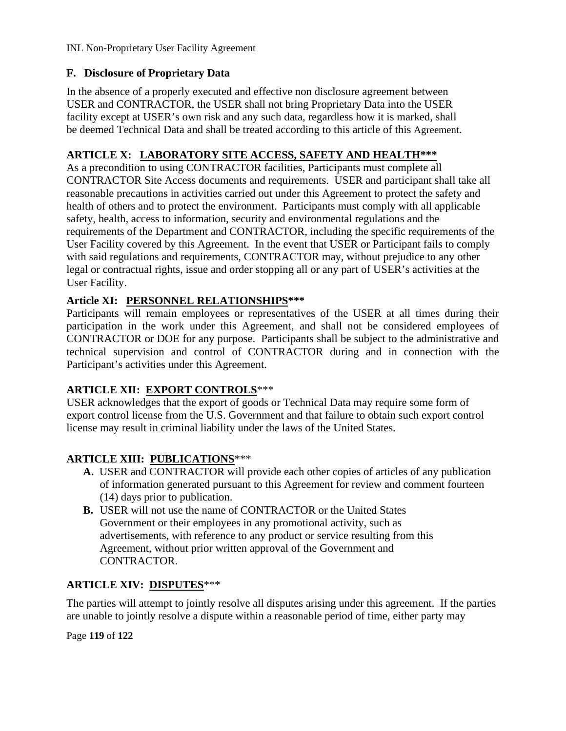## F. Disclosure of Proprietary Data

In the absence of a properly executed and effective non disclosure agreement between USER and CONTRACTOR, the USER shall not bring Proprietary Data into the USER facility except at USER's own risk and any such data, regardless how it is marked, shall be deemed Technical Data and shall be treated according to this article of this Agreement.

## ARTICLE X: LABORATORY SITE ACCESS, SAFETY AND HEALTH***

As a precondition to using CONTRACTOR facilities, Participants must complete all CONTRACTOR Site Access documents and requirements. USER and participant shall take all reasonable precautions in activities carried out under this Agreement to protect the safety and health of others and to protect the environment. Participants must comply with all applicable safety, health, access to information, security and environmental regulations and the requirements of the Department and CONTRACTOR, including the specific requirements of the User Facility covered by this Agreement. In the event that USER or Participant fails to comply with said regulations and requirements, CONTRACTOR may, without prejudice to any other legal or contractual rights, issue and order stopping all or any part of USER's activities at the User Facility.

## Article XI: PERSONNEL RELATIONSHIPS***

Participants will remain employees or representatives of the USER at all times during their participation in the work under this Agreement, and shall not be considered employees of CONTRACTOR or DOE for any purpose. Participants shall be subject to the administrative and technical supervision and control of CONTRACTOR during and in connection with the Participant's activities under this Agreement.

## ARTICLE XII: EXPORT CONTROLS***

USER acknowledges that the export of goods or Technical Data may require some form of export control license from the U.S. Government and that failure to obtain such export control license may result in criminal liability under the laws of the United States.

## ARTICLE XIII: PUBLICATIONS***

**A.** USER and CONTRACTOR will provide each other copies of articles of any publication of information generated pursuant to this Agreement for review and comment fourteen (14) days prior to publication.

**B.** USER will not use the name of CONTRACTOR or the United States Government or their employees in any promotional activity, such as advertisements, with reference to any product or service resulting from this Agreement, without prior written approval of the Government and CONTRACTOR.

## ARTICLE XIV: DISPUTES***

The parties will attempt to jointly resolve all disputes arising under this agreement. If the parties are unable to jointly resolve a dispute within a reasonable period of time, either party may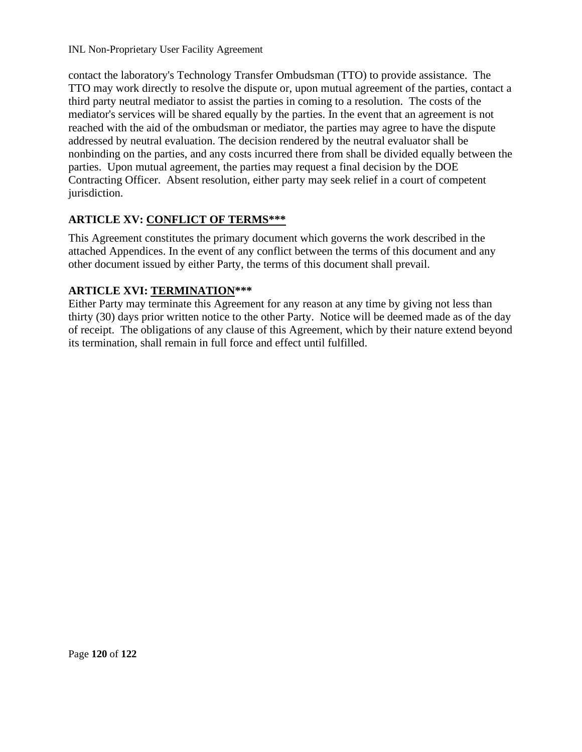contact the laboratory's Technology Transfer Ombudsman (TTO) to provide assistance. The TTO may work directly to resolve the dispute or, upon mutual agreement of the parties, contact a third party neutral mediator to assist the parties in coming to a resolution. The costs of the mediator's services will be shared equally by the parties. In the event that an agreement is not reached with the aid of the ombudsman or mediator, the parties may agree to have the dispute addressed by neutral evaluation. The decision rendered by the neutral evaluator shall be nonbinding on the parties, and any costs incurred there from shall be divided equally between the parties. Upon mutual agreement, the parties may request a final decision by the DOE Contracting Officer. Absent resolution, either party may seek relief in a court of competent jurisdiction.

### ARTICLE XV: CONFLICT OF TERMS***

This Agreement constitutes the primary document which governs the work described in the attached Appendices. In the event of any conflict between the terms of this document and any other document issued by either Party, the terms of this document shall prevail.

### ARTICLE XVI: TERMINATION***

Either Party may terminate this Agreement for any reason at any time by giving not less than thirty (30) days prior written notice to the other Party. Notice will be deemed made as of the day of receipt. The obligations of any clause of this Agreement, which by their nature extend beyond its termination, shall remain in full force and effect until fulfilled.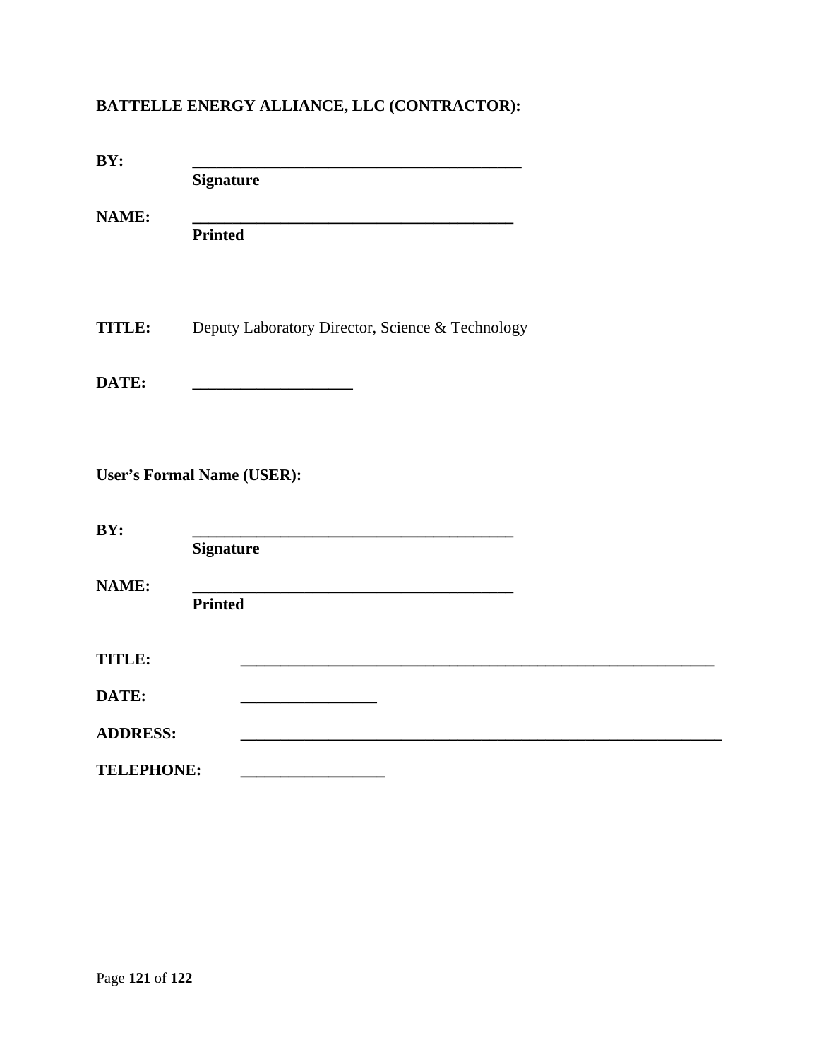**BATTELLE ENERGY ALLIANCE, LLC (CONTRACTOR):**

**BY:** ________________________________________
**Signature**

**NAME:** ________________________________________
**Printed**

**TITLE:** Deputy Laboratory Director, Science & Technology

**DATE:** ____________________

**User's Formal Name (USER):**

**BY:** ________________________________________
**Signature**

**NAME:** ________________________________________
**Printed**

**TITLE:** ____________________________________________________________

**DATE:** _________________

**ADDRESS:** ____________________________________________________________

**TELEPHONE:** __________________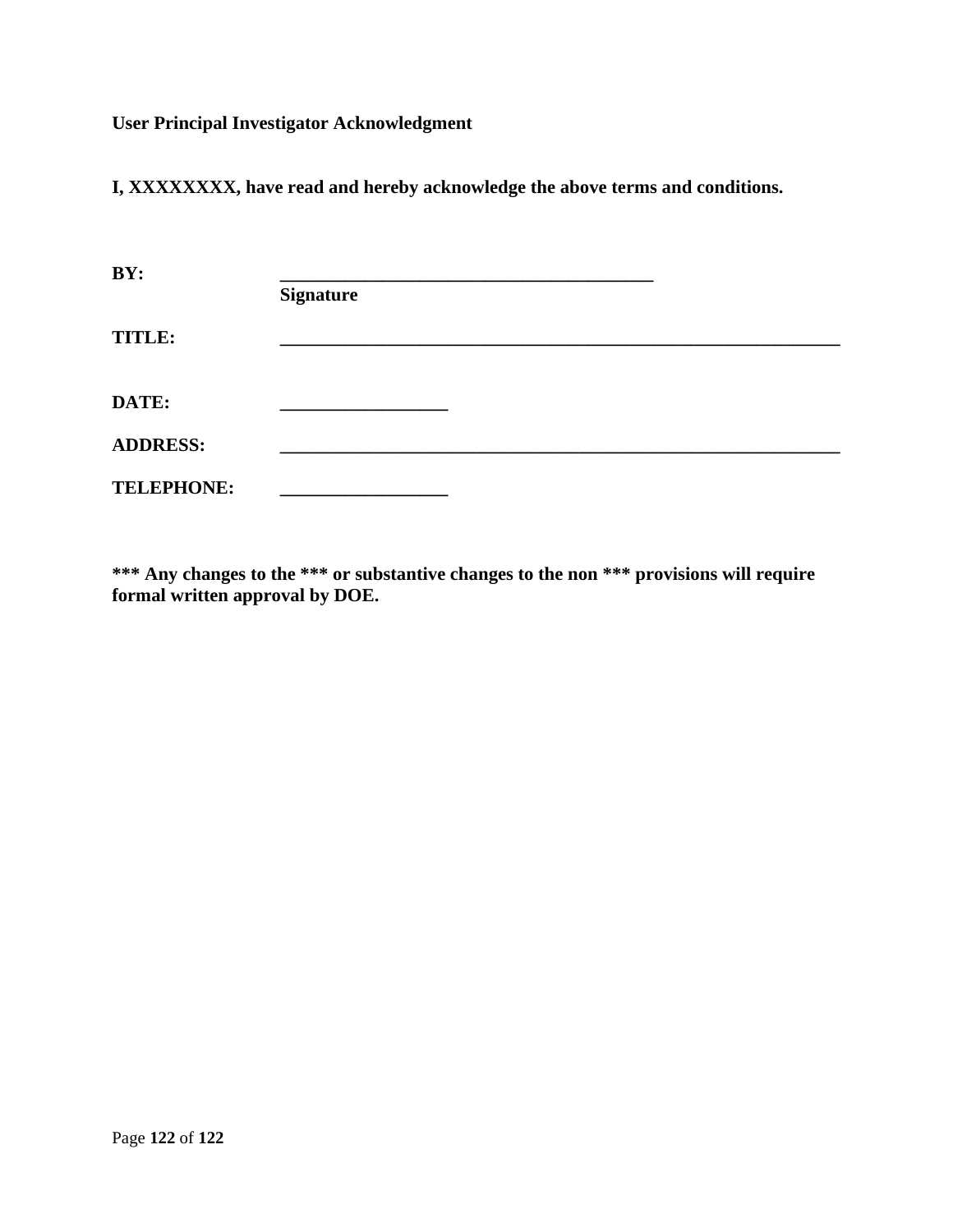**User Principal Investigator Acknowledgment**

**I, XXXXXXXX, have read and hereby acknowledge the above terms and conditions.**

**BY:** ________________________________________
**Signature**

**TITLE:** ____________________________________________________________

**DATE:** __________________

**ADDRESS:** ____________________________________________________________

**TELEPHONE:** __________________

**\*\*\* Any changes to the \*\*\* or substantive changes to the non \*\*\* provisions will require formal written approval by DOE.**